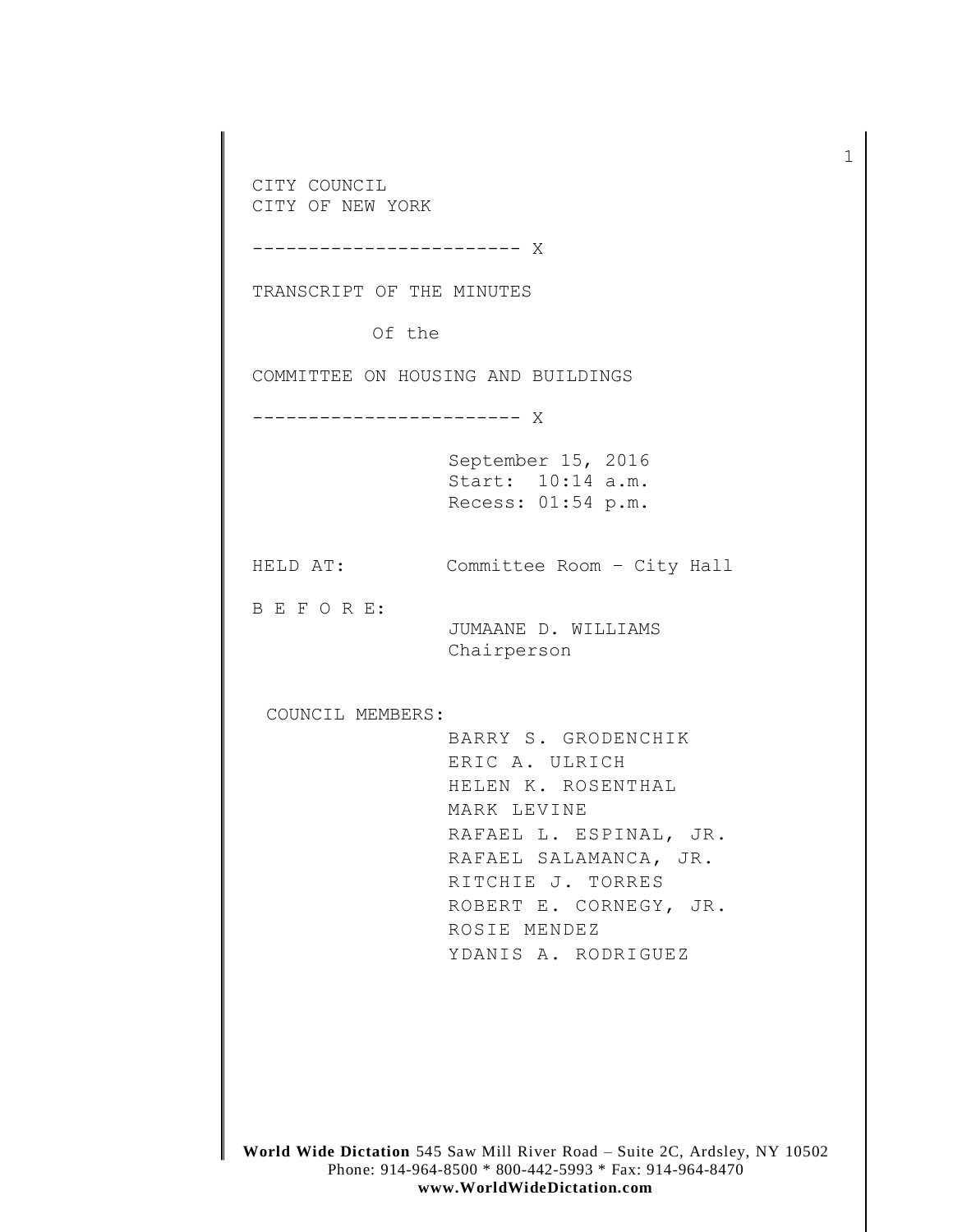CITY COUNCIL
CITY OF NEW YORK

------------------------ X

TRANSCRIPT OF THE MINUTES

Of the

COMMITTEE ON HOUSING AND BUILDINGS

------------------------ X

September 15, 2016
Start: 10:14 a.m.
Recess: 01:54 p.m.

HELD AT: Committee Room – City Hall

B E F O R E:

JUMAANE D. WILLIAMS
Chairperson

COUNCIL MEMBERS:

BARRY S. GRODENCHIK
ERIC A. ULRICH
HELEN K. ROSENTHAL
MARK LEVINE
RAFAEL L. ESPINAL, JR.
RAFAEL SALAMANCA, JR.
RITCHIE J. TORRES
ROBERT E. CORNEGY, JR.
ROSIE MENDEZ
YDANIS A. RODRIGUEZ

**World Wide Dictation** 545 Saw Mill River Road – Suite 2C, Ardsley, NY 10502
Phone: 914-964-8500 * 800-442-5993 * Fax: 914-964-8470
**www.WorldWideDictation.com**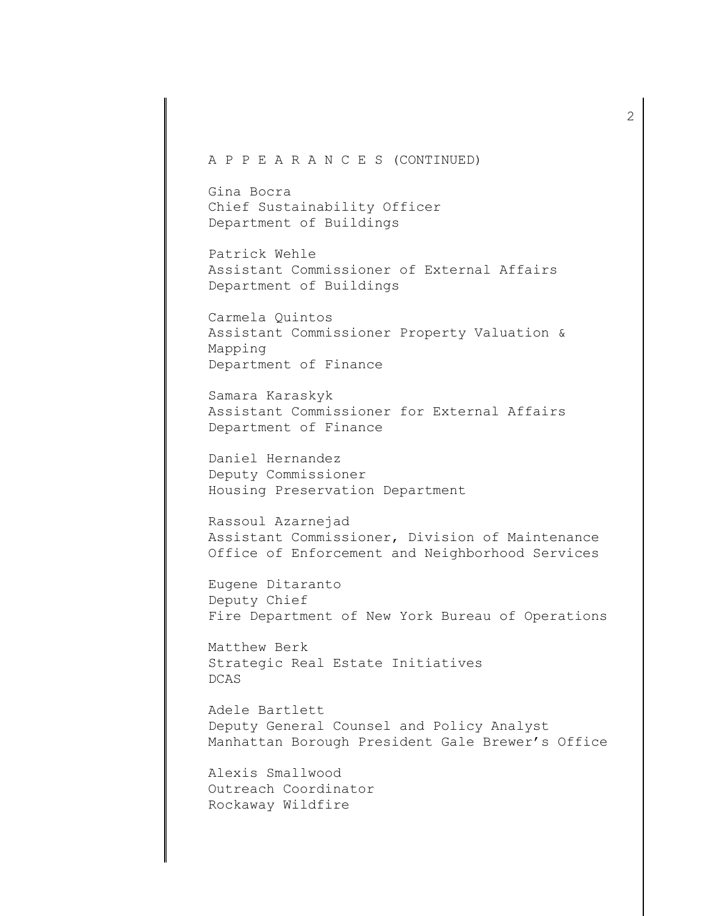A P P E A R A N C E S (CONTINUED)

Gina Bocra
Chief Sustainability Officer
Department of Buildings

Patrick Wehle
Assistant Commissioner of External Affairs
Department of Buildings

Carmela Quintos
Assistant Commissioner Property Valuation & Mapping
Department of Finance

Samara Karaskyk
Assistant Commissioner for External Affairs
Department of Finance

Daniel Hernandez
Deputy Commissioner
Housing Preservation Department

Rassoul Azarnejad
Assistant Commissioner, Division of Maintenance
Office of Enforcement and Neighborhood Services

Eugene Ditaranto
Deputy Chief
Fire Department of New York Bureau of Operations

Matthew Berk
Strategic Real Estate Initiatives
DCAS

Adele Bartlett
Deputy General Counsel and Policy Analyst
Manhattan Borough President Gale Brewer's Office

Alexis Smallwood
Outreach Coordinator
Rockaway Wildfire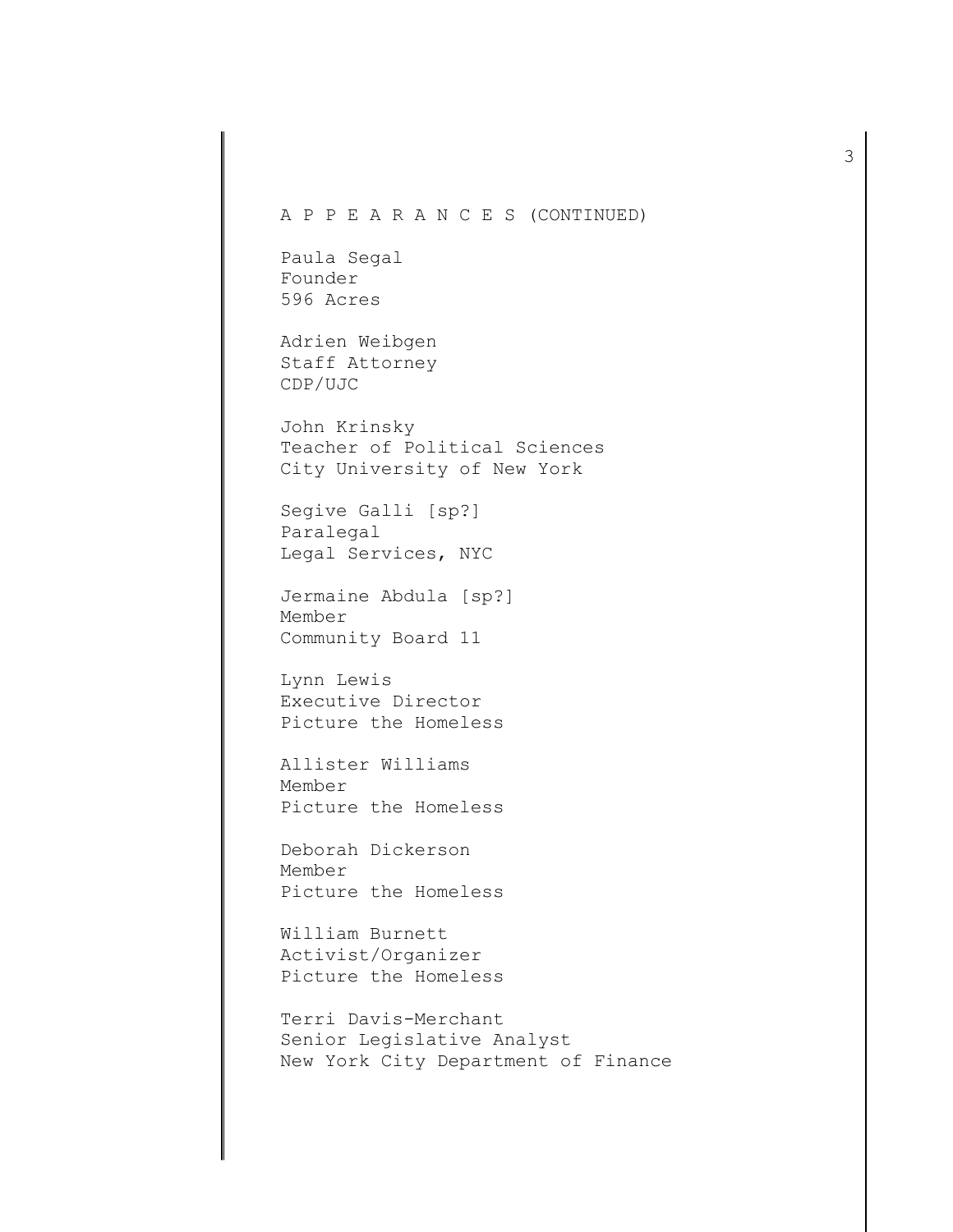A P P E A R A N C E S (CONTINUED)

Paula Segal
Founder
596 Acres

Adrien Weibgen
Staff Attorney
CDP/UJC

John Krinsky
Teacher of Political Sciences
City University of New York

Segive Galli [sp?]
Paralegal
Legal Services, NYC

Jermaine Abdula [sp?]
Member
Community Board 11

Lynn Lewis
Executive Director
Picture the Homeless

Allister Williams
Member
Picture the Homeless

Deborah Dickerson
Member
Picture the Homeless

William Burnett
Activist/Organizer
Picture the Homeless

Terri Davis-Merchant
Senior Legislative Analyst
New York City Department of Finance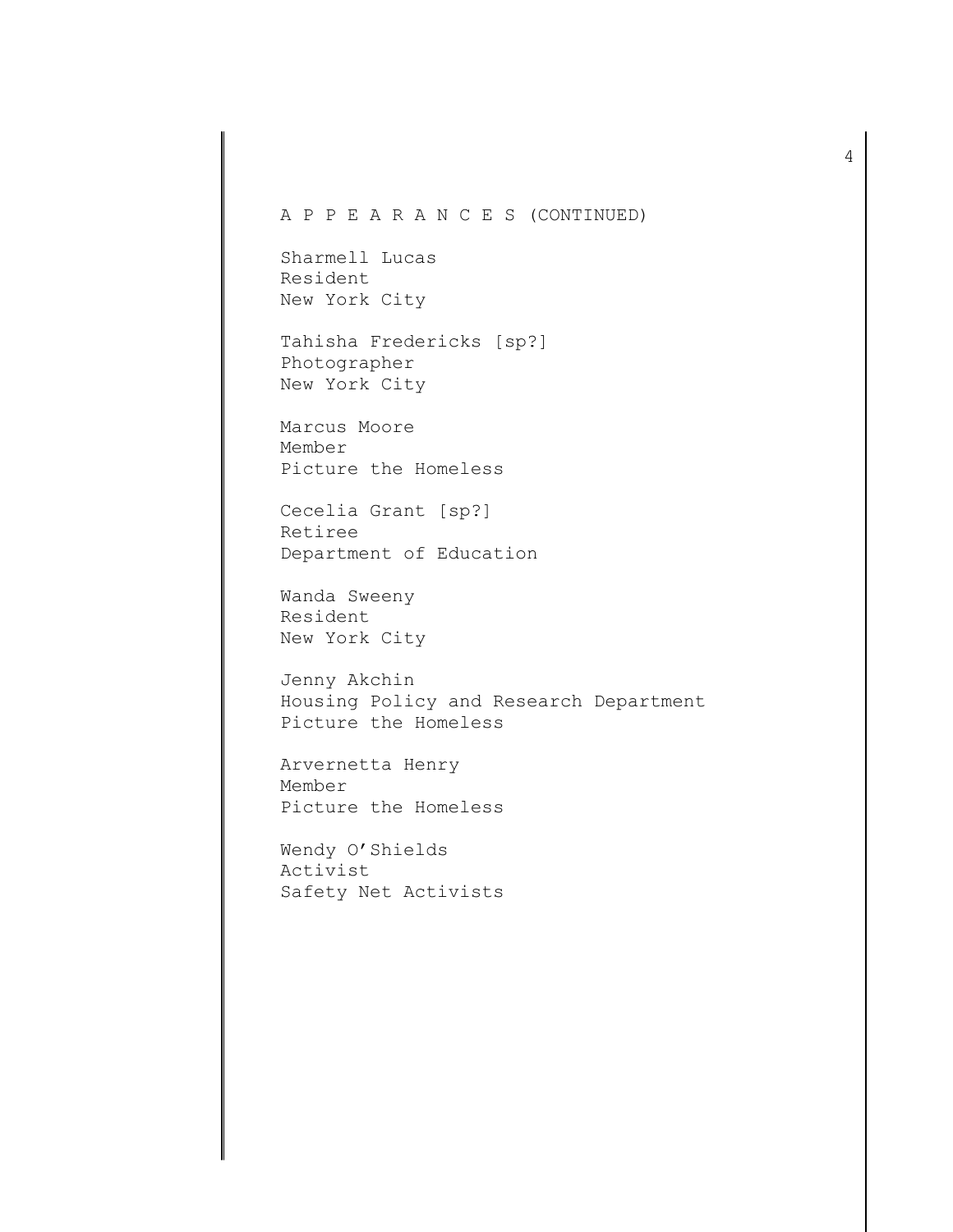A P P E A R A N C E S (CONTINUED)

Sharmell Lucas
Resident
New York City

Tahisha Fredericks [sp?]
Photographer
New York City

Marcus Moore
Member
Picture the Homeless

Cecelia Grant [sp?]
Retiree
Department of Education

Wanda Sweeny
Resident
New York City

Jenny Akchin
Housing Policy and Research Department
Picture the Homeless

Arvernetta Henry
Member
Picture the Homeless

Wendy O'Shields
Activist
Safety Net Activists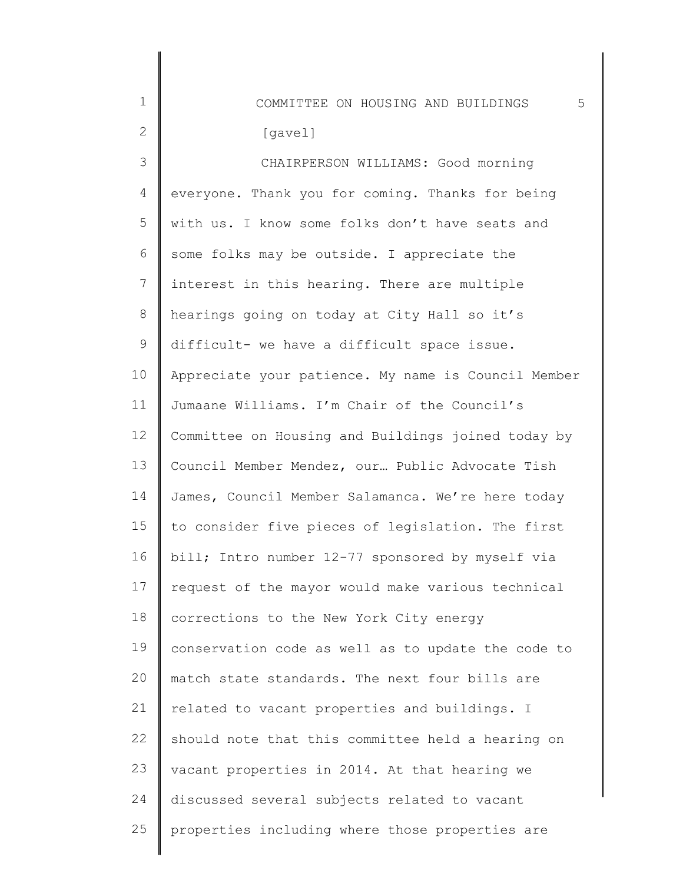[gavel]

CHAIRPERSON WILLIAMS: Good morning everyone. Thank you for coming. Thanks for being with us. I know some folks don't have seats and some folks may be outside. I appreciate the interest in this hearing. There are multiple hearings going on today at City Hall so it's difficult- we have a difficult space issue. Appreciate your patience. My name is Council Member Jumaane Williams. I'm Chair of the Council's Committee on Housing and Buildings joined today by Council Member Mendez, our… Public Advocate Tish James, Council Member Salamanca. We're here today to consider five pieces of legislation. The first bill; Intro number 12-77 sponsored by myself via request of the mayor would make various technical corrections to the New York City energy conservation code as well as to update the code to match state standards. The next four bills are related to vacant properties and buildings. I should note that this committee held a hearing on vacant properties in 2014. At that hearing we discussed several subjects related to vacant properties including where those properties are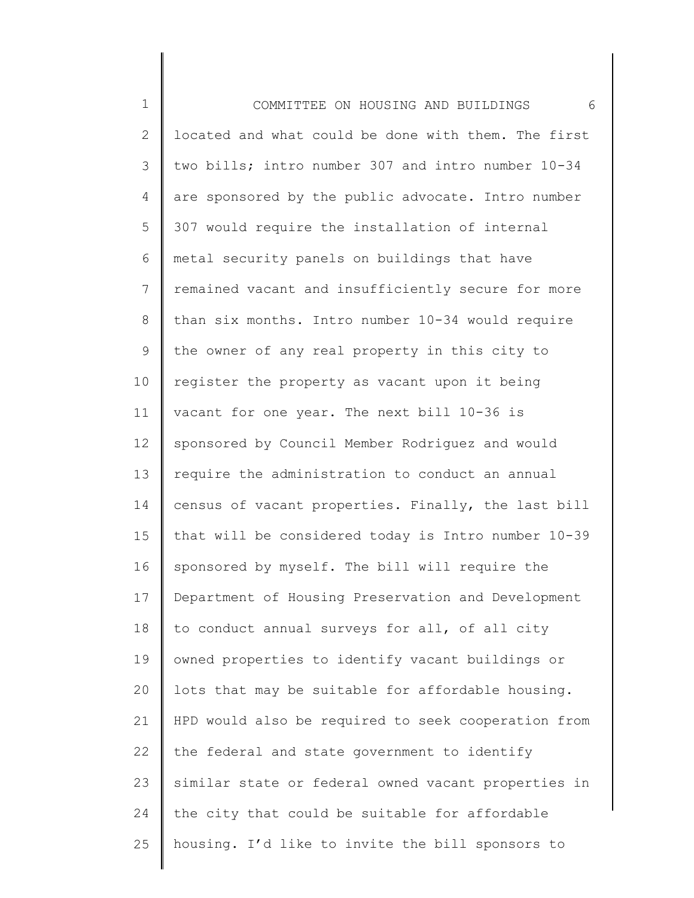located and what could be done with them. The first two bills; intro number 307 and intro number 10-34 are sponsored by the public advocate. Intro number 307 would require the installation of internal metal security panels on buildings that have remained vacant and insufficiently secure for more than six months. Intro number 10-34 would require the owner of any real property in this city to register the property as vacant upon it being vacant for one year. The next bill 10-36 is sponsored by Council Member Rodriguez and would require the administration to conduct an annual census of vacant properties. Finally, the last bill that will be considered today is Intro number 10-39 sponsored by myself. The bill will require the Department of Housing Preservation and Development to conduct annual surveys for all, of all city owned properties to identify vacant buildings or lots that may be suitable for affordable housing. HPD would also be required to seek cooperation from the federal and state government to identify similar state or federal owned vacant properties in the city that could be suitable for affordable housing. I'd like to invite the bill sponsors to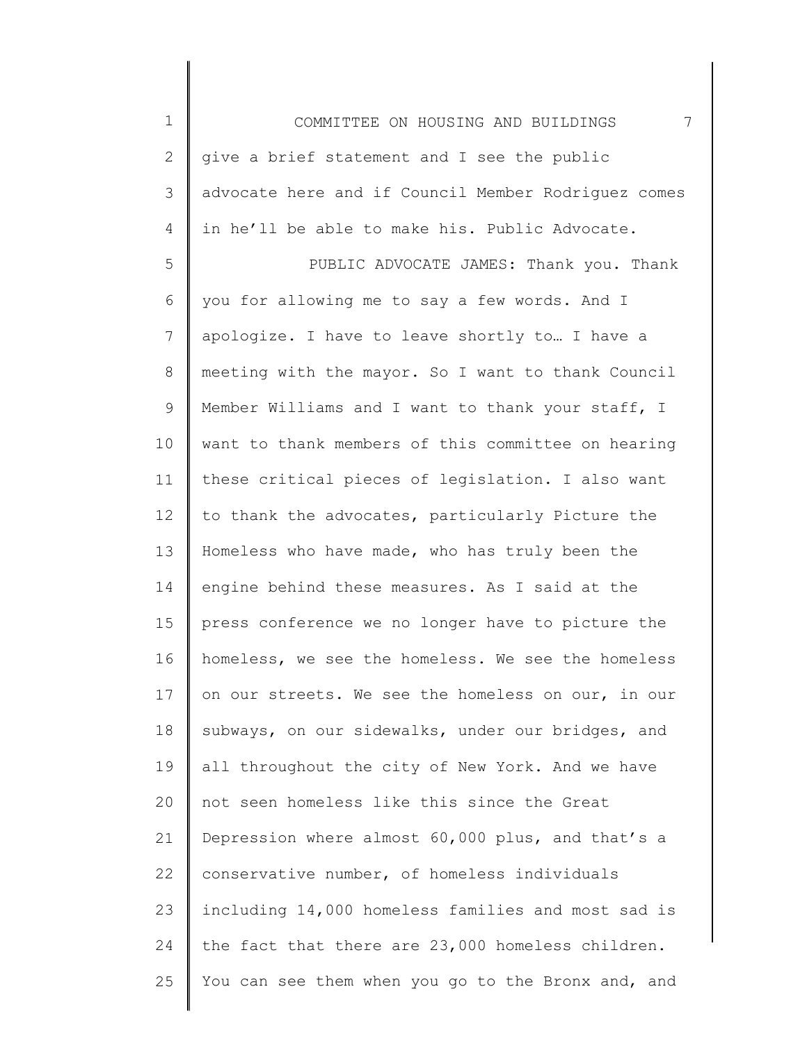give a brief statement and I see the public advocate here and if Council Member Rodriguez comes in he'll be able to make his. Public Advocate.

PUBLIC ADVOCATE JAMES: Thank you. Thank you for allowing me to say a few words. And I apologize. I have to leave shortly to… I have a meeting with the mayor. So I want to thank Council Member Williams and I want to thank your staff, I want to thank members of this committee on hearing these critical pieces of legislation. I also want to thank the advocates, particularly Picture the Homeless who have made, who has truly been the engine behind these measures. As I said at the press conference we no longer have to picture the homeless, we see the homeless. We see the homeless on our streets. We see the homeless on our, in our subways, on our sidewalks, under our bridges, and all throughout the city of New York. And we have not seen homeless like this since the Great Depression where almost 60,000 plus, and that's a conservative number, of homeless individuals including 14,000 homeless families and most sad is the fact that there are 23,000 homeless children. You can see them when you go to the Bronx and, and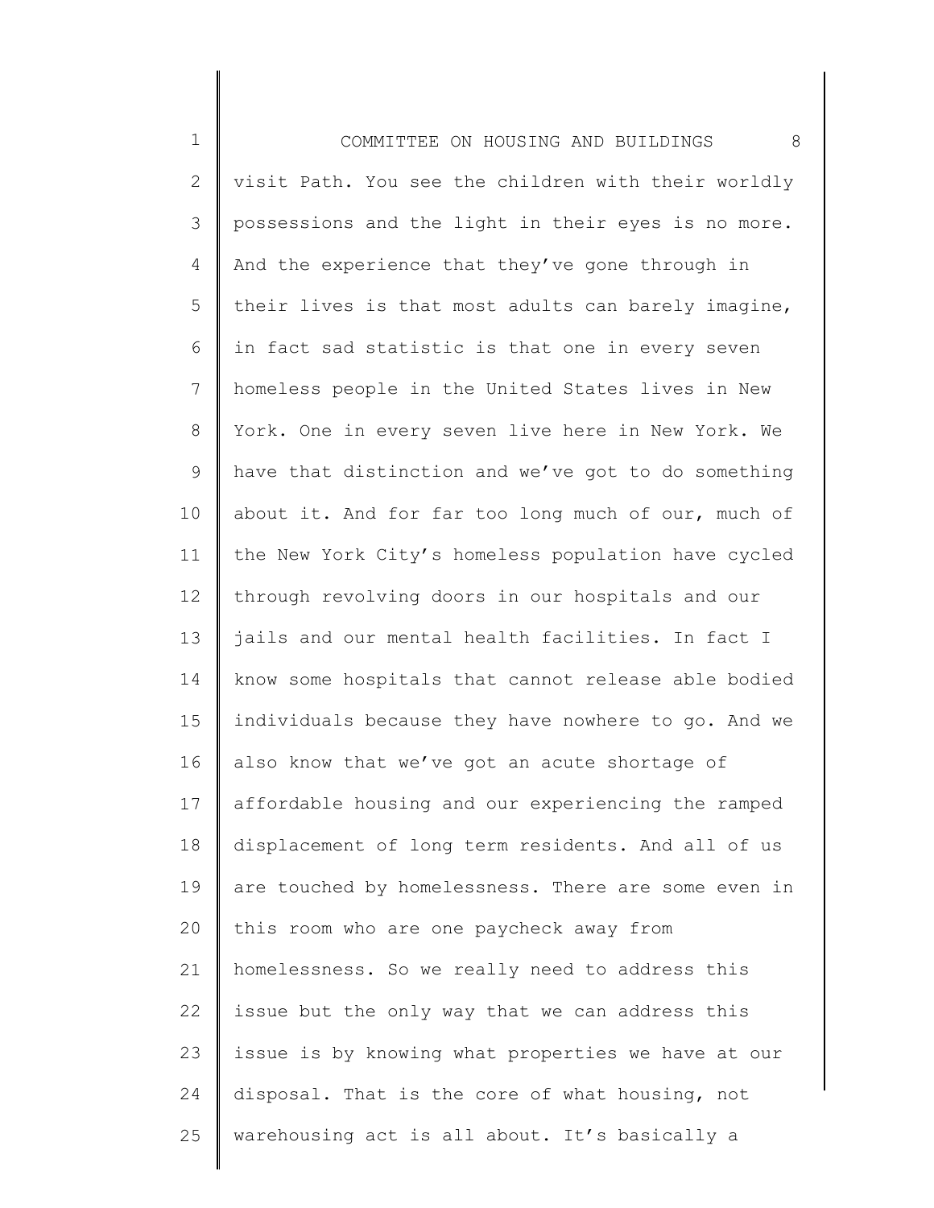visit Path. You see the children with their worldly possessions and the light in their eyes is no more. And the experience that they've gone through in their lives is that most adults can barely imagine, in fact sad statistic is that one in every seven homeless people in the United States lives in New York. One in every seven live here in New York. We have that distinction and we've got to do something about it. And for far too long much of our, much of the New York City's homeless population have cycled through revolving doors in our hospitals and our jails and our mental health facilities. In fact I know some hospitals that cannot release able bodied individuals because they have nowhere to go. And we also know that we've got an acute shortage of affordable housing and our experiencing the ramped displacement of long term residents. And all of us are touched by homelessness. There are some even in this room who are one paycheck away from homelessness. So we really need to address this issue but the only way that we can address this issue is by knowing what properties we have at our disposal. That is the core of what housing, not warehousing act is all about. It's basically a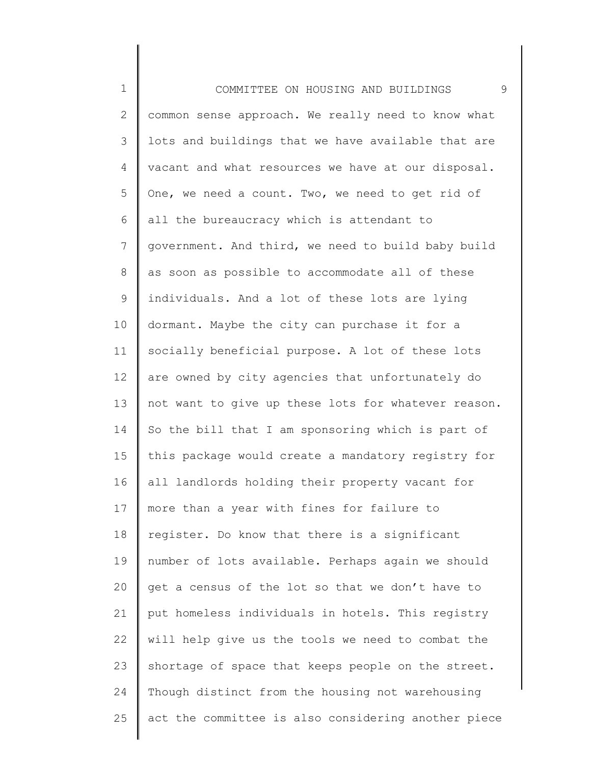common sense approach. We really need to know what lots and buildings that we have available that are vacant and what resources we have at our disposal. One, we need a count. Two, we need to get rid of all the bureaucracy which is attendant to government. And third, we need to build baby build as soon as possible to accommodate all of these individuals. And a lot of these lots are lying dormant. Maybe the city can purchase it for a socially beneficial purpose. A lot of these lots are owned by city agencies that unfortunately do not want to give up these lots for whatever reason. So the bill that I am sponsoring which is part of this package would create a mandatory registry for all landlords holding their property vacant for more than a year with fines for failure to register. Do know that there is a significant number of lots available. Perhaps again we should get a census of the lot so that we don't have to put homeless individuals in hotels. This registry will help give us the tools we need to combat the shortage of space that keeps people on the street. Though distinct from the housing not warehousing act the committee is also considering another piece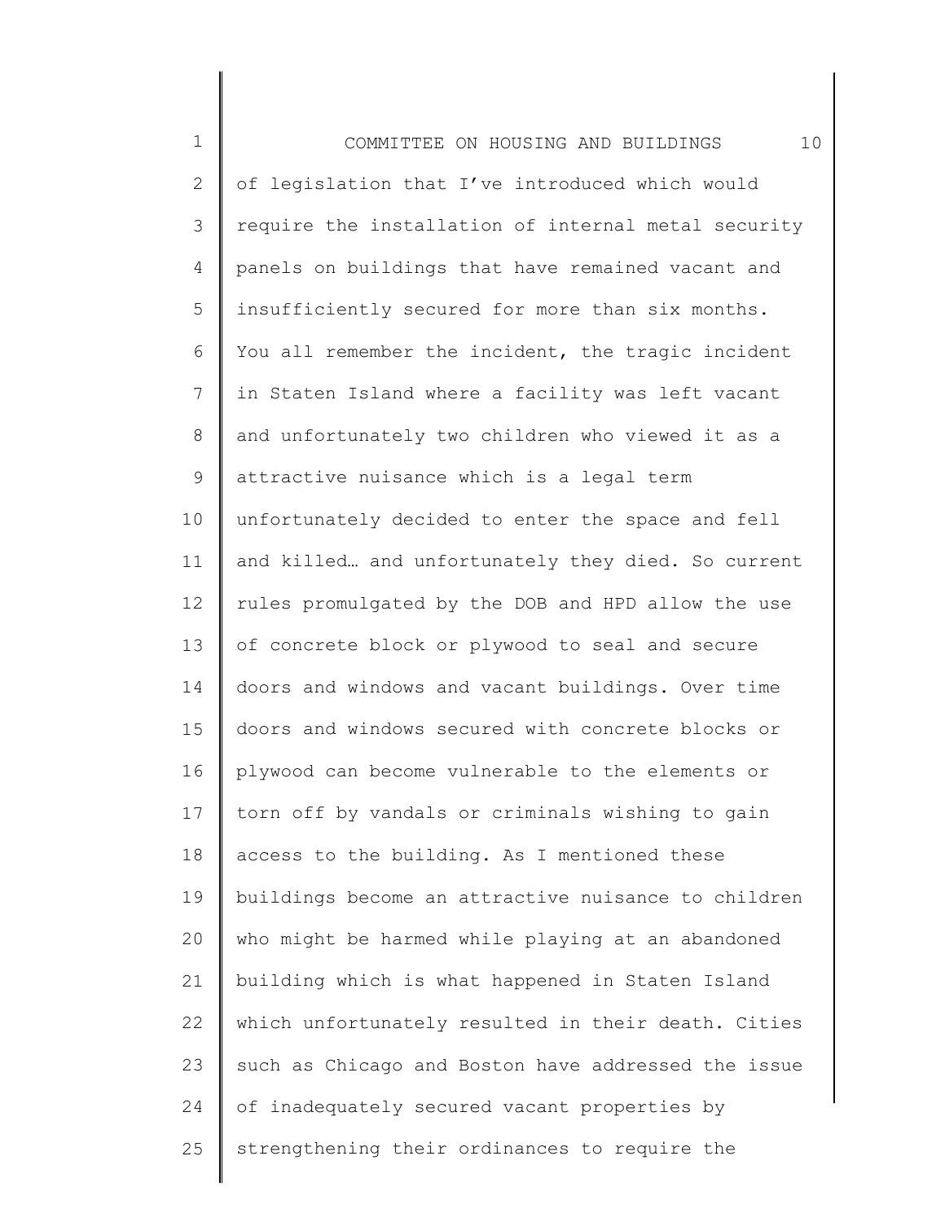of legislation that I've introduced which would require the installation of internal metal security panels on buildings that have remained vacant and insufficiently secured for more than six months. You all remember the incident, the tragic incident in Staten Island where a facility was left vacant and unfortunately two children who viewed it as a attractive nuisance which is a legal term unfortunately decided to enter the space and fell and killed… and unfortunately they died. So current rules promulgated by the DOB and HPD allow the use of concrete block or plywood to seal and secure doors and windows and vacant buildings. Over time doors and windows secured with concrete blocks or plywood can become vulnerable to the elements or torn off by vandals or criminals wishing to gain access to the building. As I mentioned these buildings become an attractive nuisance to children who might be harmed while playing at an abandoned building which is what happened in Staten Island which unfortunately resulted in their death. Cities such as Chicago and Boston have addressed the issue of inadequately secured vacant properties by strengthening their ordinances to require the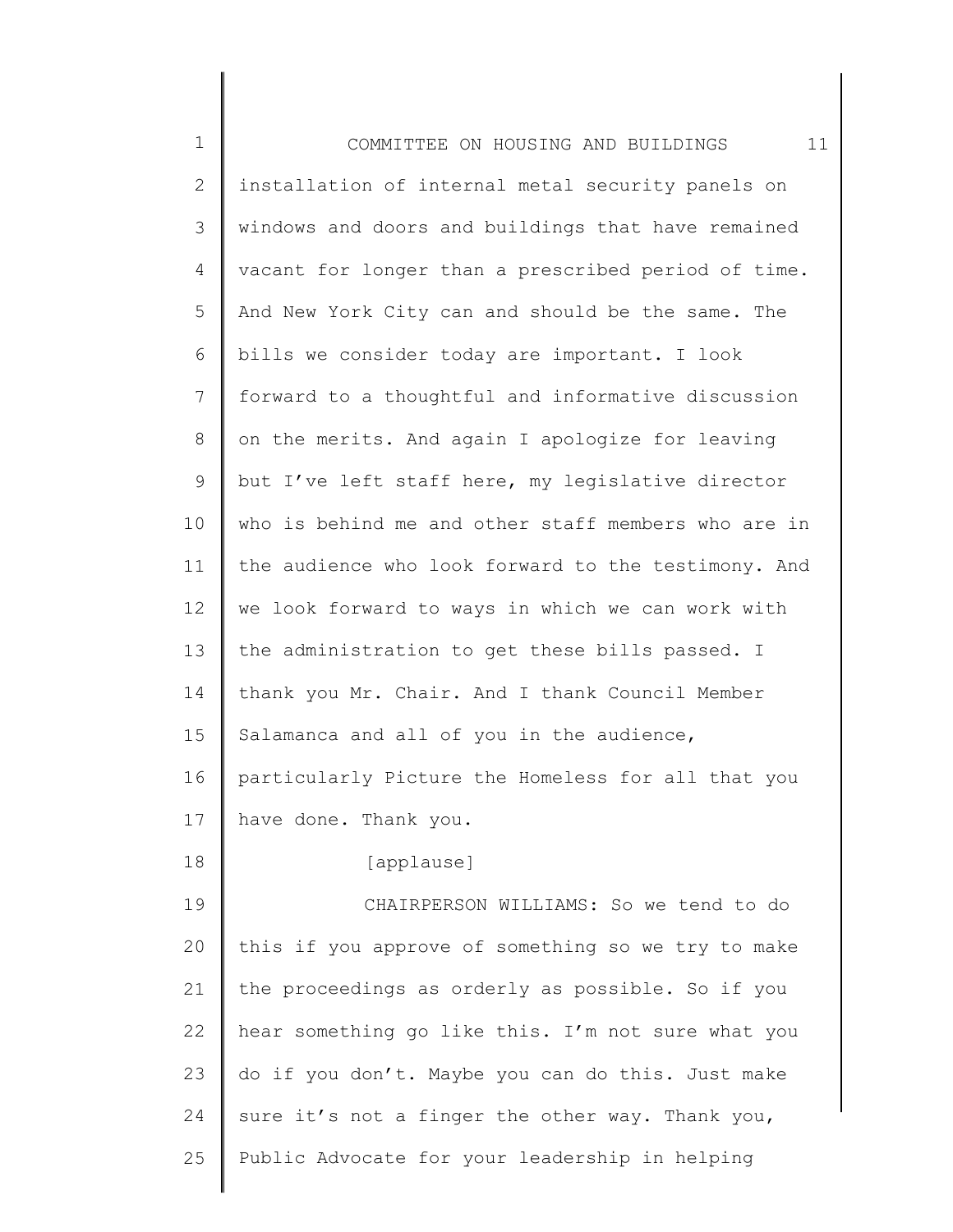installation of internal metal security panels on windows and doors and buildings that have remained vacant for longer than a prescribed period of time. And New York City can and should be the same. The bills we consider today are important. I look forward to a thoughtful and informative discussion on the merits. And again I apologize for leaving but I've left staff here, my legislative director who is behind me and other staff members who are in the audience who look forward to the testimony. And we look forward to ways in which we can work with the administration to get these bills passed. I thank you Mr. Chair. And I thank Council Member Salamanca and all of you in the audience, particularly Picture the Homeless for all that you have done. Thank you.

[applause]

CHAIRPERSON WILLIAMS: So we tend to do this if you approve of something so we try to make the proceedings as orderly as possible. So if you hear something go like this. I'm not sure what you do if you don't. Maybe you can do this. Just make sure it's not a finger the other way. Thank you, Public Advocate for your leadership in helping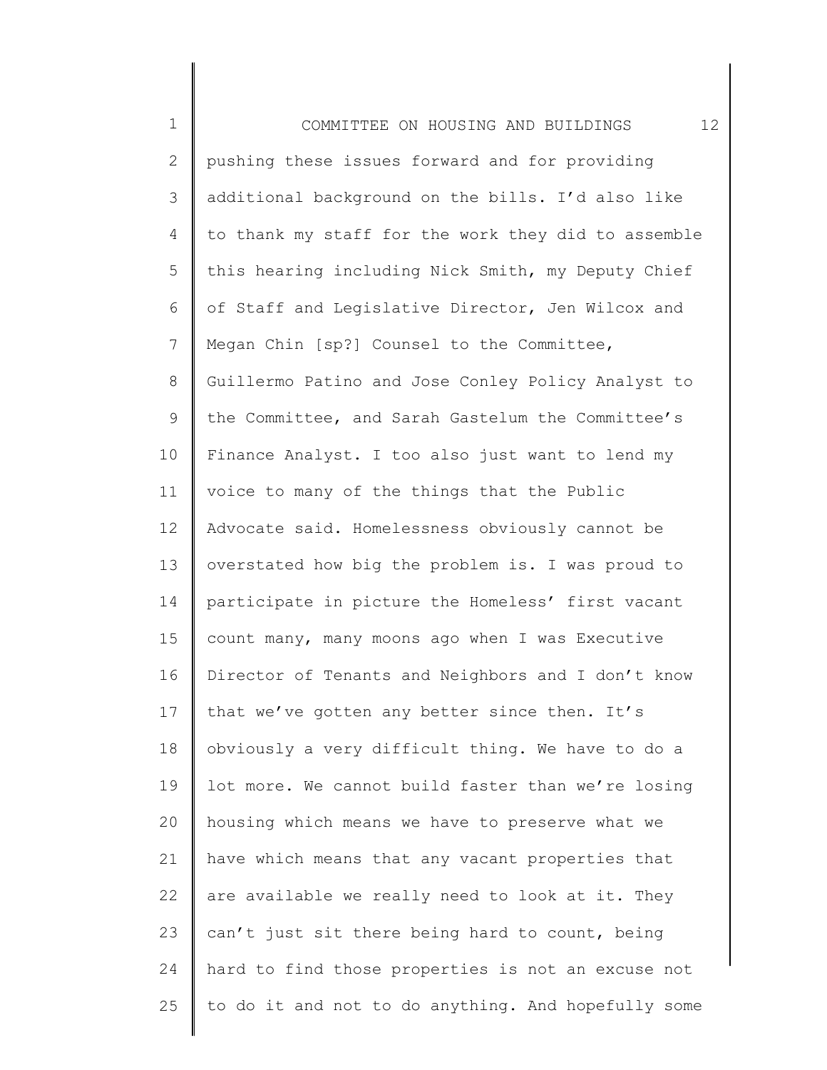pushing these issues forward and for providing additional background on the bills. I'd also like to thank my staff for the work they did to assemble this hearing including Nick Smith, my Deputy Chief of Staff and Legislative Director, Jen Wilcox and Megan Chin [sp?] Counsel to the Committee, Guillermo Patino and Jose Conley Policy Analyst to the Committee, and Sarah Gastelum the Committee's Finance Analyst. I too also just want to lend my voice to many of the things that the Public Advocate said. Homelessness obviously cannot be overstated how big the problem is. I was proud to participate in picture the Homeless' first vacant count many, many moons ago when I was Executive Director of Tenants and Neighbors and I don't know that we've gotten any better since then. It's obviously a very difficult thing. We have to do a lot more. We cannot build faster than we're losing housing which means we have to preserve what we have which means that any vacant properties that are available we really need to look at it. They can't just sit there being hard to count, being hard to find those properties is not an excuse not to do it and not to do anything. And hopefully some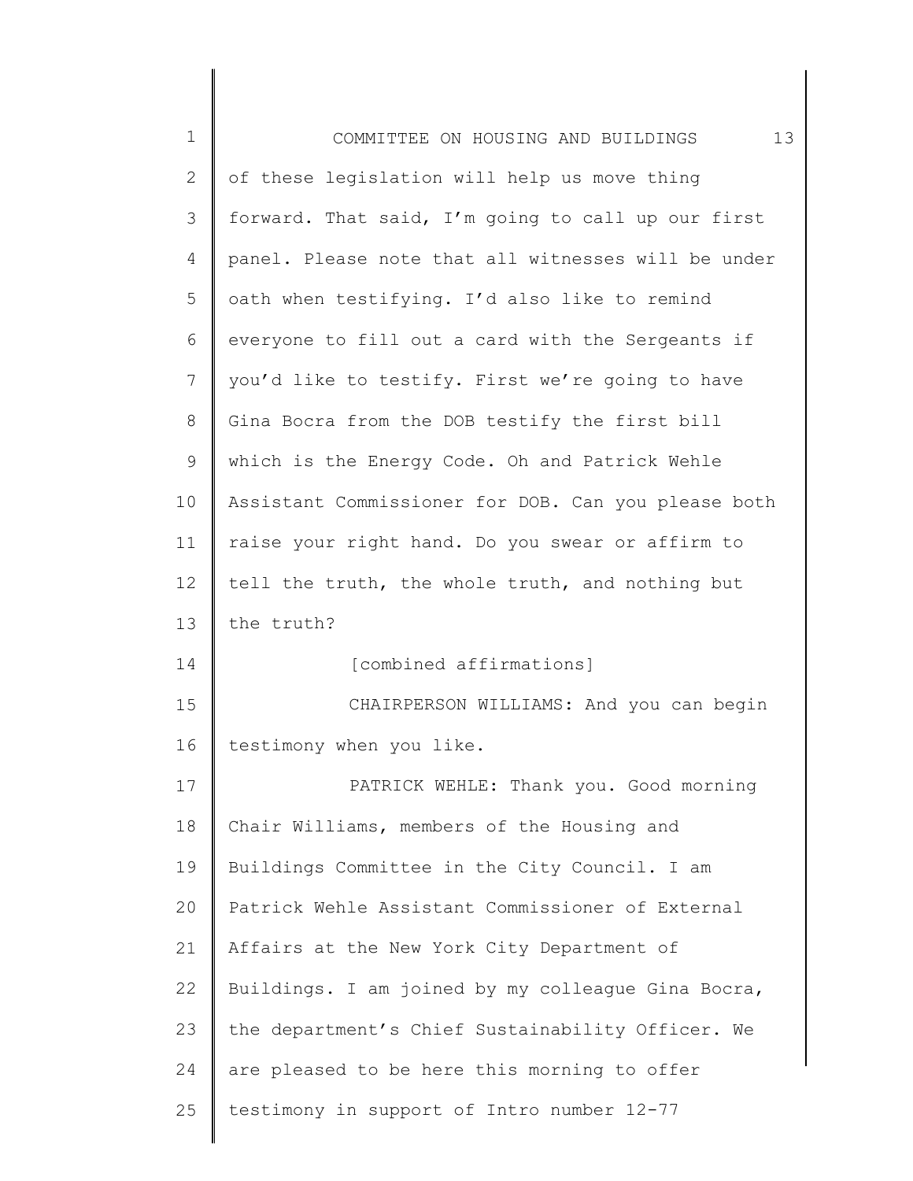of these legislation will help us move thing forward. That said, I'm going to call up our first panel. Please note that all witnesses will be under oath when testifying. I'd also like to remind everyone to fill out a card with the Sergeants if you'd like to testify. First we're going to have Gina Bocra from the DOB testify the first bill which is the Energy Code. Oh and Patrick Wehle Assistant Commissioner for DOB. Can you please both raise your right hand. Do you swear or affirm to tell the truth, the whole truth, and nothing but the truth?

[combined affirmations]

CHAIRPERSON WILLIAMS: And you can begin testimony when you like.

PATRICK WEHLE: Thank you. Good morning Chair Williams, members of the Housing and Buildings Committee in the City Council. I am Patrick Wehle Assistant Commissioner of External Affairs at the New York City Department of Buildings. I am joined by my colleague Gina Bocra, the department's Chief Sustainability Officer. We are pleased to be here this morning to offer testimony in support of Intro number 12-77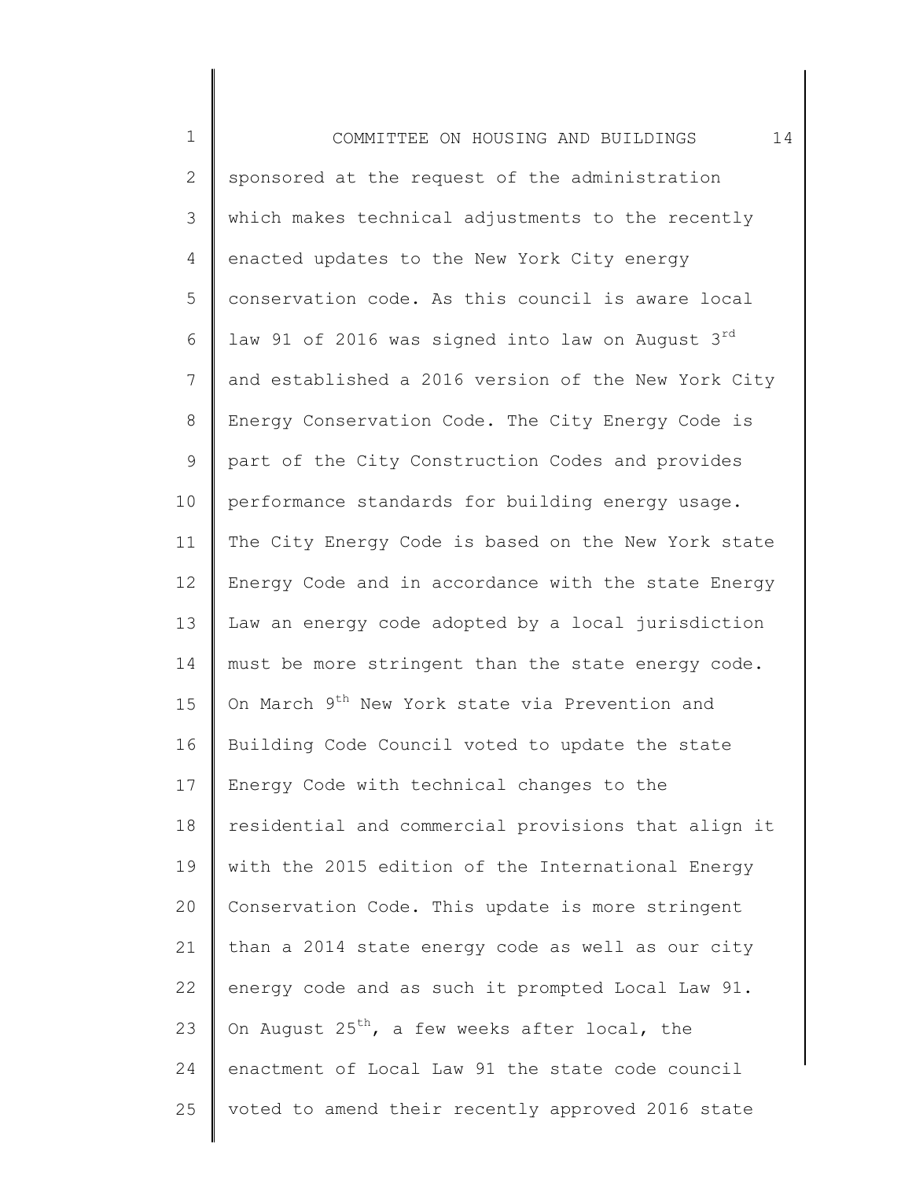sponsored at the request of the administration which makes technical adjustments to the recently enacted updates to the New York City energy conservation code. As this council is aware local law 91 of 2016 was signed into law on August 3rd and established a 2016 version of the New York City Energy Conservation Code. The City Energy Code is part of the City Construction Codes and provides performance standards for building energy usage. The City Energy Code is based on the New York state Energy Code and in accordance with the state Energy Law an energy code adopted by a local jurisdiction must be more stringent than the state energy code. On March 9th New York state via Prevention and Building Code Council voted to update the state Energy Code with technical changes to the residential and commercial provisions that align it with the 2015 edition of the International Energy Conservation Code. This update is more stringent than a 2014 state energy code as well as our city energy code and as such it prompted Local Law 91. On August 25th, a few weeks after local, the enactment of Local Law 91 the state code council voted to amend their recently approved 2016 state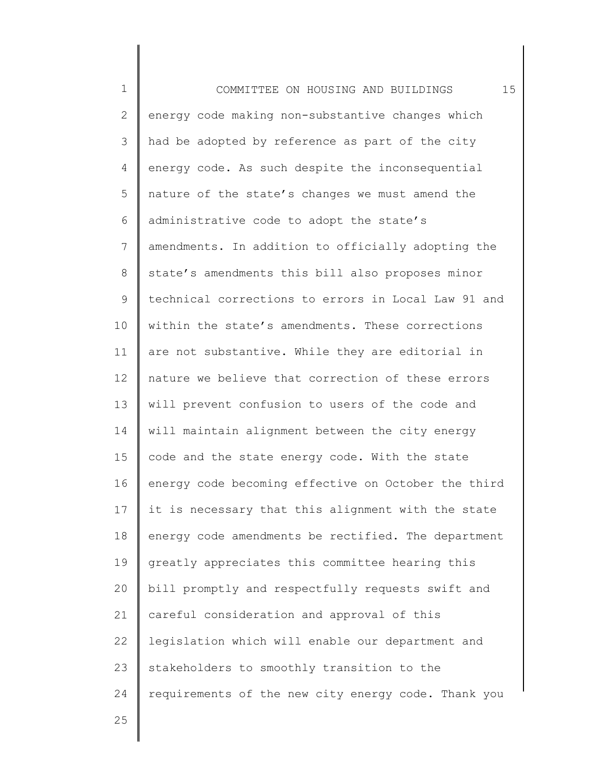energy code making non-substantive changes which had be adopted by reference as part of the city energy code. As such despite the inconsequential nature of the state's changes we must amend the administrative code to adopt the state's amendments. In addition to officially adopting the state's amendments this bill also proposes minor technical corrections to errors in Local Law 91 and within the state's amendments. These corrections are not substantive. While they are editorial in nature we believe that correction of these errors will prevent confusion to users of the code and will maintain alignment between the city energy code and the state energy code. With the state energy code becoming effective on October the third it is necessary that this alignment with the state energy code amendments be rectified. The department greatly appreciates this committee hearing this bill promptly and respectfully requests swift and careful consideration and approval of this legislation which will enable our department and stakeholders to smoothly transition to the requirements of the new city energy code. Thank you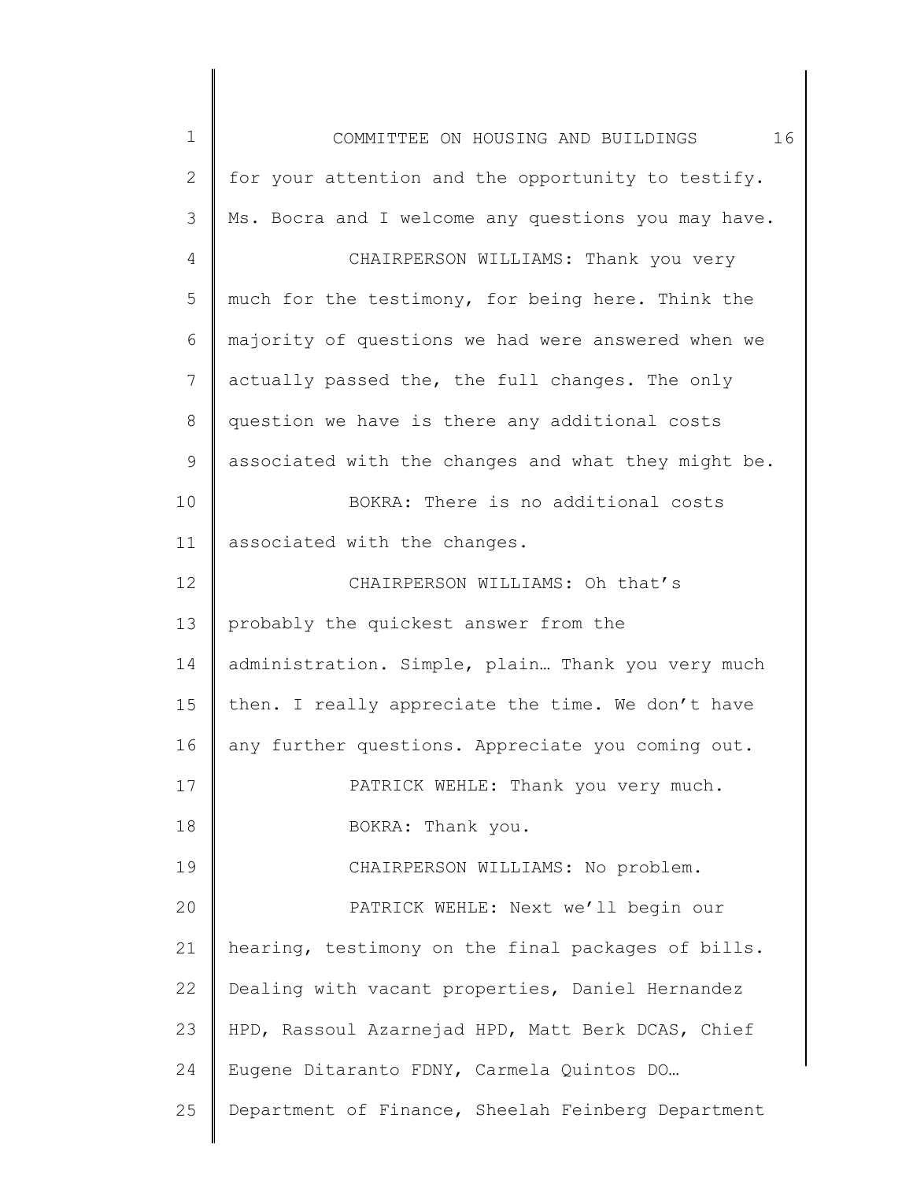for your attention and the opportunity to testify. Ms. Bocra and I welcome any questions you may have.

CHAIRPERSON WILLIAMS: Thank you very much for the testimony, for being here. Think the majority of questions we had were answered when we actually passed the, the full changes. The only question we have is there any additional costs associated with the changes and what they might be.

BOKRA: There is no additional costs associated with the changes.

CHAIRPERSON WILLIAMS: Oh that's probably the quickest answer from the administration. Simple, plain… Thank you very much then. I really appreciate the time. We don't have any further questions. Appreciate you coming out.

PATRICK WEHLE: Thank you very much.

BOKRA: Thank you.

CHAIRPERSON WILLIAMS: No problem.

PATRICK WEHLE: Next we'll begin our hearing, testimony on the final packages of bills. Dealing with vacant properties, Daniel Hernandez HPD, Rassoul Azarnejad HPD, Matt Berk DCAS, Chief Eugene Ditaranto FDNY, Carmela Quintos DO… Department of Finance, Sheelah Feinberg Department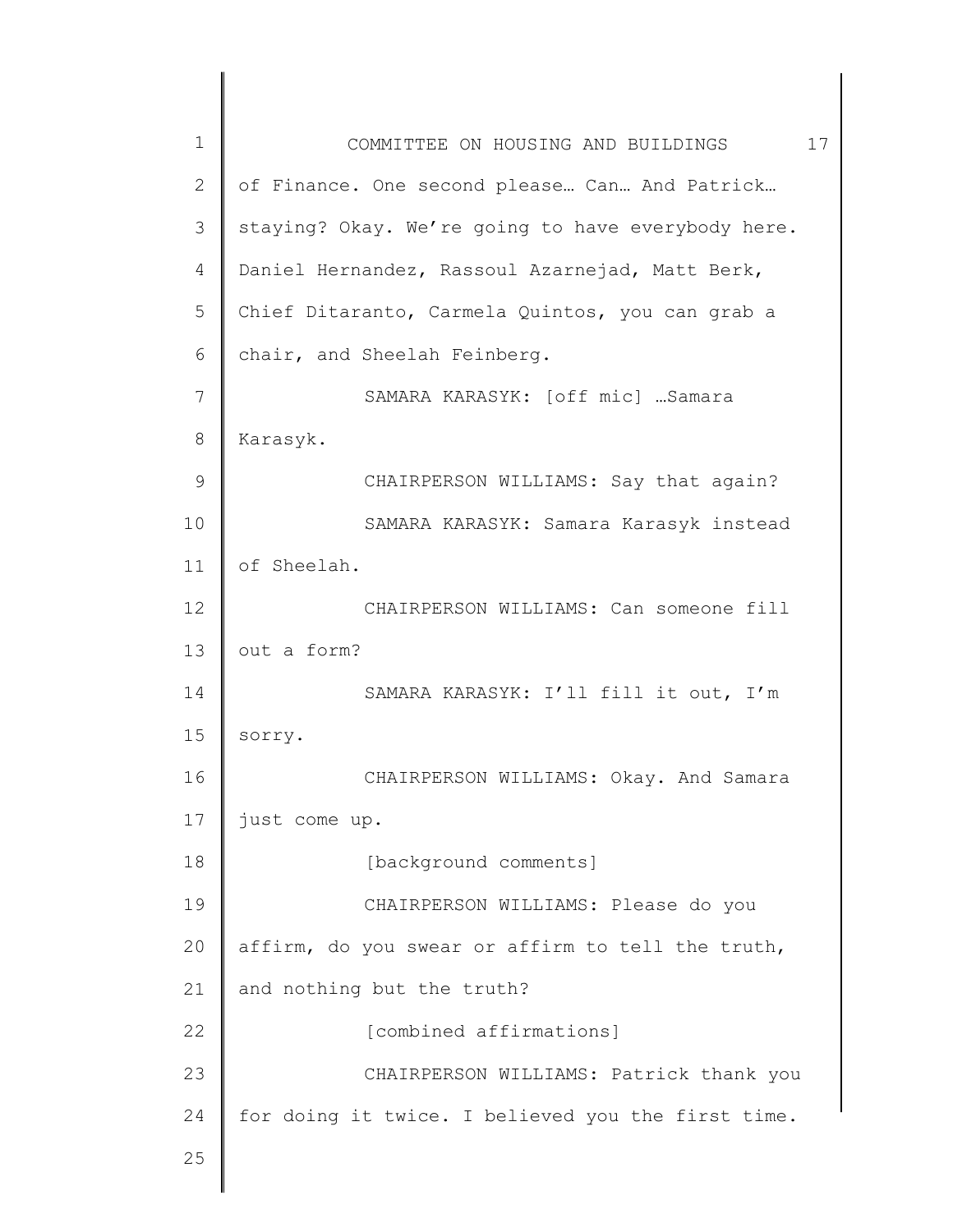of Finance. One second please… Can… And Patrick… staying? Okay. We're going to have everybody here. Daniel Hernandez, Rassoul Azarnejad, Matt Berk, Chief Ditaranto, Carmela Quintos, you can grab a chair, and Sheelah Feinberg.

SAMARA KARASYK: [off mic] …Samara Karasyk.

CHAIRPERSON WILLIAMS: Say that again?

SAMARA KARASYK: Samara Karasyk instead of Sheelah.

CHAIRPERSON WILLIAMS: Can someone fill out a form?

SAMARA KARASYK: I'll fill it out, I'm sorry.

CHAIRPERSON WILLIAMS: Okay. And Samara just come up.

[background comments]

CHAIRPERSON WILLIAMS: Please do you affirm, do you swear or affirm to tell the truth, and nothing but the truth?

[combined affirmations]

CHAIRPERSON WILLIAMS: Patrick thank you for doing it twice. I believed you the first time.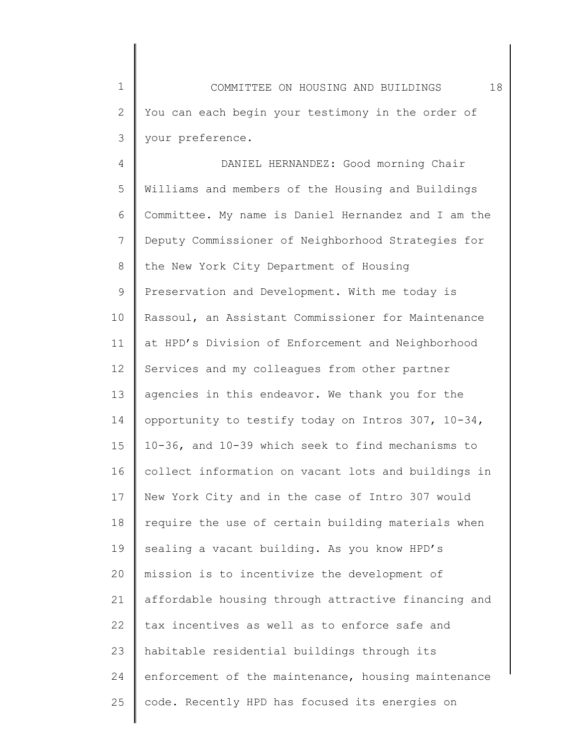You can each begin your testimony in the order of your preference.

DANIEL HERNANDEZ: Good morning Chair Williams and members of the Housing and Buildings Committee. My name is Daniel Hernandez and I am the Deputy Commissioner of Neighborhood Strategies for the New York City Department of Housing Preservation and Development. With me today is Rassoul, an Assistant Commissioner for Maintenance at HPD's Division of Enforcement and Neighborhood Services and my colleagues from other partner agencies in this endeavor. We thank you for the opportunity to testify today on Intros 307, 10-34, 10-36, and 10-39 which seek to find mechanisms to collect information on vacant lots and buildings in New York City and in the case of Intro 307 would require the use of certain building materials when sealing a vacant building. As you know HPD's mission is to incentivize the development of affordable housing through attractive financing and tax incentives as well as to enforce safe and habitable residential buildings through its enforcement of the maintenance, housing maintenance code. Recently HPD has focused its energies on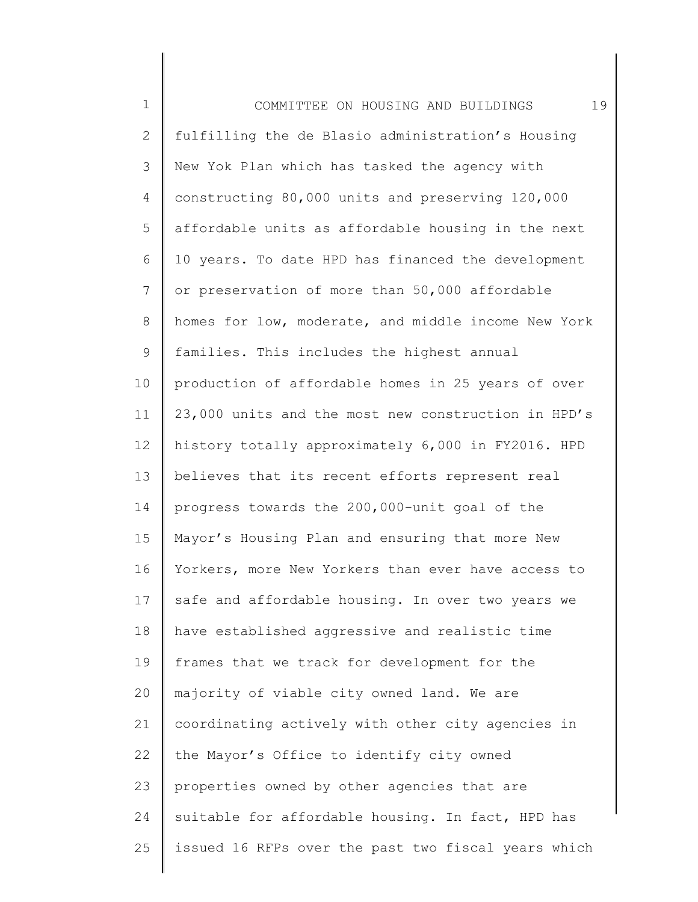fulfilling the de Blasio administration's Housing New Yok Plan which has tasked the agency with constructing 80,000 units and preserving 120,000 affordable units as affordable housing in the next 10 years. To date HPD has financed the development or preservation of more than 50,000 affordable homes for low, moderate, and middle income New York families. This includes the highest annual production of affordable homes in 25 years of over 23,000 units and the most new construction in HPD's history totally approximately 6,000 in FY2016. HPD believes that its recent efforts represent real progress towards the 200,000-unit goal of the Mayor's Housing Plan and ensuring that more New Yorkers, more New Yorkers than ever have access to safe and affordable housing. In over two years we have established aggressive and realistic time frames that we track for development for the majority of viable city owned land. We are coordinating actively with other city agencies in the Mayor's Office to identify city owned properties owned by other agencies that are suitable for affordable housing. In fact, HPD has issued 16 RFPs over the past two fiscal years which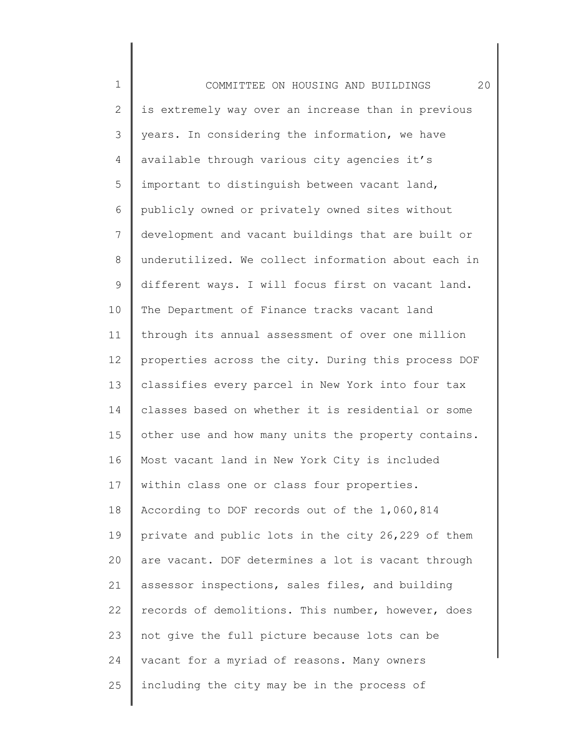is extremely way over an increase than in previous years. In considering the information, we have available through various city agencies it's important to distinguish between vacant land, publicly owned or privately owned sites without development and vacant buildings that are built or underutilized. We collect information about each in different ways. I will focus first on vacant land. The Department of Finance tracks vacant land through its annual assessment of over one million properties across the city. During this process DOF classifies every parcel in New York into four tax classes based on whether it is residential or some other use and how many units the property contains. Most vacant land in New York City is included within class one or class four properties. According to DOF records out of the 1,060,814 private and public lots in the city 26,229 of them are vacant. DOF determines a lot is vacant through assessor inspections, sales files, and building records of demolitions. This number, however, does not give the full picture because lots can be vacant for a myriad of reasons. Many owners including the city may be in the process of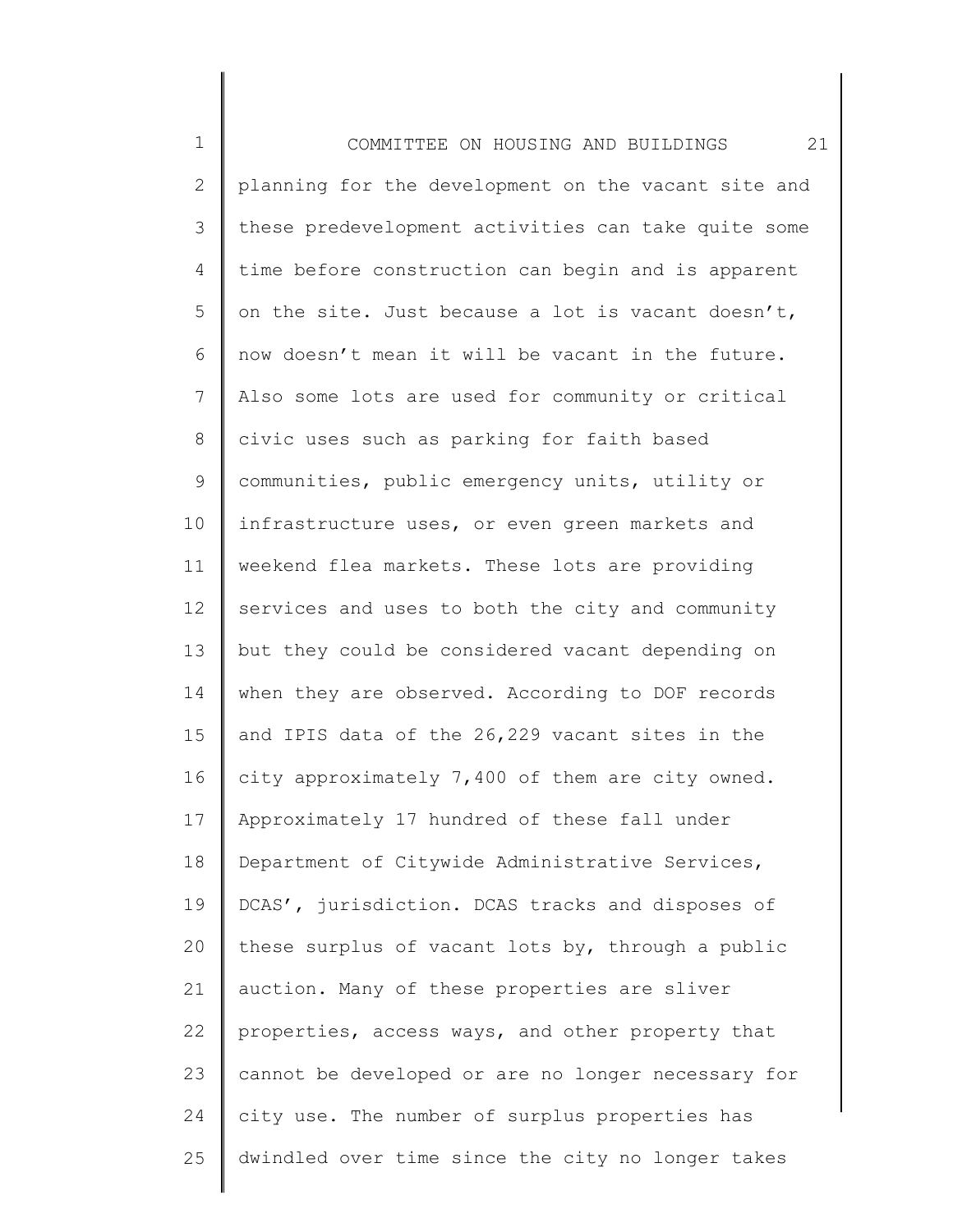planning for the development on the vacant site and these predevelopment activities can take quite some time before construction can begin and is apparent on the site. Just because a lot is vacant doesn't, now doesn't mean it will be vacant in the future. Also some lots are used for community or critical civic uses such as parking for faith based communities, public emergency units, utility or infrastructure uses, or even green markets and weekend flea markets. These lots are providing services and uses to both the city and community but they could be considered vacant depending on when they are observed. According to DOF records and IPIS data of the 26,229 vacant sites in the city approximately 7,400 of them are city owned. Approximately 17 hundred of these fall under Department of Citywide Administrative Services, DCAS', jurisdiction. DCAS tracks and disposes of these surplus of vacant lots by, through a public auction. Many of these properties are sliver properties, access ways, and other property that cannot be developed or are no longer necessary for city use. The number of surplus properties has dwindled over time since the city no longer takes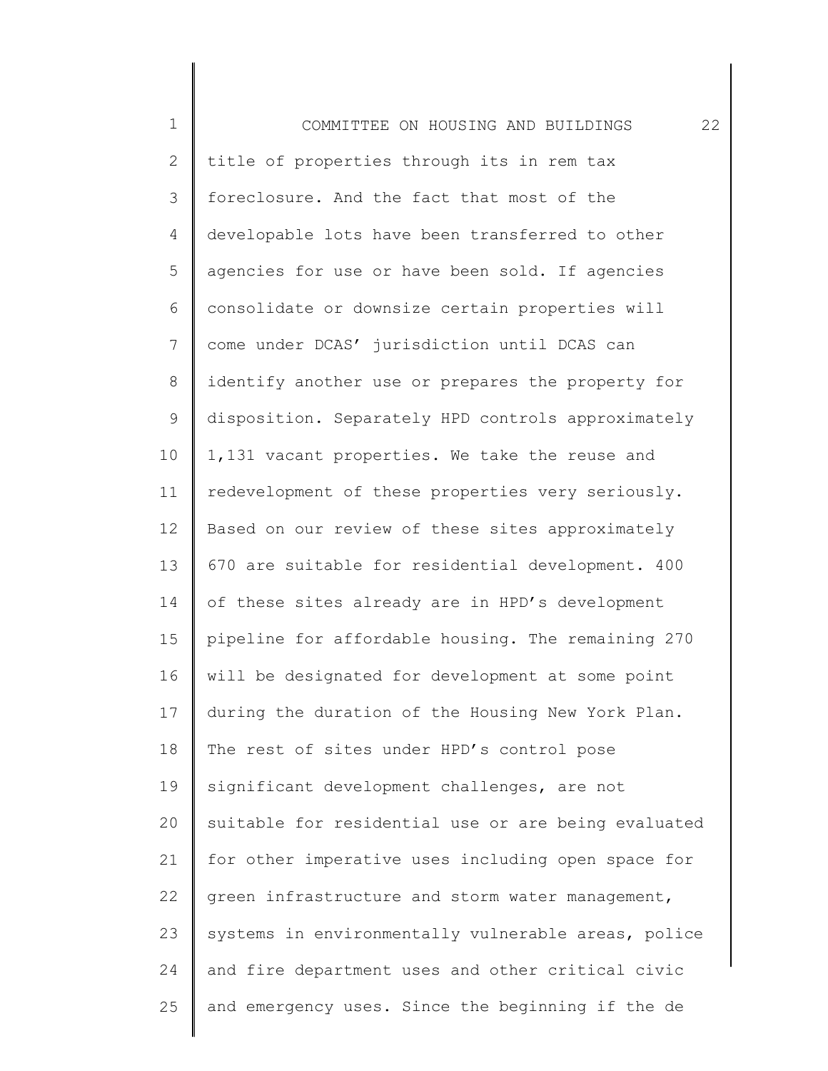title of properties through its in rem tax foreclosure. And the fact that most of the developable lots have been transferred to other agencies for use or have been sold. If agencies consolidate or downsize certain properties will come under DCAS' jurisdiction until DCAS can identify another use or prepares the property for disposition. Separately HPD controls approximately 1,131 vacant properties. We take the reuse and redevelopment of these properties very seriously. Based on our review of these sites approximately 670 are suitable for residential development. 400 of these sites already are in HPD's development pipeline for affordable housing. The remaining 270 will be designated for development at some point during the duration of the Housing New York Plan. The rest of sites under HPD's control pose significant development challenges, are not suitable for residential use or are being evaluated for other imperative uses including open space for green infrastructure and storm water management, systems in environmentally vulnerable areas, police and fire department uses and other critical civic and emergency uses. Since the beginning if the de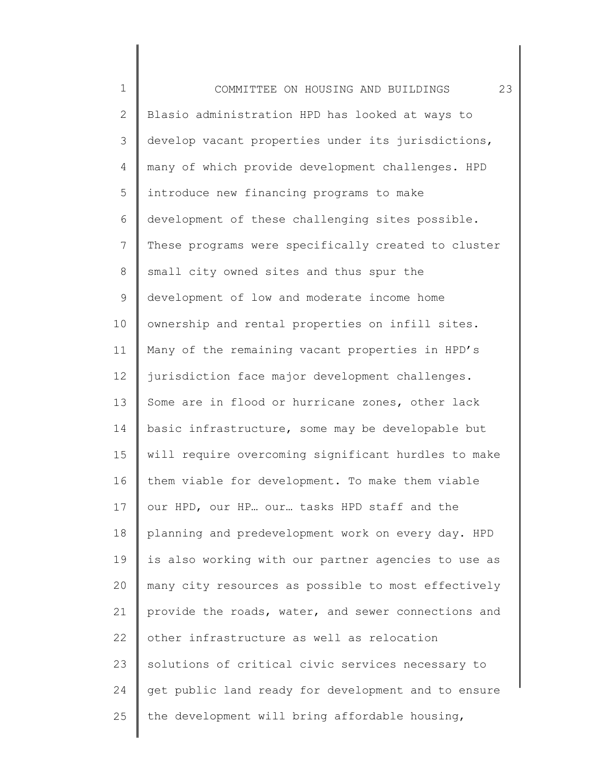Blasio administration HPD has looked at ways to develop vacant properties under its jurisdictions, many of which provide development challenges. HPD introduce new financing programs to make development of these challenging sites possible. These programs were specifically created to cluster small city owned sites and thus spur the development of low and moderate income home ownership and rental properties on infill sites. Many of the remaining vacant properties in HPD's jurisdiction face major development challenges. Some are in flood or hurricane zones, other lack basic infrastructure, some may be developable but will require overcoming significant hurdles to make them viable for development. To make them viable our HPD, our HP… our… tasks HPD staff and the planning and predevelopment work on every day. HPD is also working with our partner agencies to use as many city resources as possible to most effectively provide the roads, water, and sewer connections and other infrastructure as well as relocation solutions of critical civic services necessary to get public land ready for development and to ensure the development will bring affordable housing,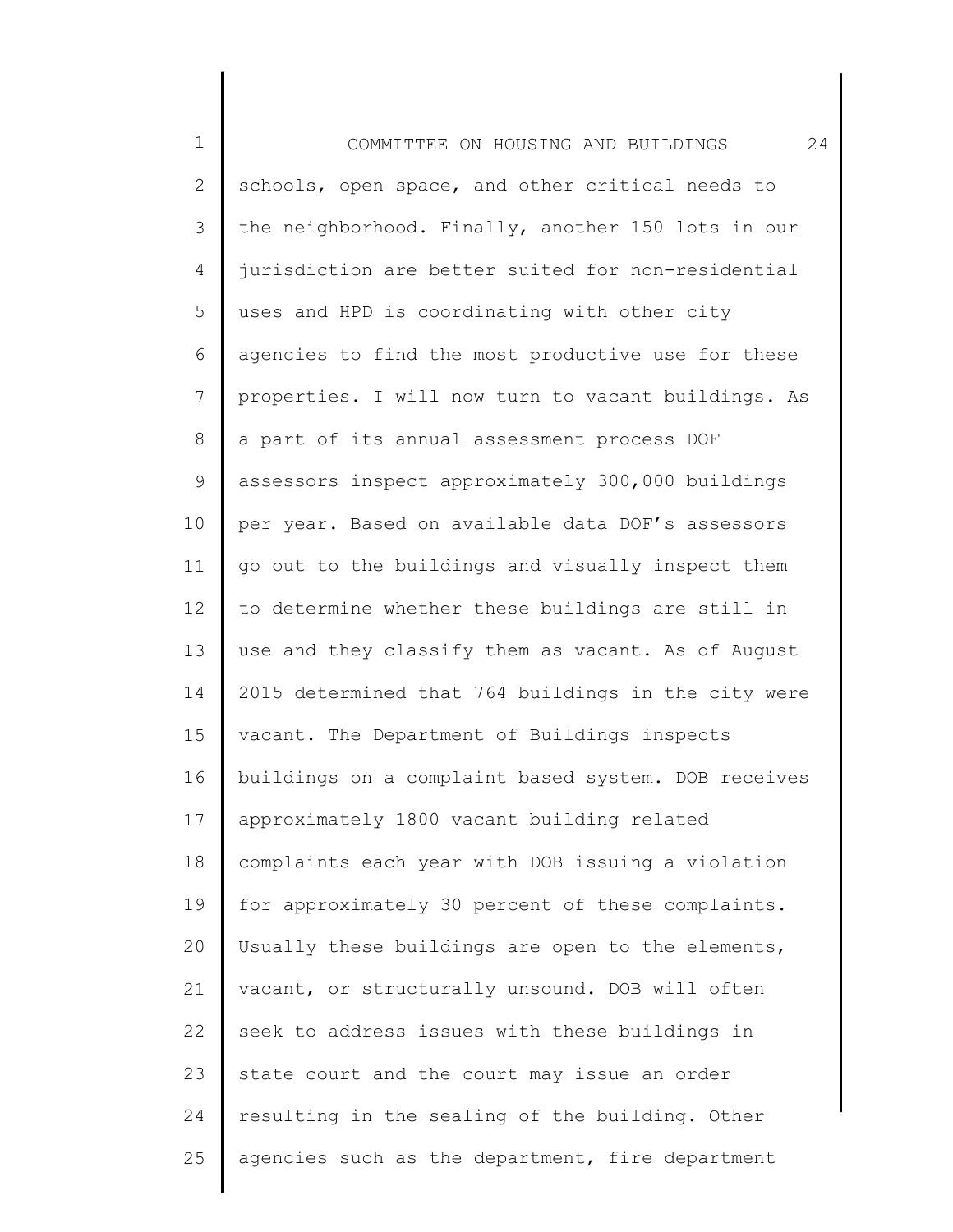schools, open space, and other critical needs to the neighborhood. Finally, another 150 lots in our jurisdiction are better suited for non-residential uses and HPD is coordinating with other city agencies to find the most productive use for these properties. I will now turn to vacant buildings. As a part of its annual assessment process DOF assessors inspect approximately 300,000 buildings per year. Based on available data DOF's assessors go out to the buildings and visually inspect them to determine whether these buildings are still in use and they classify them as vacant. As of August 2015 determined that 764 buildings in the city were vacant. The Department of Buildings inspects buildings on a complaint based system. DOB receives approximately 1800 vacant building related complaints each year with DOB issuing a violation for approximately 30 percent of these complaints. Usually these buildings are open to the elements, vacant, or structurally unsound. DOB will often seek to address issues with these buildings in state court and the court may issue an order resulting in the sealing of the building. Other agencies such as the department, fire department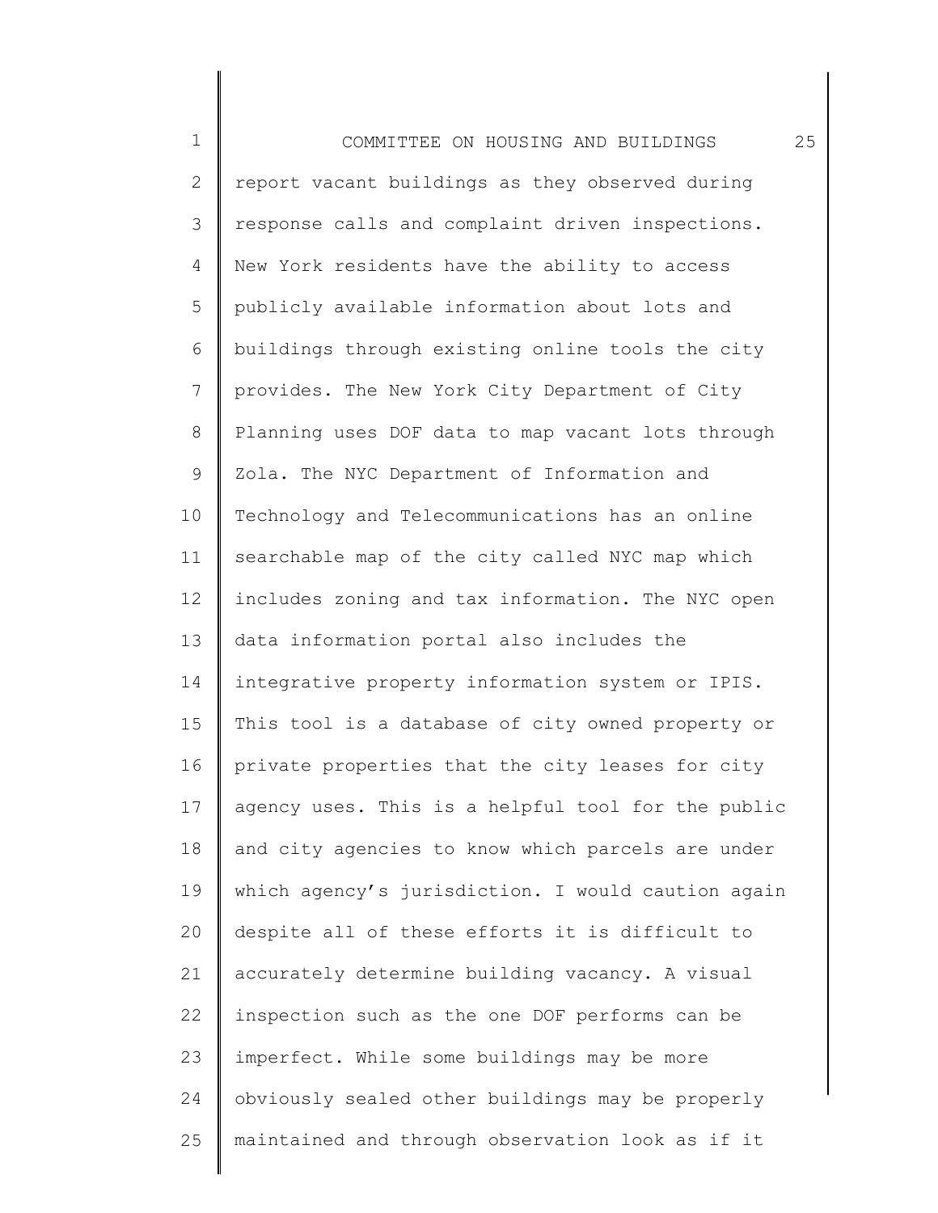report vacant buildings as they observed during response calls and complaint driven inspections. New York residents have the ability to access publicly available information about lots and buildings through existing online tools the city provides. The New York City Department of City Planning uses DOF data to map vacant lots through Zola. The NYC Department of Information and Technology and Telecommunications has an online searchable map of the city called NYC map which includes zoning and tax information. The NYC open data information portal also includes the integrative property information system or IPIS. This tool is a database of city owned property or private properties that the city leases for city agency uses. This is a helpful tool for the public and city agencies to know which parcels are under which agency's jurisdiction. I would caution again despite all of these efforts it is difficult to accurately determine building vacancy. A visual inspection such as the one DOF performs can be imperfect. While some buildings may be more obviously sealed other buildings may be properly maintained and through observation look as if it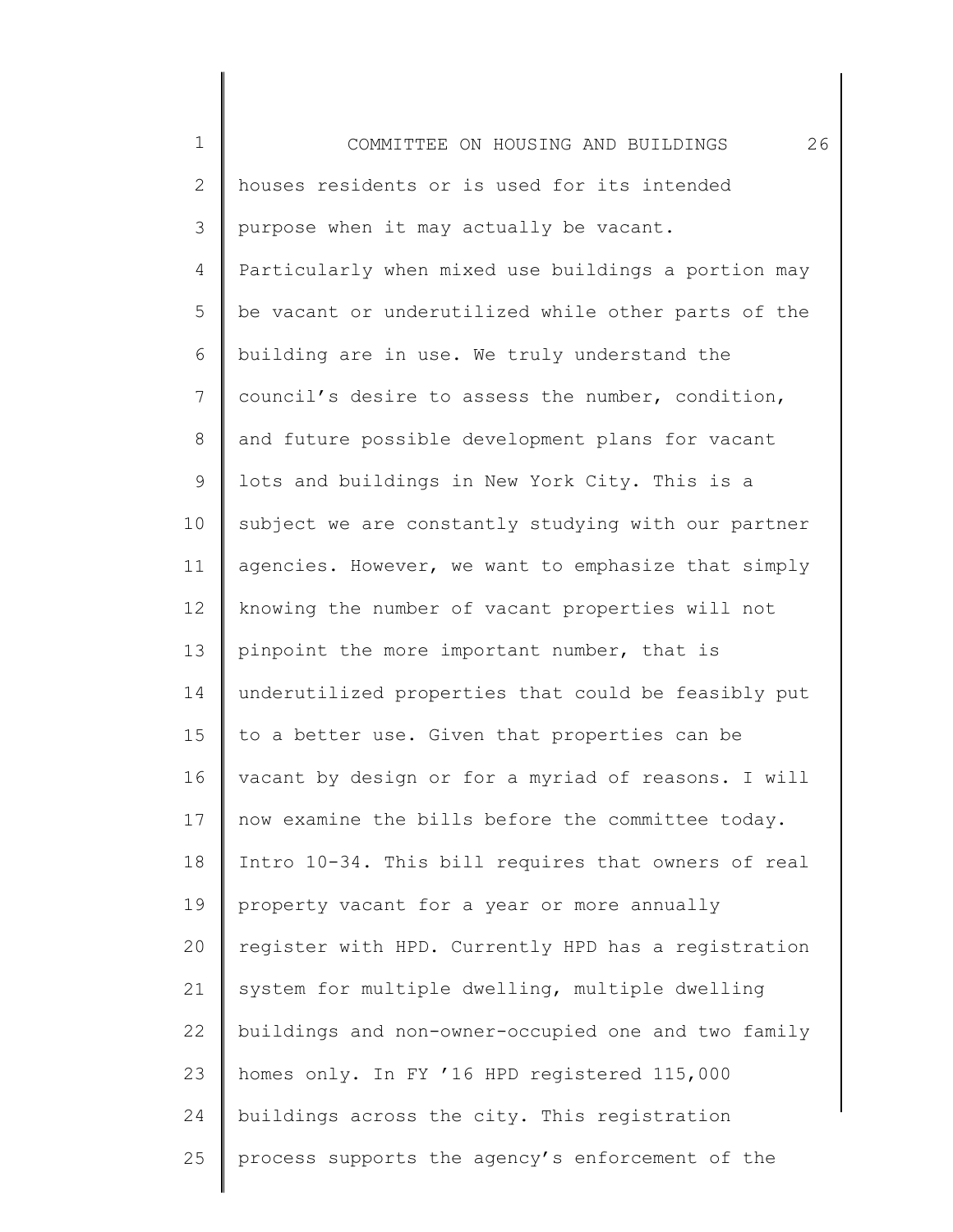houses residents or is used for its intended purpose when it may actually be vacant. Particularly when mixed use buildings a portion may be vacant or underutilized while other parts of the building are in use. We truly understand the council's desire to assess the number, condition, and future possible development plans for vacant lots and buildings in New York City. This is a subject we are constantly studying with our partner agencies. However, we want to emphasize that simply knowing the number of vacant properties will not pinpoint the more important number, that is underutilized properties that could be feasibly put to a better use. Given that properties can be vacant by design or for a myriad of reasons. I will now examine the bills before the committee today. Intro 10-34. This bill requires that owners of real property vacant for a year or more annually register with HPD. Currently HPD has a registration system for multiple dwelling, multiple dwelling buildings and non-owner-occupied one and two family homes only. In FY '16 HPD registered 115,000 buildings across the city. This registration process supports the agency's enforcement of the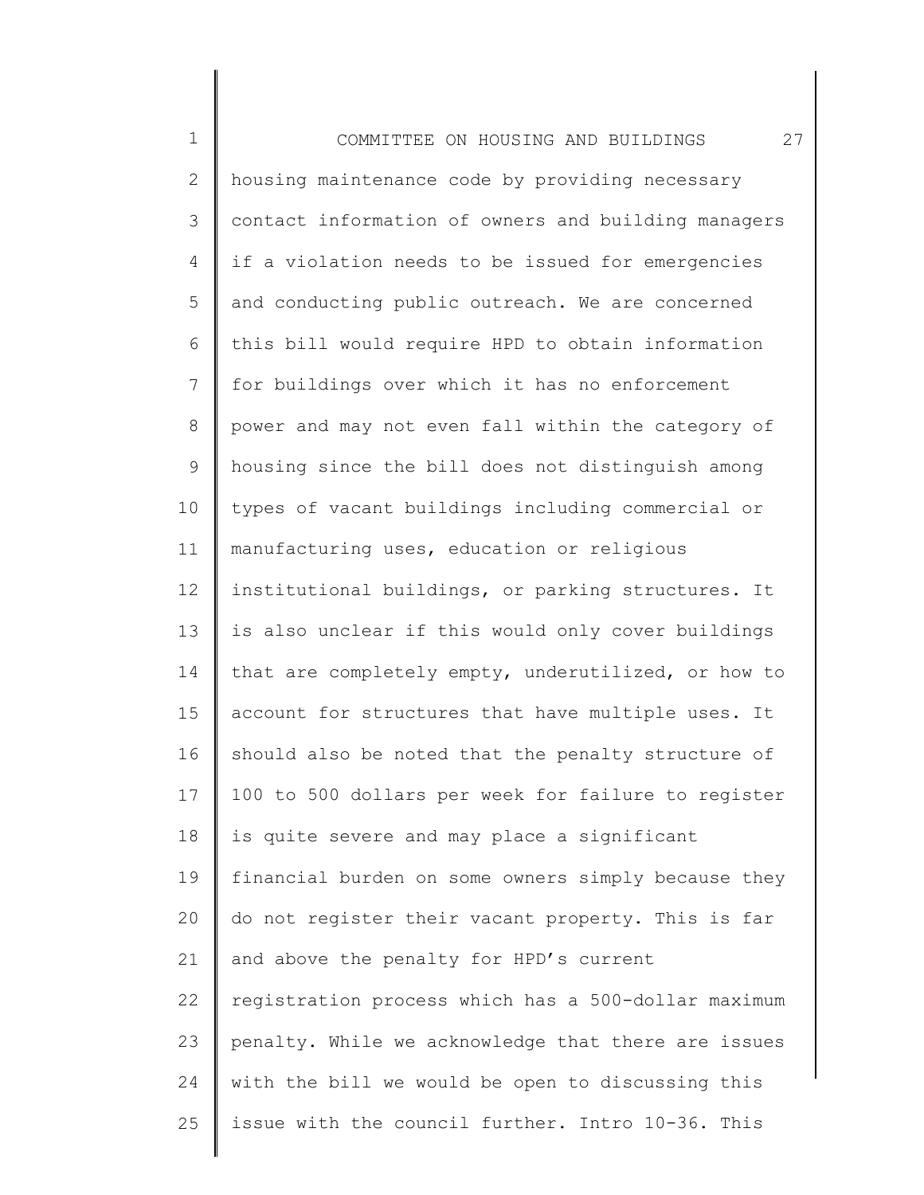housing maintenance code by providing necessary contact information of owners and building managers if a violation needs to be issued for emergencies and conducting public outreach. We are concerned this bill would require HPD to obtain information for buildings over which it has no enforcement power and may not even fall within the category of housing since the bill does not distinguish among types of vacant buildings including commercial or manufacturing uses, education or religious institutional buildings, or parking structures. It is also unclear if this would only cover buildings that are completely empty, underutilized, or how to account for structures that have multiple uses. It should also be noted that the penalty structure of 100 to 500 dollars per week for failure to register is quite severe and may place a significant financial burden on some owners simply because they do not register their vacant property. This is far and above the penalty for HPD's current registration process which has a 500-dollar maximum penalty. While we acknowledge that there are issues with the bill we would be open to discussing this issue with the council further. Intro 10-36. This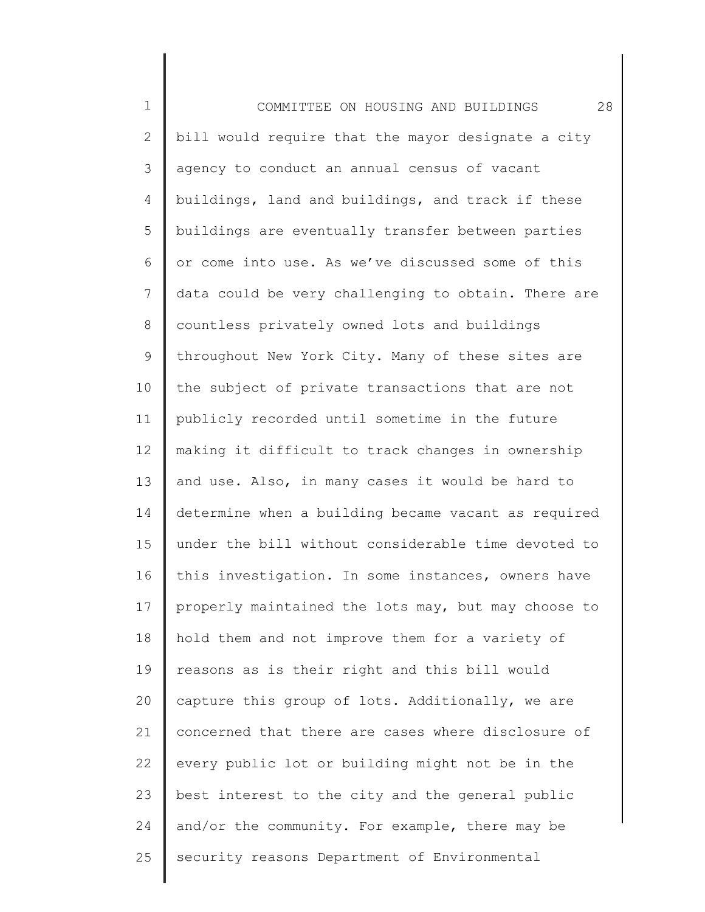bill would require that the mayor designate a city agency to conduct an annual census of vacant buildings, land and buildings, and track if these buildings are eventually transfer between parties or come into use. As we've discussed some of this data could be very challenging to obtain. There are countless privately owned lots and buildings throughout New York City. Many of these sites are the subject of private transactions that are not publicly recorded until sometime in the future making it difficult to track changes in ownership and use. Also, in many cases it would be hard to determine when a building became vacant as required under the bill without considerable time devoted to this investigation. In some instances, owners have properly maintained the lots may, but may choose to hold them and not improve them for a variety of reasons as is their right and this bill would capture this group of lots. Additionally, we are concerned that there are cases where disclosure of every public lot or building might not be in the best interest to the city and the general public and/or the community. For example, there may be security reasons Department of Environmental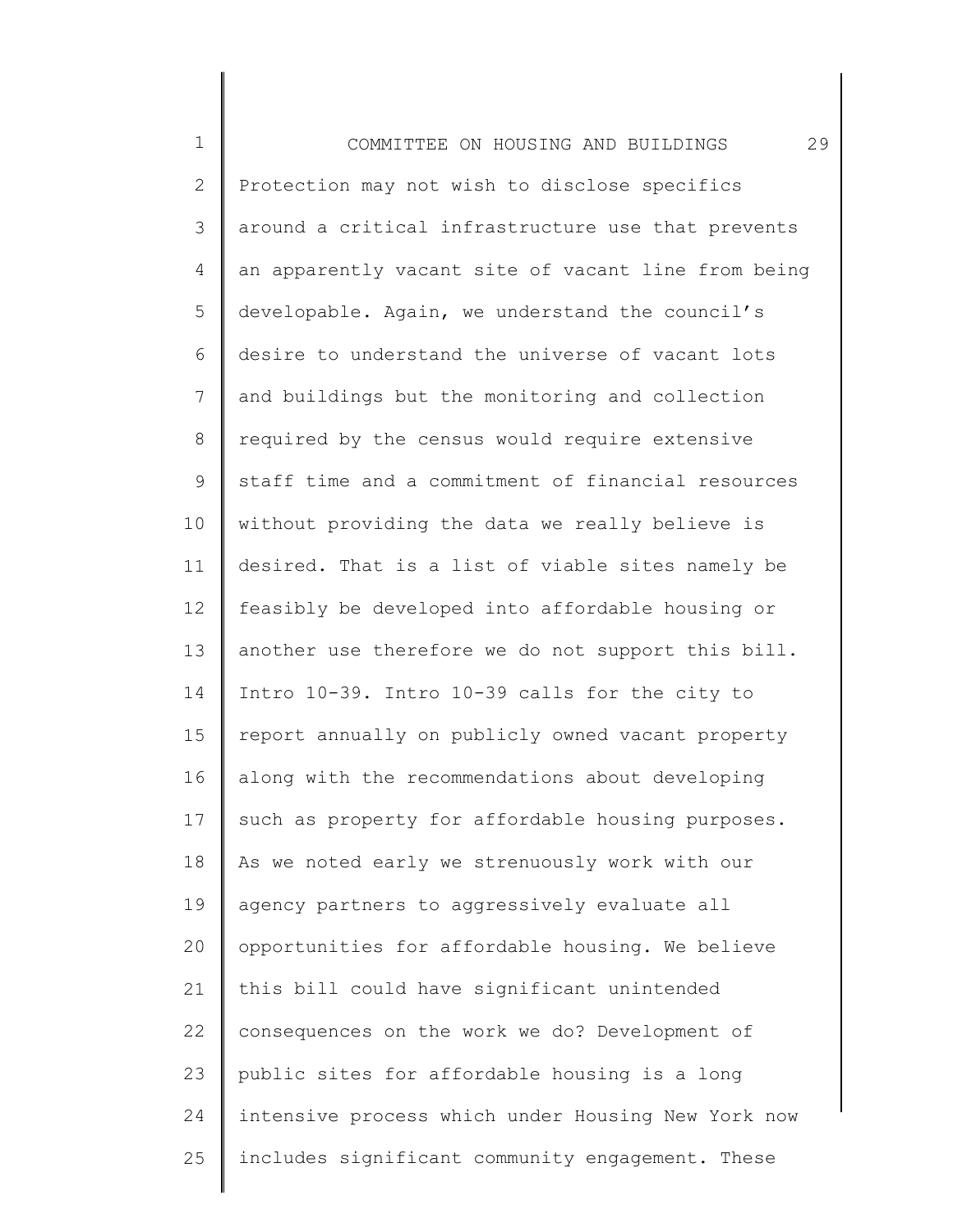Protection may not wish to disclose specifics around a critical infrastructure use that prevents an apparently vacant site of vacant line from being developable. Again, we understand the council's desire to understand the universe of vacant lots and buildings but the monitoring and collection required by the census would require extensive staff time and a commitment of financial resources without providing the data we really believe is desired. That is a list of viable sites namely be feasibly be developed into affordable housing or another use therefore we do not support this bill. Intro 10-39. Intro 10-39 calls for the city to report annually on publicly owned vacant property along with the recommendations about developing such as property for affordable housing purposes. As we noted early we strenuously work with our agency partners to aggressively evaluate all opportunities for affordable housing. We believe this bill could have significant unintended consequences on the work we do? Development of public sites for affordable housing is a long intensive process which under Housing New York now includes significant community engagement. These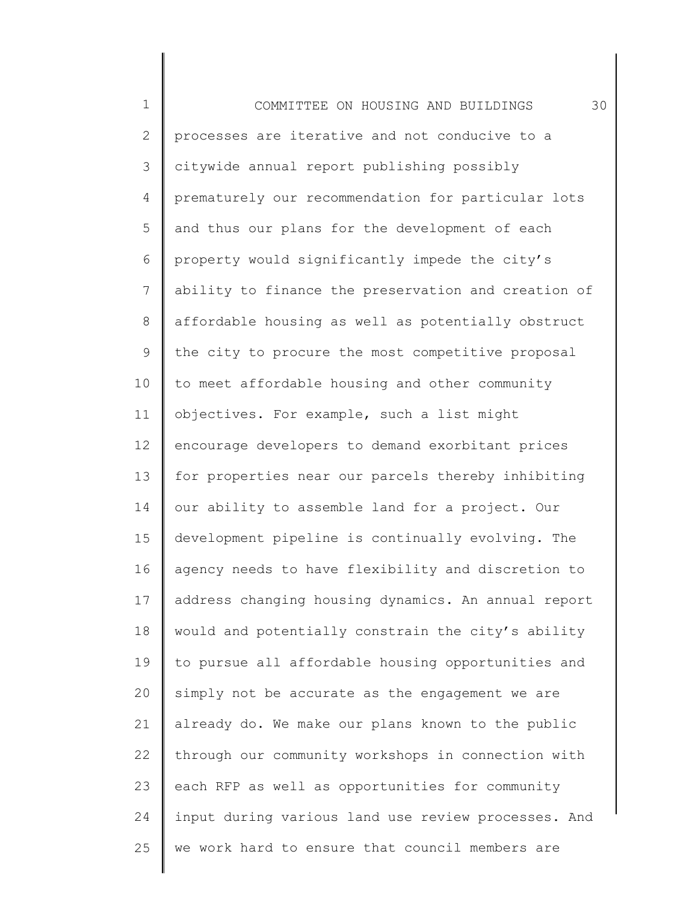processes are iterative and not conducive to a citywide annual report publishing possibly prematurely our recommendation for particular lots and thus our plans for the development of each property would significantly impede the city's ability to finance the preservation and creation of affordable housing as well as potentially obstruct the city to procure the most competitive proposal to meet affordable housing and other community objectives. For example, such a list might encourage developers to demand exorbitant prices for properties near our parcels thereby inhibiting our ability to assemble land for a project. Our development pipeline is continually evolving. The agency needs to have flexibility and discretion to address changing housing dynamics. An annual report would and potentially constrain the city's ability to pursue all affordable housing opportunities and simply not be accurate as the engagement we are already do. We make our plans known to the public through our community workshops in connection with each RFP as well as opportunities for community input during various land use review processes. And we work hard to ensure that council members are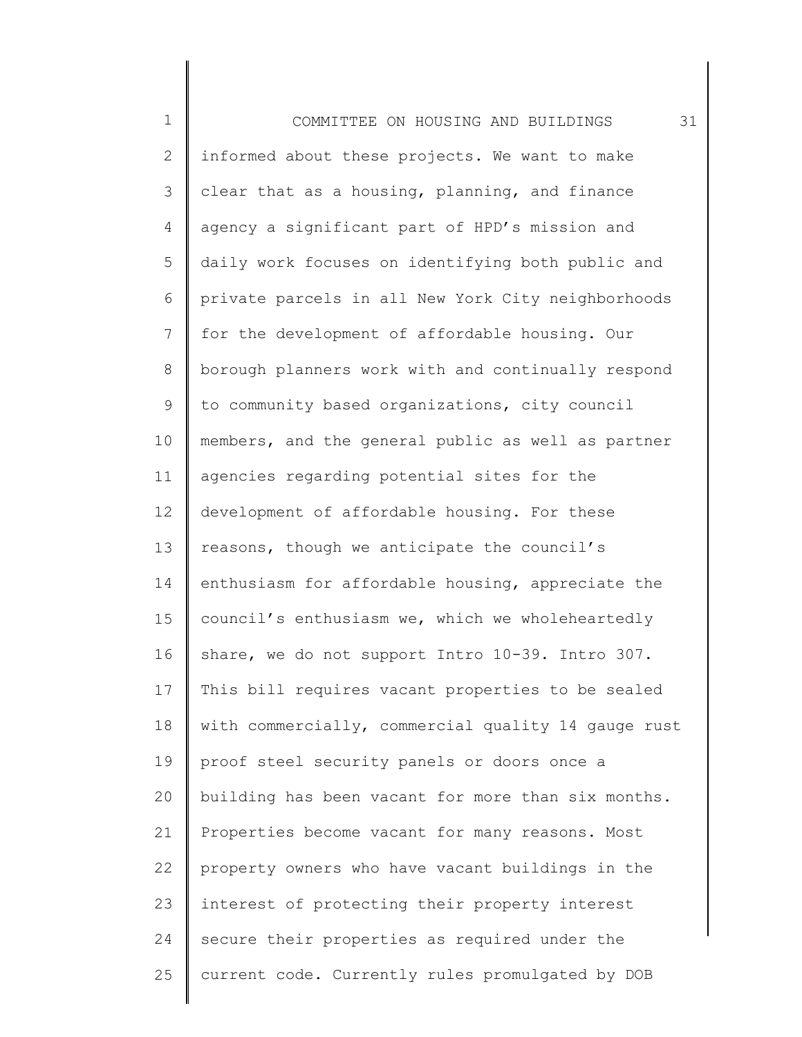informed about these projects. We want to make clear that as a housing, planning, and finance agency a significant part of HPD's mission and daily work focuses on identifying both public and private parcels in all New York City neighborhoods for the development of affordable housing. Our borough planners work with and continually respond to community based organizations, city council members, and the general public as well as partner agencies regarding potential sites for the development of affordable housing. For these reasons, though we anticipate the council's enthusiasm for affordable housing, appreciate the council's enthusiasm we, which we wholeheartedly share, we do not support Intro 10-39. Intro 307. This bill requires vacant properties to be sealed with commercially, commercial quality 14 gauge rust proof steel security panels or doors once a building has been vacant for more than six months. Properties become vacant for many reasons. Most property owners who have vacant buildings in the interest of protecting their property interest secure their properties as required under the current code. Currently rules promulgated by DOB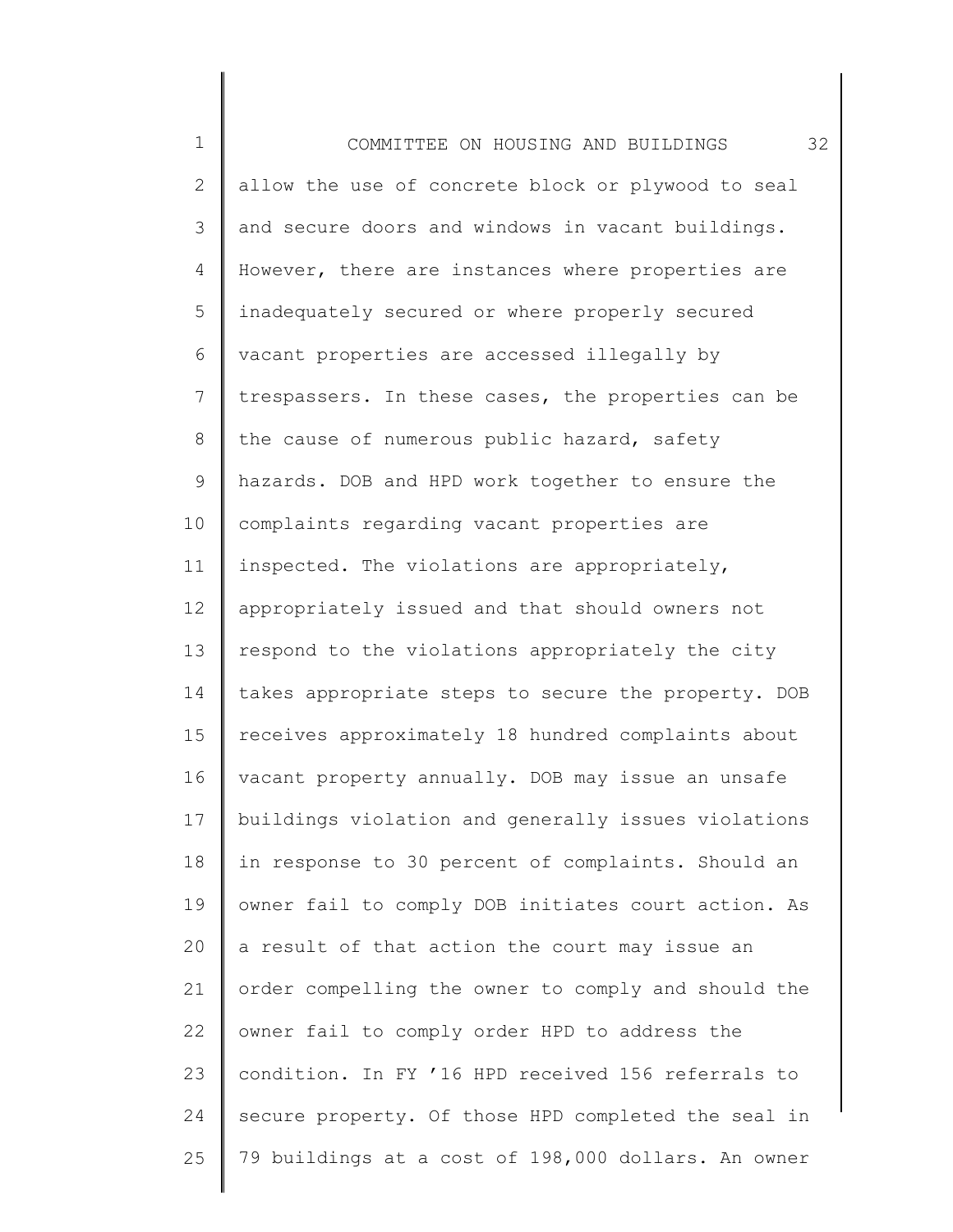allow the use of concrete block or plywood to seal and secure doors and windows in vacant buildings. However, there are instances where properties are inadequately secured or where properly secured vacant properties are accessed illegally by trespassers. In these cases, the properties can be the cause of numerous public hazard, safety hazards. DOB and HPD work together to ensure the complaints regarding vacant properties are inspected. The violations are appropriately, appropriately issued and that should owners not respond to the violations appropriately the city takes appropriate steps to secure the property. DOB receives approximately 18 hundred complaints about vacant property annually. DOB may issue an unsafe buildings violation and generally issues violations in response to 30 percent of complaints. Should an owner fail to comply DOB initiates court action. As a result of that action the court may issue an order compelling the owner to comply and should the owner fail to comply order HPD to address the condition. In FY ’16 HPD received 156 referrals to secure property. Of those HPD completed the seal in 79 buildings at a cost of 198,000 dollars. An owner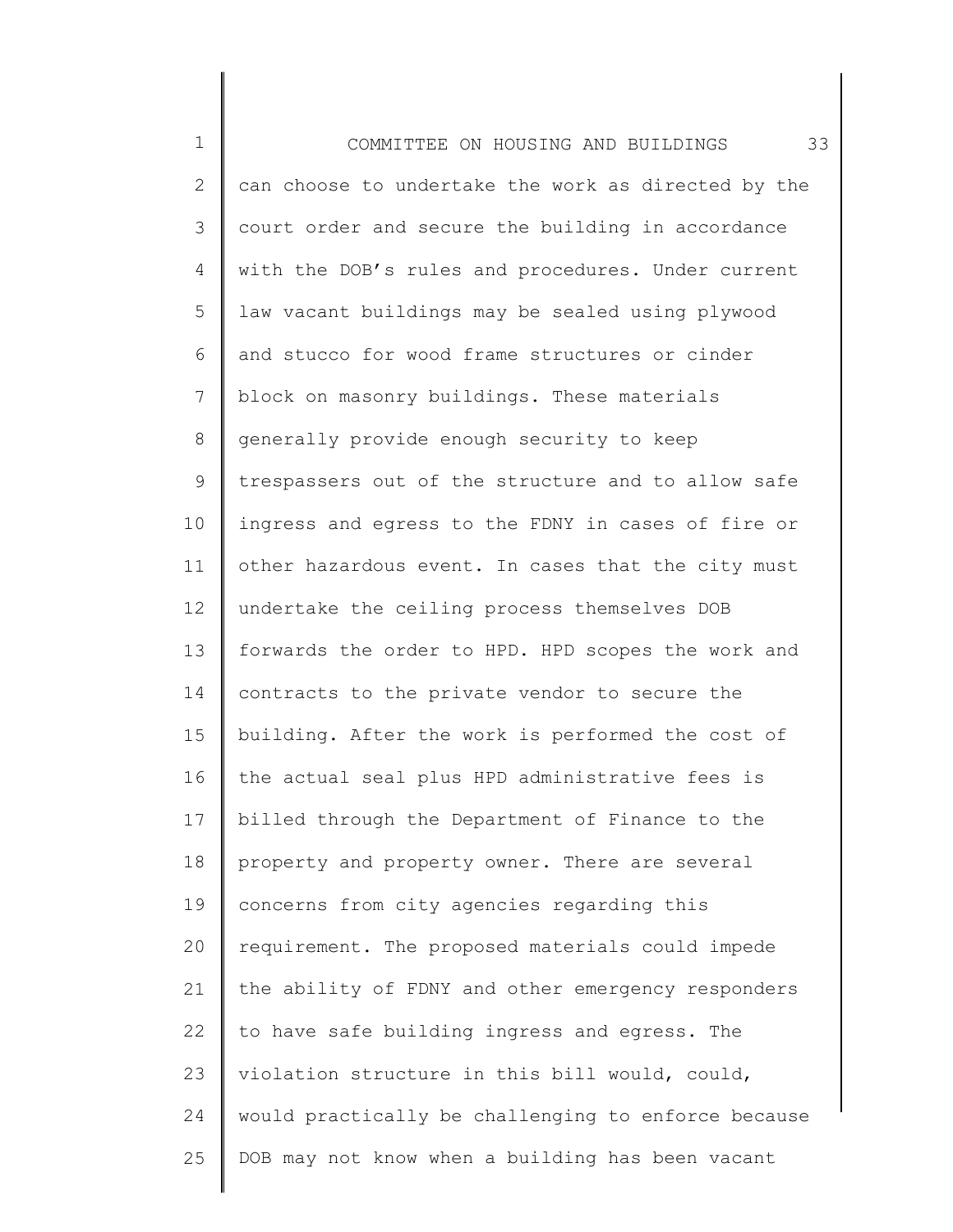can choose to undertake the work as directed by the court order and secure the building in accordance with the DOB's rules and procedures. Under current law vacant buildings may be sealed using plywood and stucco for wood frame structures or cinder block on masonry buildings. These materials generally provide enough security to keep trespassers out of the structure and to allow safe ingress and egress to the FDNY in cases of fire or other hazardous event. In cases that the city must undertake the ceiling process themselves DOB forwards the order to HPD. HPD scopes the work and contracts to the private vendor to secure the building. After the work is performed the cost of the actual seal plus HPD administrative fees is billed through the Department of Finance to the property and property owner. There are several concerns from city agencies regarding this requirement. The proposed materials could impede the ability of FDNY and other emergency responders to have safe building ingress and egress. The violation structure in this bill would, could, would practically be challenging to enforce because DOB may not know when a building has been vacant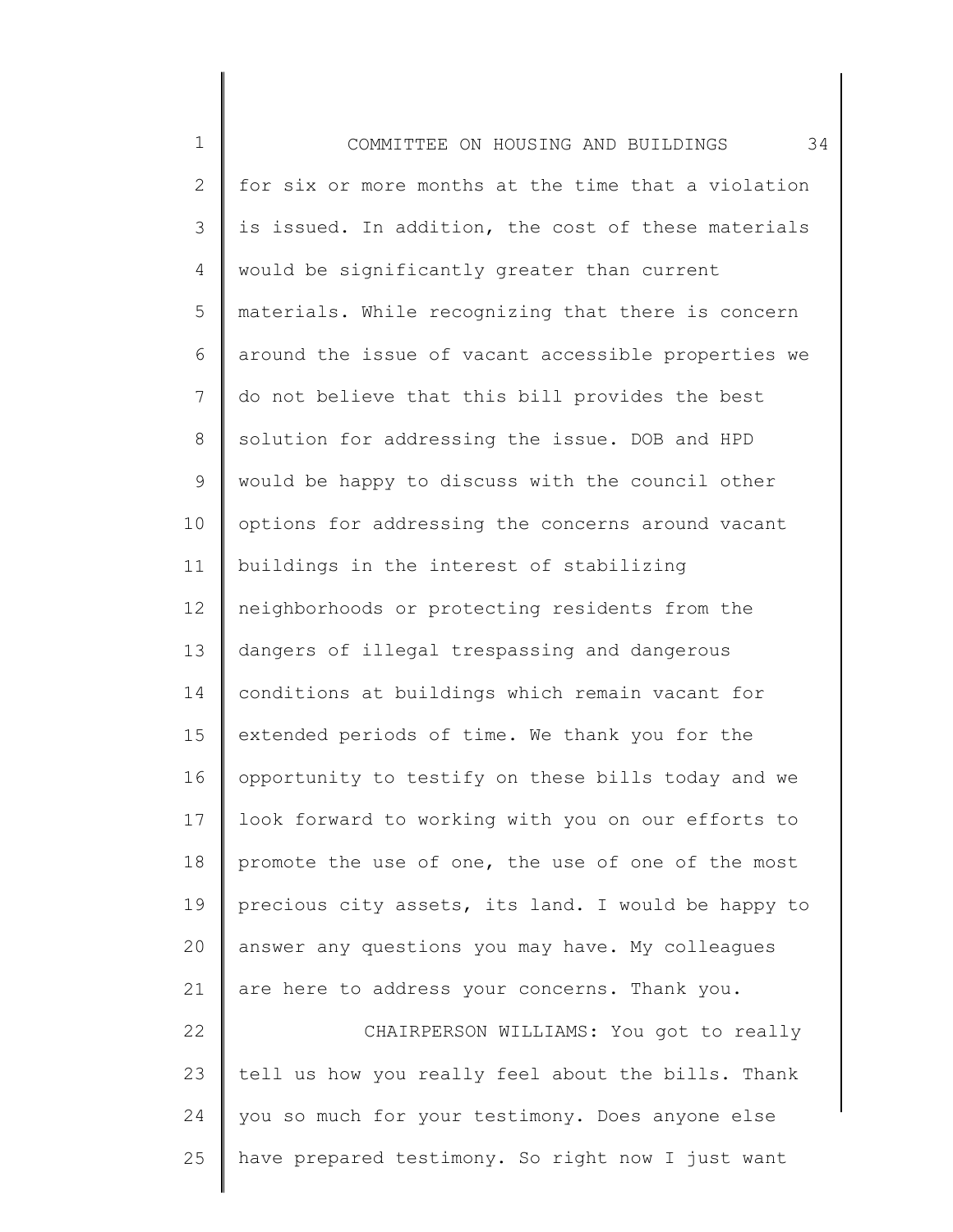for six or more months at the time that a violation is issued. In addition, the cost of these materials would be significantly greater than current materials. While recognizing that there is concern around the issue of vacant accessible properties we do not believe that this bill provides the best solution for addressing the issue. DOB and HPD would be happy to discuss with the council other options for addressing the concerns around vacant buildings in the interest of stabilizing neighborhoods or protecting residents from the dangers of illegal trespassing and dangerous conditions at buildings which remain vacant for extended periods of time. We thank you for the opportunity to testify on these bills today and we look forward to working with you on our efforts to promote the use of one, the use of one of the most precious city assets, its land. I would be happy to answer any questions you may have. My colleagues are here to address your concerns. Thank you.

CHAIRPERSON WILLIAMS: You got to really tell us how you really feel about the bills. Thank you so much for your testimony. Does anyone else have prepared testimony. So right now I just want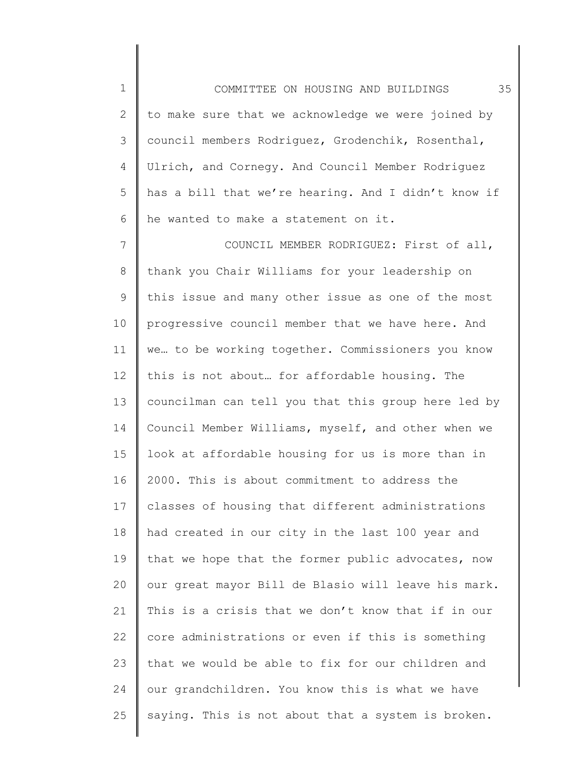to make sure that we acknowledge we were joined by council members Rodriguez, Grodenchik, Rosenthal, Ulrich, and Cornegy. And Council Member Rodriguez has a bill that we're hearing. And I didn't know if he wanted to make a statement on it.

COUNCIL MEMBER RODRIGUEZ: First of all, thank you Chair Williams for your leadership on this issue and many other issue as one of the most progressive council member that we have here. And we… to be working together. Commissioners you know this is not about… for affordable housing. The councilman can tell you that this group here led by Council Member Williams, myself, and other when we look at affordable housing for us is more than in 2000. This is about commitment to address the classes of housing that different administrations had created in our city in the last 100 year and that we hope that the former public advocates, now our great mayor Bill de Blasio will leave his mark. This is a crisis that we don't know that if in our core administrations or even if this is something that we would be able to fix for our children and our grandchildren. You know this is what we have saying. This is not about that a system is broken.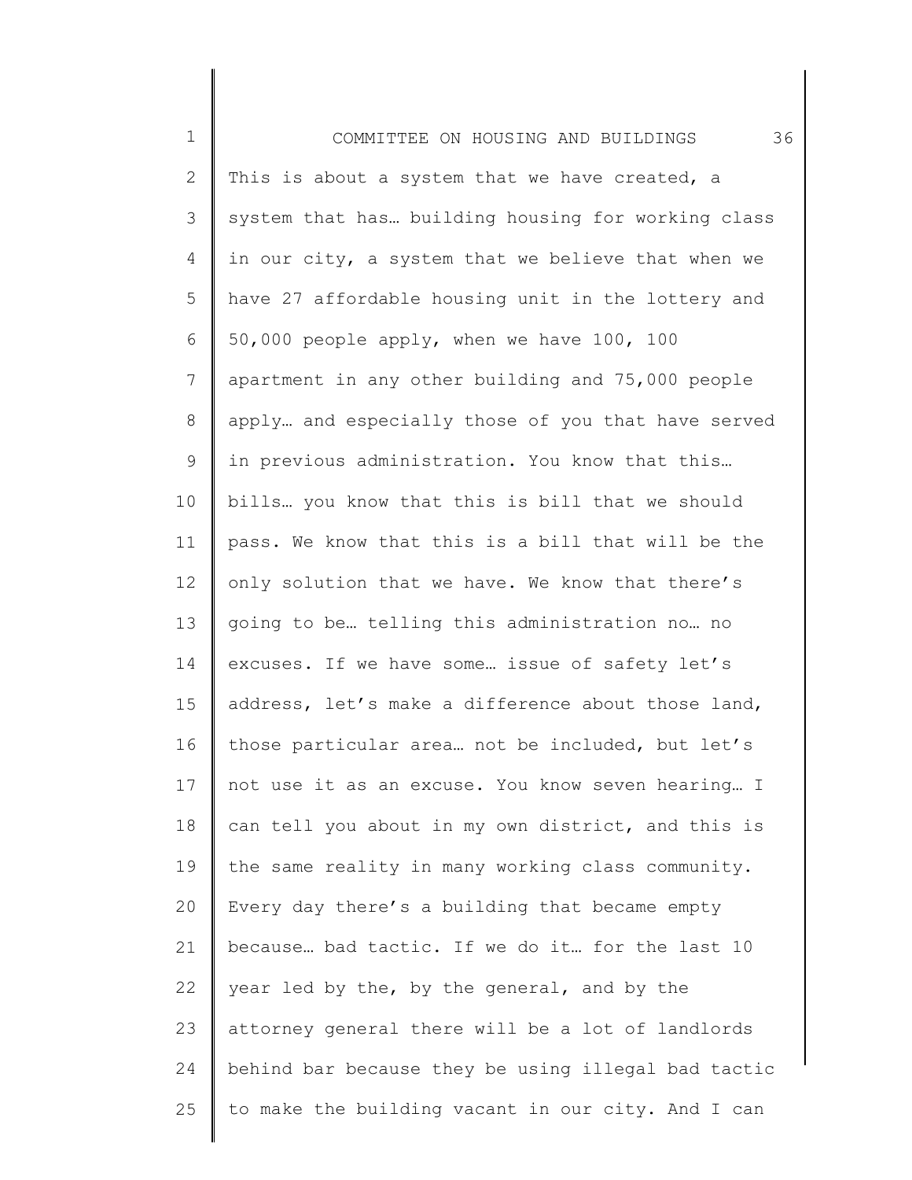This is about a system that we have created, a system that has… building housing for working class in our city, a system that we believe that when we have 27 affordable housing unit in the lottery and 50,000 people apply, when we have 100, 100 apartment in any other building and 75,000 people apply… and especially those of you that have served in previous administration. You know that this… bills… you know that this is bill that we should pass. We know that this is a bill that will be the only solution that we have. We know that there's going to be… telling this administration no… no excuses. If we have some… issue of safety let's address, let's make a difference about those land, those particular area… not be included, but let's not use it as an excuse. You know seven hearing… I can tell you about in my own district, and this is the same reality in many working class community. Every day there's a building that became empty because… bad tactic. If we do it… for the last 10 year led by the, by the general, and by the attorney general there will be a lot of landlords behind bar because they be using illegal bad tactic to make the building vacant in our city. And I can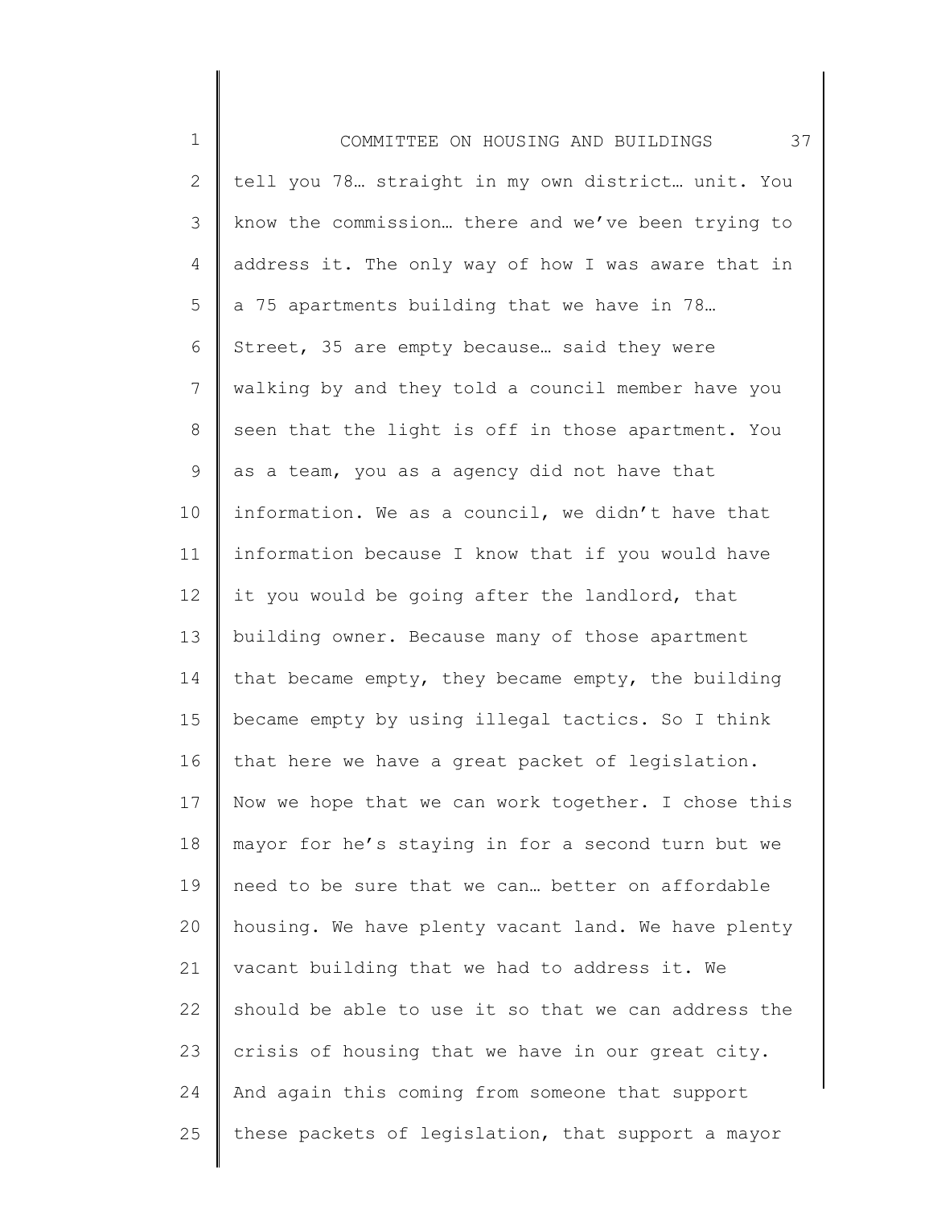tell you 78… straight in my own district… unit. You know the commission… there and we've been trying to address it. The only way of how I was aware that in a 75 apartments building that we have in 78… Street, 35 are empty because… said they were walking by and they told a council member have you seen that the light is off in those apartment. You as a team, you as a agency did not have that information. We as a council, we didn't have that information because I know that if you would have it you would be going after the landlord, that building owner. Because many of those apartment that became empty, they became empty, the building became empty by using illegal tactics. So I think that here we have a great packet of legislation. Now we hope that we can work together. I chose this mayor for he's staying in for a second turn but we need to be sure that we can… better on affordable housing. We have plenty vacant land. We have plenty vacant building that we had to address it. We should be able to use it so that we can address the crisis of housing that we have in our great city. And again this coming from someone that support these packets of legislation, that support a mayor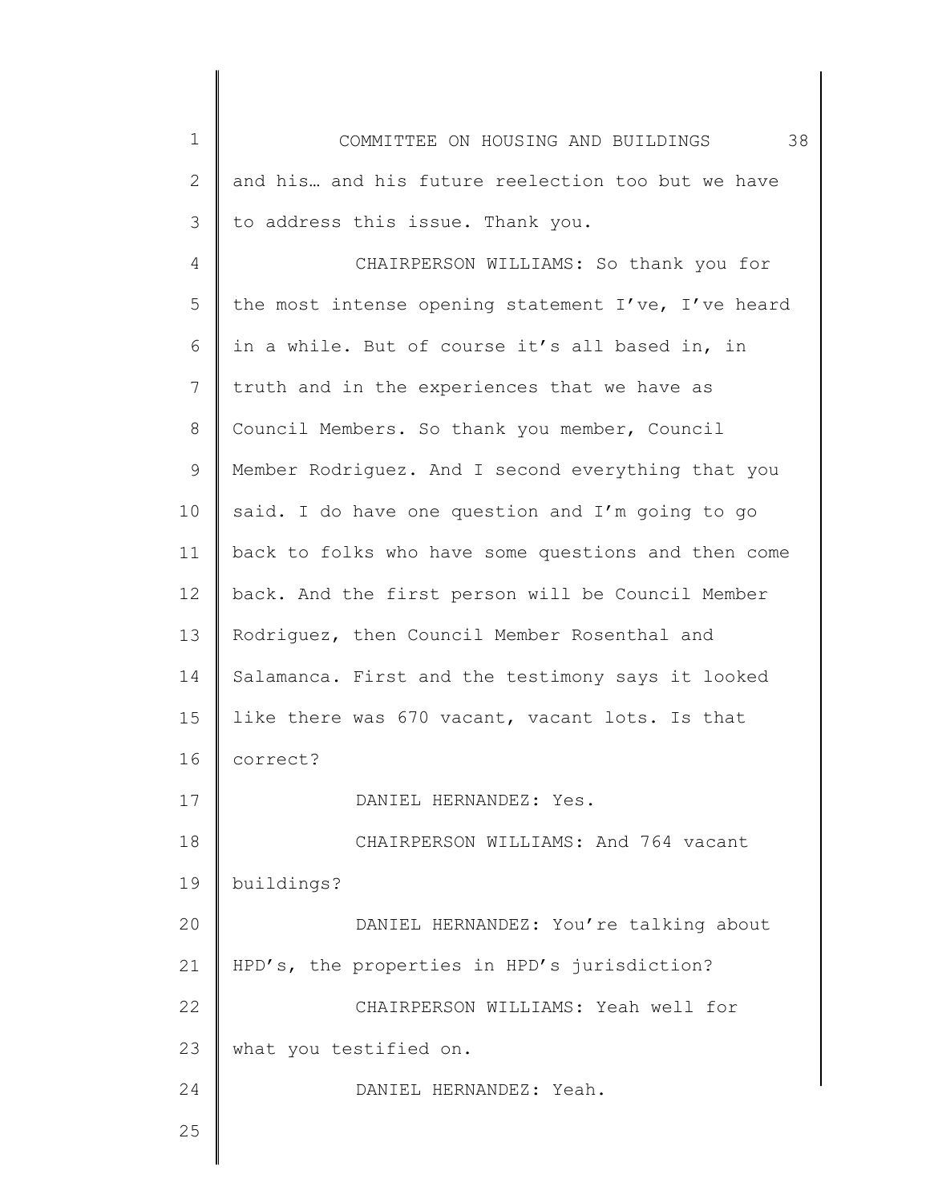and his… and his future reelection too but we have to address this issue. Thank you.

CHAIRPERSON WILLIAMS: So thank you for the most intense opening statement I've, I've heard in a while. But of course it's all based in, in truth and in the experiences that we have as Council Members. So thank you member, Council Member Rodriguez. And I second everything that you said. I do have one question and I'm going to go back to folks who have some questions and then come back. And the first person will be Council Member Rodriguez, then Council Member Rosenthal and Salamanca. First and the testimony says it looked like there was 670 vacant, vacant lots. Is that correct?

DANIEL HERNANDEZ: Yes.

CHAIRPERSON WILLIAMS: And 764 vacant buildings?

DANIEL HERNANDEZ: You're talking about HPD's, the properties in HPD's jurisdiction?

CHAIRPERSON WILLIAMS: Yeah well for what you testified on.

DANIEL HERNANDEZ: Yeah.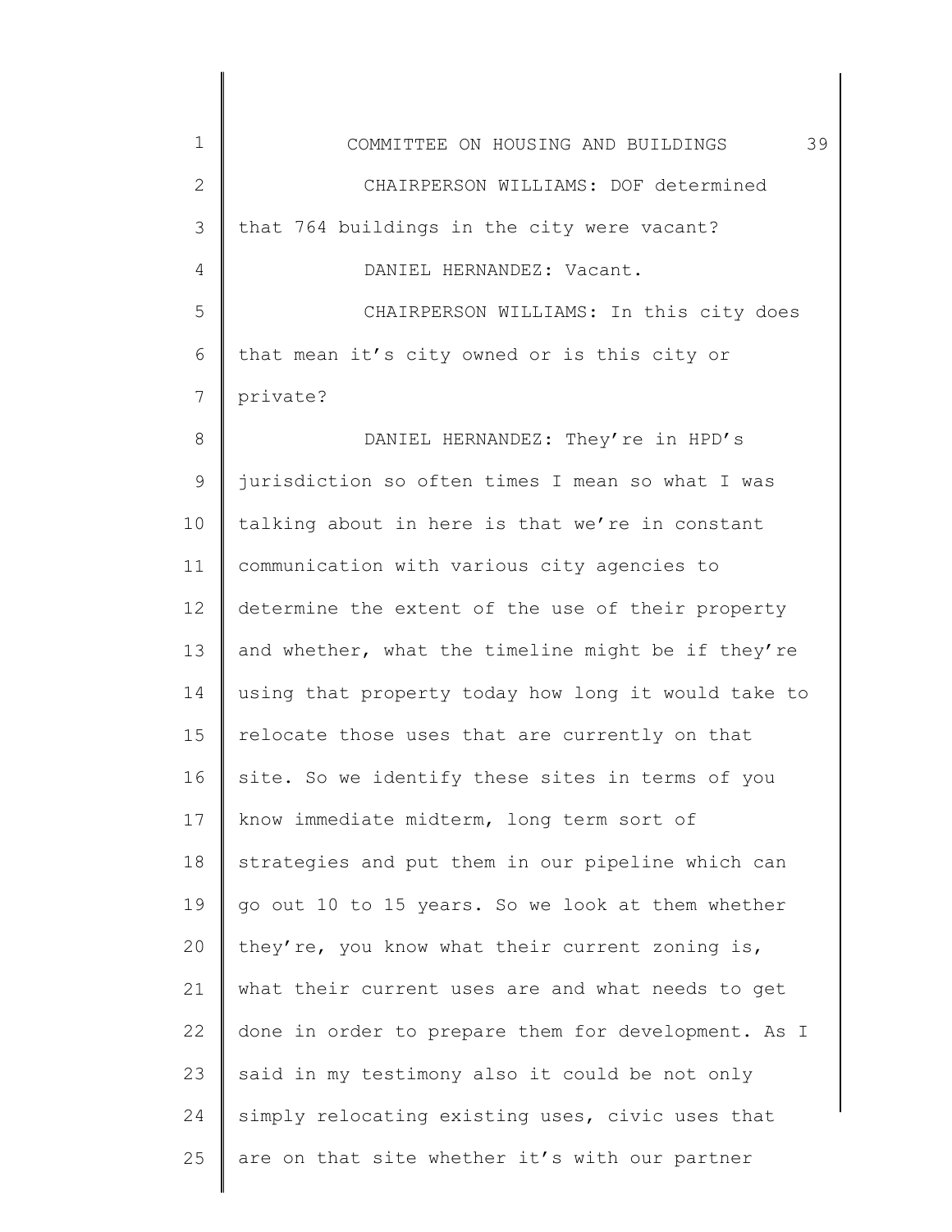CHAIRPERSON WILLIAMS: DOF determined that 764 buildings in the city were vacant?

DANIEL HERNANDEZ: Vacant.

CHAIRPERSON WILLIAMS: In this city does that mean it's city owned or is this city or private?

DANIEL HERNANDEZ: They're in HPD's jurisdiction so often times I mean so what I was talking about in here is that we're in constant communication with various city agencies to determine the extent of the use of their property and whether, what the timeline might be if they're using that property today how long it would take to relocate those uses that are currently on that site. So we identify these sites in terms of you know immediate midterm, long term sort of strategies and put them in our pipeline which can go out 10 to 15 years. So we look at them whether they're, you know what their current zoning is, what their current uses are and what needs to get done in order to prepare them for development. As I said in my testimony also it could be not only simply relocating existing uses, civic uses that are on that site whether it's with our partner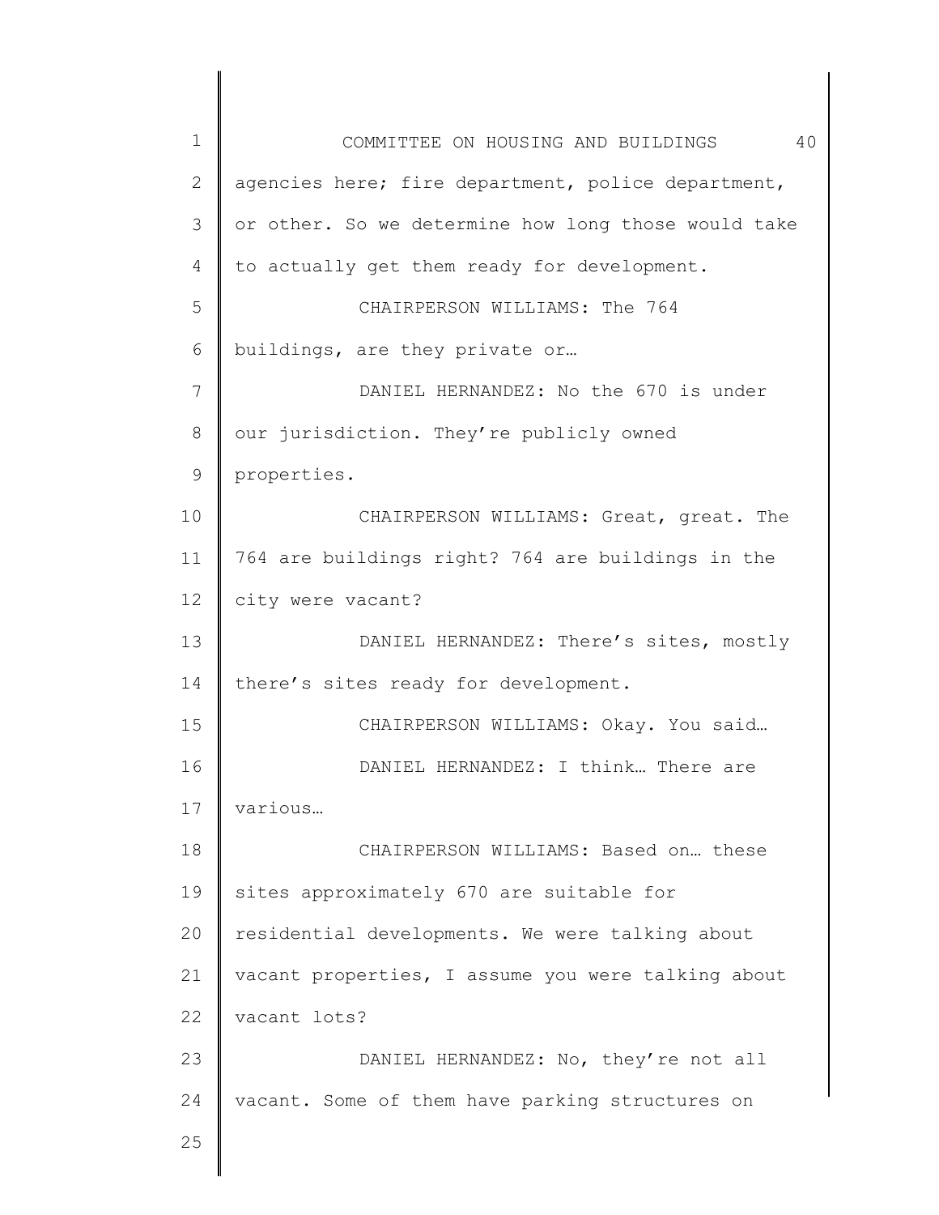agencies here; fire department, police department, or other. So we determine how long those would take to actually get them ready for development.

CHAIRPERSON WILLIAMS: The 764 buildings, are they private or…

DANIEL HERNANDEZ: No the 670 is under our jurisdiction. They're publicly owned properties.

CHAIRPERSON WILLIAMS: Great, great. The 764 are buildings right? 764 are buildings in the city were vacant?

DANIEL HERNANDEZ: There's sites, mostly there's sites ready for development.

CHAIRPERSON WILLIAMS: Okay. You said…

DANIEL HERNANDEZ: I think… There are various…

CHAIRPERSON WILLIAMS: Based on… these sites approximately 670 are suitable for residential developments. We were talking about vacant properties, I assume you were talking about vacant lots?

DANIEL HERNANDEZ: No, they're not all vacant. Some of them have parking structures on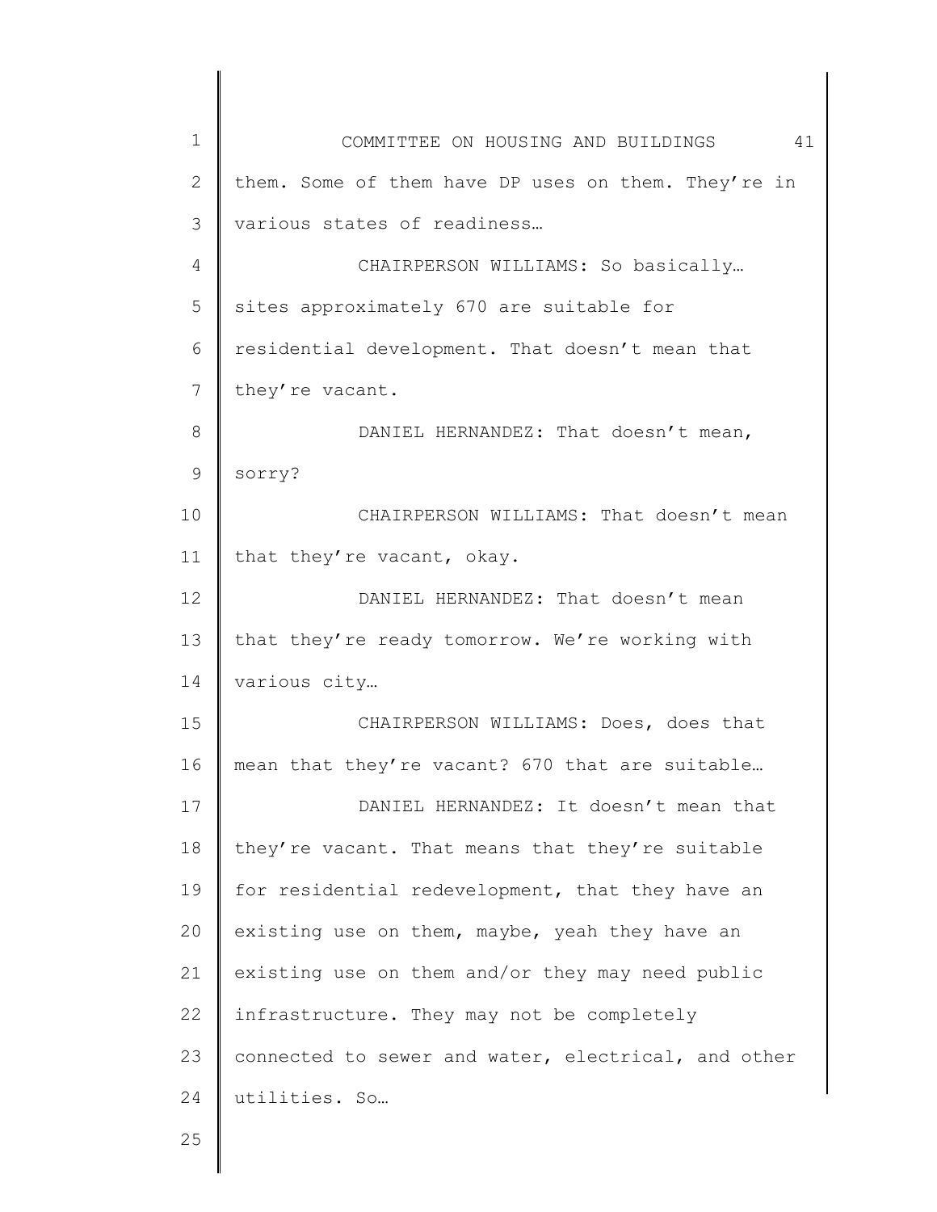them. Some of them have DP uses on them. They're in various states of readiness…

CHAIRPERSON WILLIAMS: So basically… sites approximately 670 are suitable for residential development. That doesn't mean that they're vacant.

DANIEL HERNANDEZ: That doesn't mean, sorry?

CHAIRPERSON WILLIAMS: That doesn't mean that they're vacant, okay.

DANIEL HERNANDEZ: That doesn't mean that they're ready tomorrow. We're working with various city…

CHAIRPERSON WILLIAMS: Does, does that mean that they're vacant? 670 that are suitable…

DANIEL HERNANDEZ: It doesn't mean that they're vacant. That means that they're suitable for residential redevelopment, that they have an existing use on them, maybe, yeah they have an existing use on them and/or they may need public infrastructure. They may not be completely connected to sewer and water, electrical, and other utilities. So…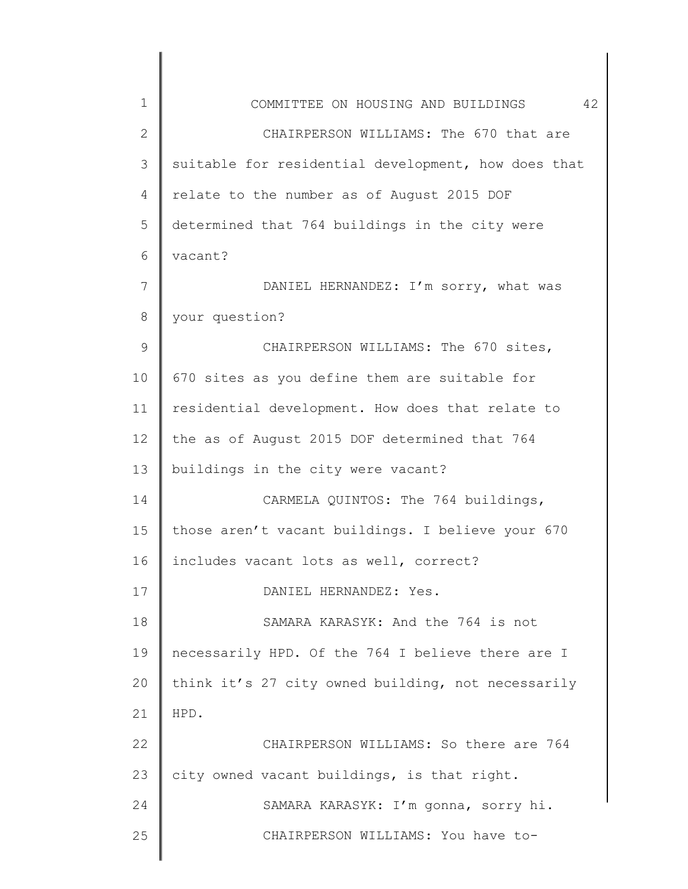CHAIRPERSON WILLIAMS: The 670 that are suitable for residential development, how does that relate to the number as of August 2015 DOF determined that 764 buildings in the city were vacant?

DANIEL HERNANDEZ: I'm sorry, what was your question?

CHAIRPERSON WILLIAMS: The 670 sites, 670 sites as you define them are suitable for residential development. How does that relate to the as of August 2015 DOF determined that 764 buildings in the city were vacant?

CARMELA QUINTOS: The 764 buildings, those aren't vacant buildings. I believe your 670 includes vacant lots as well, correct?

DANIEL HERNANDEZ: Yes.

SAMARA KARASYK: And the 764 is not necessarily HPD. Of the 764 I believe there are I think it's 27 city owned building, not necessarily HPD.

CHAIRPERSON WILLIAMS: So there are 764 city owned vacant buildings, is that right.

SAMARA KARASYK: I'm gonna, sorry hi.

CHAIRPERSON WILLIAMS: You have to-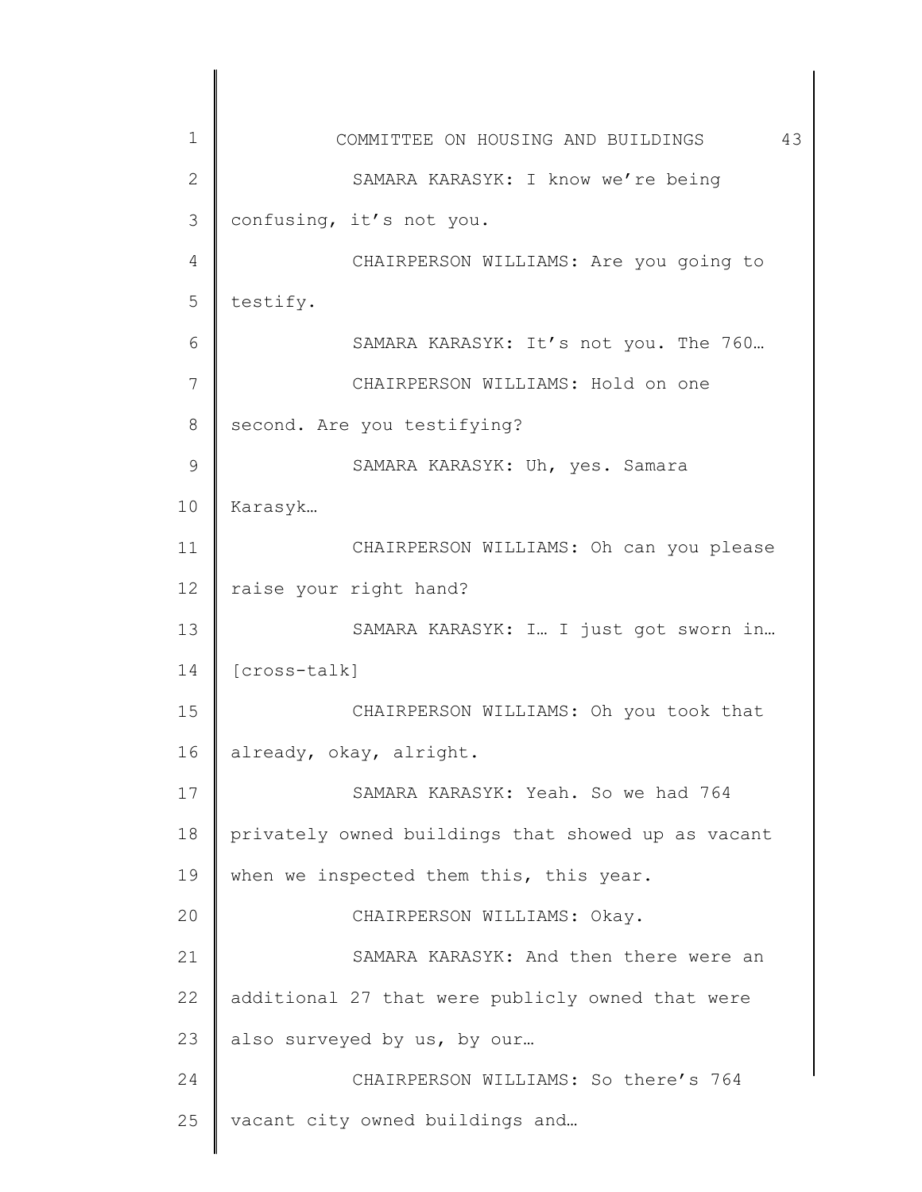SAMARA KARASYK: I know we're being confusing, it's not you.

CHAIRPERSON WILLIAMS: Are you going to testify.

SAMARA KARASYK: It's not you. The 760…

CHAIRPERSON WILLIAMS: Hold on one second. Are you testifying?

SAMARA KARASYK: Uh, yes. Samara Karasyk…

CHAIRPERSON WILLIAMS: Oh can you please raise your right hand?

SAMARA KARASYK: I… I just got sworn in… [cross-talk]

CHAIRPERSON WILLIAMS: Oh you took that already, okay, alright.

SAMARA KARASYK: Yeah. So we had 764 privately owned buildings that showed up as vacant when we inspected them this, this year.

CHAIRPERSON WILLIAMS: Okay.

SAMARA KARASYK: And then there were an additional 27 that were publicly owned that were also surveyed by us, by our…

CHAIRPERSON WILLIAMS: So there's 764 vacant city owned buildings and…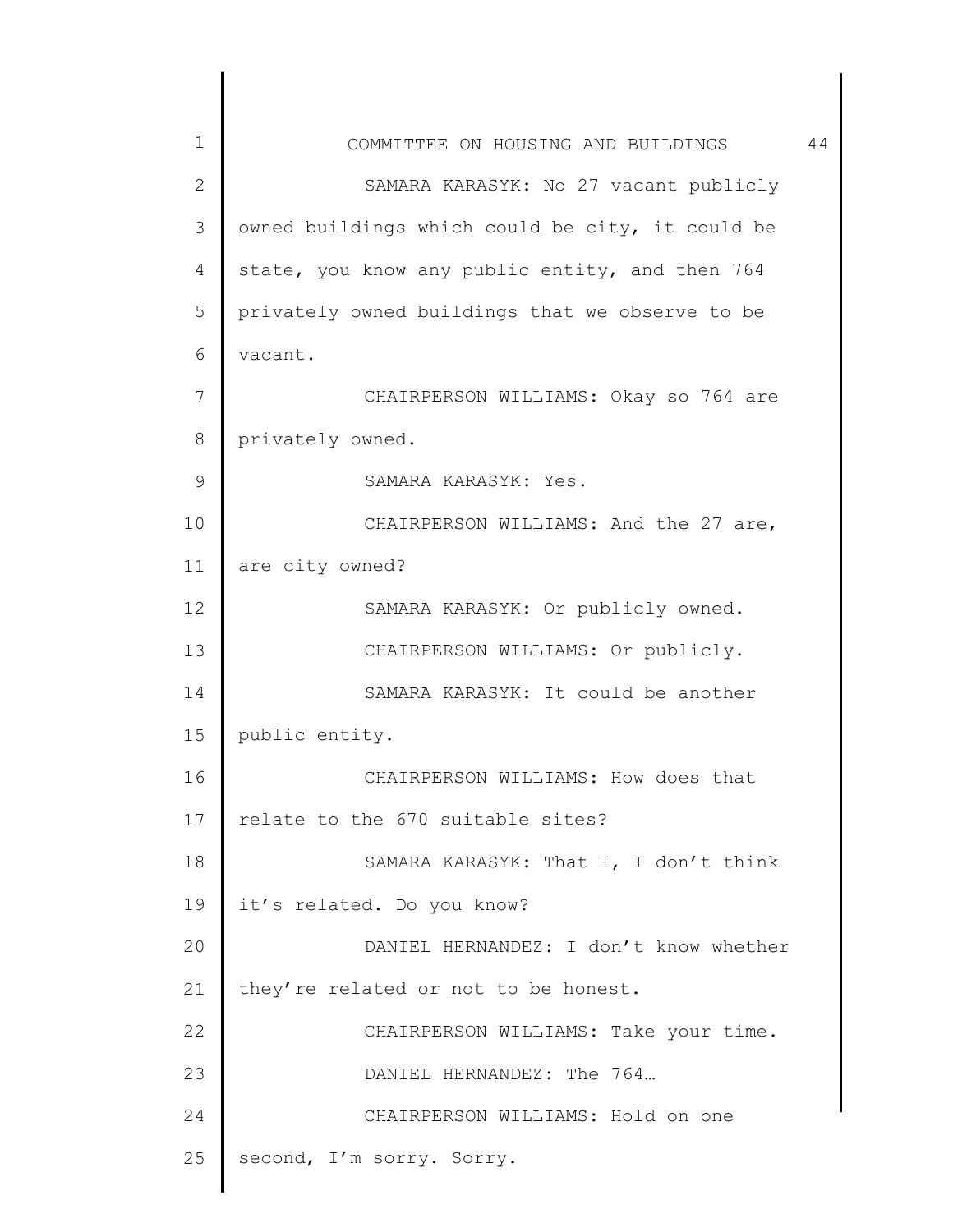SAMARA KARASYK: No 27 vacant publicly owned buildings which could be city, it could be state, you know any public entity, and then 764 privately owned buildings that we observe to be vacant.

CHAIRPERSON WILLIAMS: Okay so 764 are privately owned.

SAMARA KARASYK: Yes.

CHAIRPERSON WILLIAMS: And the 27 are, are city owned?

SAMARA KARASYK: Or publicly owned.

CHAIRPERSON WILLIAMS: Or publicly.

SAMARA KARASYK: It could be another public entity.

CHAIRPERSON WILLIAMS: How does that relate to the 670 suitable sites?

SAMARA KARASYK: That I, I don't think it's related. Do you know?

DANIEL HERNANDEZ: I don't know whether they're related or not to be honest.

CHAIRPERSON WILLIAMS: Take your time.

DANIEL HERNANDEZ: The 764…

CHAIRPERSON WILLIAMS: Hold on one second, I'm sorry. Sorry.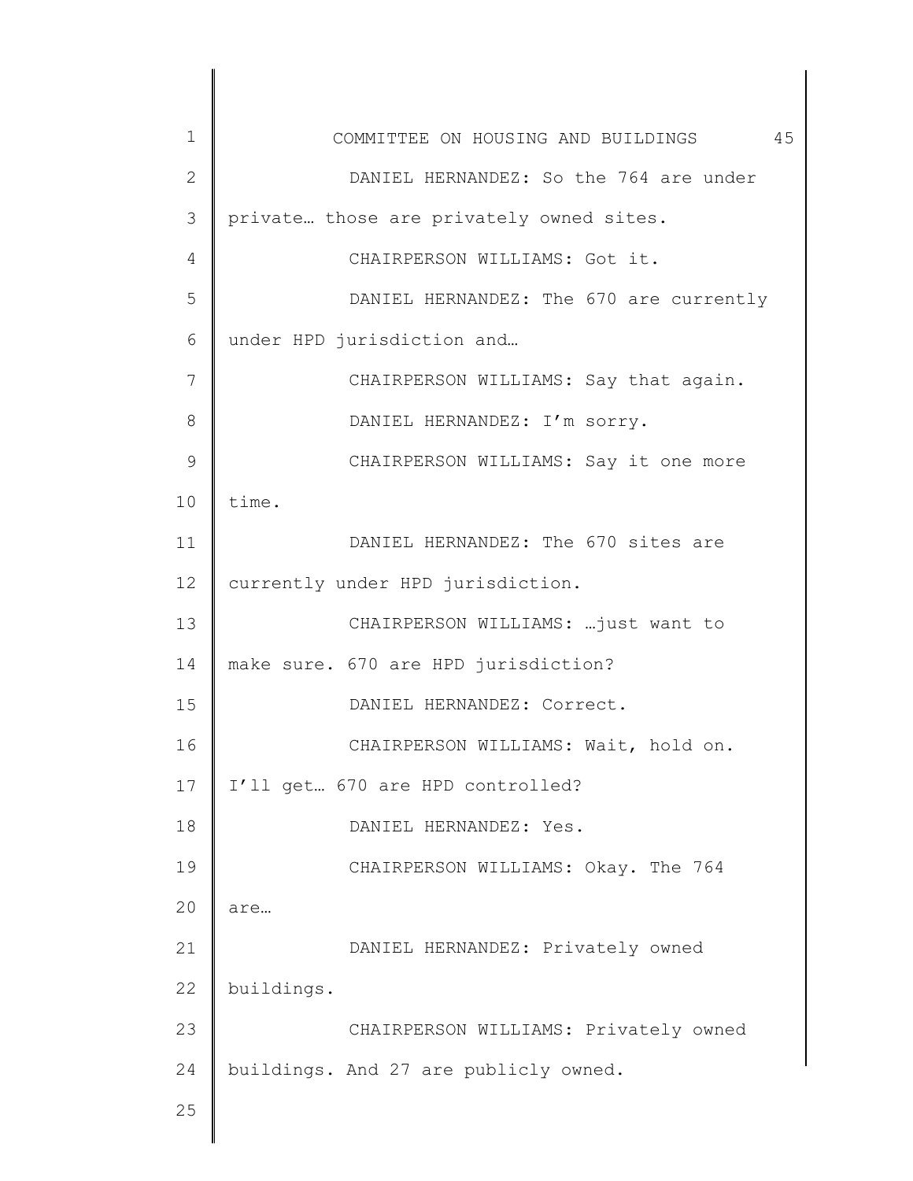DANIEL HERNANDEZ: So the 764 are under private… those are privately owned sites.

CHAIRPERSON WILLIAMS: Got it.

DANIEL HERNANDEZ: The 670 are currently under HPD jurisdiction and…

CHAIRPERSON WILLIAMS: Say that again.

DANIEL HERNANDEZ: I'm sorry.

CHAIRPERSON WILLIAMS: Say it one more time.

DANIEL HERNANDEZ: The 670 sites are currently under HPD jurisdiction.

CHAIRPERSON WILLIAMS: …just want to make sure. 670 are HPD jurisdiction?

DANIEL HERNANDEZ: Correct.

CHAIRPERSON WILLIAMS: Wait, hold on. I'll get… 670 are HPD controlled?

DANIEL HERNANDEZ: Yes.

CHAIRPERSON WILLIAMS: Okay. The 764 are…

DANIEL HERNANDEZ: Privately owned buildings.

CHAIRPERSON WILLIAMS: Privately owned buildings. And 27 are publicly owned.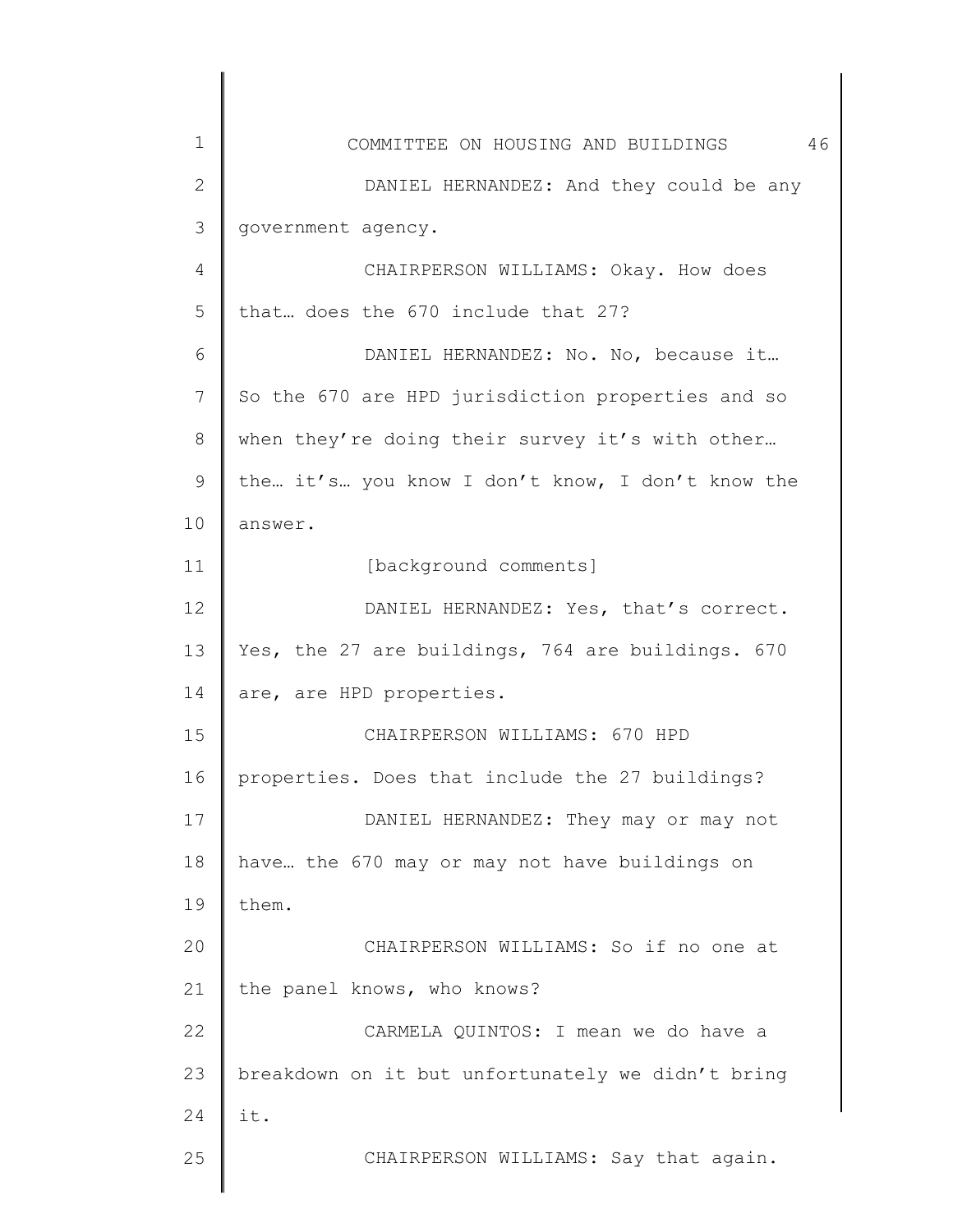DANIEL HERNANDEZ: And they could be any government agency.

CHAIRPERSON WILLIAMS: Okay. How does that… does the 670 include that 27?

DANIEL HERNANDEZ: No. No, because it… So the 670 are HPD jurisdiction properties and so when they're doing their survey it's with other… the… it's… you know I don't know, I don't know the answer.

[background comments]

DANIEL HERNANDEZ: Yes, that's correct. Yes, the 27 are buildings, 764 are buildings. 670 are, are HPD properties.

CHAIRPERSON WILLIAMS: 670 HPD properties. Does that include the 27 buildings?

DANIEL HERNANDEZ: They may or may not have… the 670 may or may not have buildings on them.

CHAIRPERSON WILLIAMS: So if no one at the panel knows, who knows?

CARMELA QUINTOS: I mean we do have a breakdown on it but unfortunately we didn't bring it.

CHAIRPERSON WILLIAMS: Say that again.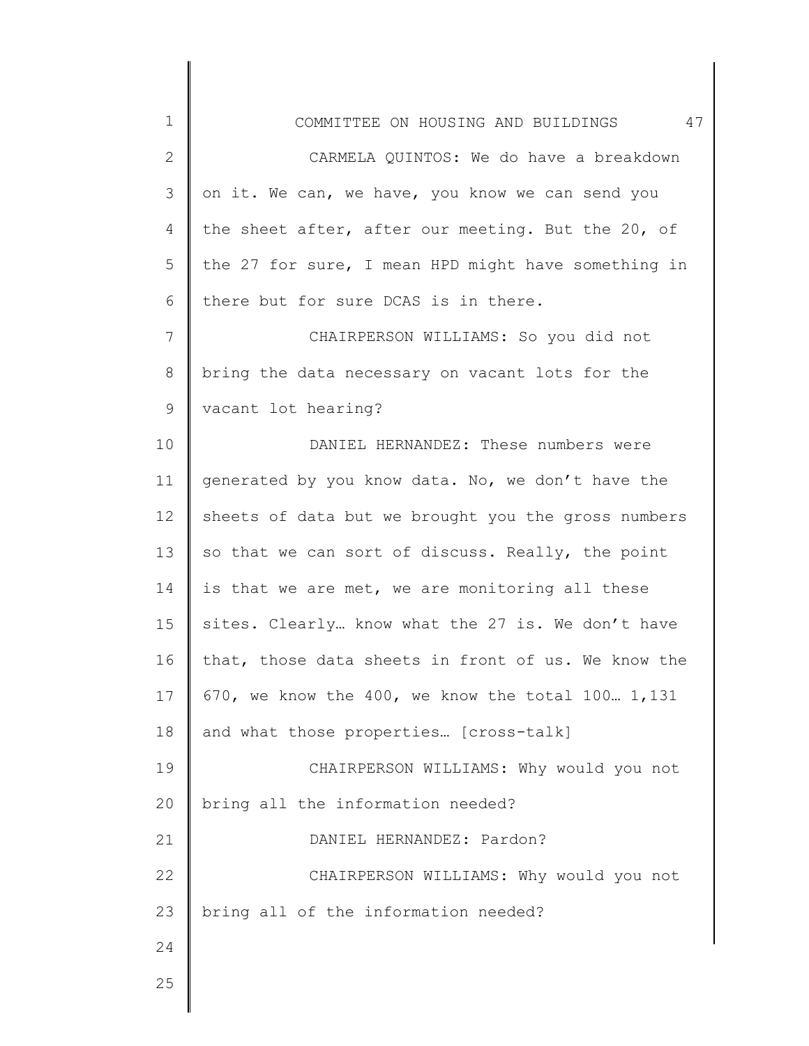CARMELA QUINTOS: We do have a breakdown on it. We can, we have, you know we can send you the sheet after, after our meeting. But the 20, of the 27 for sure, I mean HPD might have something in there but for sure DCAS is in there.

CHAIRPERSON WILLIAMS: So you did not bring the data necessary on vacant lots for the vacant lot hearing?

DANIEL HERNANDEZ: These numbers were generated by you know data. No, we don't have the sheets of data but we brought you the gross numbers so that we can sort of discuss. Really, the point is that we are met, we are monitoring all these sites. Clearly… know what the 27 is. We don't have that, those data sheets in front of us. We know the 670, we know the 400, we know the total 100… 1,131 and what those properties… [cross-talk]

CHAIRPERSON WILLIAMS: Why would you not bring all the information needed?

DANIEL HERNANDEZ: Pardon?

CHAIRPERSON WILLIAMS: Why would you not bring all of the information needed?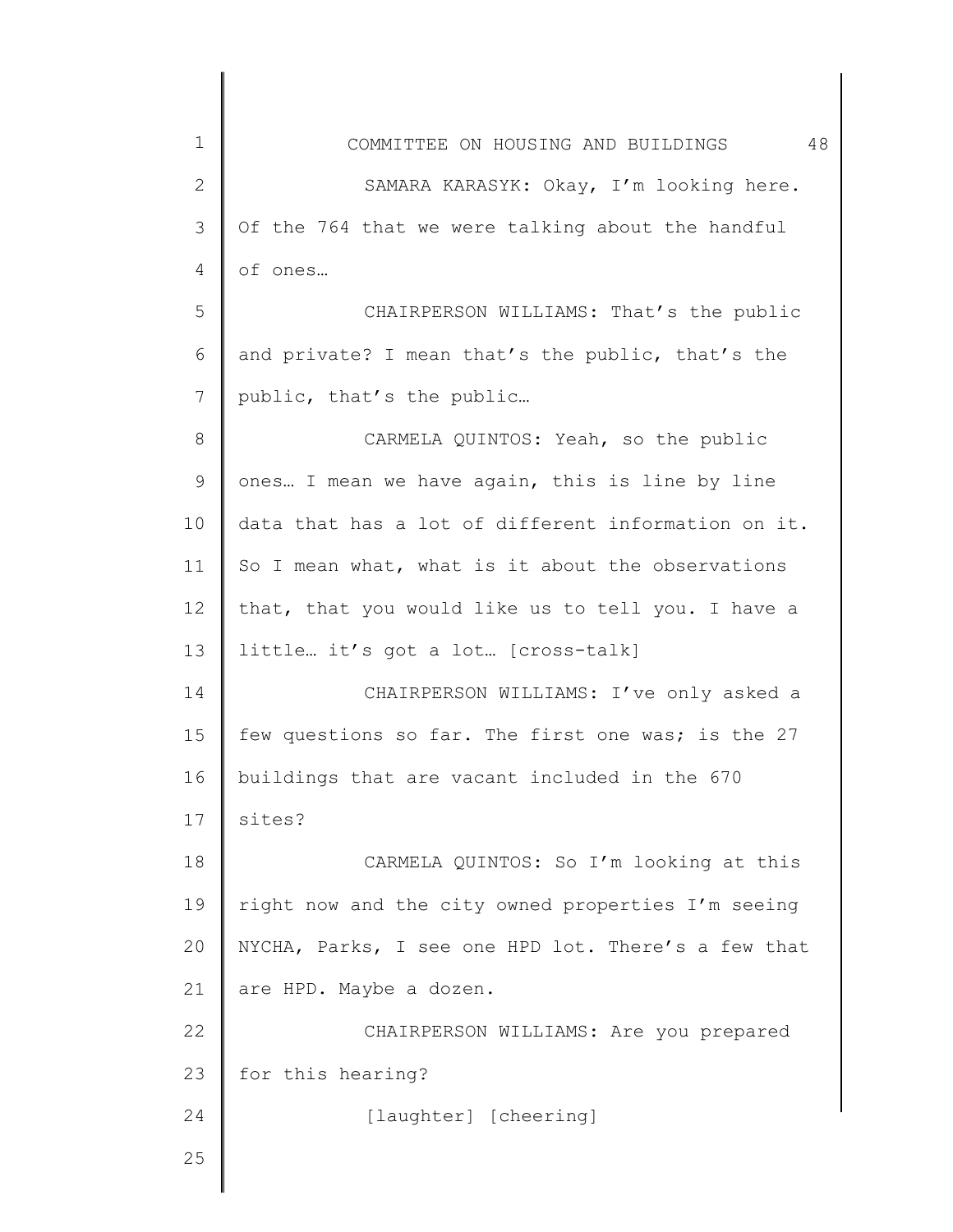SAMARA KARASYK: Okay, I'm looking here. Of the 764 that we were talking about the handful of ones…

CHAIRPERSON WILLIAMS: That's the public and private? I mean that's the public, that's the public, that's the public…

CARMELA QUINTOS: Yeah, so the public ones… I mean we have again, this is line by line data that has a lot of different information on it. So I mean what, what is it about the observations that, that you would like us to tell you. I have a little… it's got a lot… [cross-talk]

CHAIRPERSON WILLIAMS: I've only asked a few questions so far. The first one was; is the 27 buildings that are vacant included in the 670 sites?

CARMELA QUINTOS: So I'm looking at this right now and the city owned properties I'm seeing NYCHA, Parks, I see one HPD lot. There's a few that are HPD. Maybe a dozen.

CHAIRPERSON WILLIAMS: Are you prepared for this hearing?

[laughter] [cheering]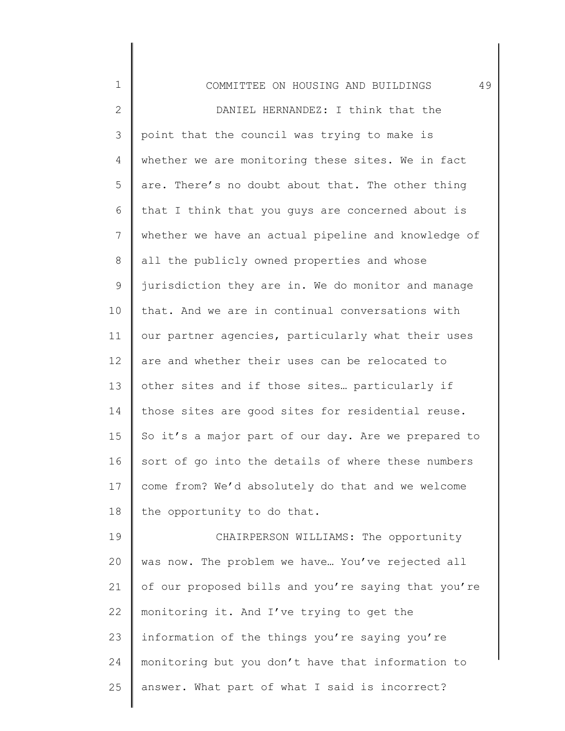DANIEL HERNANDEZ: I think that the point that the council was trying to make is whether we are monitoring these sites. We in fact are. There's no doubt about that. The other thing that I think that you guys are concerned about is whether we have an actual pipeline and knowledge of all the publicly owned properties and whose jurisdiction they are in. We do monitor and manage that. And we are in continual conversations with our partner agencies, particularly what their uses are and whether their uses can be relocated to other sites and if those sites… particularly if those sites are good sites for residential reuse. So it's a major part of our day. Are we prepared to sort of go into the details of where these numbers come from? We'd absolutely do that and we welcome the opportunity to do that.

CHAIRPERSON WILLIAMS: The opportunity was now. The problem we have… You've rejected all of our proposed bills and you're saying that you're monitoring it. And I've trying to get the information of the things you're saying you're monitoring but you don't have that information to answer. What part of what I said is incorrect?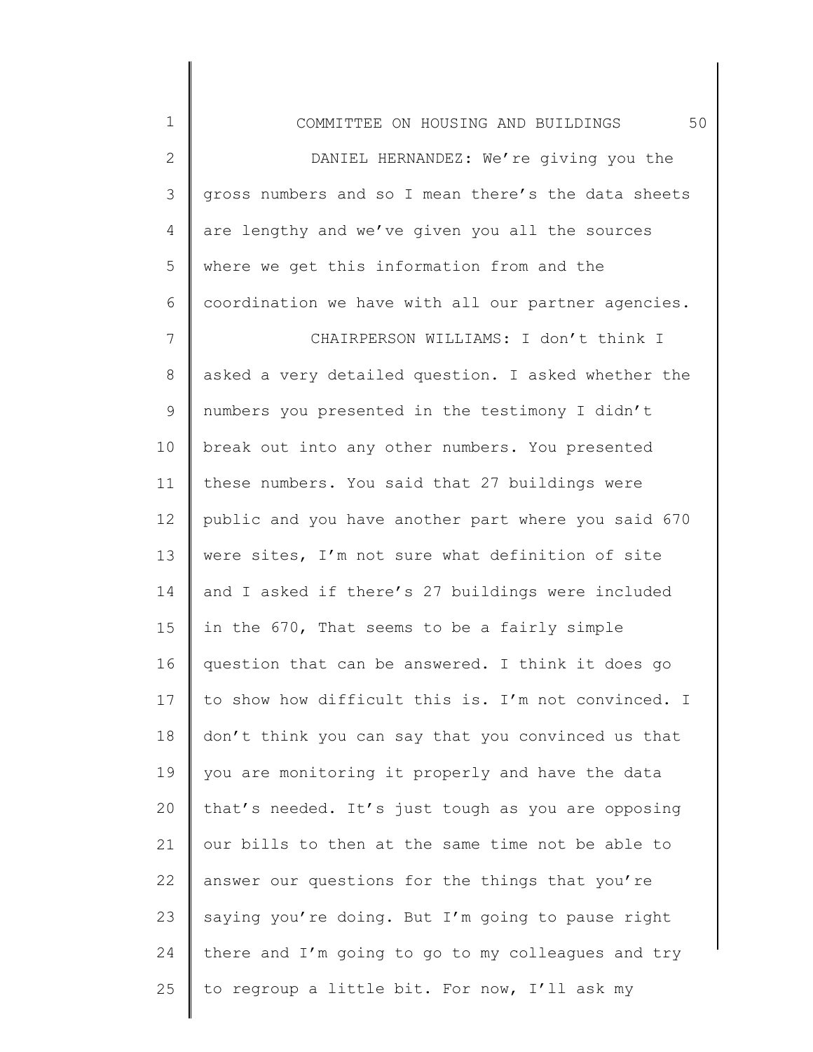DANIEL HERNANDEZ: We're giving you the gross numbers and so I mean there's the data sheets are lengthy and we've given you all the sources where we get this information from and the coordination we have with all our partner agencies.

CHAIRPERSON WILLIAMS: I don't think I asked a very detailed question. I asked whether the numbers you presented in the testimony I didn't break out into any other numbers. You presented these numbers. You said that 27 buildings were public and you have another part where you said 670 were sites, I'm not sure what definition of site and I asked if there's 27 buildings were included in the 670, That seems to be a fairly simple question that can be answered. I think it does go to show how difficult this is. I'm not convinced. I don't think you can say that you convinced us that you are monitoring it properly and have the data that's needed. It's just tough as you are opposing our bills to then at the same time not be able to answer our questions for the things that you're saying you're doing. But I'm going to pause right there and I'm going to go to my colleagues and try to regroup a little bit. For now, I'll ask my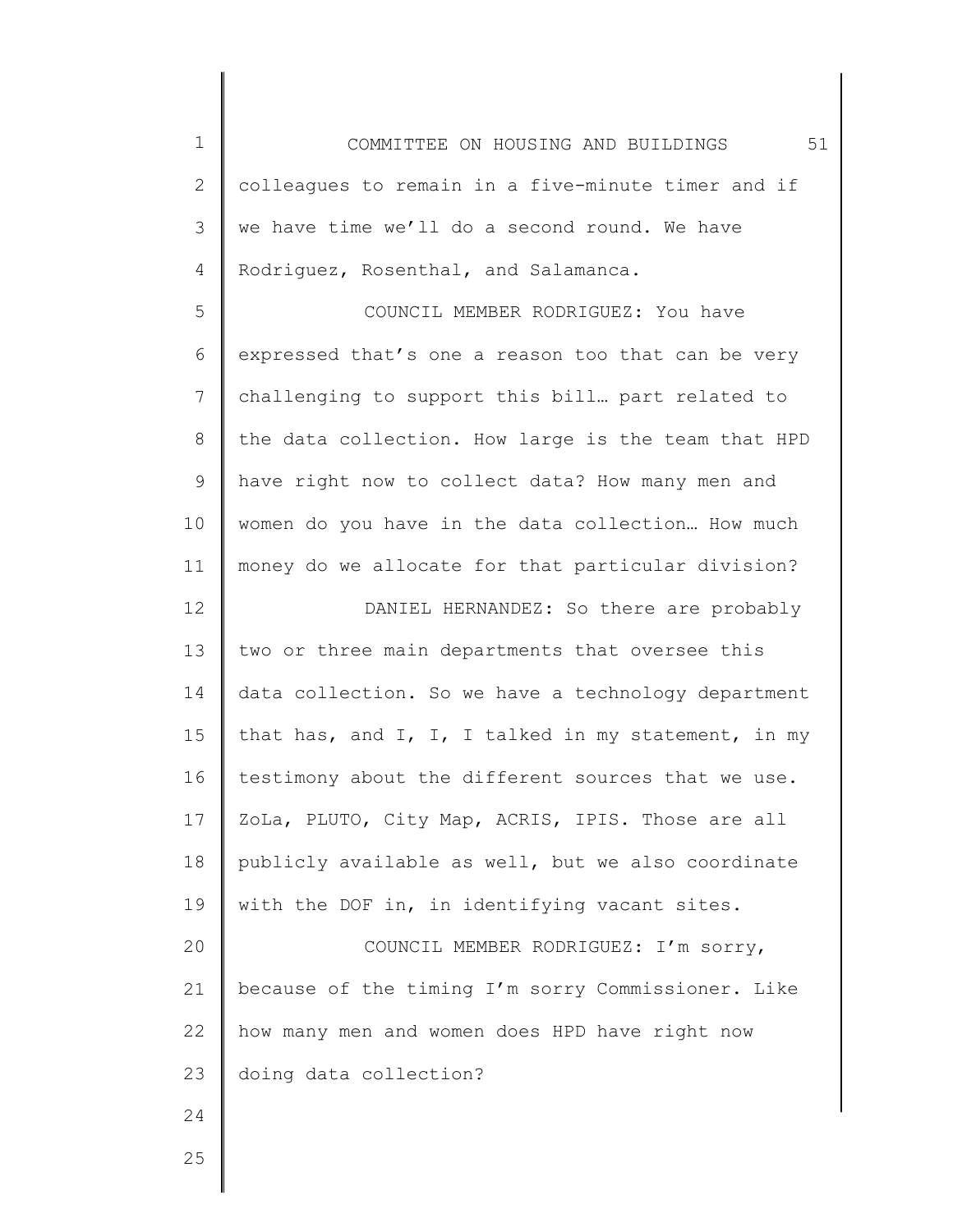colleagues to remain in a five-minute timer and if we have time we'll do a second round. We have Rodriguez, Rosenthal, and Salamanca.

COUNCIL MEMBER RODRIGUEZ: You have expressed that's one a reason too that can be very challenging to support this bill… part related to the data collection. How large is the team that HPD have right now to collect data? How many men and women do you have in the data collection… How much money do we allocate for that particular division?

DANIEL HERNANDEZ: So there are probably two or three main departments that oversee this data collection. So we have a technology department that has, and I, I, I talked in my statement, in my testimony about the different sources that we use. ZoLa, PLUTO, City Map, ACRIS, IPIS. Those are all publicly available as well, but we also coordinate with the DOF in, in identifying vacant sites.

COUNCIL MEMBER RODRIGUEZ: I'm sorry, because of the timing I'm sorry Commissioner. Like how many men and women does HPD have right now doing data collection?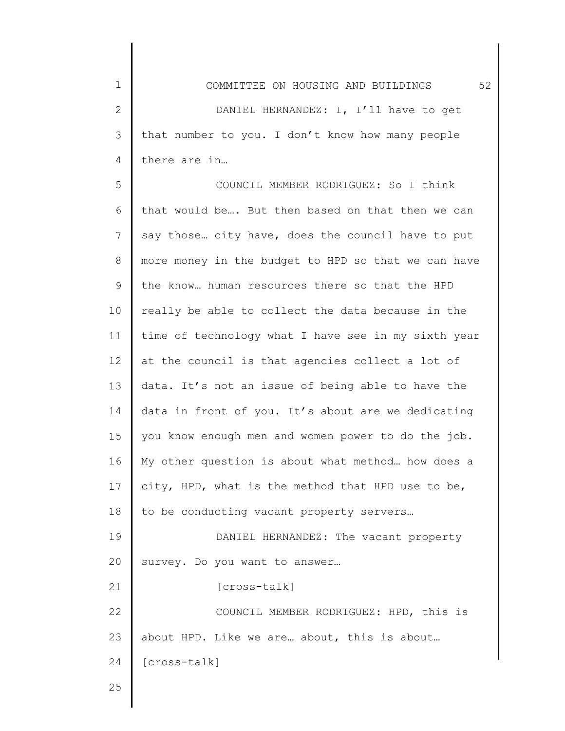DANIEL HERNANDEZ: I, I'll have to get that number to you. I don't know how many people there are in…

COUNCIL MEMBER RODRIGUEZ: So I think that would be…. But then based on that then we can say those… city have, does the council have to put more money in the budget to HPD so that we can have the know… human resources there so that the HPD really be able to collect the data because in the time of technology what I have see in my sixth year at the council is that agencies collect a lot of data. It's not an issue of being able to have the data in front of you. It's about are we dedicating you know enough men and women power to do the job. My other question is about what method… how does a city, HPD, what is the method that HPD use to be, to be conducting vacant property servers…

DANIEL HERNANDEZ: The vacant property survey. Do you want to answer…

[cross-talk]

COUNCIL MEMBER RODRIGUEZ: HPD, this is about HPD. Like we are… about, this is about… [cross-talk]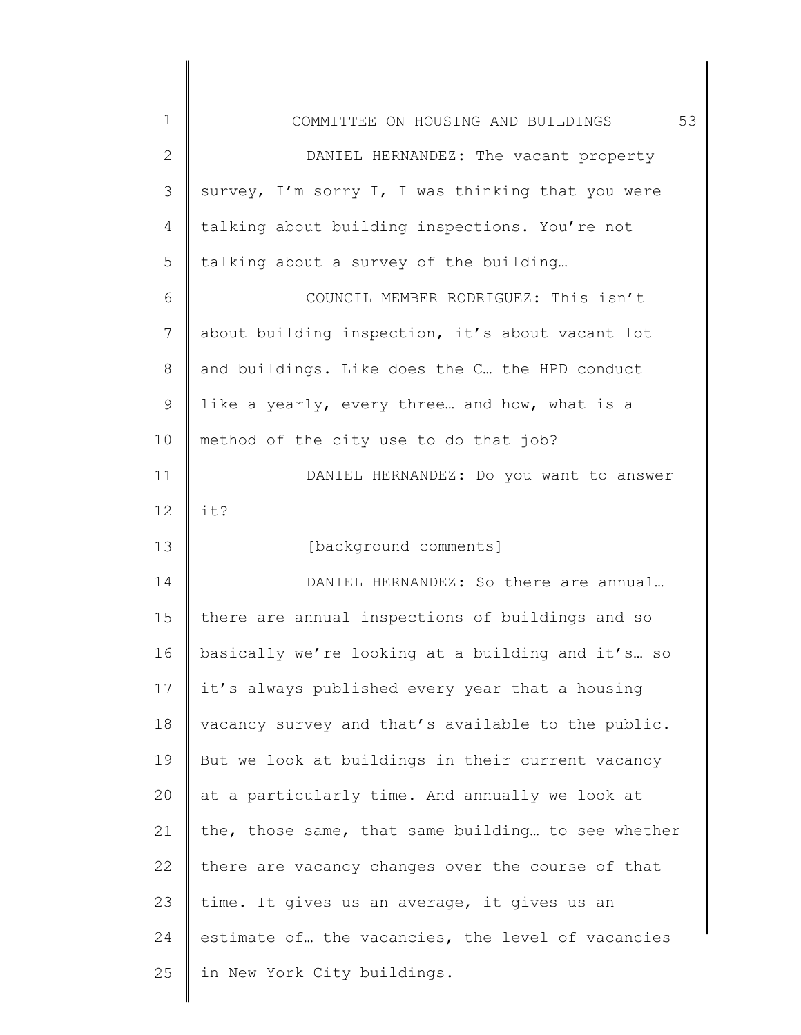DANIEL HERNANDEZ: The vacant property survey, I'm sorry I, I was thinking that you were talking about building inspections. You're not talking about a survey of the building…

COUNCIL MEMBER RODRIGUEZ: This isn't about building inspection, it's about vacant lot and buildings. Like does the C… the HPD conduct like a yearly, every three… and how, what is a method of the city use to do that job?

DANIEL HERNANDEZ: Do you want to answer it?

[background comments]

DANIEL HERNANDEZ: So there are annual… there are annual inspections of buildings and so basically we're looking at a building and it's… so it's always published every year that a housing vacancy survey and that's available to the public. But we look at buildings in their current vacancy at a particularly time. And annually we look at the, those same, that same building… to see whether there are vacancy changes over the course of that time. It gives us an average, it gives us an estimate of… the vacancies, the level of vacancies in New York City buildings.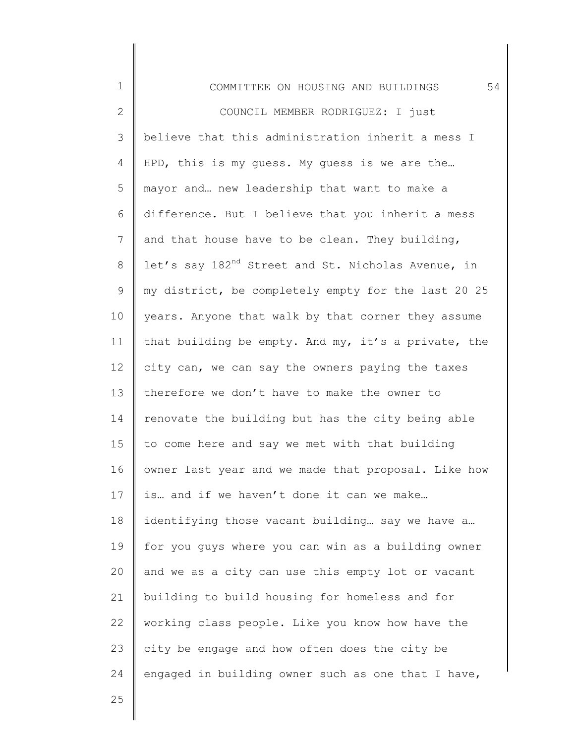COUNCIL MEMBER RODRIGUEZ: I just believe that this administration inherit a mess I HPD, this is my guess. My guess is we are the… mayor and… new leadership that want to make a difference. But I believe that you inherit a mess and that house have to be clean. They building, let's say 182nd Street and St. Nicholas Avenue, in my district, be completely empty for the last 20 25 years. Anyone that walk by that corner they assume that building be empty. And my, it's a private, the city can, we can say the owners paying the taxes therefore we don't have to make the owner to renovate the building but has the city being able to come here and say we met with that building owner last year and we made that proposal. Like how is… and if we haven't done it can we make… identifying those vacant building… say we have a… for you guys where you can win as a building owner and we as a city can use this empty lot or vacant building to build housing for homeless and for working class people. Like you know how have the city be engage and how often does the city be engaged in building owner such as one that I have,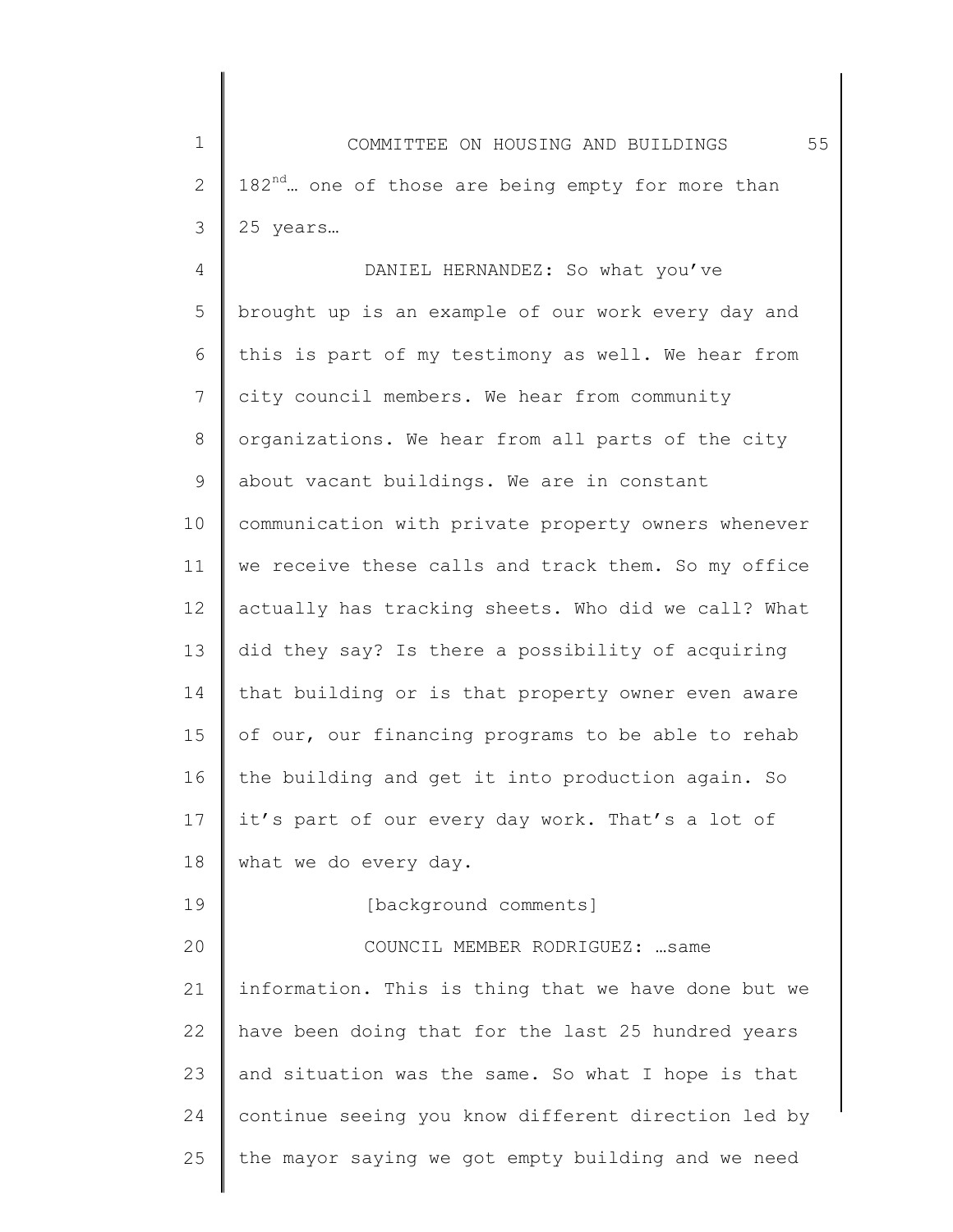182nd… one of those are being empty for more than 25 years…

DANIEL HERNANDEZ: So what you've brought up is an example of our work every day and this is part of my testimony as well. We hear from city council members. We hear from community organizations. We hear from all parts of the city about vacant buildings. We are in constant communication with private property owners whenever we receive these calls and track them. So my office actually has tracking sheets. Who did we call? What did they say? Is there a possibility of acquiring that building or is that property owner even aware of our, our financing programs to be able to rehab the building and get it into production again. So it's part of our every day work. That's a lot of what we do every day.

[background comments]

COUNCIL MEMBER RODRIGUEZ: …same information. This is thing that we have done but we have been doing that for the last 25 hundred years and situation was the same. So what I hope is that continue seeing you know different direction led by the mayor saying we got empty building and we need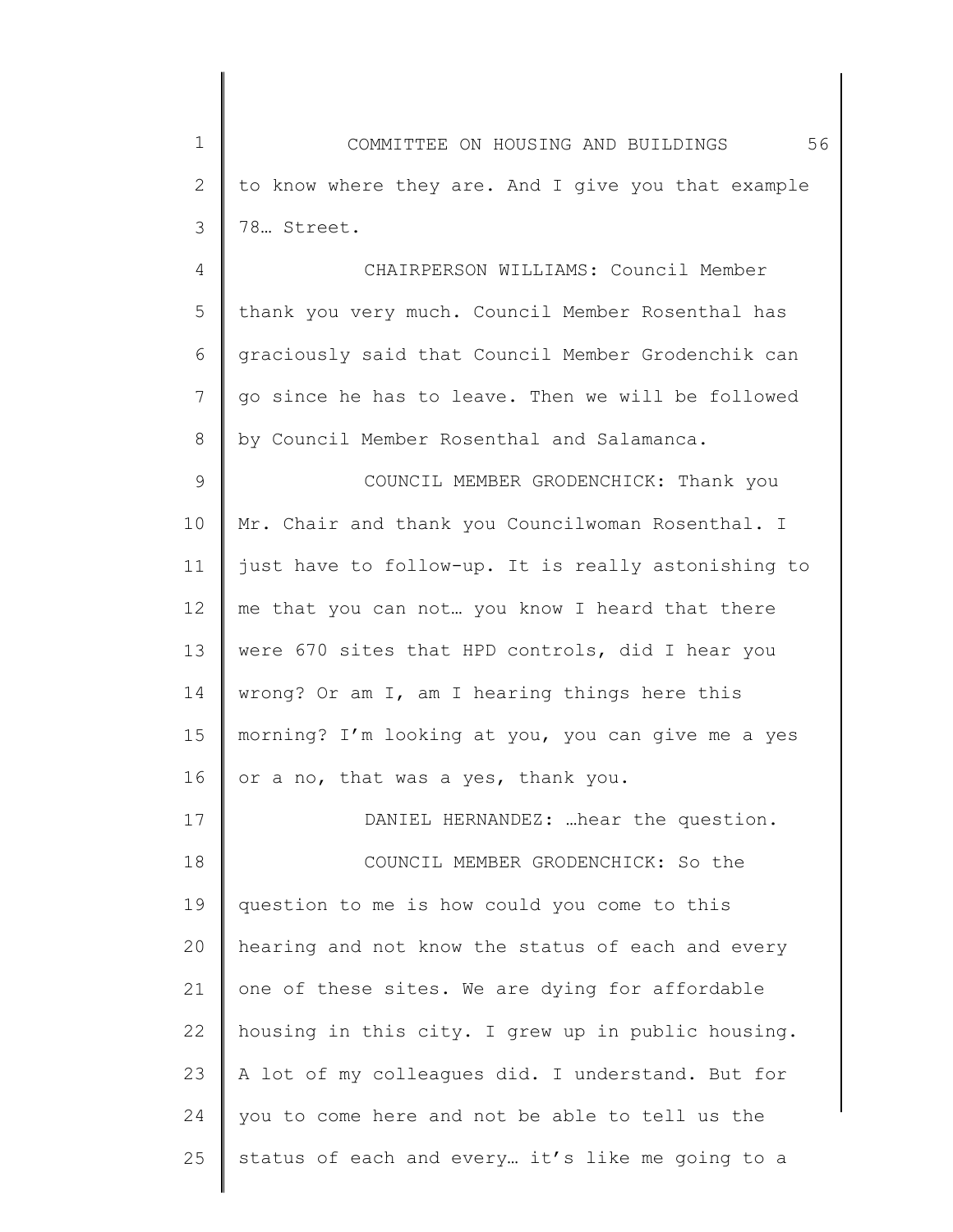to know where they are. And I give you that example 78… Street.

CHAIRPERSON WILLIAMS: Council Member thank you very much. Council Member Rosenthal has graciously said that Council Member Grodenchik can go since he has to leave. Then we will be followed by Council Member Rosenthal and Salamanca.

COUNCIL MEMBER GRODENCHICK: Thank you Mr. Chair and thank you Councilwoman Rosenthal. I just have to follow-up. It is really astonishing to me that you can not… you know I heard that there were 670 sites that HPD controls, did I hear you wrong? Or am I, am I hearing things here this morning? I'm looking at you, you can give me a yes or a no, that was a yes, thank you.

DANIEL HERNANDEZ: …hear the question.

COUNCIL MEMBER GRODENCHICK: So the question to me is how could you come to this hearing and not know the status of each and every one of these sites. We are dying for affordable housing in this city. I grew up in public housing. A lot of my colleagues did. I understand. But for you to come here and not be able to tell us the status of each and every… it's like me going to a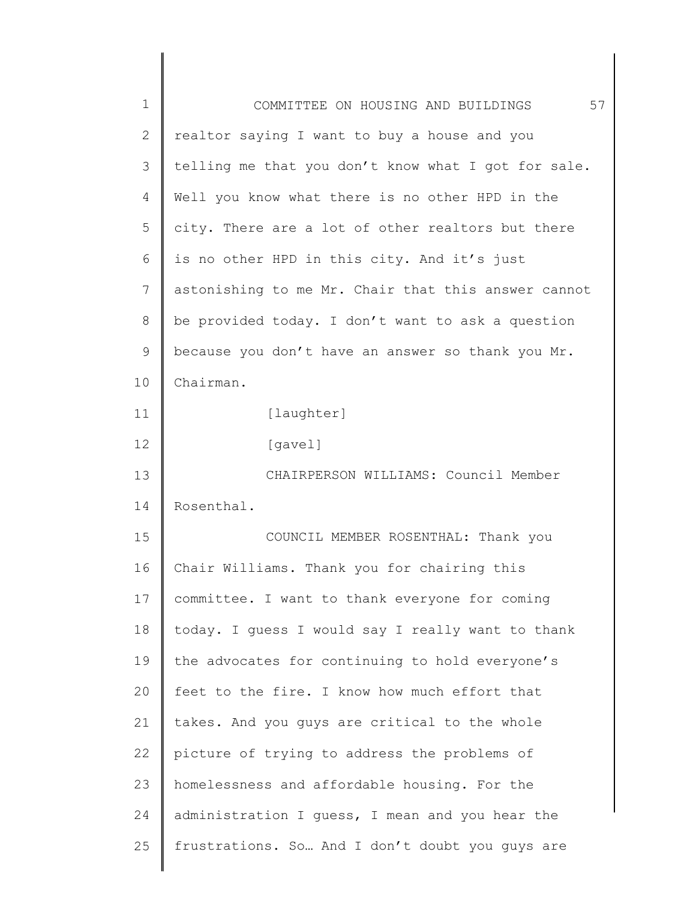realtor saying I want to buy a house and you telling me that you don't know what I got for sale. Well you know what there is no other HPD in the city. There are a lot of other realtors but there is no other HPD in this city. And it's just astonishing to me Mr. Chair that this answer cannot be provided today. I don't want to ask a question because you don't have an answer so thank you Mr. Chairman.

[laughter]

[gavel]

CHAIRPERSON WILLIAMS: Council Member Rosenthal.

COUNCIL MEMBER ROSENTHAL: Thank you Chair Williams. Thank you for chairing this committee. I want to thank everyone for coming today. I guess I would say I really want to thank the advocates for continuing to hold everyone's feet to the fire. I know how much effort that takes. And you guys are critical to the whole picture of trying to address the problems of homelessness and affordable housing. For the administration I guess, I mean and you hear the frustrations. So… And I don't doubt you guys are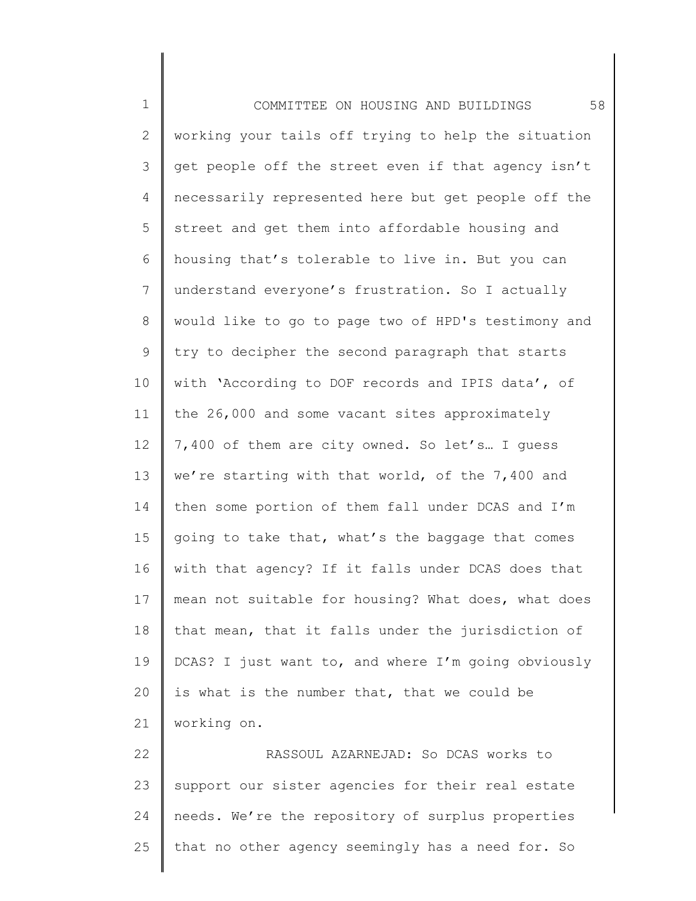working your tails off trying to help the situation get people off the street even if that agency isn't necessarily represented here but get people off the street and get them into affordable housing and housing that's tolerable to live in. But you can understand everyone's frustration. So I actually would like to go to page two of HPD's testimony and try to decipher the second paragraph that starts with 'According to DOF records and IPIS data', of the 26,000 and some vacant sites approximately 7,400 of them are city owned. So let's… I guess we're starting with that world, of the 7,400 and then some portion of them fall under DCAS and I'm going to take that, what's the baggage that comes with that agency? If it falls under DCAS does that mean not suitable for housing? What does, what does that mean, that it falls under the jurisdiction of DCAS? I just want to, and where I'm going obviously is what is the number that, that we could be working on.

RASSOUL AZARNEJAD: So DCAS works to support our sister agencies for their real estate needs. We're the repository of surplus properties that no other agency seemingly has a need for. So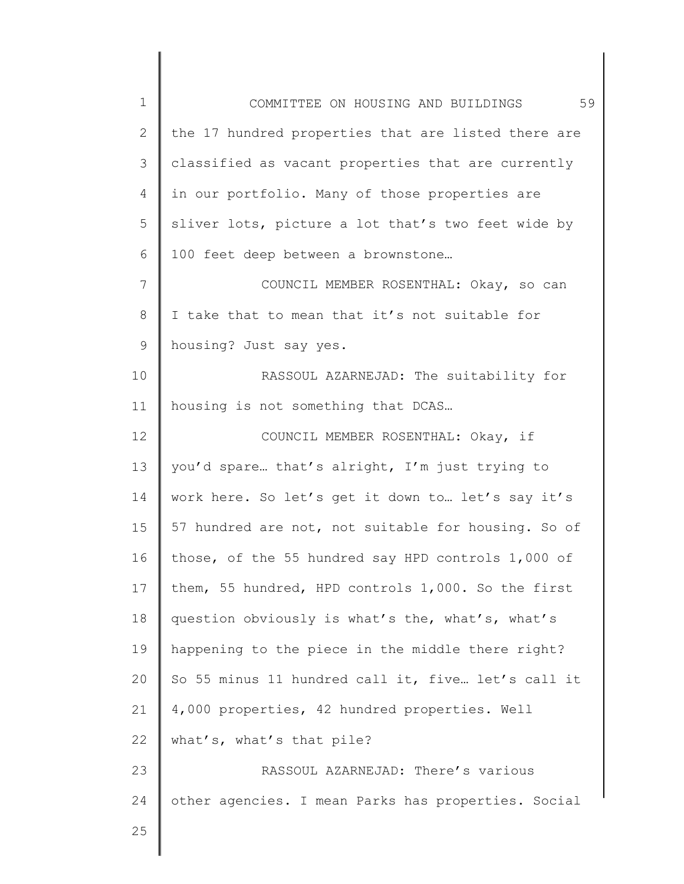the 17 hundred properties that are listed there are classified as vacant properties that are currently in our portfolio. Many of those properties are sliver lots, picture a lot that's two feet wide by 100 feet deep between a brownstone…

COUNCIL MEMBER ROSENTHAL: Okay, so can I take that to mean that it's not suitable for housing? Just say yes.

RASSOUL AZARNEJAD: The suitability for housing is not something that DCAS…

COUNCIL MEMBER ROSENTHAL: Okay, if you'd spare… that's alright, I'm just trying to work here. So let's get it down to… let's say it's 57 hundred are not, not suitable for housing. So of those, of the 55 hundred say HPD controls 1,000 of them, 55 hundred, HPD controls 1,000. So the first question obviously is what's the, what's, what's happening to the piece in the middle there right? So 55 minus 11 hundred call it, five… let's call it 4,000 properties, 42 hundred properties. Well what's, what's that pile?

RASSOUL AZARNEJAD: There's various other agencies. I mean Parks has properties. Social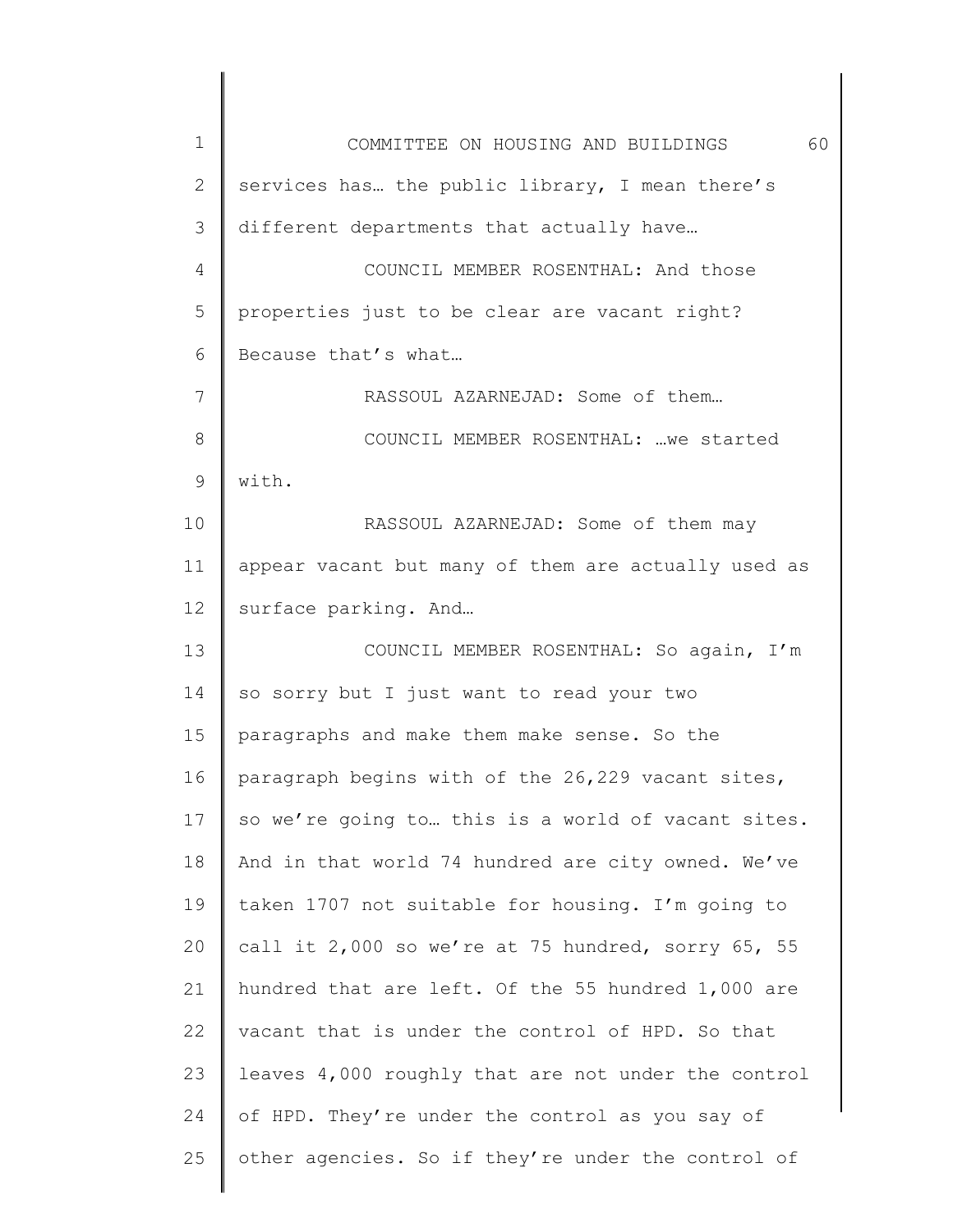services has… the public library, I mean there's different departments that actually have…

COUNCIL MEMBER ROSENTHAL: And those properties just to be clear are vacant right? Because that's what…

RASSOUL AZARNEJAD: Some of them…

COUNCIL MEMBER ROSENTHAL: …we started with.

RASSOUL AZARNEJAD: Some of them may appear vacant but many of them are actually used as surface parking. And…

COUNCIL MEMBER ROSENTHAL: So again, I'm so sorry but I just want to read your two paragraphs and make them make sense. So the paragraph begins with of the 26,229 vacant sites, so we're going to… this is a world of vacant sites. And in that world 74 hundred are city owned. We've taken 1707 not suitable for housing. I'm going to call it 2,000 so we're at 75 hundred, sorry 65, 55 hundred that are left. Of the 55 hundred 1,000 are vacant that is under the control of HPD. So that leaves 4,000 roughly that are not under the control of HPD. They're under the control as you say of other agencies. So if they're under the control of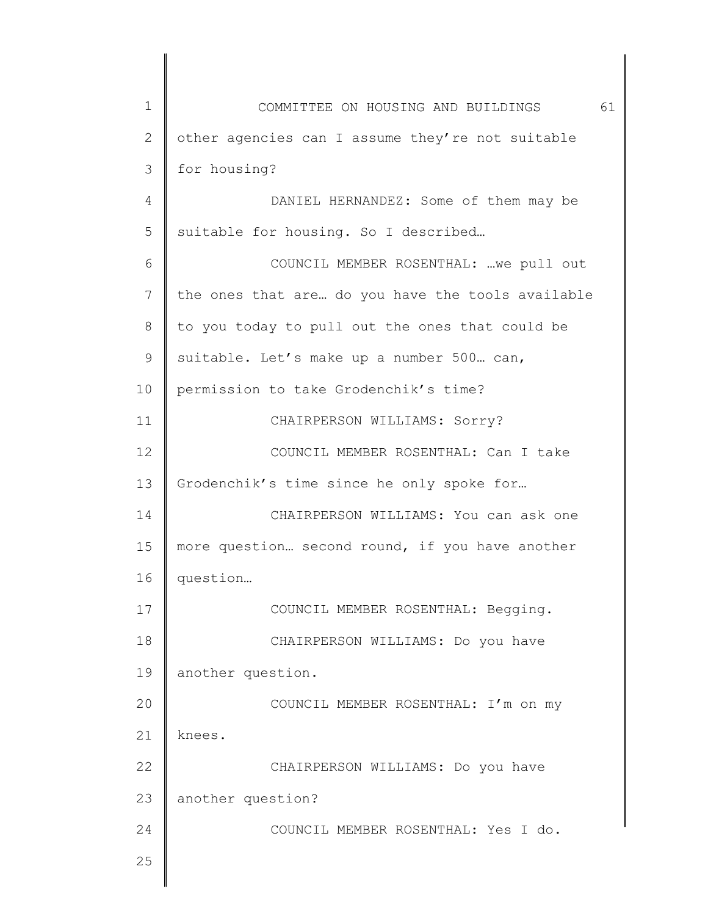other agencies can I assume they're not suitable for housing?

DANIEL HERNANDEZ: Some of them may be suitable for housing. So I described…

COUNCIL MEMBER ROSENTHAL: …we pull out the ones that are… do you have the tools available to you today to pull out the ones that could be suitable. Let's make up a number 500… can, permission to take Grodenchik's time?

CHAIRPERSON WILLIAMS: Sorry?

COUNCIL MEMBER ROSENTHAL: Can I take Grodenchik's time since he only spoke for…

CHAIRPERSON WILLIAMS: You can ask one more question… second round, if you have another question…

COUNCIL MEMBER ROSENTHAL: Begging.

CHAIRPERSON WILLIAMS: Do you have another question.

COUNCIL MEMBER ROSENTHAL: I'm on my knees.

CHAIRPERSON WILLIAMS: Do you have another question?

COUNCIL MEMBER ROSENTHAL: Yes I do.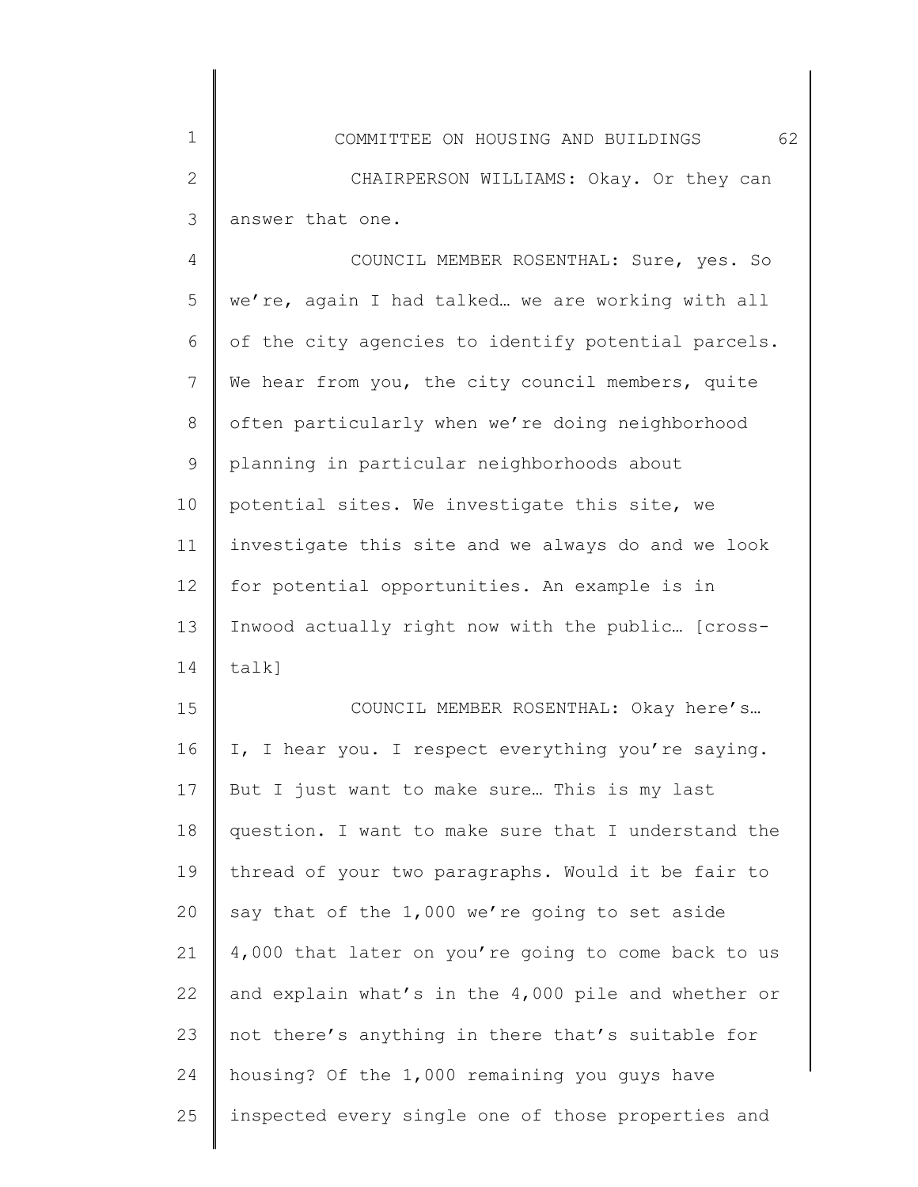CHAIRPERSON WILLIAMS: Okay. Or they can answer that one.

COUNCIL MEMBER ROSENTHAL: Sure, yes. So we're, again I had talked… we are working with all of the city agencies to identify potential parcels. We hear from you, the city council members, quite often particularly when we're doing neighborhood planning in particular neighborhoods about potential sites. We investigate this site, we investigate this site and we always do and we look for potential opportunities. An example is in Inwood actually right now with the public… [cross-talk]

COUNCIL MEMBER ROSENTHAL: Okay here's… I, I hear you. I respect everything you're saying. But I just want to make sure… This is my last question. I want to make sure that I understand the thread of your two paragraphs. Would it be fair to say that of the 1,000 we're going to set aside 4,000 that later on you're going to come back to us and explain what's in the 4,000 pile and whether or not there's anything in there that's suitable for housing? Of the 1,000 remaining you guys have inspected every single one of those properties and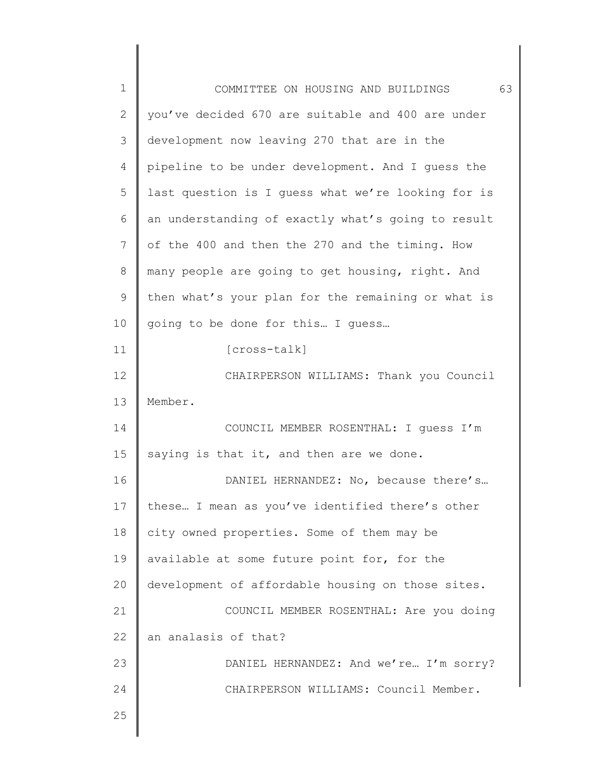you've decided 670 are suitable and 400 are under development now leaving 270 that are in the pipeline to be under development. And I guess the last question is I guess what we're looking for is an understanding of exactly what's going to result of the 400 and then the 270 and the timing. How many people are going to get housing, right. And then what's your plan for the remaining or what is going to be done for this… I guess…

[cross-talk]

CHAIRPERSON WILLIAMS: Thank you Council Member.

COUNCIL MEMBER ROSENTHAL: I guess I'm saying is that it, and then are we done.

DANIEL HERNANDEZ: No, because there's… these… I mean as you've identified there's other city owned properties. Some of them may be available at some future point for, for the development of affordable housing on those sites.

COUNCIL MEMBER ROSENTHAL: Are you doing an analasis of that?

DANIEL HERNANDEZ: And we're… I'm sorry?

CHAIRPERSON WILLIAMS: Council Member.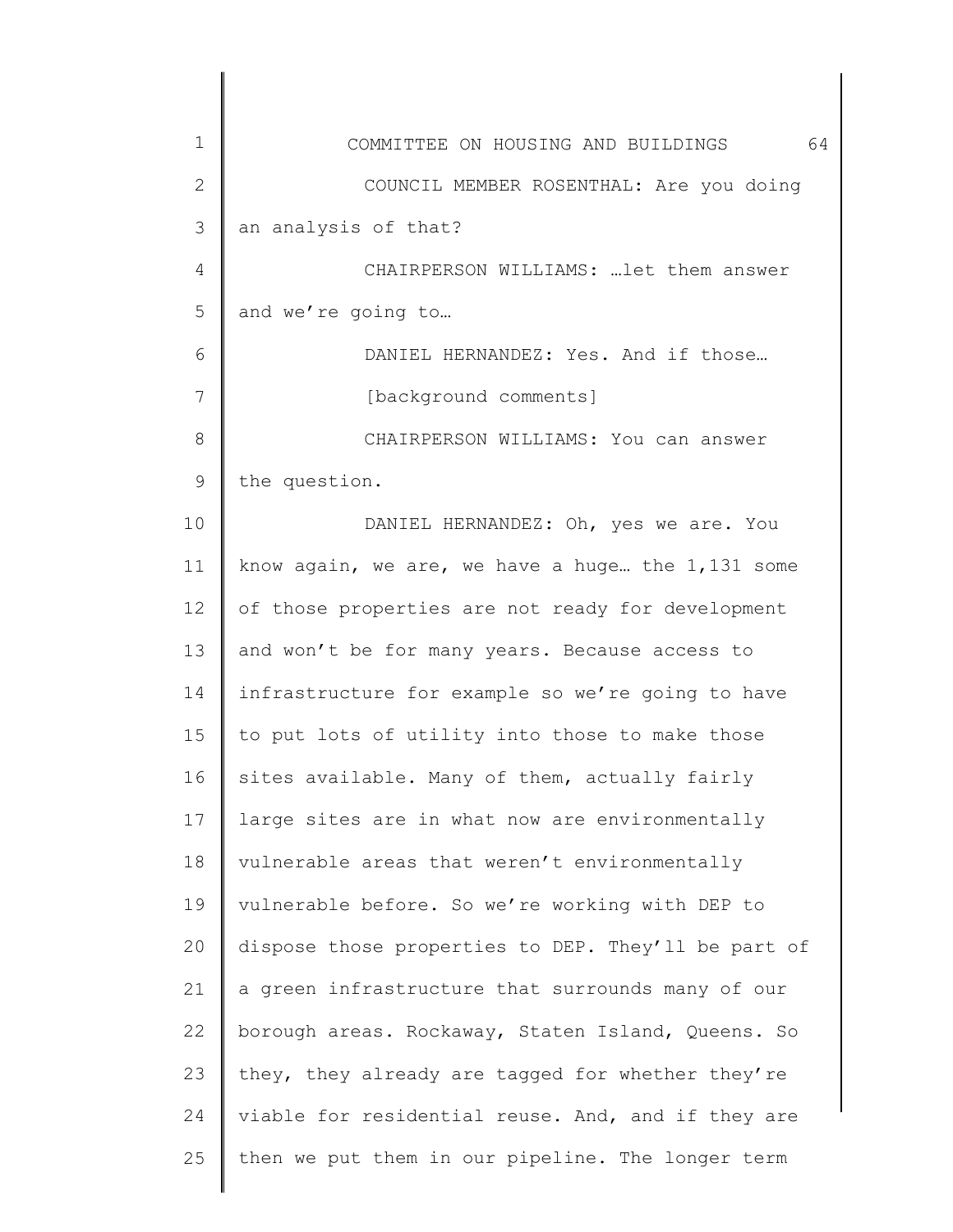COUNCIL MEMBER ROSENTHAL: Are you doing an analysis of that?

CHAIRPERSON WILLIAMS: …let them answer and we're going to…

DANIEL HERNANDEZ: Yes. And if those…

[background comments]

CHAIRPERSON WILLIAMS: You can answer the question.

DANIEL HERNANDEZ: Oh, yes we are. You know again, we are, we have a huge… the 1,131 some of those properties are not ready for development and won't be for many years. Because access to infrastructure for example so we're going to have to put lots of utility into those to make those sites available. Many of them, actually fairly large sites are in what now are environmentally vulnerable areas that weren't environmentally vulnerable before. So we're working with DEP to dispose those properties to DEP. They'll be part of a green infrastructure that surrounds many of our borough areas. Rockaway, Staten Island, Queens. So they, they already are tagged for whether they're viable for residential reuse. And, and if they are then we put them in our pipeline. The longer term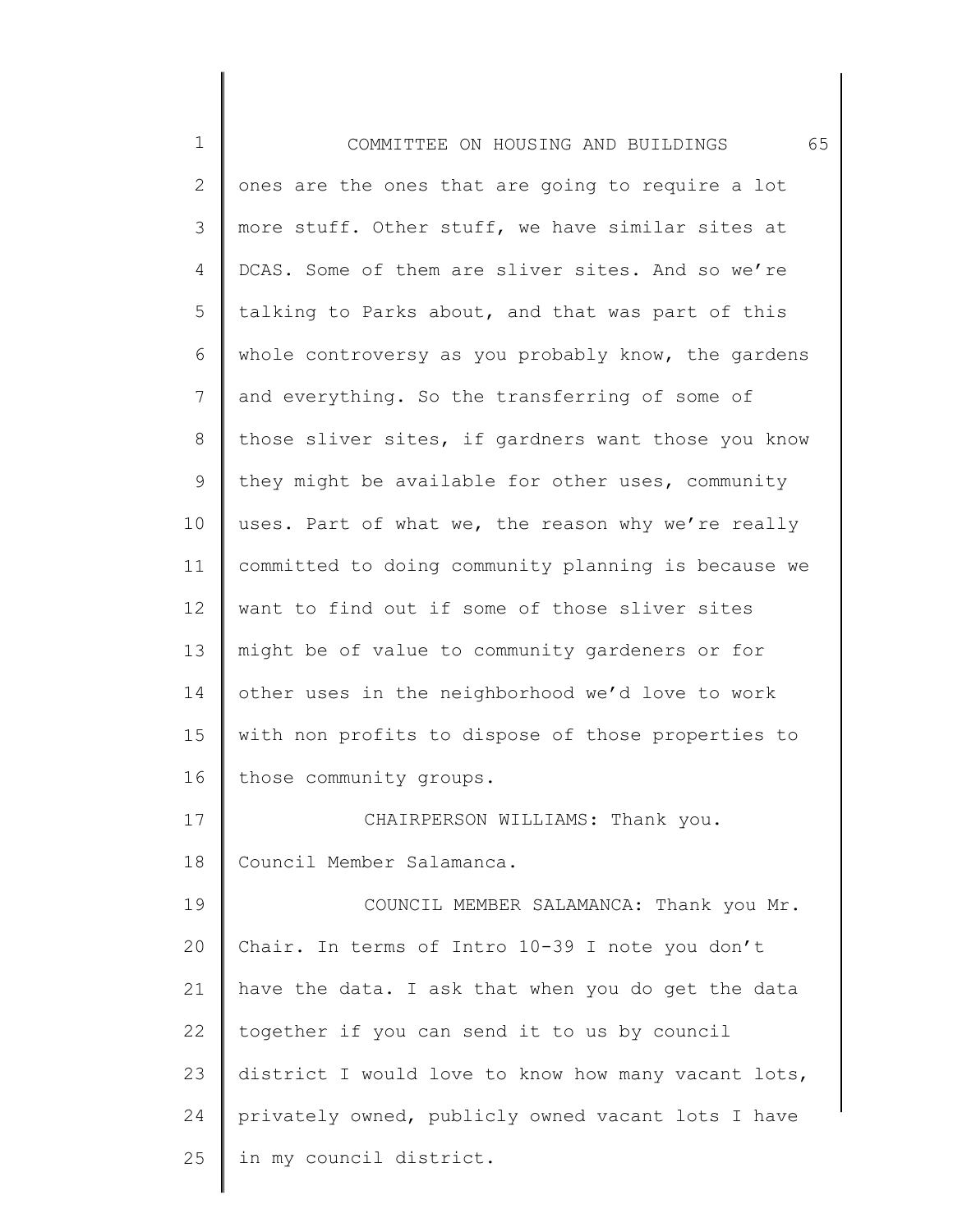ones are the ones that are going to require a lot more stuff. Other stuff, we have similar sites at DCAS. Some of them are sliver sites. And so we're talking to Parks about, and that was part of this whole controversy as you probably know, the gardens and everything. So the transferring of some of those sliver sites, if gardners want those you know they might be available for other uses, community uses. Part of what we, the reason why we're really committed to doing community planning is because we want to find out if some of those sliver sites might be of value to community gardeners or for other uses in the neighborhood we'd love to work with non profits to dispose of those properties to those community groups.

CHAIRPERSON WILLIAMS: Thank you. Council Member Salamanca.

COUNCIL MEMBER SALAMANCA: Thank you Mr. Chair. In terms of Intro 10-39 I note you don't have the data. I ask that when you do get the data together if you can send it to us by council district I would love to know how many vacant lots, privately owned, publicly owned vacant lots I have in my council district.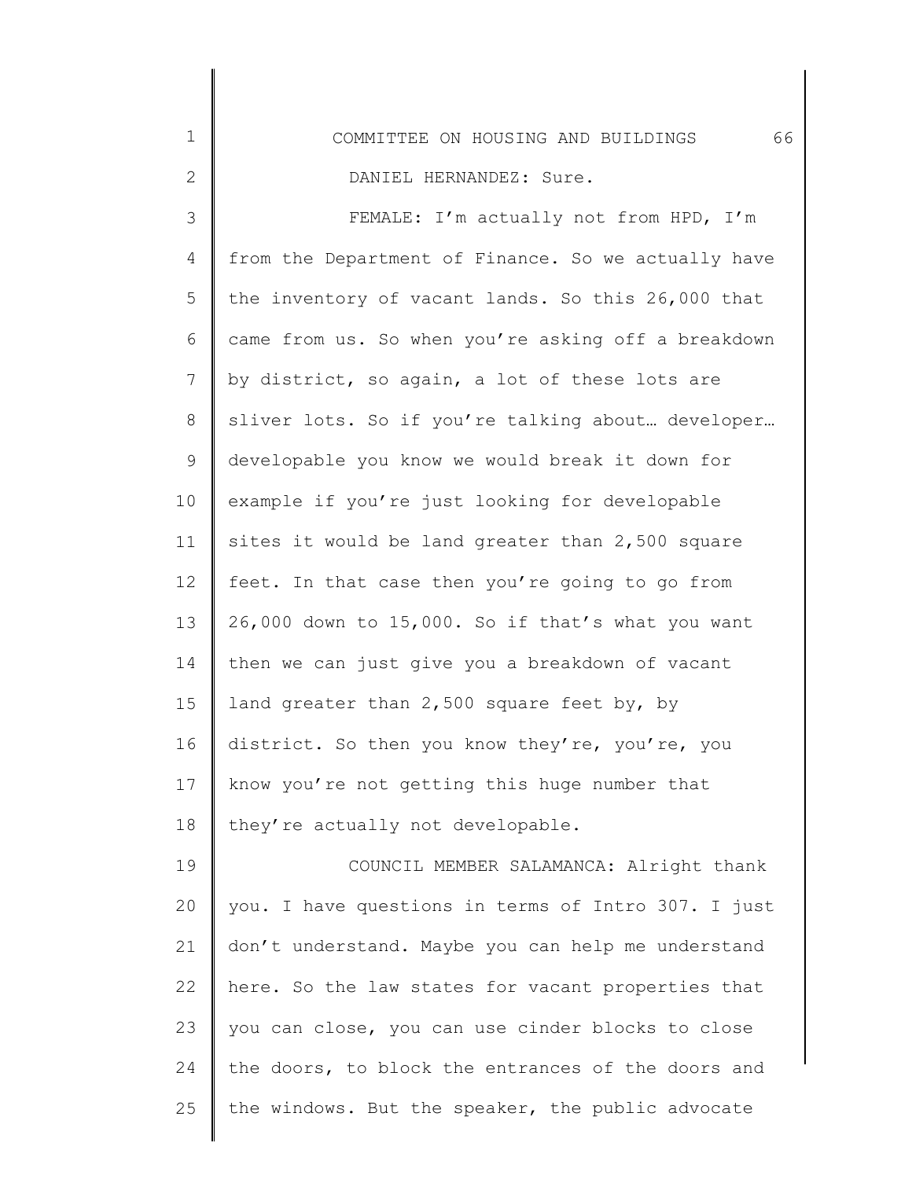DANIEL HERNANDEZ: Sure.

FEMALE: I'm actually not from HPD, I'm from the Department of Finance. So we actually have the inventory of vacant lands. So this 26,000 that came from us. So when you're asking off a breakdown by district, so again, a lot of these lots are sliver lots. So if you're talking about… developer… developable you know we would break it down for example if you're just looking for developable sites it would be land greater than 2,500 square feet. In that case then you're going to go from 26,000 down to 15,000. So if that's what you want then we can just give you a breakdown of vacant land greater than 2,500 square feet by, by district. So then you know they're, you're, you know you're not getting this huge number that they're actually not developable.

COUNCIL MEMBER SALAMANCA: Alright thank you. I have questions in terms of Intro 307. I just don't understand. Maybe you can help me understand here. So the law states for vacant properties that you can close, you can use cinder blocks to close the doors, to block the entrances of the doors and the windows. But the speaker, the public advocate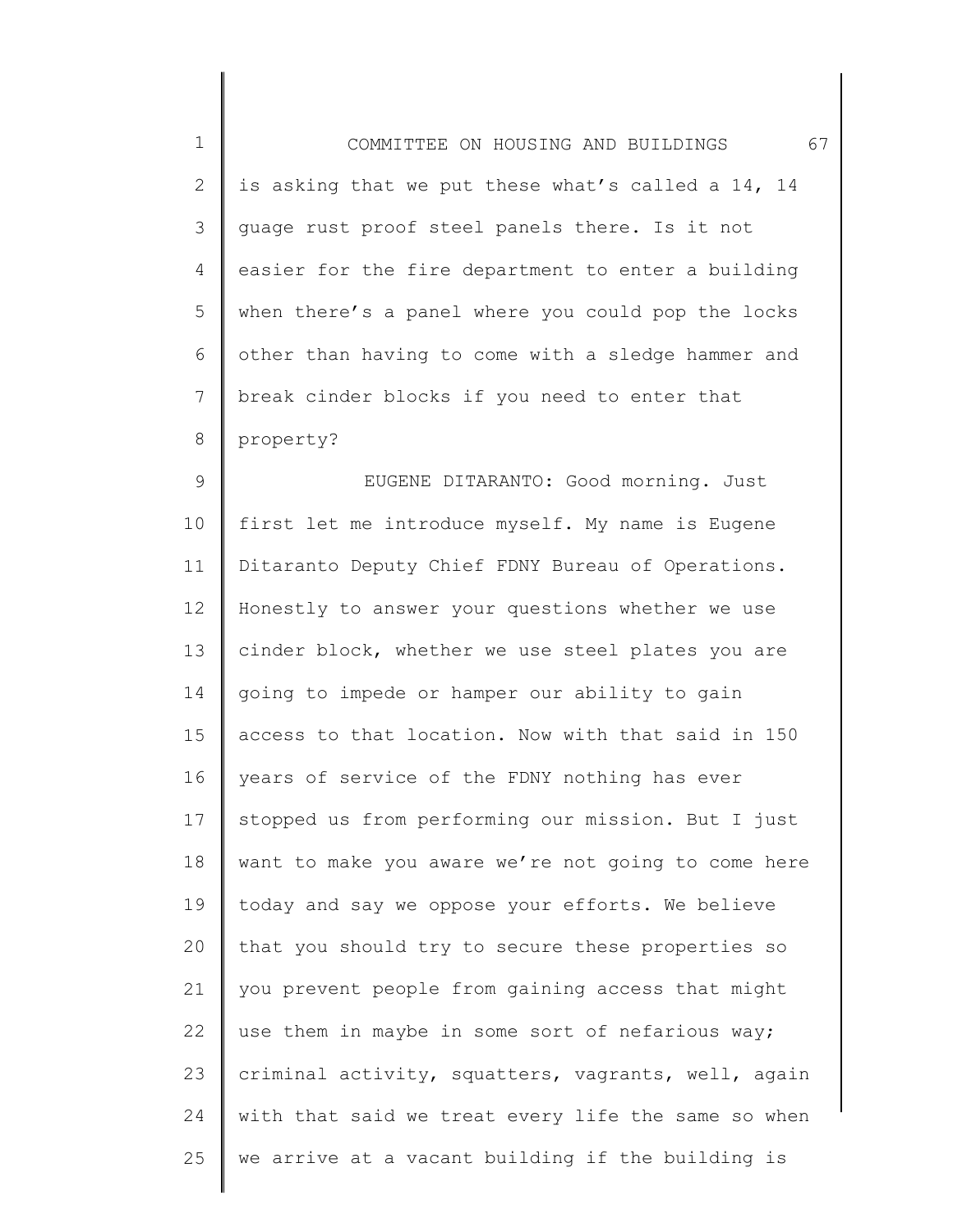is asking that we put these what's called a 14, 14 guage rust proof steel panels there. Is it not easier for the fire department to enter a building when there's a panel where you could pop the locks other than having to come with a sledge hammer and break cinder blocks if you need to enter that property?

EUGENE DITARANTO: Good morning. Just first let me introduce myself. My name is Eugene Ditaranto Deputy Chief FDNY Bureau of Operations. Honestly to answer your questions whether we use cinder block, whether we use steel plates you are going to impede or hamper our ability to gain access to that location. Now with that said in 150 years of service of the FDNY nothing has ever stopped us from performing our mission. But I just want to make you aware we're not going to come here today and say we oppose your efforts. We believe that you should try to secure these properties so you prevent people from gaining access that might use them in maybe in some sort of nefarious way; criminal activity, squatters, vagrants, well, again with that said we treat every life the same so when we arrive at a vacant building if the building is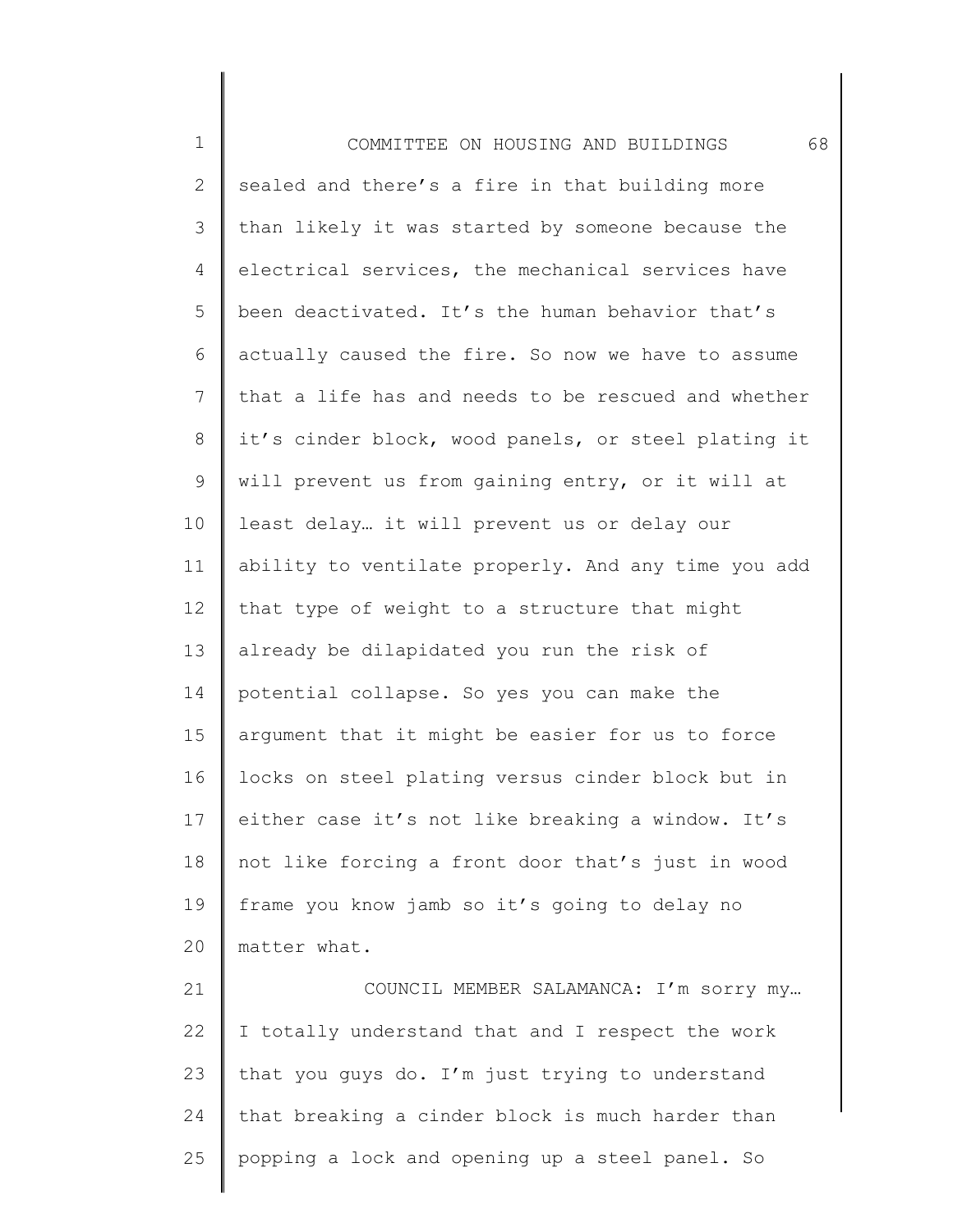sealed and there's a fire in that building more than likely it was started by someone because the electrical services, the mechanical services have been deactivated. It's the human behavior that's actually caused the fire. So now we have to assume that a life has and needs to be rescued and whether it's cinder block, wood panels, or steel plating it will prevent us from gaining entry, or it will at least delay… it will prevent us or delay our ability to ventilate properly. And any time you add that type of weight to a structure that might already be dilapidated you run the risk of potential collapse. So yes you can make the argument that it might be easier for us to force locks on steel plating versus cinder block but in either case it's not like breaking a window. It's not like forcing a front door that's just in wood frame you know jamb so it's going to delay no matter what.

COUNCIL MEMBER SALAMANCA: I'm sorry my… I totally understand that and I respect the work that you guys do. I'm just trying to understand that breaking a cinder block is much harder than popping a lock and opening up a steel panel. So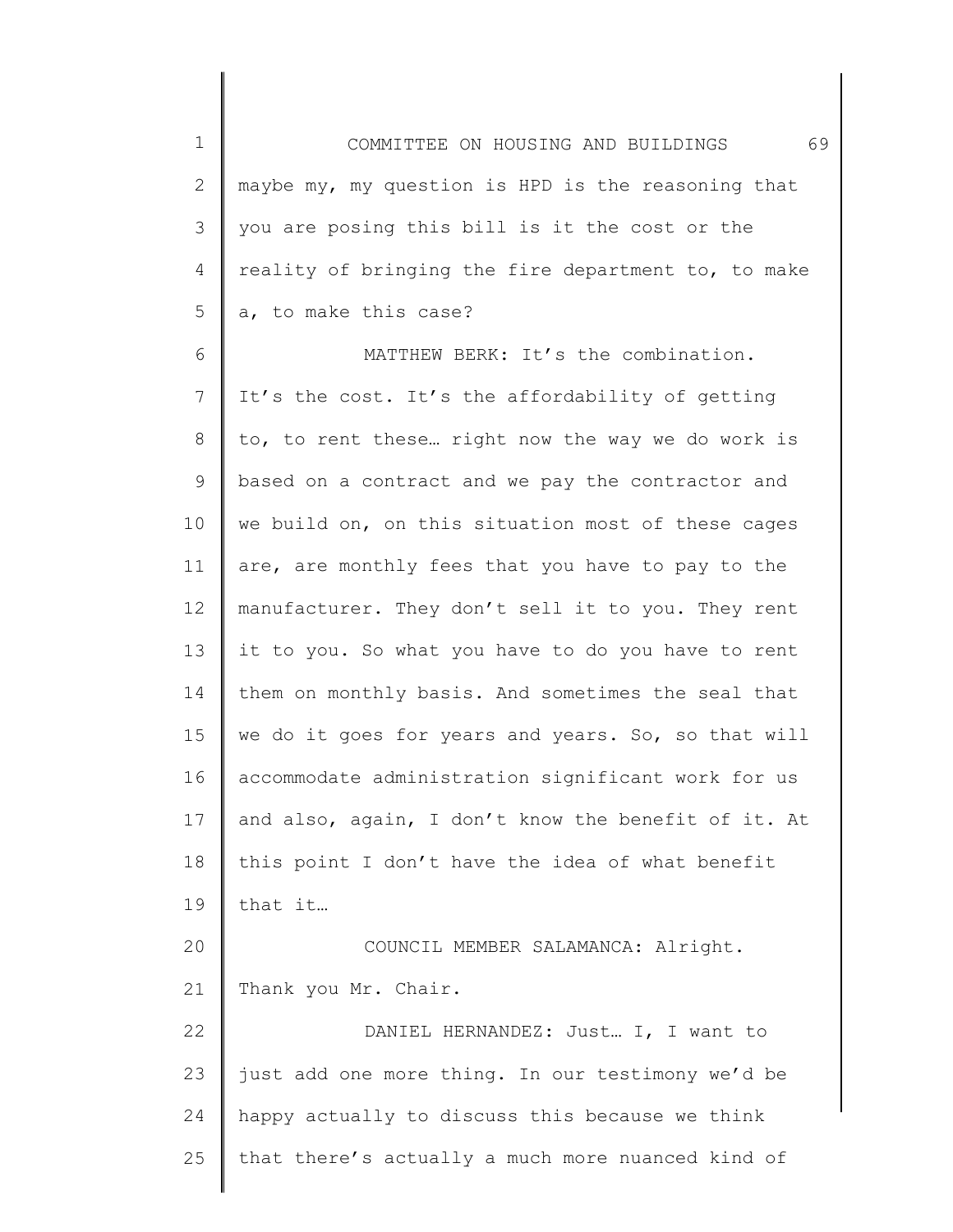maybe my, my question is HPD is the reasoning that you are posing this bill is it the cost or the reality of bringing the fire department to, to make a, to make this case?

MATTHEW BERK: It's the combination. It's the cost. It's the affordability of getting to, to rent these… right now the way we do work is based on a contract and we pay the contractor and we build on, on this situation most of these cages are, are monthly fees that you have to pay to the manufacturer. They don't sell it to you. They rent it to you. So what you have to do you have to rent them on monthly basis. And sometimes the seal that we do it goes for years and years. So, so that will accommodate administration significant work for us and also, again, I don't know the benefit of it. At this point I don't have the idea of what benefit that it…

COUNCIL MEMBER SALAMANCA: Alright. Thank you Mr. Chair.

DANIEL HERNANDEZ: Just… I, I want to just add one more thing. In our testimony we'd be happy actually to discuss this because we think that there's actually a much more nuanced kind of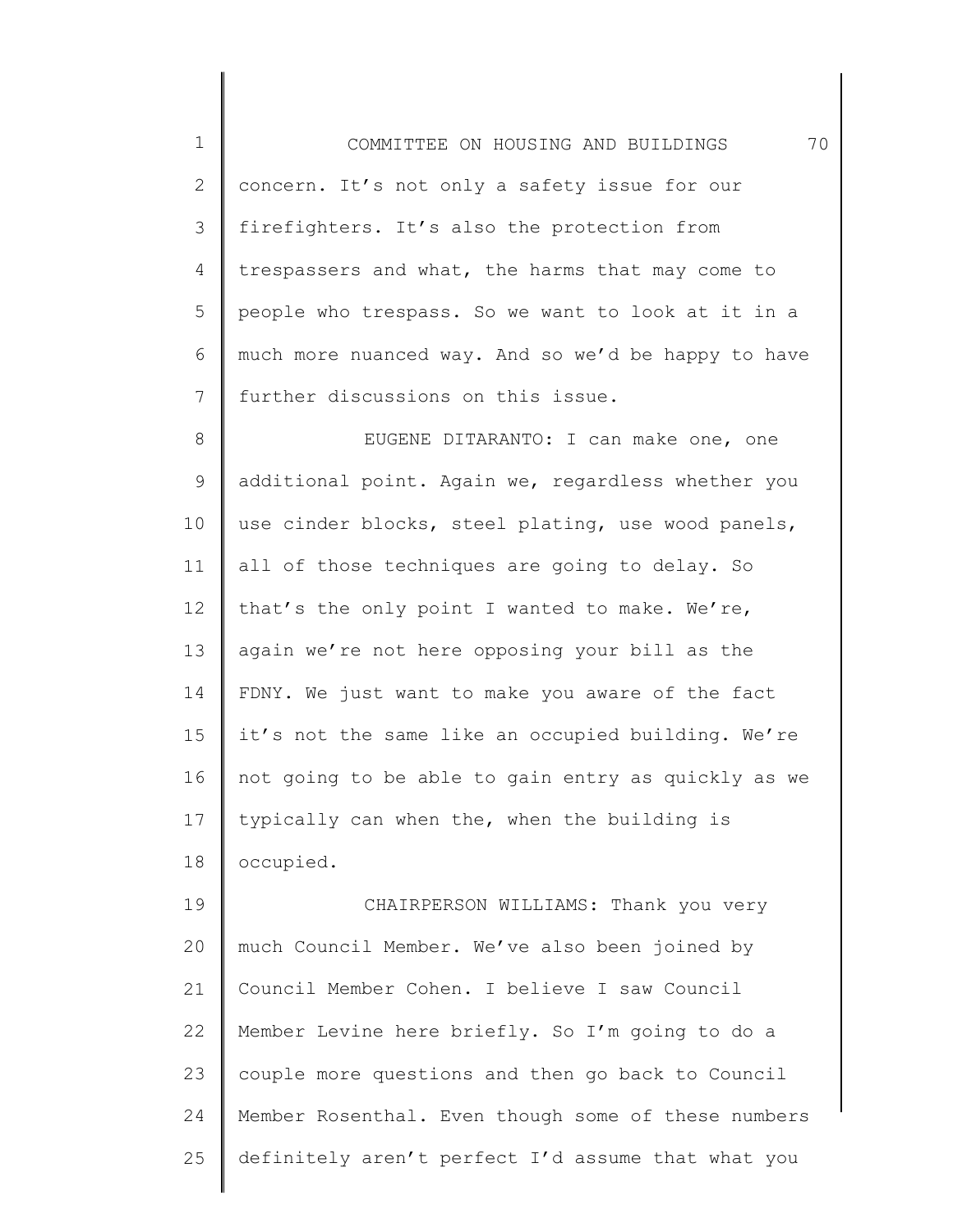concern. It's not only a safety issue for our firefighters. It's also the protection from trespassers and what, the harms that may come to people who trespass. So we want to look at it in a much more nuanced way. And so we'd be happy to have further discussions on this issue.

EUGENE DITARANTO: I can make one, one additional point. Again we, regardless whether you use cinder blocks, steel plating, use wood panels, all of those techniques are going to delay. So that's the only point I wanted to make. We're, again we're not here opposing your bill as the FDNY. We just want to make you aware of the fact it's not the same like an occupied building. We're not going to be able to gain entry as quickly as we typically can when the, when the building is occupied.

CHAIRPERSON WILLIAMS: Thank you very much Council Member. We've also been joined by Council Member Cohen. I believe I saw Council Member Levine here briefly. So I'm going to do a couple more questions and then go back to Council Member Rosenthal. Even though some of these numbers definitely aren't perfect I'd assume that what you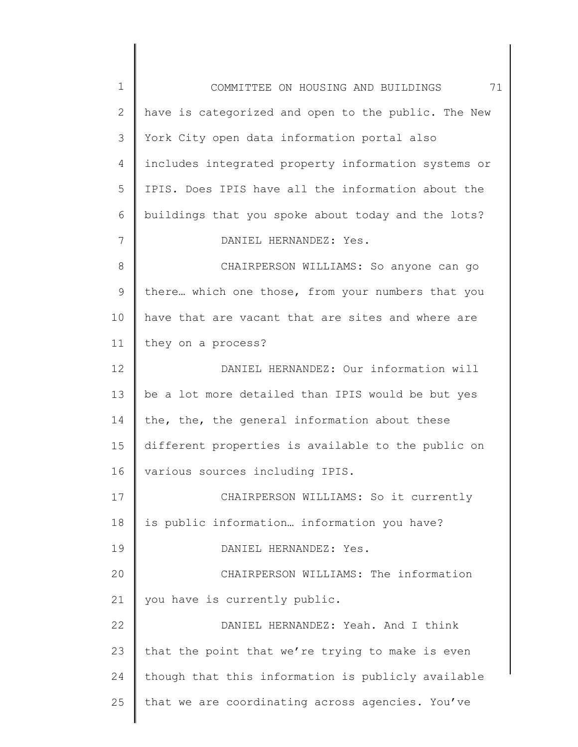have is categorized and open to the public. The New York City open data information portal also includes integrated property information systems or IPIS. Does IPIS have all the information about the buildings that you spoke about today and the lots?

DANIEL HERNANDEZ: Yes.

CHAIRPERSON WILLIAMS: So anyone can go there… which one those, from your numbers that you have that are vacant that are sites and where are they on a process?

DANIEL HERNANDEZ: Our information will be a lot more detailed than IPIS would be but yes the, the, the general information about these different properties is available to the public on various sources including IPIS.

CHAIRPERSON WILLIAMS: So it currently is public information… information you have?

DANIEL HERNANDEZ: Yes.

CHAIRPERSON WILLIAMS: The information you have is currently public.

DANIEL HERNANDEZ: Yeah. And I think that the point that we're trying to make is even though that this information is publicly available that we are coordinating across agencies. You've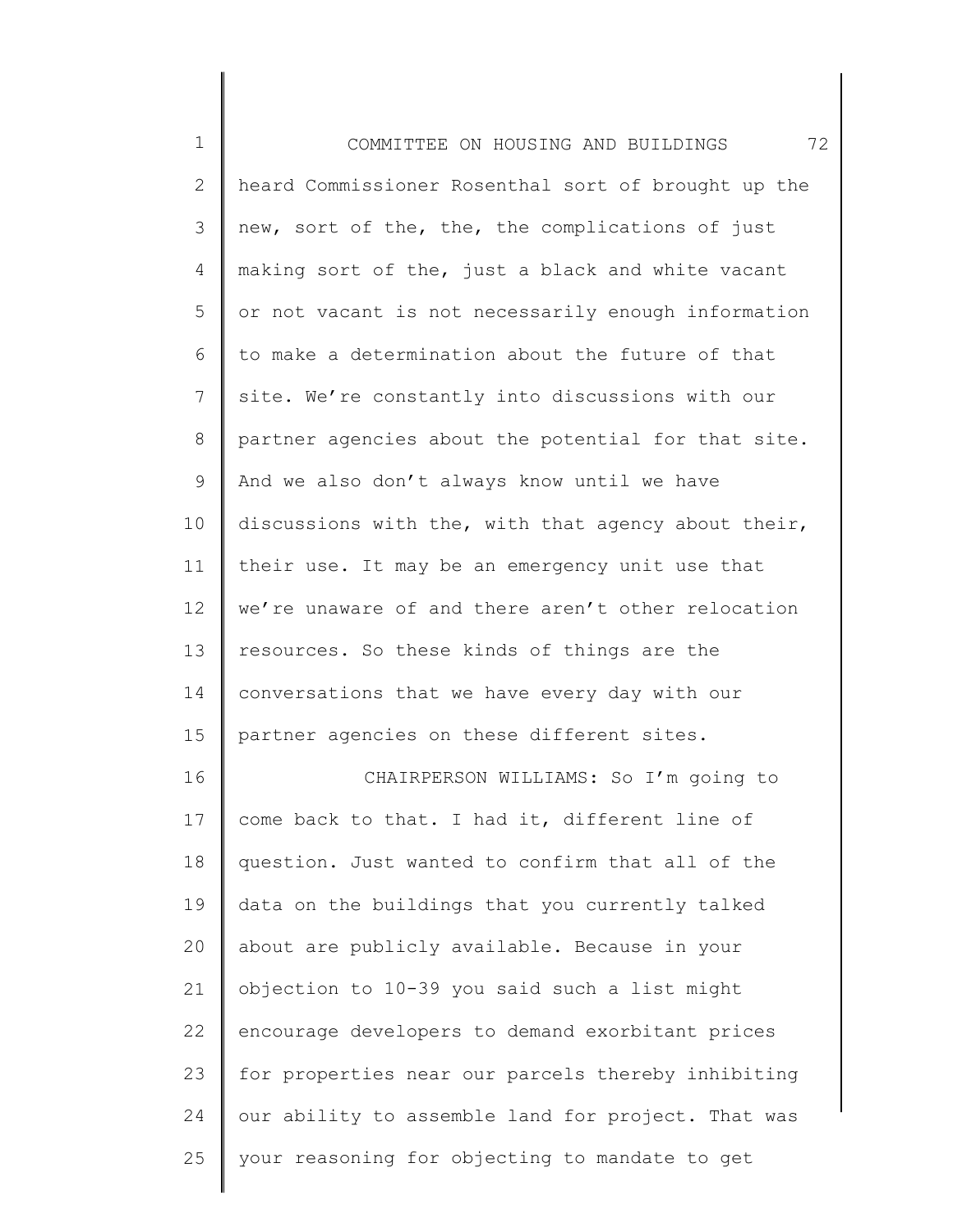heard Commissioner Rosenthal sort of brought up the new, sort of the, the, the complications of just making sort of the, just a black and white vacant or not vacant is not necessarily enough information to make a determination about the future of that site. We're constantly into discussions with our partner agencies about the potential for that site. And we also don't always know until we have discussions with the, with that agency about their, their use. It may be an emergency unit use that we're unaware of and there aren't other relocation resources. So these kinds of things are the conversations that we have every day with our partner agencies on these different sites.

CHAIRPERSON WILLIAMS: So I'm going to come back to that. I had it, different line of question. Just wanted to confirm that all of the data on the buildings that you currently talked about are publicly available. Because in your objection to 10-39 you said such a list might encourage developers to demand exorbitant prices for properties near our parcels thereby inhibiting our ability to assemble land for project. That was your reasoning for objecting to mandate to get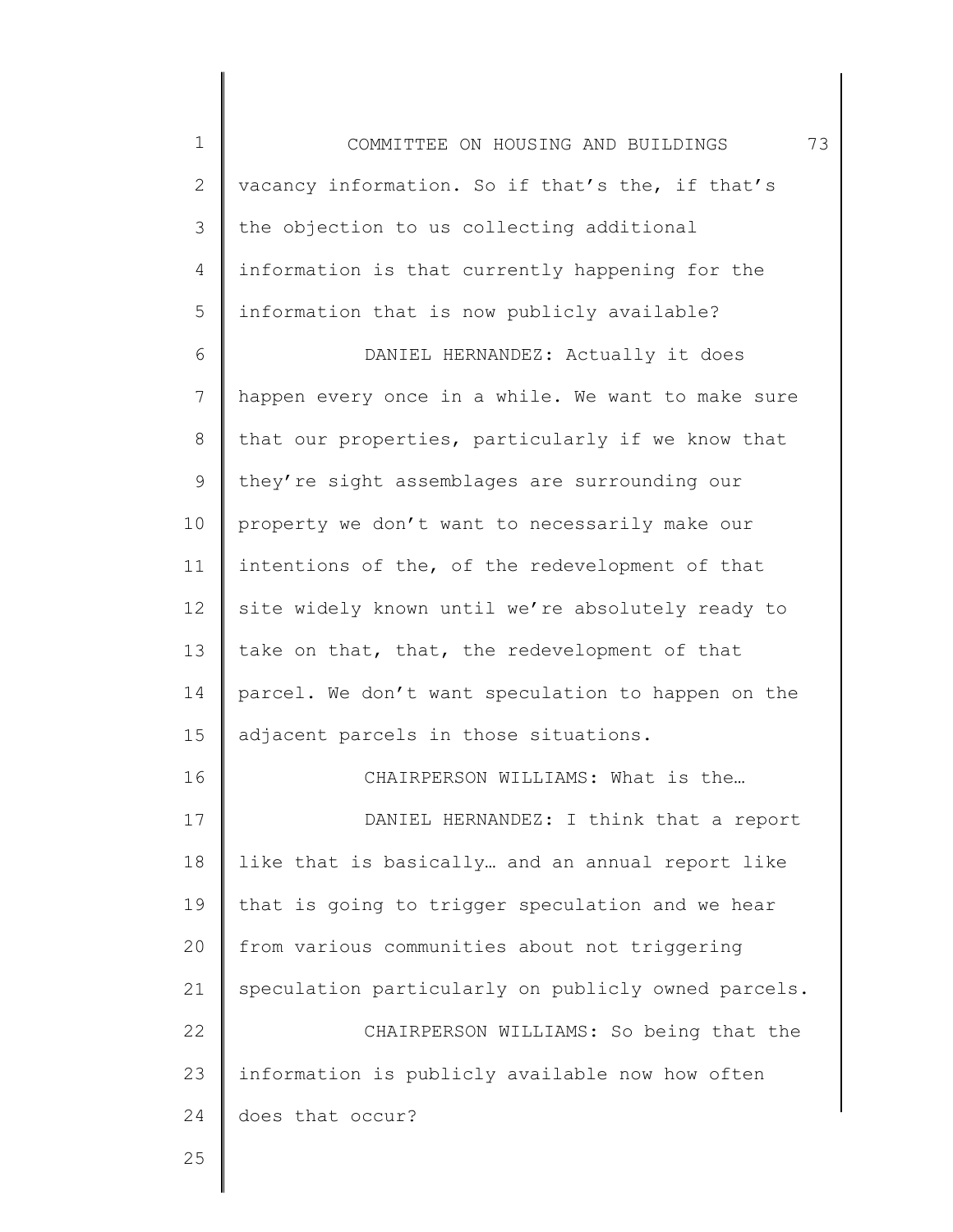vacancy information. So if that's the, if that's the objection to us collecting additional information is that currently happening for the information that is now publicly available?

DANIEL HERNANDEZ: Actually it does happen every once in a while. We want to make sure that our properties, particularly if we know that they're sight assemblages are surrounding our property we don't want to necessarily make our intentions of the, of the redevelopment of that site widely known until we're absolutely ready to take on that, that, the redevelopment of that parcel. We don't want speculation to happen on the adjacent parcels in those situations.

CHAIRPERSON WILLIAMS: What is the…

DANIEL HERNANDEZ: I think that a report like that is basically… and an annual report like that is going to trigger speculation and we hear from various communities about not triggering speculation particularly on publicly owned parcels.

CHAIRPERSON WILLIAMS: So being that the information is publicly available now how often does that occur?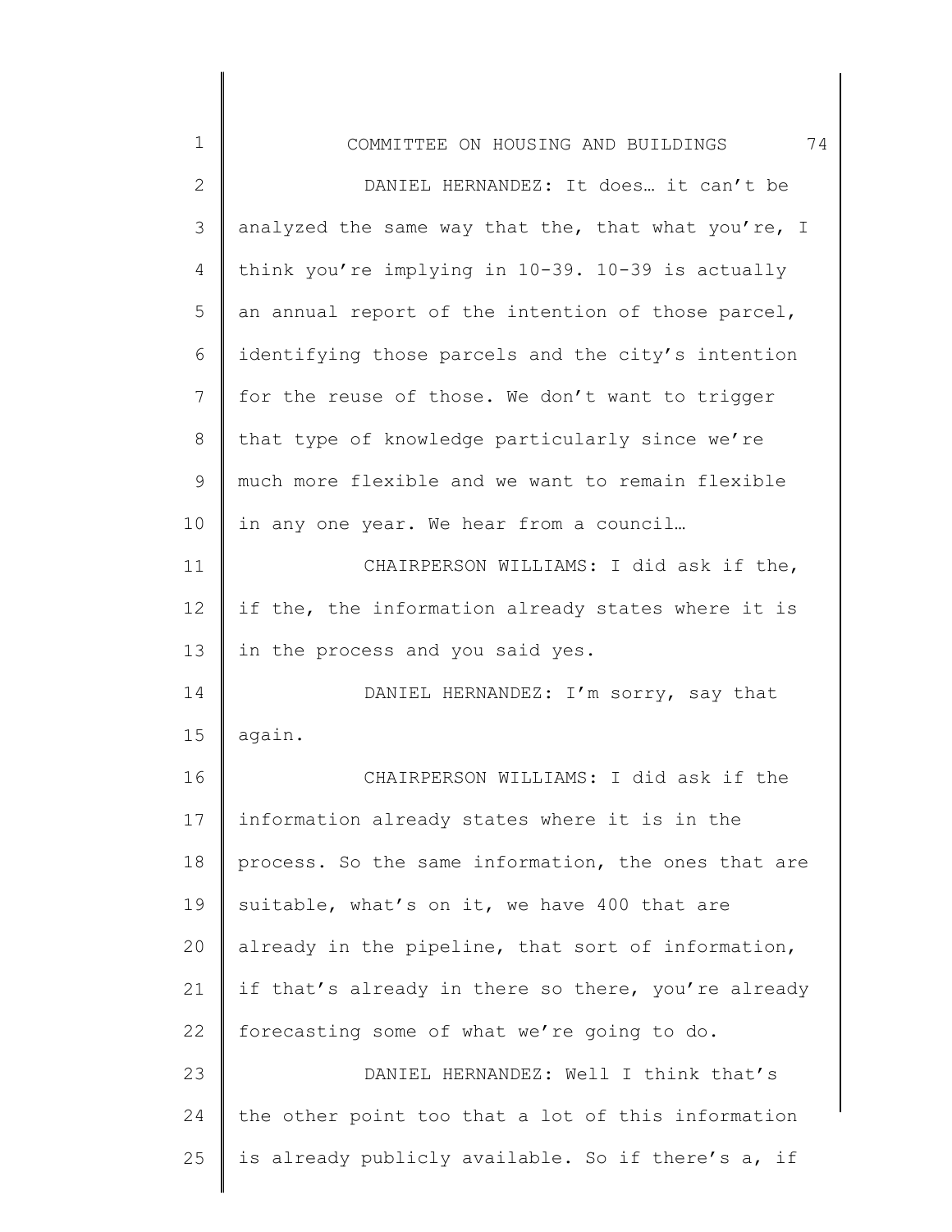DANIEL HERNANDEZ: It does… it can't be analyzed the same way that the, that what you're, I think you're implying in 10-39. 10-39 is actually an annual report of the intention of those parcel, identifying those parcels and the city's intention for the reuse of those. We don't want to trigger that type of knowledge particularly since we're much more flexible and we want to remain flexible in any one year. We hear from a council…

CHAIRPERSON WILLIAMS: I did ask if the, if the, the information already states where it is in the process and you said yes.

DANIEL HERNANDEZ: I'm sorry, say that again.

CHAIRPERSON WILLIAMS: I did ask if the information already states where it is in the process. So the same information, the ones that are suitable, what's on it, we have 400 that are already in the pipeline, that sort of information, if that's already in there so there, you're already forecasting some of what we're going to do.

DANIEL HERNANDEZ: Well I think that's the other point too that a lot of this information is already publicly available. So if there's a, if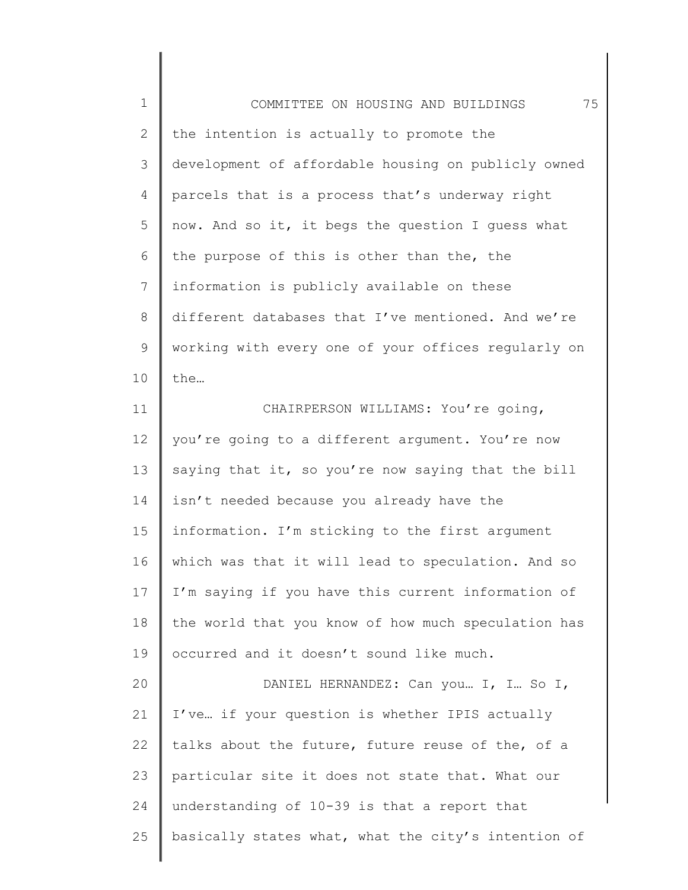the intention is actually to promote the development of affordable housing on publicly owned parcels that is a process that's underway right now. And so it, it begs the question I guess what the purpose of this is other than the, the information is publicly available on these different databases that I've mentioned. And we're working with every one of your offices regularly on the…

CHAIRPERSON WILLIAMS: You're going, you're going to a different argument. You're now saying that it, so you're now saying that the bill isn't needed because you already have the information. I'm sticking to the first argument which was that it will lead to speculation. And so I'm saying if you have this current information of the world that you know of how much speculation has occurred and it doesn't sound like much.

DANIEL HERNANDEZ: Can you… I, I… So I, I've… if your question is whether IPIS actually talks about the future, future reuse of the, of a particular site it does not state that. What our understanding of 10-39 is that a report that basically states what, what the city's intention of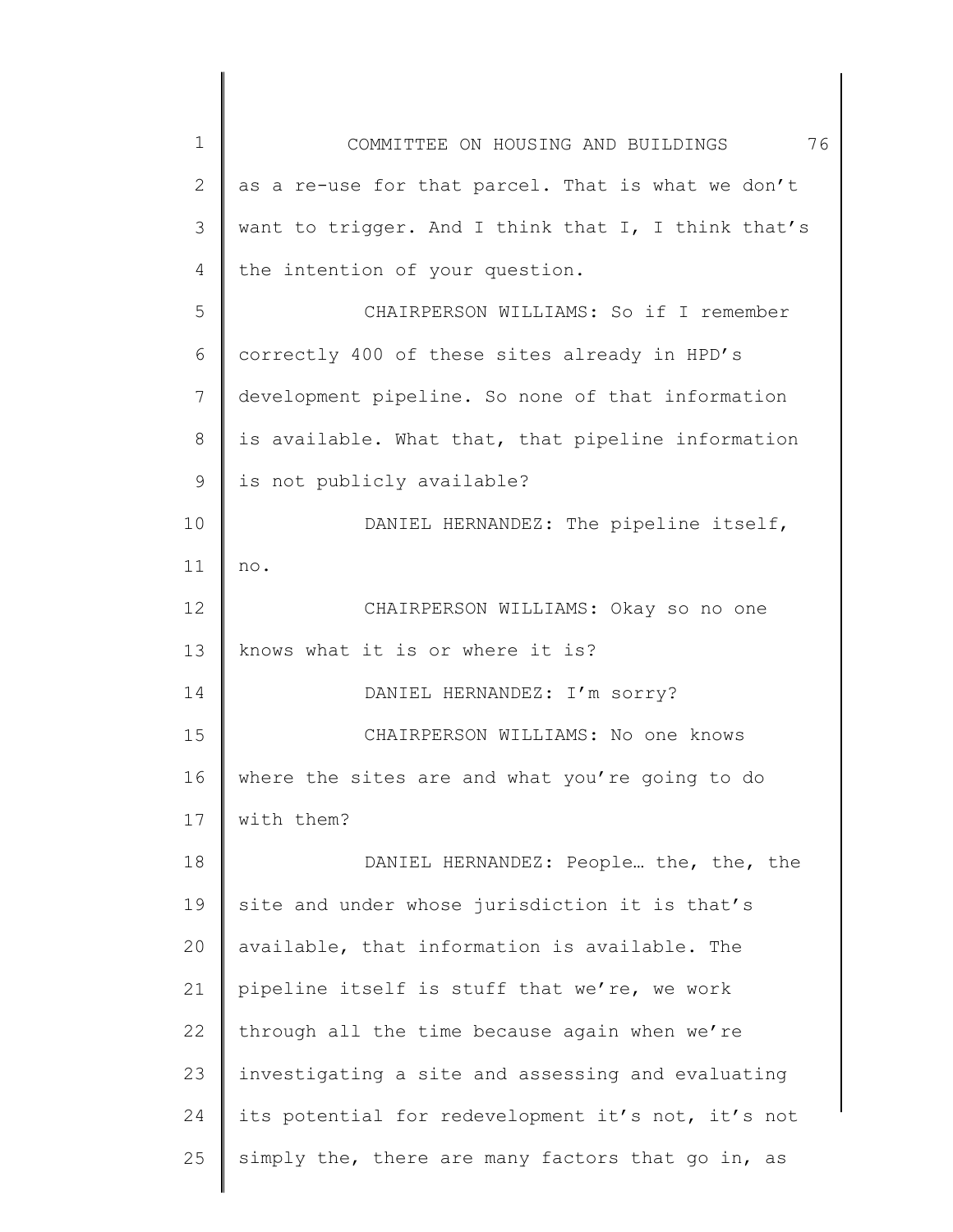as a re-use for that parcel. That is what we don't want to trigger. And I think that I, I think that's the intention of your question.

CHAIRPERSON WILLIAMS: So if I remember correctly 400 of these sites already in HPD's development pipeline. So none of that information is available. What that, that pipeline information is not publicly available?

DANIEL HERNANDEZ: The pipeline itself, no.

CHAIRPERSON WILLIAMS: Okay so no one knows what it is or where it is?

DANIEL HERNANDEZ: I'm sorry?

CHAIRPERSON WILLIAMS: No one knows where the sites are and what you're going to do with them?

DANIEL HERNANDEZ: People… the, the, the site and under whose jurisdiction it is that's available, that information is available. The pipeline itself is stuff that we're, we work through all the time because again when we're investigating a site and assessing and evaluating its potential for redevelopment it's not, it's not simply the, there are many factors that go in, as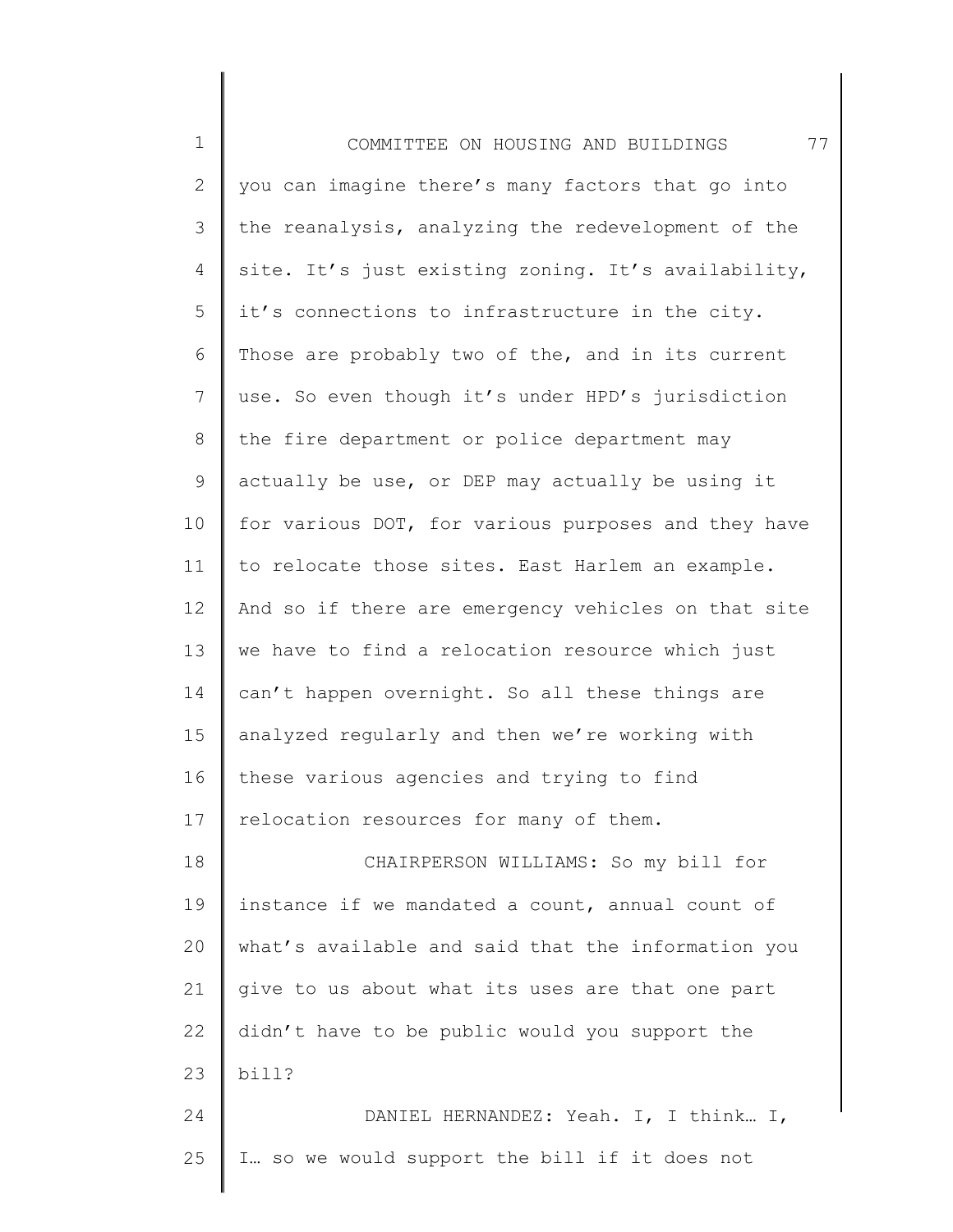you can imagine there's many factors that go into the reanalysis, analyzing the redevelopment of the site. It's just existing zoning. It's availability, it's connections to infrastructure in the city. Those are probably two of the, and in its current use. So even though it's under HPD's jurisdiction the fire department or police department may actually be use, or DEP may actually be using it for various DOT, for various purposes and they have to relocate those sites. East Harlem an example. And so if there are emergency vehicles on that site we have to find a relocation resource which just can't happen overnight. So all these things are analyzed regularly and then we're working with these various agencies and trying to find relocation resources for many of them.

CHAIRPERSON WILLIAMS: So my bill for instance if we mandated a count, annual count of what's available and said that the information you give to us about what its uses are that one part didn't have to be public would you support the bill?

DANIEL HERNANDEZ: Yeah. I, I think… I, I… so we would support the bill if it does not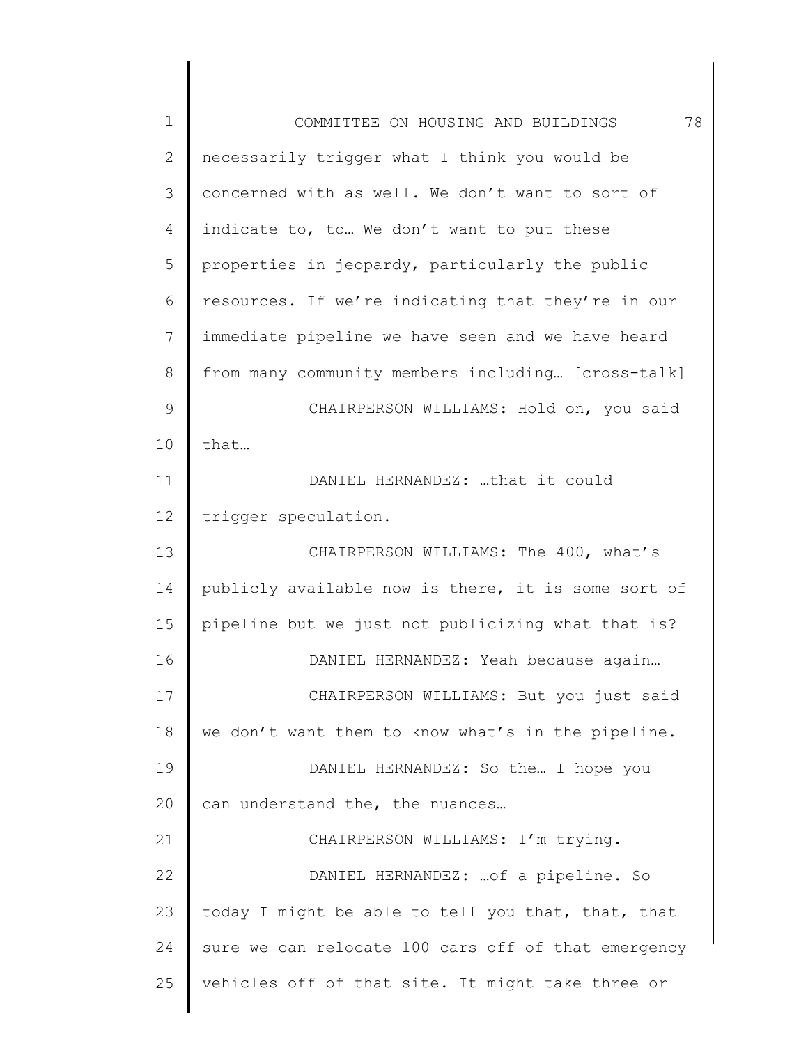necessarily trigger what I think you would be concerned with as well. We don't want to sort of indicate to, to… We don't want to put these properties in jeopardy, particularly the public resources. If we're indicating that they're in our immediate pipeline we have seen and we have heard from many community members including… [cross-talk]

CHAIRPERSON WILLIAMS: Hold on, you said that…

DANIEL HERNANDEZ: …that it could trigger speculation.

CHAIRPERSON WILLIAMS: The 400, what's publicly available now is there, it is some sort of pipeline but we just not publicizing what that is?

DANIEL HERNANDEZ: Yeah because again…

CHAIRPERSON WILLIAMS: But you just said we don't want them to know what's in the pipeline.

DANIEL HERNANDEZ: So the… I hope you can understand the, the nuances…

CHAIRPERSON WILLIAMS: I'm trying.

DANIEL HERNANDEZ: …of a pipeline. So today I might be able to tell you that, that, that sure we can relocate 100 cars off of that emergency vehicles off of that site. It might take three or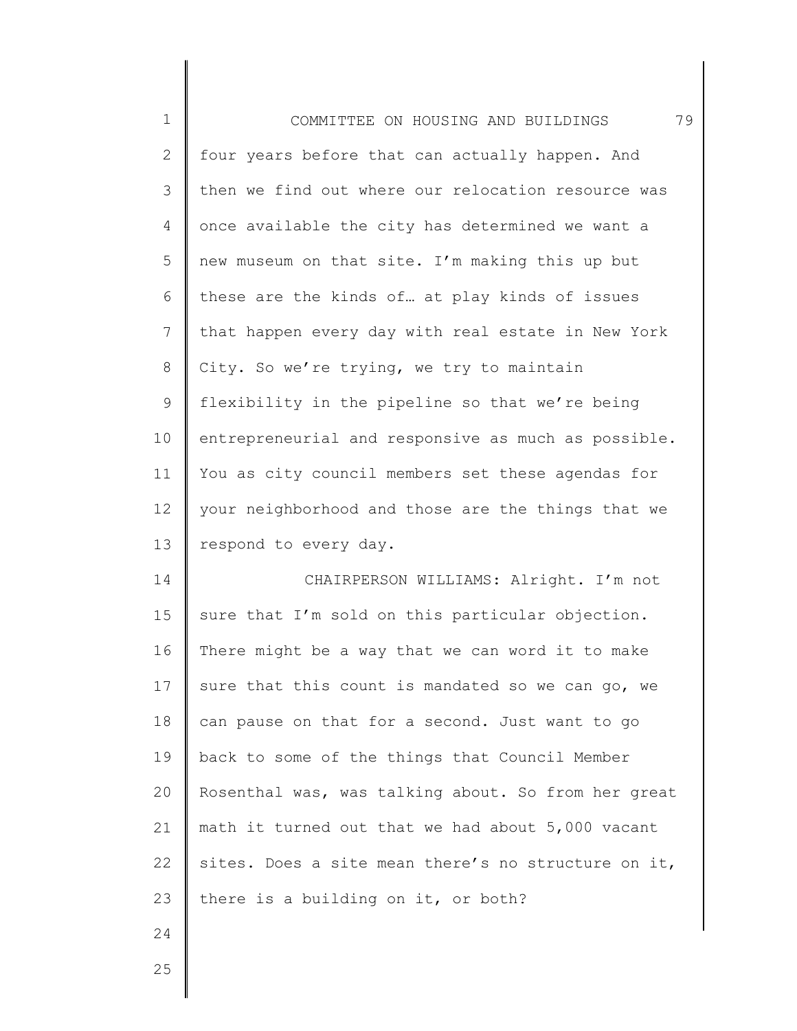four years before that can actually happen. And then we find out where our relocation resource was once available the city has determined we want a new museum on that site. I'm making this up but these are the kinds of… at play kinds of issues that happen every day with real estate in New York City. So we're trying, we try to maintain flexibility in the pipeline so that we're being entrepreneurial and responsive as much as possible. You as city council members set these agendas for your neighborhood and those are the things that we respond to every day.

CHAIRPERSON WILLIAMS: Alright. I'm not sure that I'm sold on this particular objection. There might be a way that we can word it to make sure that this count is mandated so we can go, we can pause on that for a second. Just want to go back to some of the things that Council Member Rosenthal was, was talking about. So from her great math it turned out that we had about 5,000 vacant sites. Does a site mean there's no structure on it, there is a building on it, or both?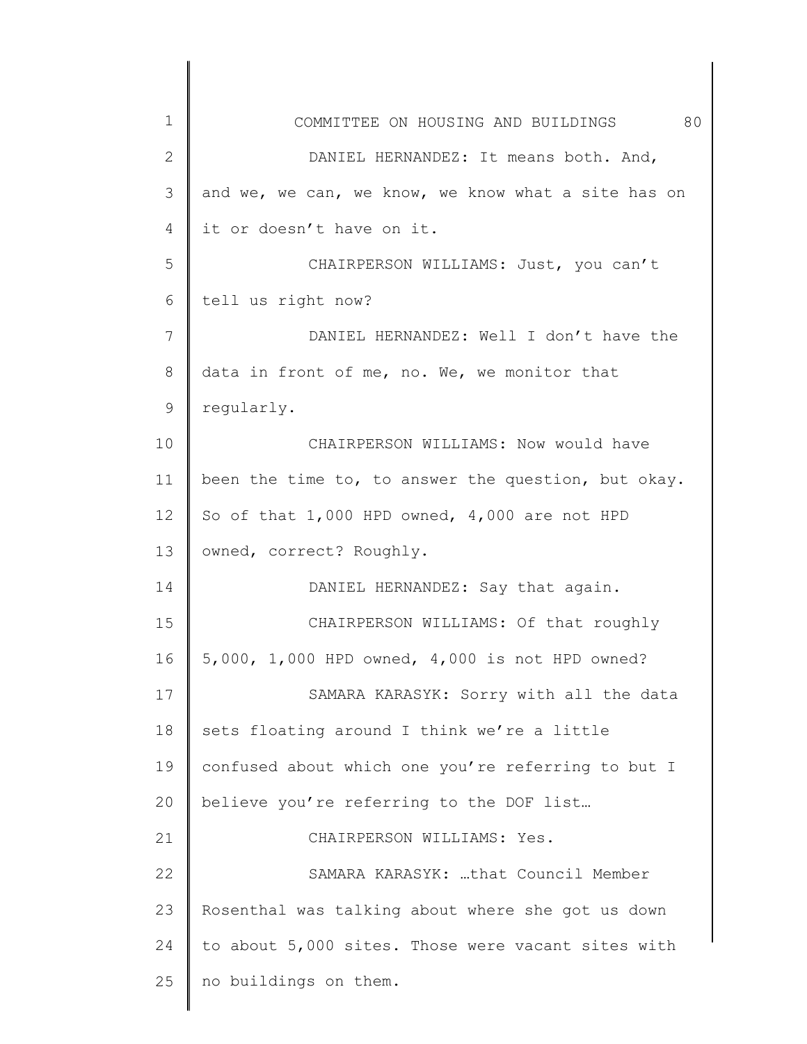DANIEL HERNANDEZ: It means both. And, and we, we can, we know, we know what a site has on it or doesn't have on it.

CHAIRPERSON WILLIAMS: Just, you can't tell us right now?

DANIEL HERNANDEZ: Well I don't have the data in front of me, no. We, we monitor that regularly.

CHAIRPERSON WILLIAMS: Now would have been the time to, to answer the question, but okay. So of that 1,000 HPD owned, 4,000 are not HPD owned, correct? Roughly.

DANIEL HERNANDEZ: Say that again.

CHAIRPERSON WILLIAMS: Of that roughly 5,000, 1,000 HPD owned, 4,000 is not HPD owned?

SAMARA KARASYK: Sorry with all the data sets floating around I think we're a little confused about which one you're referring to but I believe you're referring to the DOF list…

CHAIRPERSON WILLIAMS: Yes.

SAMARA KARASYK: …that Council Member Rosenthal was talking about where she got us down to about 5,000 sites. Those were vacant sites with no buildings on them.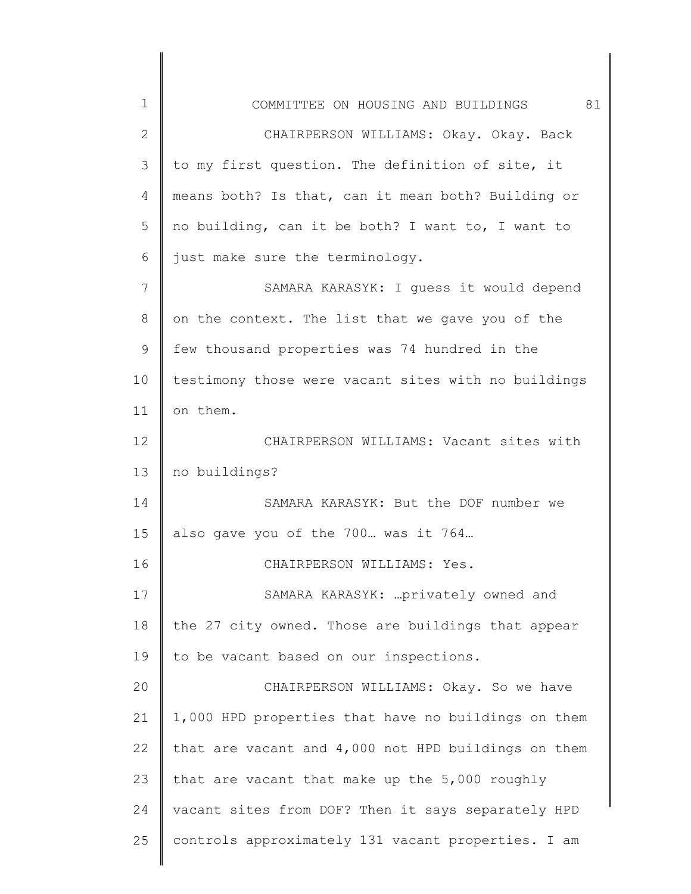CHAIRPERSON WILLIAMS: Okay. Okay. Back to my first question. The definition of site, it means both? Is that, can it mean both? Building or no building, can it be both? I want to, I want to just make sure the terminology.

SAMARA KARASYK: I guess it would depend on the context. The list that we gave you of the few thousand properties was 74 hundred in the testimony those were vacant sites with no buildings on them.

CHAIRPERSON WILLIAMS: Vacant sites with no buildings?

SAMARA KARASYK: But the DOF number we also gave you of the 700… was it 764…

CHAIRPERSON WILLIAMS: Yes.

SAMARA KARASYK: …privately owned and the 27 city owned. Those are buildings that appear to be vacant based on our inspections.

CHAIRPERSON WILLIAMS: Okay. So we have 1,000 HPD properties that have no buildings on them that are vacant and 4,000 not HPD buildings on them that are vacant that make up the 5,000 roughly vacant sites from DOF? Then it says separately HPD controls approximately 131 vacant properties. I am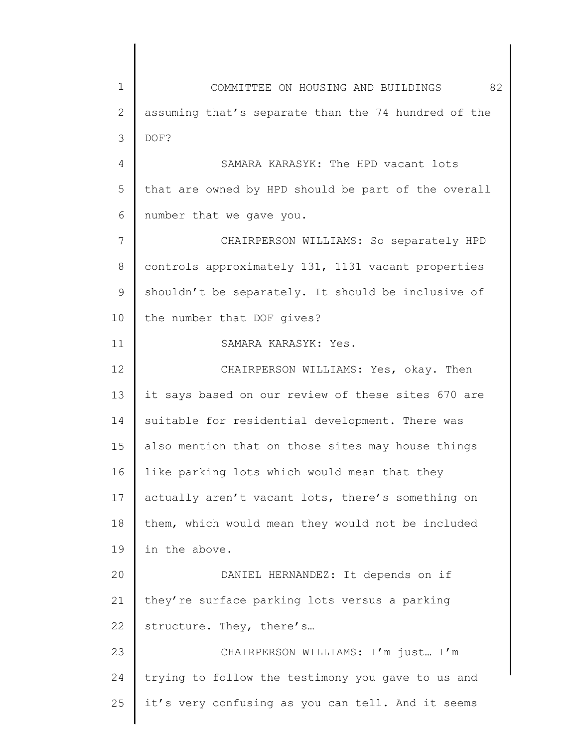assuming that's separate than the 74 hundred of the DOF?

SAMARA KARASYK: The HPD vacant lots that are owned by HPD should be part of the overall number that we gave you.

CHAIRPERSON WILLIAMS: So separately HPD controls approximately 131, 1131 vacant properties shouldn't be separately. It should be inclusive of the number that DOF gives?

SAMARA KARASYK: Yes.

CHAIRPERSON WILLIAMS: Yes, okay. Then it says based on our review of these sites 670 are suitable for residential development. There was also mention that on those sites may house things like parking lots which would mean that they actually aren't vacant lots, there's something on them, which would mean they would not be included in the above.

DANIEL HERNANDEZ: It depends on if they're surface parking lots versus a parking structure. They, there's…

CHAIRPERSON WILLIAMS: I'm just… I'm trying to follow the testimony you gave to us and it's very confusing as you can tell. And it seems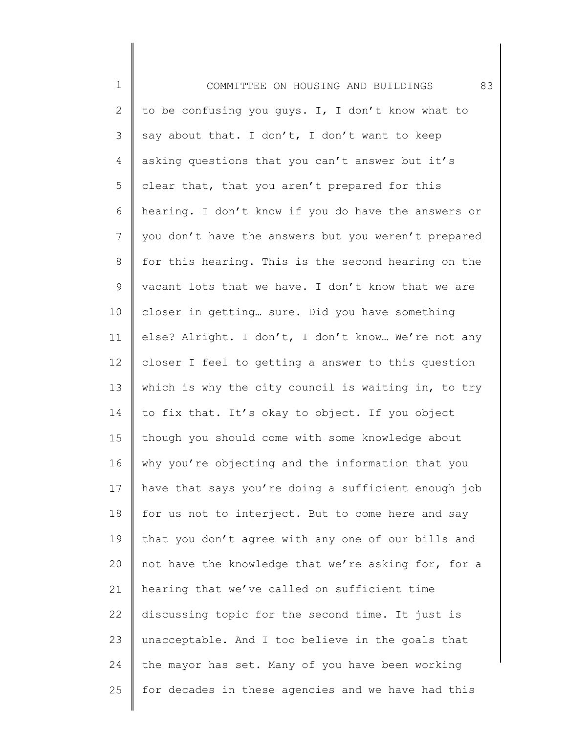to be confusing you guys. I, I don't know what to say about that. I don't, I don't want to keep asking questions that you can't answer but it's clear that, that you aren't prepared for this hearing. I don't know if you do have the answers or you don't have the answers but you weren't prepared for this hearing. This is the second hearing on the vacant lots that we have. I don't know that we are closer in getting… sure. Did you have something else? Alright. I don't, I don't know… We're not any closer I feel to getting a answer to this question which is why the city council is waiting in, to try to fix that. It's okay to object. If you object though you should come with some knowledge about why you're objecting and the information that you have that says you're doing a sufficient enough job for us not to interject. But to come here and say that you don't agree with any one of our bills and not have the knowledge that we're asking for, for a hearing that we've called on sufficient time discussing topic for the second time. It just is unacceptable. And I too believe in the goals that the mayor has set. Many of you have been working for decades in these agencies and we have had this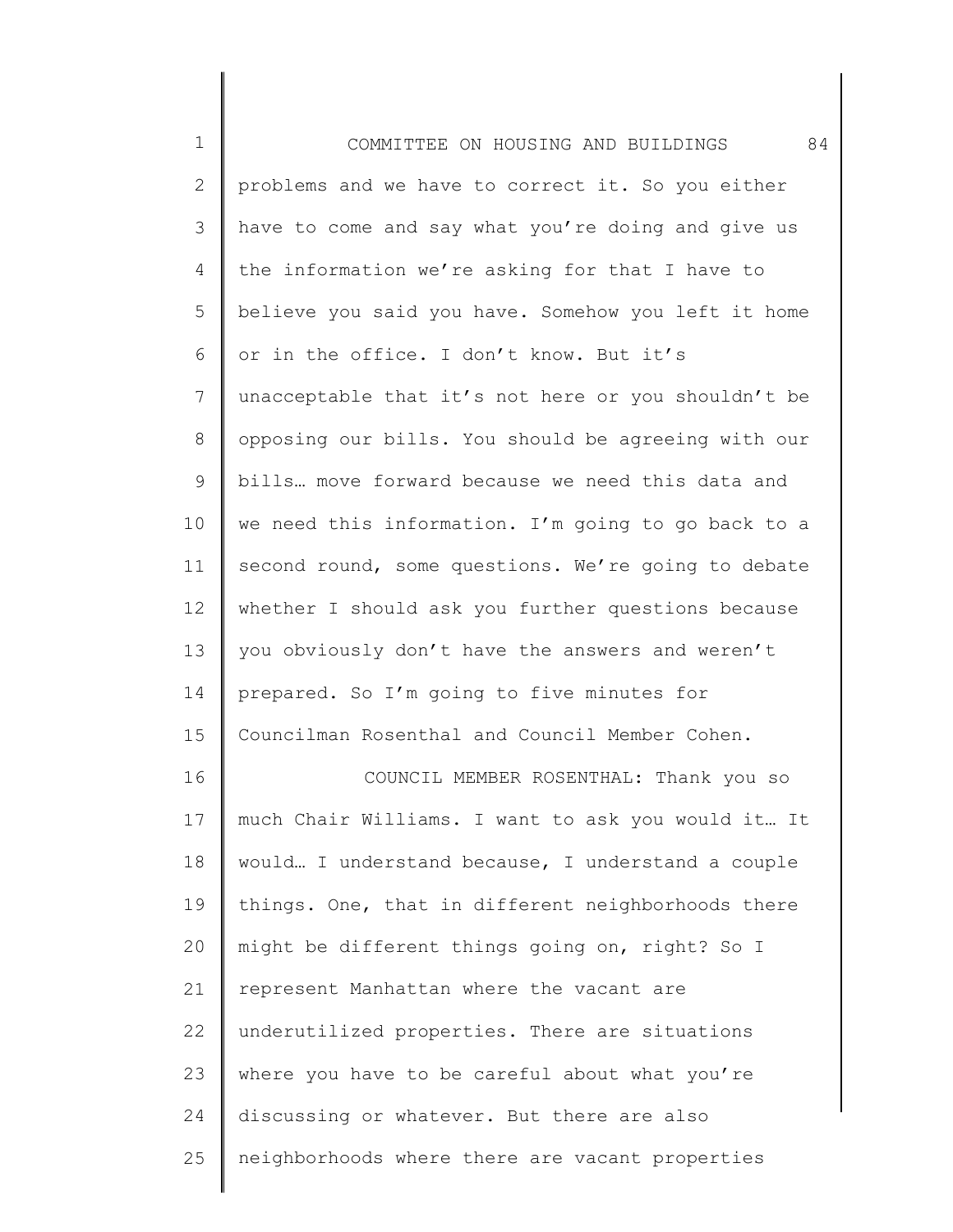problems and we have to correct it. So you either have to come and say what you're doing and give us the information we're asking for that I have to believe you said you have. Somehow you left it home or in the office. I don't know. But it's unacceptable that it's not here or you shouldn't be opposing our bills. You should be agreeing with our bills… move forward because we need this data and we need this information. I'm going to go back to a second round, some questions. We're going to debate whether I should ask you further questions because you obviously don't have the answers and weren't prepared. So I'm going to five minutes for Councilman Rosenthal and Council Member Cohen.

COUNCIL MEMBER ROSENTHAL: Thank you so much Chair Williams. I want to ask you would it… It would… I understand because, I understand a couple things. One, that in different neighborhoods there might be different things going on, right? So I represent Manhattan where the vacant are underutilized properties. There are situations where you have to be careful about what you're discussing or whatever. But there are also neighborhoods where there are vacant properties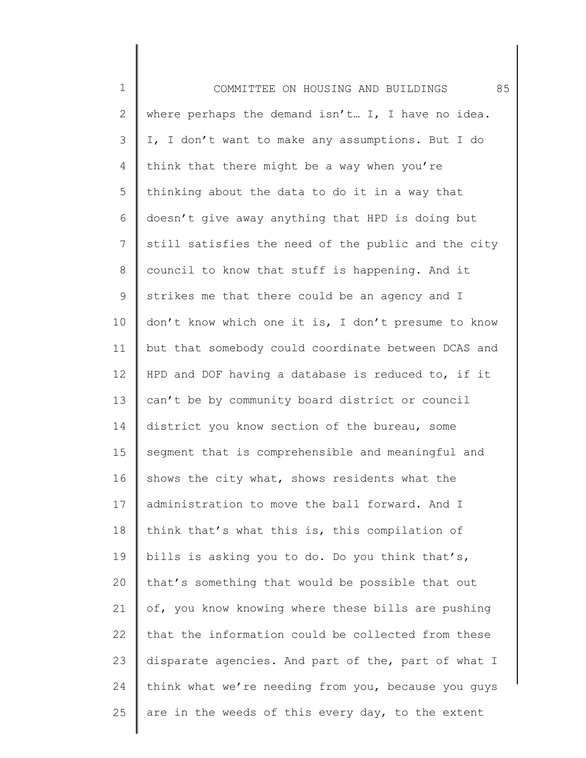where perhaps the demand isn't… I, I have no idea. I, I don't want to make any assumptions. But I do think that there might be a way when you're thinking about the data to do it in a way that doesn't give away anything that HPD is doing but still satisfies the need of the public and the city council to know that stuff is happening. And it strikes me that there could be an agency and I don't know which one it is, I don't presume to know but that somebody could coordinate between DCAS and HPD and DOF having a database is reduced to, if it can't be by community board district or council district you know section of the bureau, some segment that is comprehensible and meaningful and shows the city what, shows residents what the administration to move the ball forward. And I think that's what this is, this compilation of bills is asking you to do. Do you think that's, that's something that would be possible that out of, you know knowing where these bills are pushing that the information could be collected from these disparate agencies. And part of the, part of what I think what we're needing from you, because you guys are in the weeds of this every day, to the extent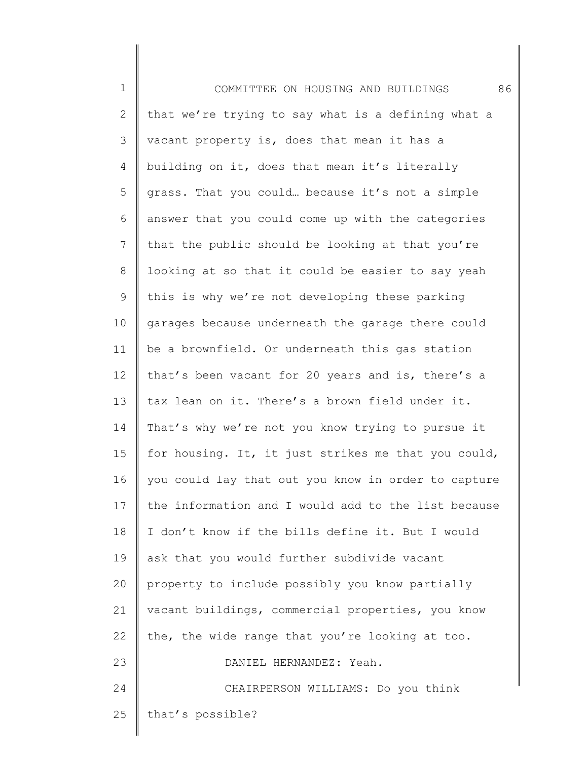that we're trying to say what is a defining what a vacant property is, does that mean it has a building on it, does that mean it's literally grass. That you could… because it's not a simple answer that you could come up with the categories that the public should be looking at that you're looking at so that it could be easier to say yeah this is why we're not developing these parking garages because underneath the garage there could be a brownfield. Or underneath this gas station that's been vacant for 20 years and is, there's a tax lean on it. There's a brown field under it. That's why we're not you know trying to pursue it for housing. It, it just strikes me that you could, you could lay that out you know in order to capture the information and I would add to the list because I don't know if the bills define it. But I would ask that you would further subdivide vacant property to include possibly you know partially vacant buildings, commercial properties, you know the, the wide range that you're looking at too.

DANIEL HERNANDEZ: Yeah.

CHAIRPERSON WILLIAMS: Do you think that's possible?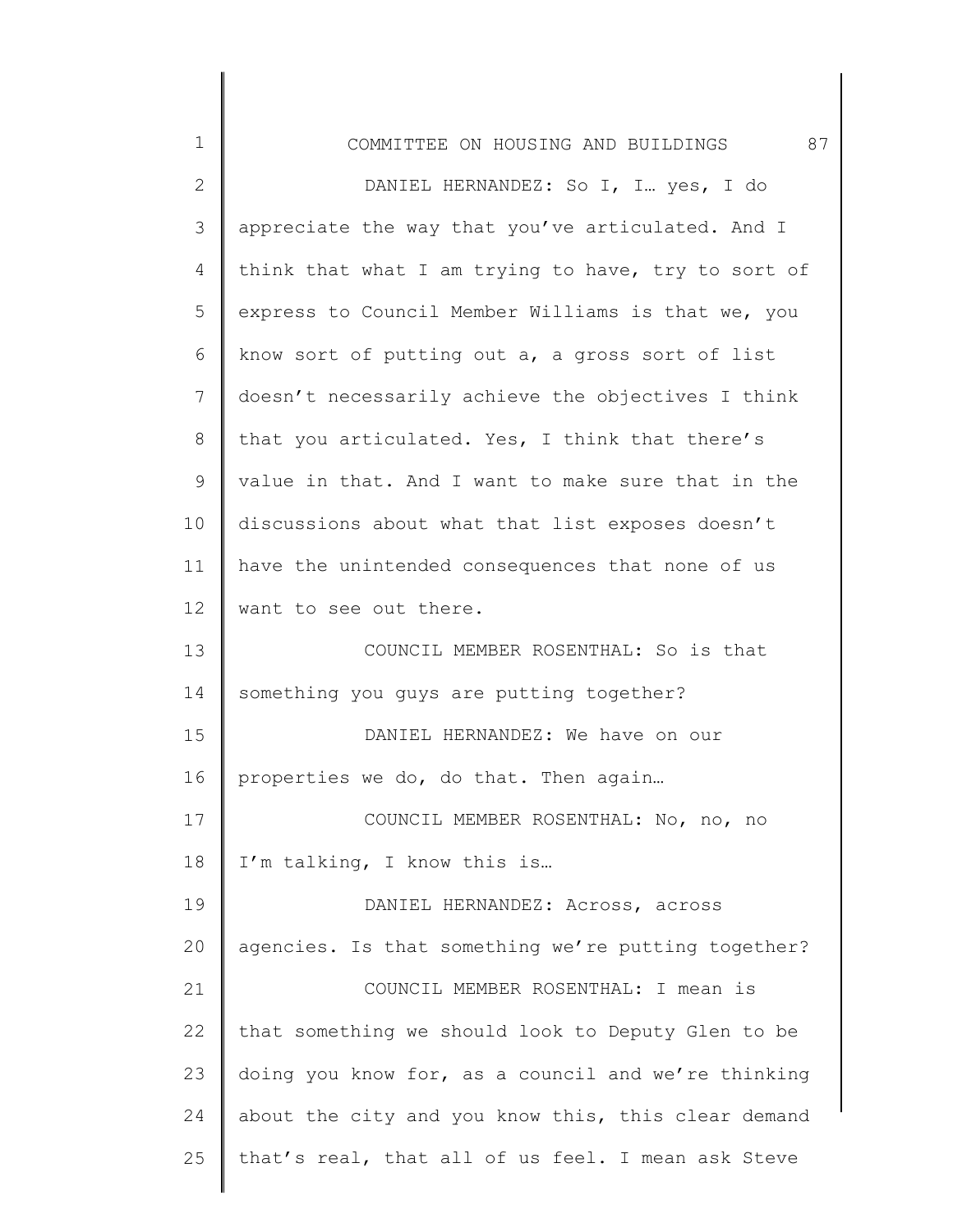DANIEL HERNANDEZ: So I, I… yes, I do appreciate the way that you've articulated. And I think that what I am trying to have, try to sort of express to Council Member Williams is that we, you know sort of putting out a, a gross sort of list doesn't necessarily achieve the objectives I think that you articulated. Yes, I think that there's value in that. And I want to make sure that in the discussions about what that list exposes doesn't have the unintended consequences that none of us want to see out there.

COUNCIL MEMBER ROSENTHAL: So is that something you guys are putting together?

DANIEL HERNANDEZ: We have on our properties we do, do that. Then again…

COUNCIL MEMBER ROSENTHAL: No, no, no I'm talking, I know this is…

DANIEL HERNANDEZ: Across, across agencies. Is that something we're putting together?

COUNCIL MEMBER ROSENTHAL: I mean is that something we should look to Deputy Glen to be doing you know for, as a council and we're thinking about the city and you know this, this clear demand that's real, that all of us feel. I mean ask Steve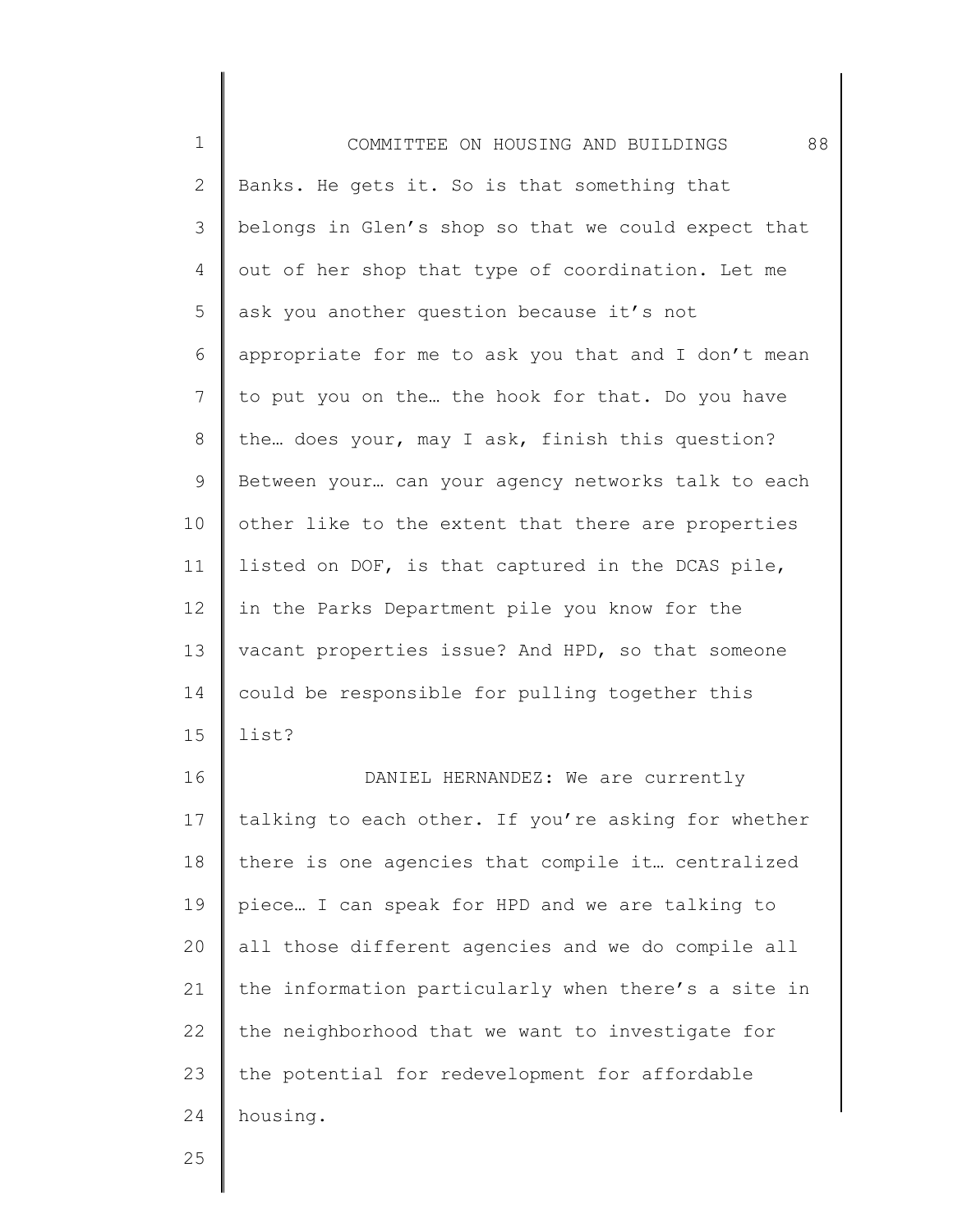Banks. He gets it. So is that something that belongs in Glen's shop so that we could expect that out of her shop that type of coordination. Let me ask you another question because it's not appropriate for me to ask you that and I don't mean to put you on the… the hook for that. Do you have the… does your, may I ask, finish this question? Between your… can your agency networks talk to each other like to the extent that there are properties listed on DOF, is that captured in the DCAS pile, in the Parks Department pile you know for the vacant properties issue? And HPD, so that someone could be responsible for pulling together this list?

DANIEL HERNANDEZ: We are currently talking to each other. If you're asking for whether there is one agencies that compile it… centralized piece… I can speak for HPD and we are talking to all those different agencies and we do compile all the information particularly when there's a site in the neighborhood that we want to investigate for the potential for redevelopment for affordable housing.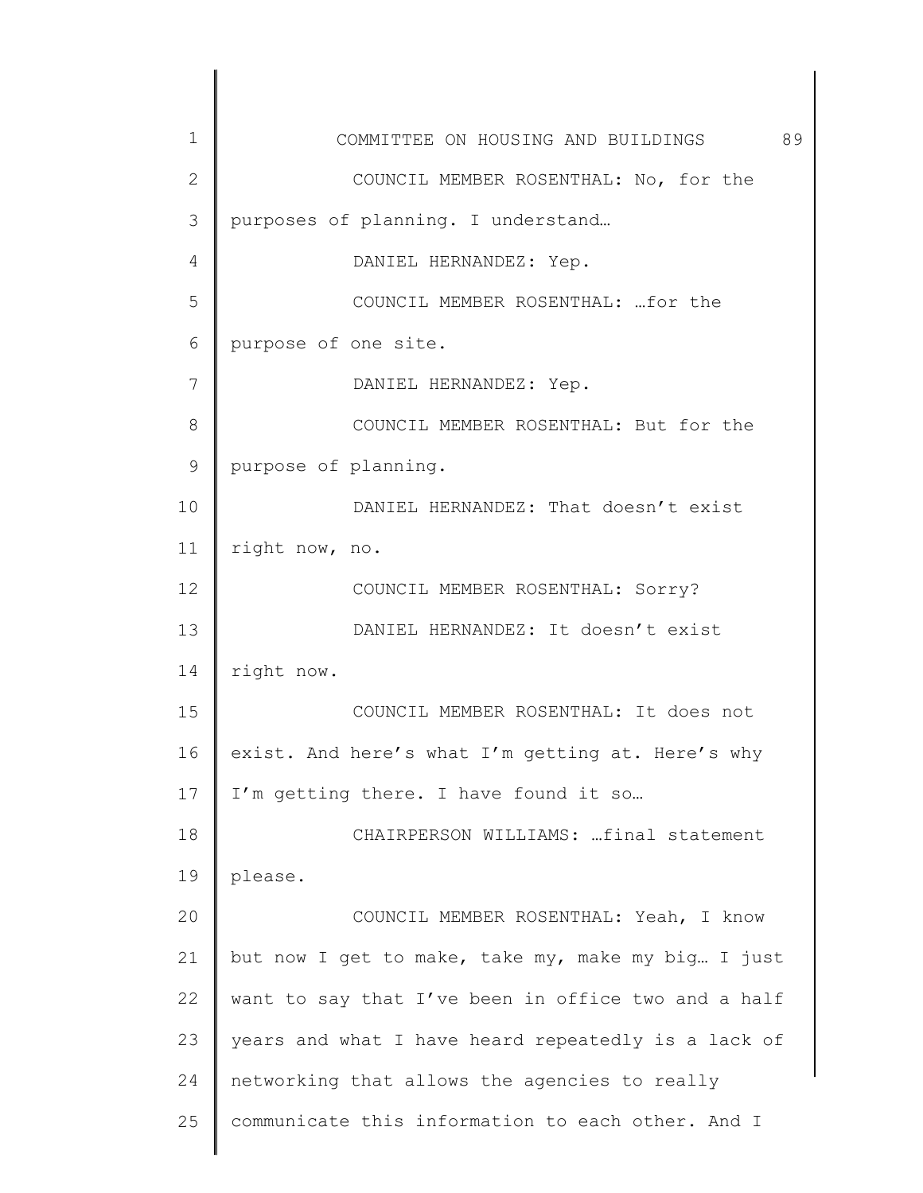COUNCIL MEMBER ROSENTHAL: No, for the purposes of planning. I understand…

DANIEL HERNANDEZ: Yep.

COUNCIL MEMBER ROSENTHAL: …for the purpose of one site.

DANIEL HERNANDEZ: Yep.

COUNCIL MEMBER ROSENTHAL: But for the purpose of planning.

DANIEL HERNANDEZ: That doesn't exist right now, no.

COUNCIL MEMBER ROSENTHAL: Sorry?

DANIEL HERNANDEZ: It doesn't exist right now.

COUNCIL MEMBER ROSENTHAL: It does not exist. And here's what I'm getting at. Here's why I'm getting there. I have found it so…

CHAIRPERSON WILLIAMS: …final statement please.

COUNCIL MEMBER ROSENTHAL: Yeah, I know but now I get to make, take my, make my big… I just want to say that I've been in office two and a half years and what I have heard repeatedly is a lack of networking that allows the agencies to really communicate this information to each other. And I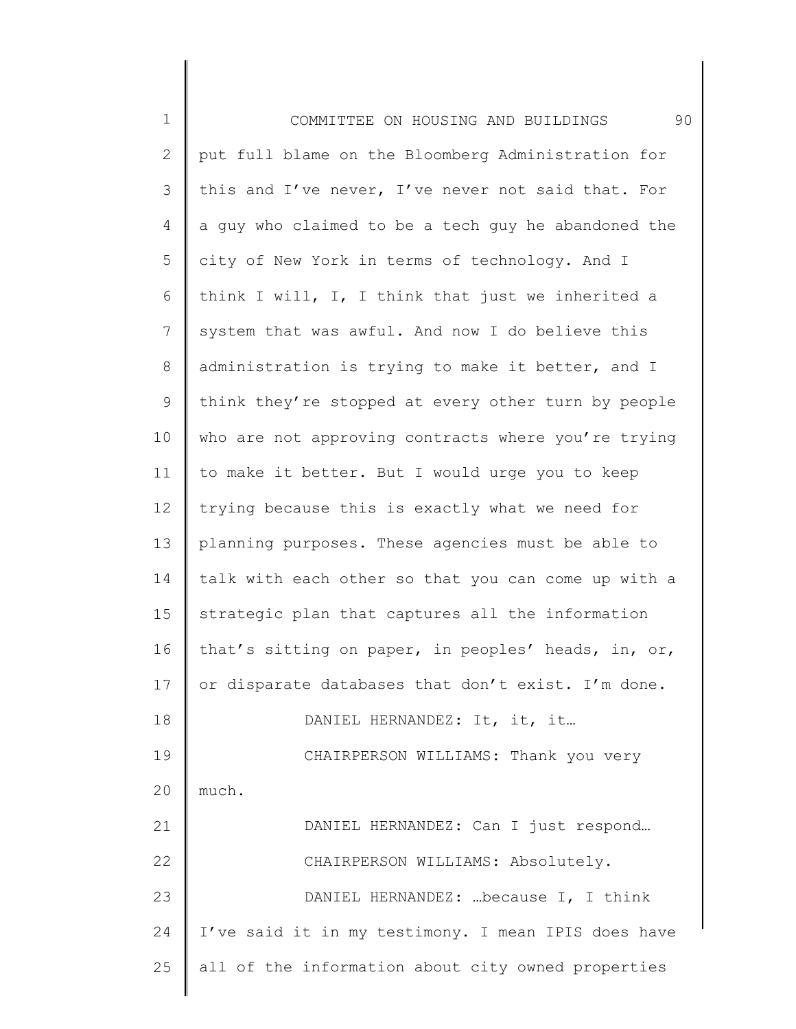put full blame on the Bloomberg Administration for this and I've never, I've never not said that. For a guy who claimed to be a tech guy he abandoned the city of New York in terms of technology. And I think I will, I, I think that just we inherited a system that was awful. And now I do believe this administration is trying to make it better, and I think they're stopped at every other turn by people who are not approving contracts where you're trying to make it better. But I would urge you to keep trying because this is exactly what we need for planning purposes. These agencies must be able to talk with each other so that you can come up with a strategic plan that captures all the information that's sitting on paper, in peoples' heads, in, or, or disparate databases that don't exist. I'm done.

DANIEL HERNANDEZ: It, it, it…

CHAIRPERSON WILLIAMS: Thank you very much.

DANIEL HERNANDEZ: Can I just respond…

CHAIRPERSON WILLIAMS: Absolutely.

DANIEL HERNANDEZ: …because I, I think I've said it in my testimony. I mean IPIS does have all of the information about city owned properties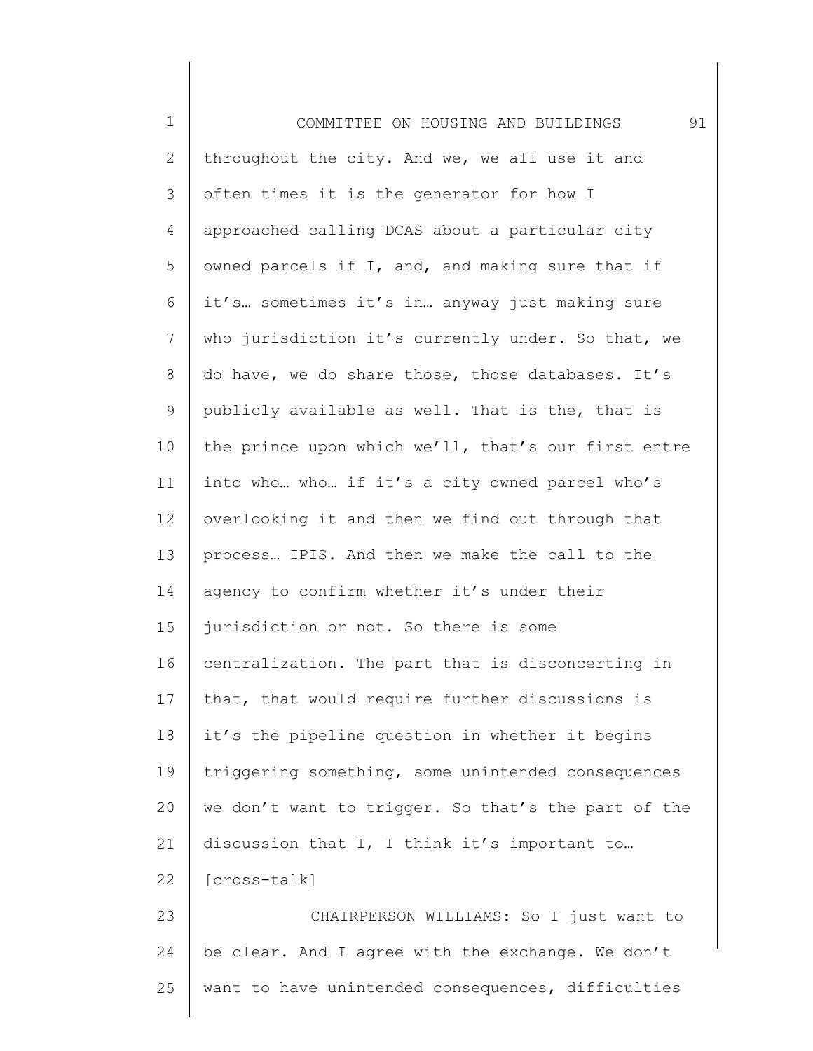throughout the city. And we, we all use it and often times it is the generator for how I approached calling DCAS about a particular city owned parcels if I, and, and making sure that if it's… sometimes it's in… anyway just making sure who jurisdiction it's currently under. So that, we do have, we do share those, those databases. It's publicly available as well. That is the, that is the prince upon which we'll, that's our first entre into who… who… if it's a city owned parcel who's overlooking it and then we find out through that process… IPIS. And then we make the call to the agency to confirm whether it's under their jurisdiction or not. So there is some centralization. The part that is disconcerting in that, that would require further discussions is it's the pipeline question in whether it begins triggering something, some unintended consequences we don't want to trigger. So that's the part of the discussion that I, I think it's important to… [cross-talk]

CHAIRPERSON WILLIAMS: So I just want to be clear. And I agree with the exchange. We don't want to have unintended consequences, difficulties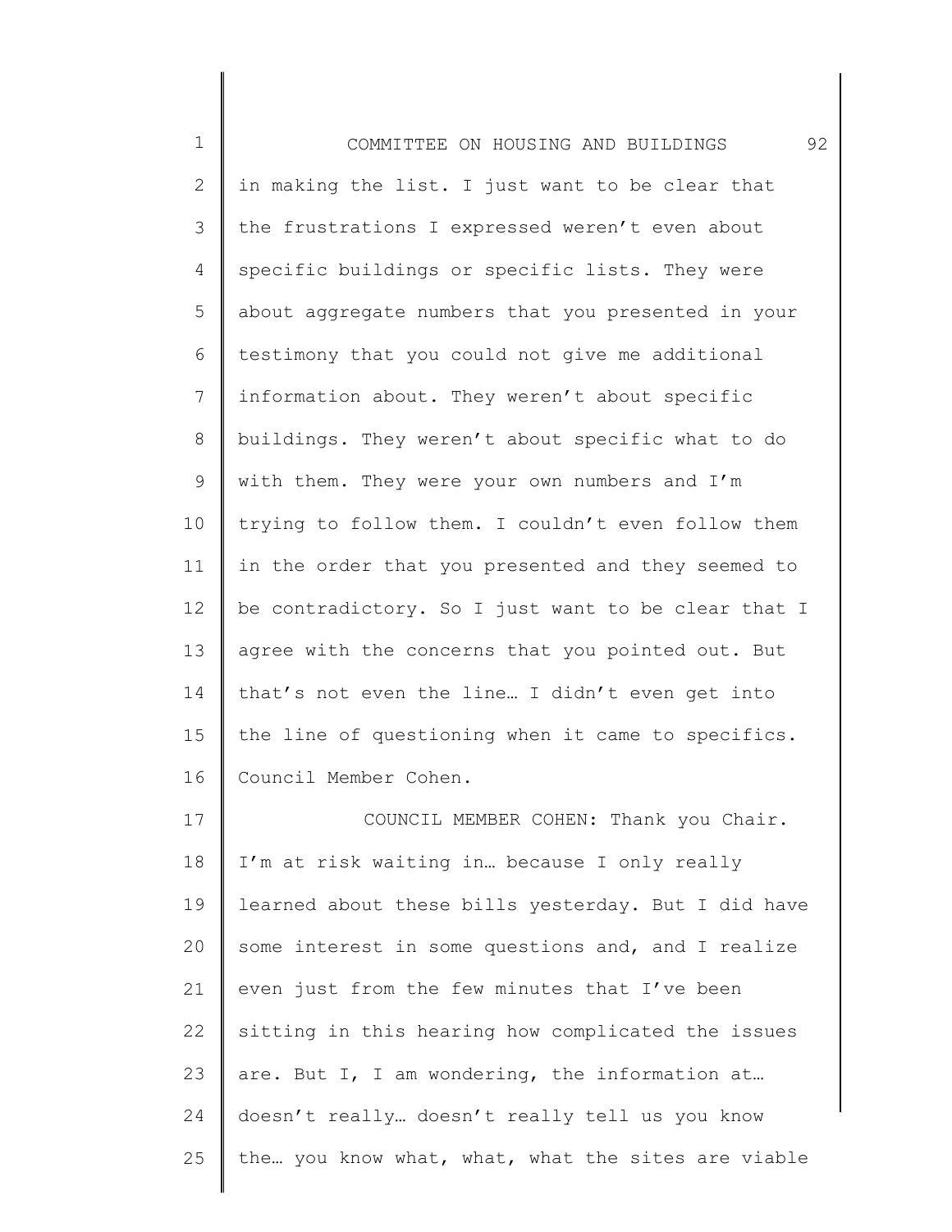in making the list. I just want to be clear that the frustrations I expressed weren't even about specific buildings or specific lists. They were about aggregate numbers that you presented in your testimony that you could not give me additional information about. They weren't about specific buildings. They weren't about specific what to do with them. They were your own numbers and I'm trying to follow them. I couldn't even follow them in the order that you presented and they seemed to be contradictory. So I just want to be clear that I agree with the concerns that you pointed out. But that's not even the line… I didn't even get into the line of questioning when it came to specifics. Council Member Cohen.

COUNCIL MEMBER COHEN: Thank you Chair. I'm at risk waiting in… because I only really learned about these bills yesterday. But I did have some interest in some questions and, and I realize even just from the few minutes that I've been sitting in this hearing how complicated the issues are. But I, I am wondering, the information at… doesn't really… doesn't really tell us you know the… you know what, what, what the sites are viable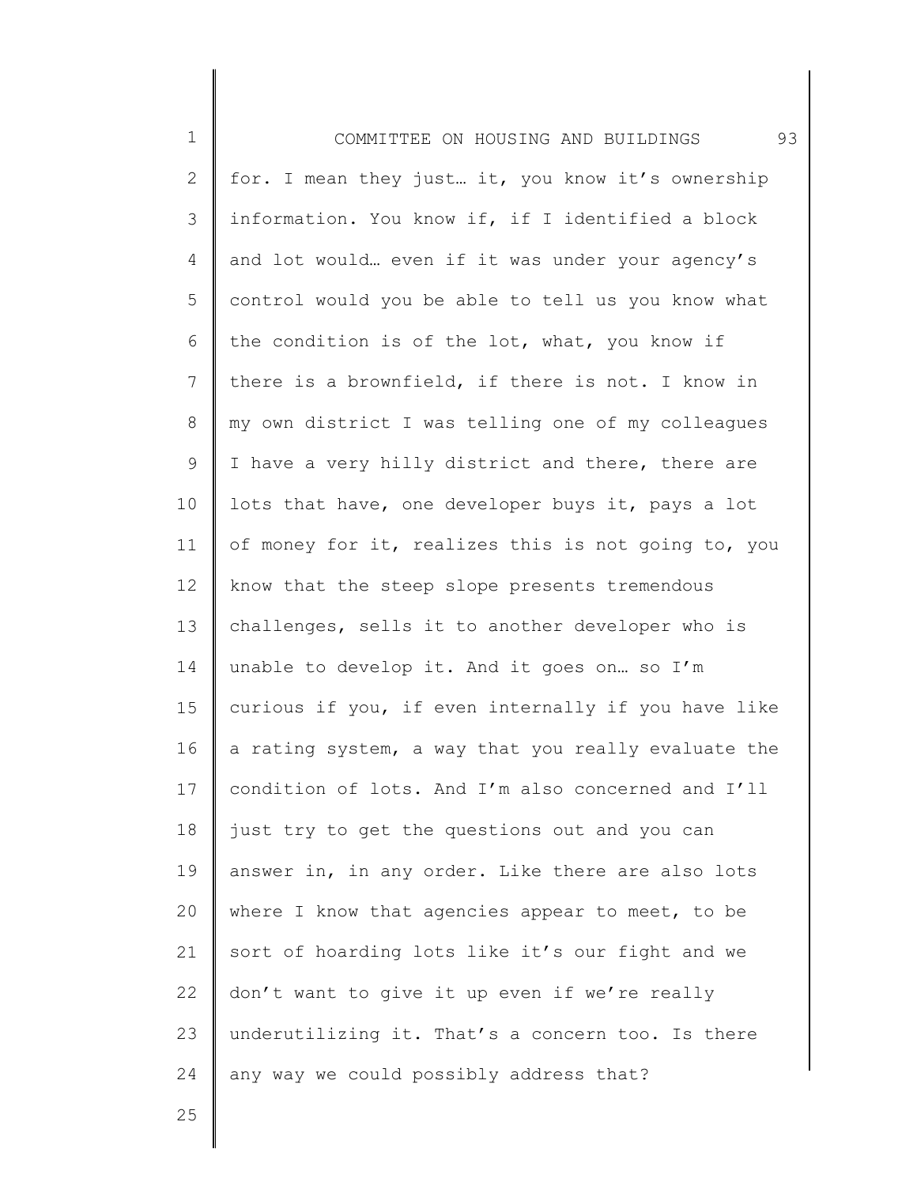for. I mean they just… it, you know it's ownership information. You know if, if I identified a block and lot would… even if it was under your agency's control would you be able to tell us you know what the condition is of the lot, what, you know if there is a brownfield, if there is not. I know in my own district I was telling one of my colleagues I have a very hilly district and there, there are lots that have, one developer buys it, pays a lot of money for it, realizes this is not going to, you know that the steep slope presents tremendous challenges, sells it to another developer who is unable to develop it. And it goes on… so I'm curious if you, if even internally if you have like a rating system, a way that you really evaluate the condition of lots. And I'm also concerned and I'll just try to get the questions out and you can answer in, in any order. Like there are also lots where I know that agencies appear to meet, to be sort of hoarding lots like it's our fight and we don't want to give it up even if we're really underutilizing it. That's a concern too. Is there any way we could possibly address that?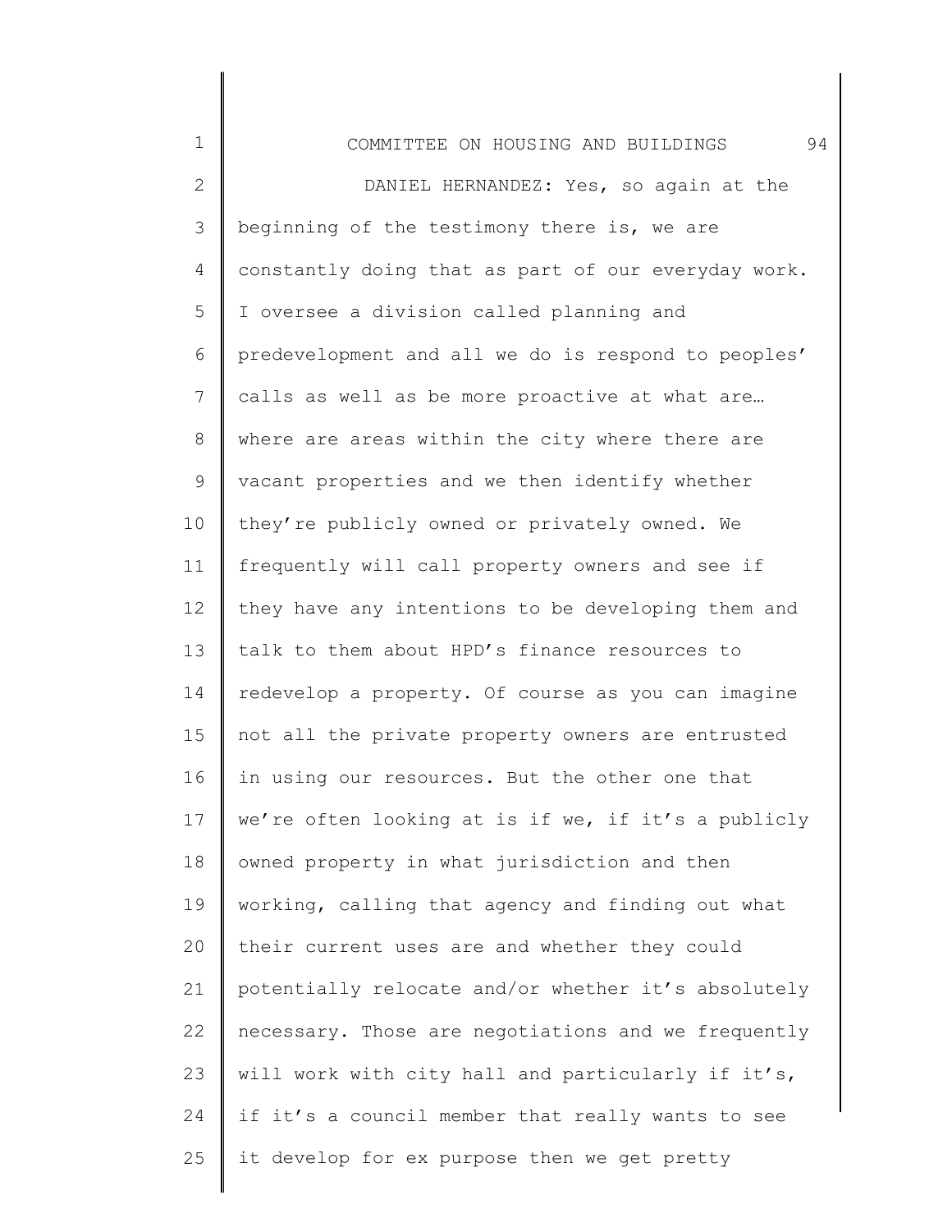DANIEL HERNANDEZ: Yes, so again at the beginning of the testimony there is, we are constantly doing that as part of our everyday work. I oversee a division called planning and predevelopment and all we do is respond to peoples' calls as well as be more proactive at what are… where are areas within the city where there are vacant properties and we then identify whether they're publicly owned or privately owned. We frequently will call property owners and see if they have any intentions to be developing them and talk to them about HPD's finance resources to redevelop a property. Of course as you can imagine not all the private property owners are entrusted in using our resources. But the other one that we're often looking at is if we, if it's a publicly owned property in what jurisdiction and then working, calling that agency and finding out what their current uses are and whether they could potentially relocate and/or whether it's absolutely necessary. Those are negotiations and we frequently will work with city hall and particularly if it's, if it's a council member that really wants to see it develop for ex purpose then we get pretty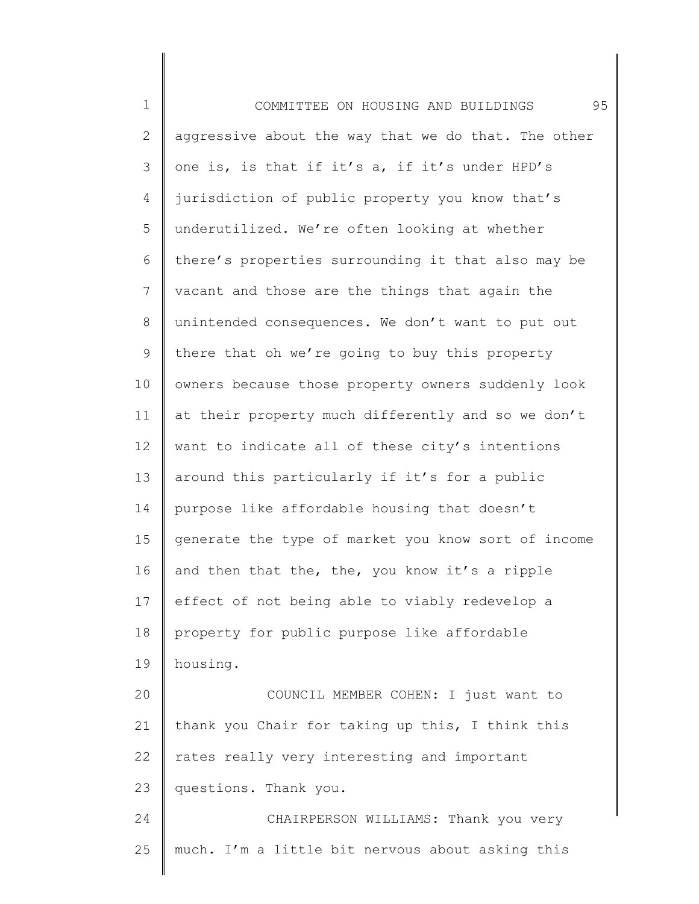aggressive about the way that we do that. The other one is, is that if it's a, if it's under HPD's jurisdiction of public property you know that's underutilized. We're often looking at whether there's properties surrounding it that also may be vacant and those are the things that again the unintended consequences. We don't want to put out there that oh we're going to buy this property owners because those property owners suddenly look at their property much differently and so we don't want to indicate all of these city's intentions around this particularly if it's for a public purpose like affordable housing that doesn't generate the type of market you know sort of income and then that the, the, you know it's a ripple effect of not being able to viably redevelop a property for public purpose like affordable housing.

COUNCIL MEMBER COHEN: I just want to thank you Chair for taking up this, I think this rates really very interesting and important questions. Thank you.

CHAIRPERSON WILLIAMS: Thank you very much. I'm a little bit nervous about asking this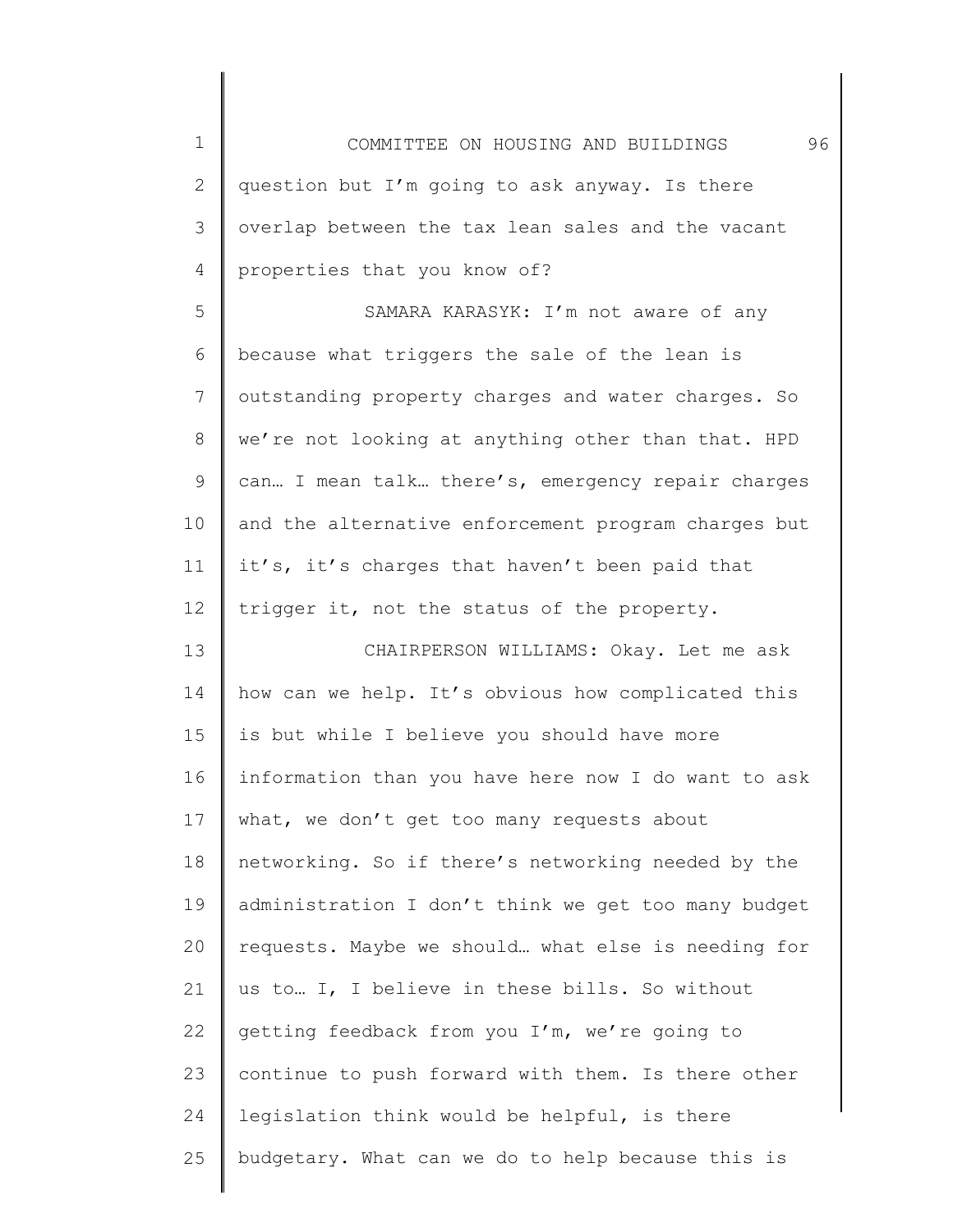question but I'm going to ask anyway. Is there overlap between the tax lean sales and the vacant properties that you know of?

SAMARA KARASYK: I'm not aware of any because what triggers the sale of the lean is outstanding property charges and water charges. So we're not looking at anything other than that. HPD can… I mean talk… there's, emergency repair charges and the alternative enforcement program charges but it's, it's charges that haven't been paid that trigger it, not the status of the property.

CHAIRPERSON WILLIAMS: Okay. Let me ask how can we help. It's obvious how complicated this is but while I believe you should have more information than you have here now I do want to ask what, we don't get too many requests about networking. So if there's networking needed by the administration I don't think we get too many budget requests. Maybe we should… what else is needing for us to… I, I believe in these bills. So without getting feedback from you I'm, we're going to continue to push forward with them. Is there other legislation think would be helpful, is there budgetary. What can we do to help because this is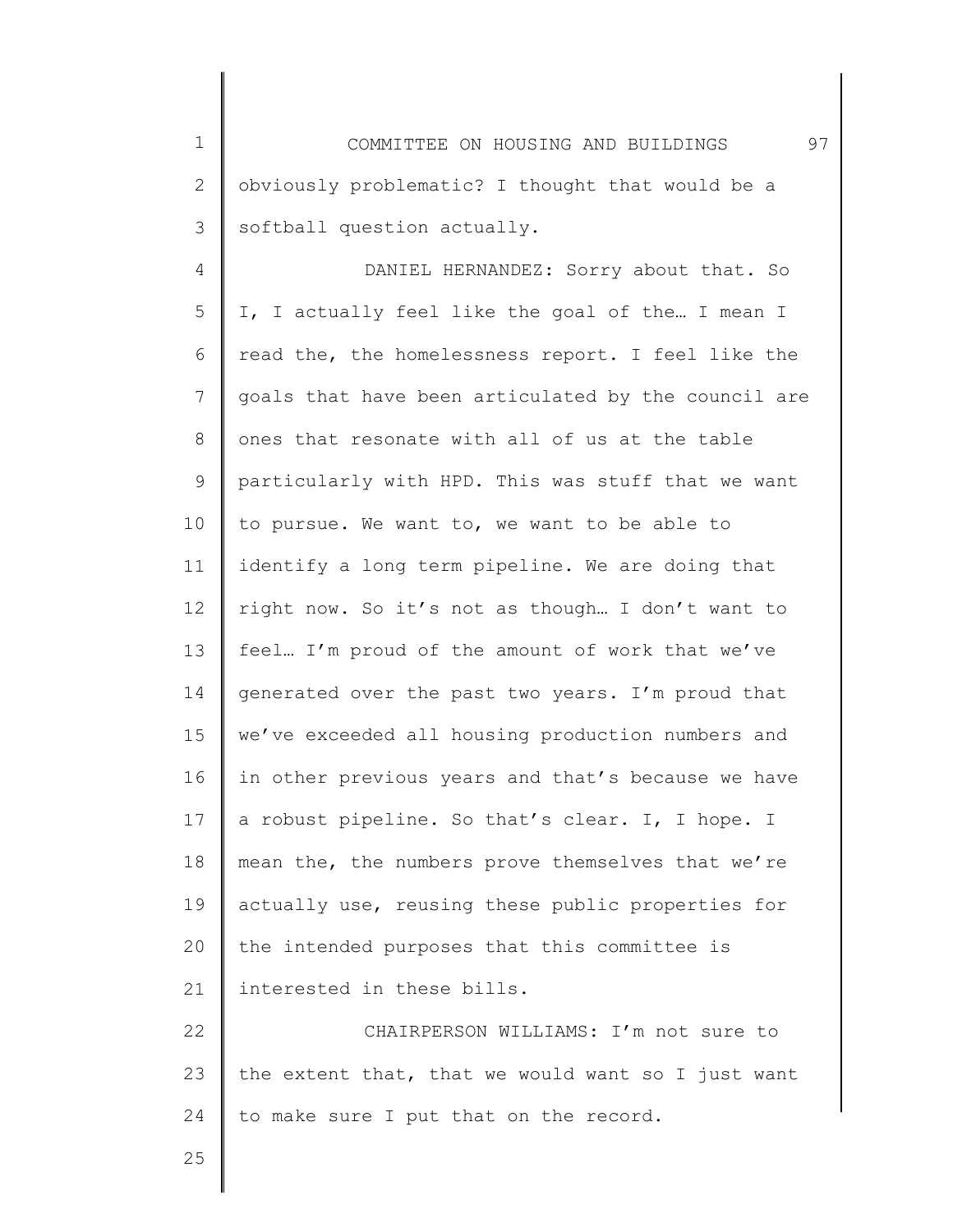obviously problematic? I thought that would be a softball question actually.

DANIEL HERNANDEZ: Sorry about that. So I, I actually feel like the goal of the… I mean I read the, the homelessness report. I feel like the goals that have been articulated by the council are ones that resonate with all of us at the table particularly with HPD. This was stuff that we want to pursue. We want to, we want to be able to identify a long term pipeline. We are doing that right now. So it's not as though… I don't want to feel… I'm proud of the amount of work that we've generated over the past two years. I'm proud that we've exceeded all housing production numbers and in other previous years and that's because we have a robust pipeline. So that's clear. I, I hope. I mean the, the numbers prove themselves that we're actually use, reusing these public properties for the intended purposes that this committee is interested in these bills.

CHAIRPERSON WILLIAMS: I'm not sure to the extent that, that we would want so I just want to make sure I put that on the record.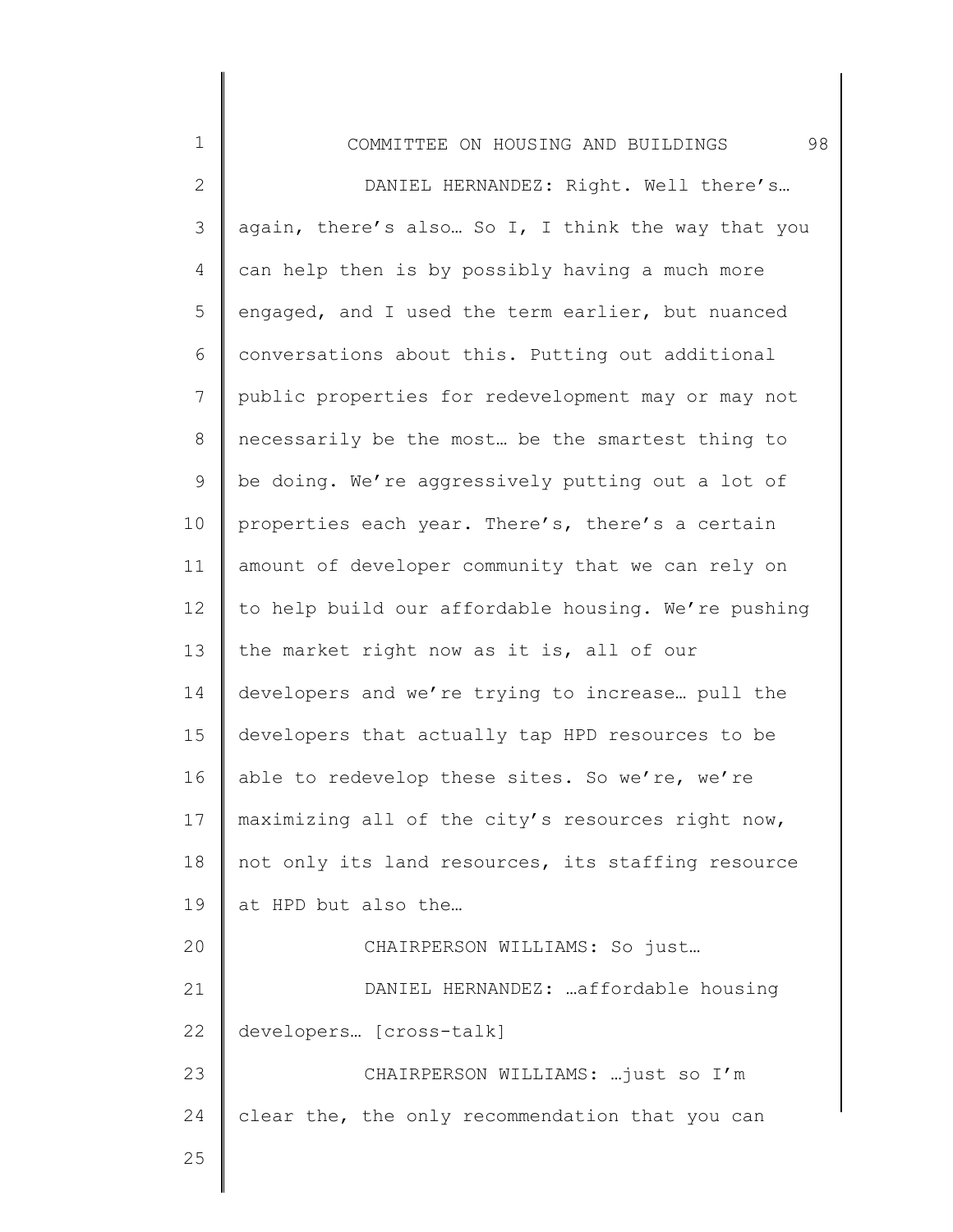DANIEL HERNANDEZ: Right. Well there's… again, there's also… So I, I think the way that you can help then is by possibly having a much more engaged, and I used the term earlier, but nuanced conversations about this. Putting out additional public properties for redevelopment may or may not necessarily be the most… be the smartest thing to be doing. We're aggressively putting out a lot of properties each year. There's, there's a certain amount of developer community that we can rely on to help build our affordable housing. We're pushing the market right now as it is, all of our developers and we're trying to increase… pull the developers that actually tap HPD resources to be able to redevelop these sites. So we're, we're maximizing all of the city's resources right now, not only its land resources, its staffing resource at HPD but also the…

CHAIRPERSON WILLIAMS: So just…

DANIEL HERNANDEZ: …affordable housing developers… [cross-talk]

CHAIRPERSON WILLIAMS: …just so I'm clear the, the only recommendation that you can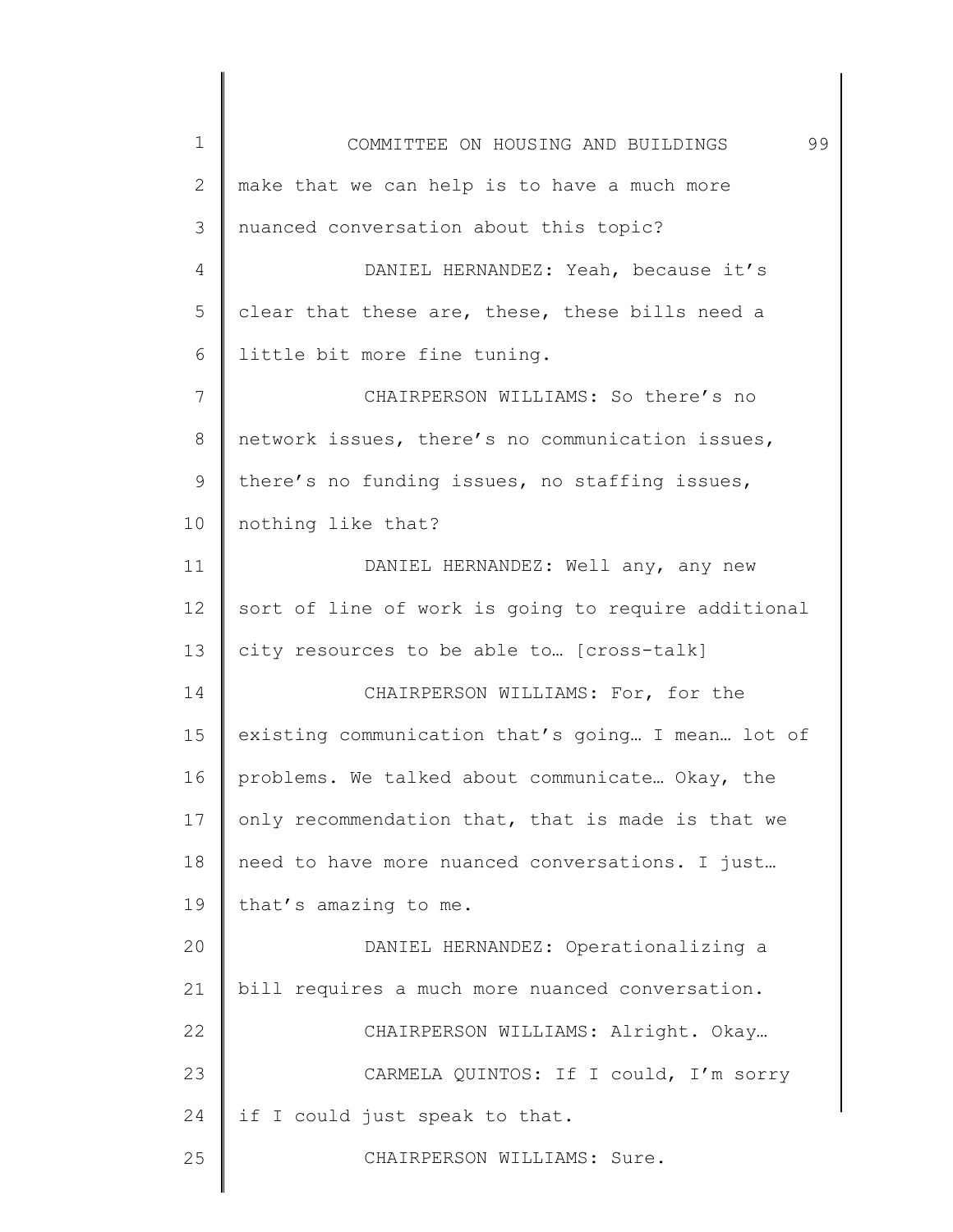make that we can help is to have a much more nuanced conversation about this topic?

DANIEL HERNANDEZ: Yeah, because it's clear that these are, these, these bills need a little bit more fine tuning.

CHAIRPERSON WILLIAMS: So there's no network issues, there's no communication issues, there's no funding issues, no staffing issues, nothing like that?

DANIEL HERNANDEZ: Well any, any new sort of line of work is going to require additional city resources to be able to… [cross-talk]

CHAIRPERSON WILLIAMS: For, for the existing communication that's going… I mean… lot of problems. We talked about communicate… Okay, the only recommendation that, that is made is that we need to have more nuanced conversations. I just… that's amazing to me.

DANIEL HERNANDEZ: Operationalizing a bill requires a much more nuanced conversation.

CHAIRPERSON WILLIAMS: Alright. Okay…

CARMELA QUINTOS: If I could, I'm sorry if I could just speak to that.

CHAIRPERSON WILLIAMS: Sure.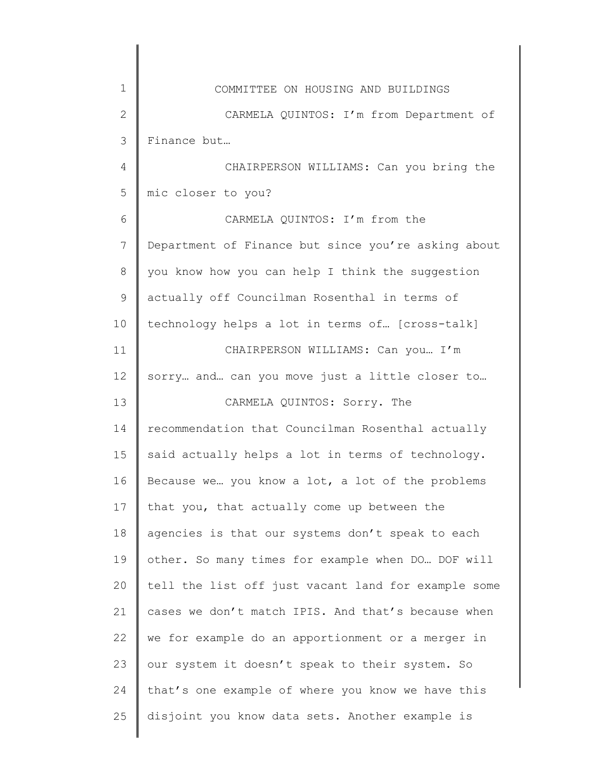CARMELA QUINTOS: I'm from Department of Finance but…

CHAIRPERSON WILLIAMS: Can you bring the mic closer to you?

CARMELA QUINTOS: I'm from the Department of Finance but since you're asking about you know how you can help I think the suggestion actually off Councilman Rosenthal in terms of technology helps a lot in terms of… [cross-talk]

CHAIRPERSON WILLIAMS: Can you… I'm sorry… and… can you move just a little closer to…

CARMELA QUINTOS: Sorry. The recommendation that Councilman Rosenthal actually said actually helps a lot in terms of technology. Because we… you know a lot, a lot of the problems that you, that actually come up between the agencies is that our systems don't speak to each other. So many times for example when DO… DOF will tell the list off just vacant land for example some cases we don't match IPIS. And that's because when we for example do an apportionment or a merger in our system it doesn't speak to their system. So that's one example of where you know we have this disjoint you know data sets. Another example is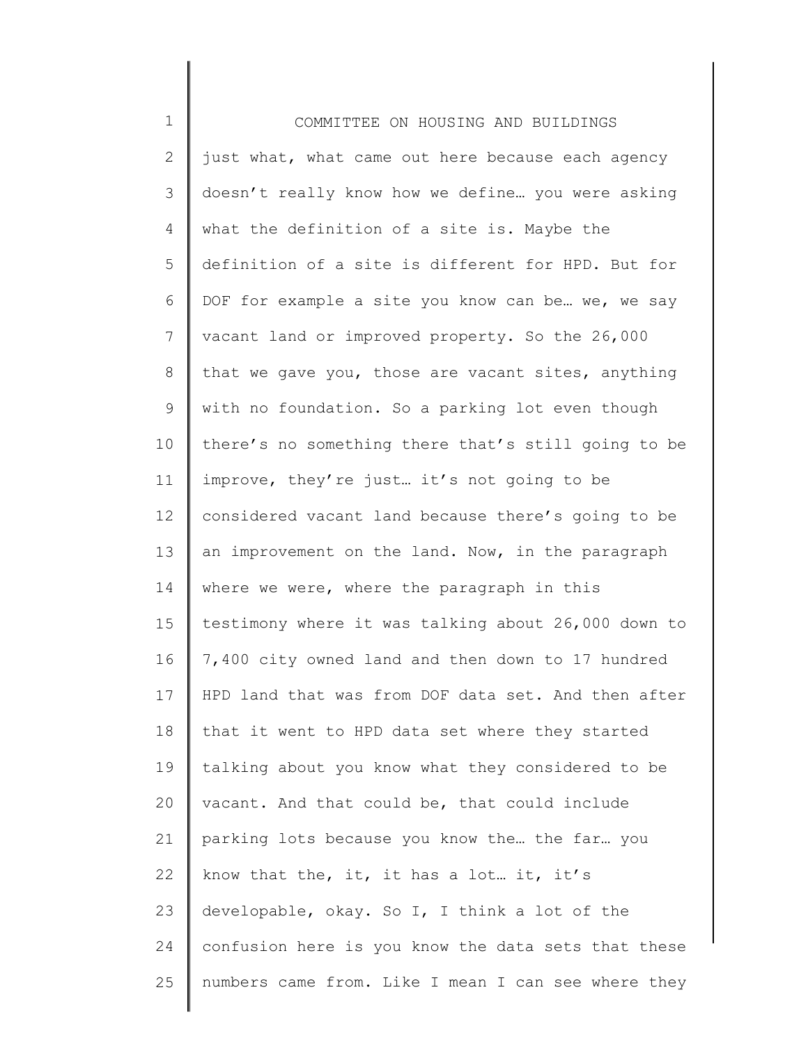just what, what came out here because each agency doesn't really know how we define… you were asking what the definition of a site is. Maybe the definition of a site is different for HPD. But for DOF for example a site you know can be… we, we say vacant land or improved property. So the 26,000 that we gave you, those are vacant sites, anything with no foundation. So a parking lot even though there's no something there that's still going to be improve, they're just… it's not going to be considered vacant land because there's going to be an improvement on the land. Now, in the paragraph where we were, where the paragraph in this testimony where it was talking about 26,000 down to 7,400 city owned land and then down to 17 hundred HPD land that was from DOF data set. And then after that it went to HPD data set where they started talking about you know what they considered to be vacant. And that could be, that could include parking lots because you know the… the far… you know that the, it, it has a lot… it, it's developable, okay. So I, I think a lot of the confusion here is you know the data sets that these numbers came from. Like I mean I can see where they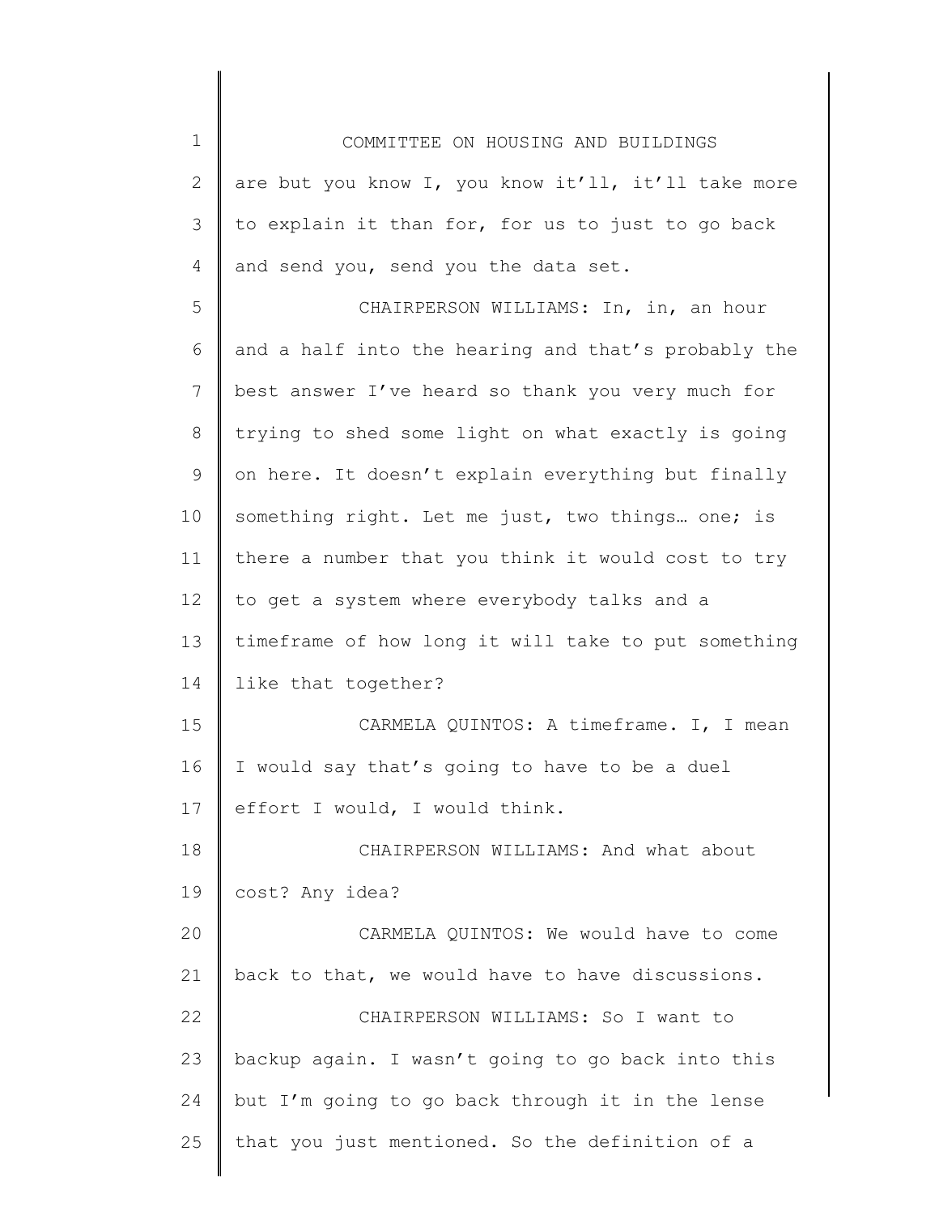are but you know I, you know it'll, it'll take more to explain it than for, for us to just to go back and send you, send you the data set.

CHAIRPERSON WILLIAMS: In, in, an hour and a half into the hearing and that's probably the best answer I've heard so thank you very much for trying to shed some light on what exactly is going on here. It doesn't explain everything but finally something right. Let me just, two things… one; is there a number that you think it would cost to try to get a system where everybody talks and a timeframe of how long it will take to put something like that together?

CARMELA QUINTOS: A timeframe. I, I mean I would say that's going to have to be a duel effort I would, I would think.

CHAIRPERSON WILLIAMS: And what about cost? Any idea?

CARMELA QUINTOS: We would have to come back to that, we would have to have discussions.

CHAIRPERSON WILLIAMS: So I want to backup again. I wasn't going to go back into this but I'm going to go back through it in the lense that you just mentioned. So the definition of a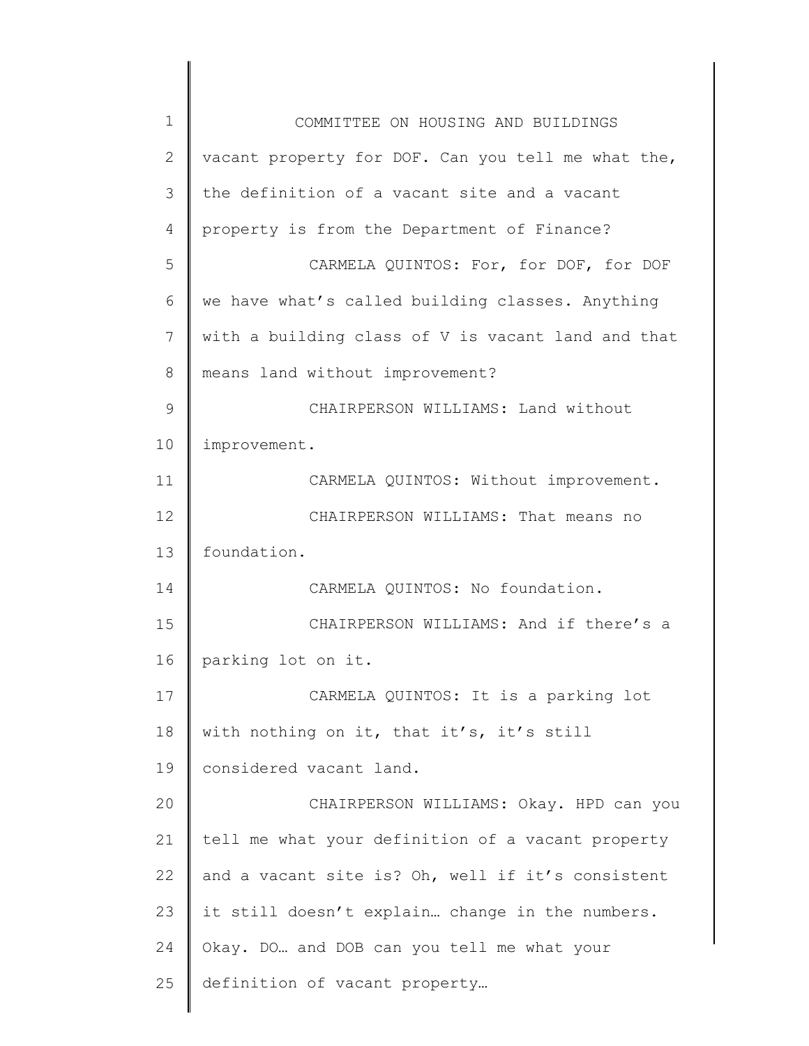vacant property for DOF. Can you tell me what the, the definition of a vacant site and a vacant property is from the Department of Finance?

CARMELA QUINTOS: For, for DOF, for DOF we have what's called building classes. Anything with a building class of V is vacant land and that means land without improvement?

CHAIRPERSON WILLIAMS: Land without improvement.

CARMELA QUINTOS: Without improvement.

CHAIRPERSON WILLIAMS: That means no foundation.

CARMELA QUINTOS: No foundation.

CHAIRPERSON WILLIAMS: And if there's a parking lot on it.

CARMELA QUINTOS: It is a parking lot with nothing on it, that it's, it's still considered vacant land.

CHAIRPERSON WILLIAMS: Okay. HPD can you tell me what your definition of a vacant property and a vacant site is? Oh, well if it's consistent it still doesn't explain… change in the numbers. Okay. DO… and DOB can you tell me what your definition of vacant property…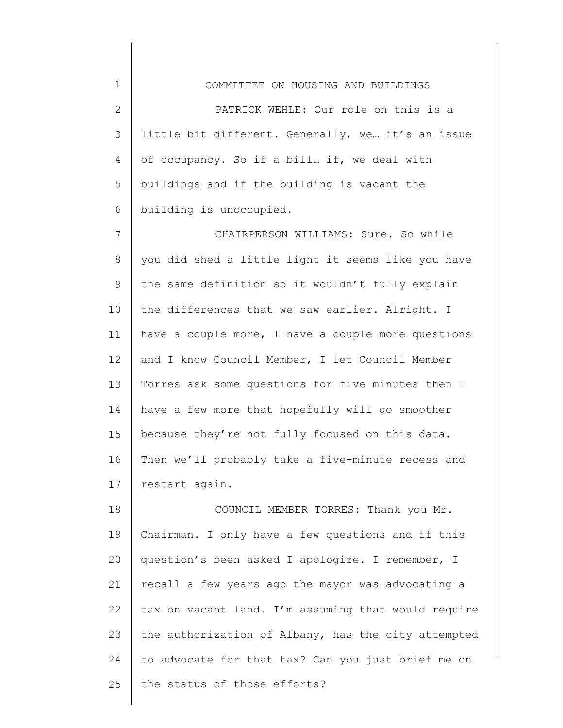PATRICK WEHLE: Our role on this is a little bit different. Generally, we… it's an issue of occupancy. So if a bill… if, we deal with buildings and if the building is vacant the building is unoccupied.

CHAIRPERSON WILLIAMS: Sure. So while you did shed a little light it seems like you have the same definition so it wouldn't fully explain the differences that we saw earlier. Alright. I have a couple more, I have a couple more questions and I know Council Member, I let Council Member Torres ask some questions for five minutes then I have a few more that hopefully will go smoother because they're not fully focused on this data. Then we'll probably take a five-minute recess and restart again.

COUNCIL MEMBER TORRES: Thank you Mr. Chairman. I only have a few questions and if this question's been asked I apologize. I remember, I recall a few years ago the mayor was advocating a tax on vacant land. I'm assuming that would require the authorization of Albany, has the city attempted to advocate for that tax? Can you just brief me on the status of those efforts?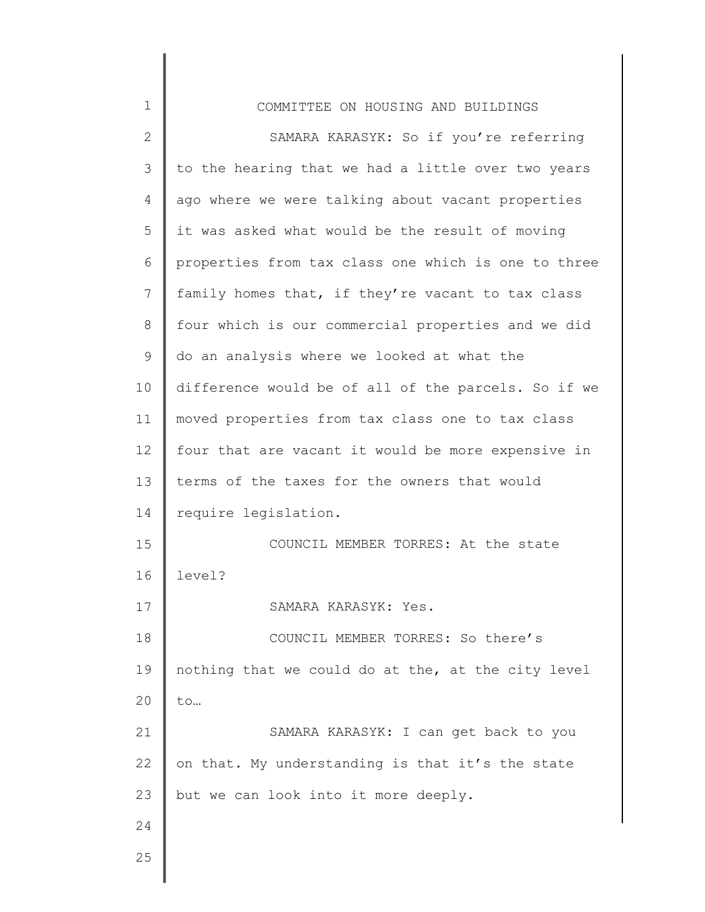SAMARA KARASYK: So if you're referring to the hearing that we had a little over two years ago where we were talking about vacant properties it was asked what would be the result of moving properties from tax class one which is one to three family homes that, if they're vacant to tax class four which is our commercial properties and we did do an analysis where we looked at what the difference would be of all of the parcels. So if we moved properties from tax class one to tax class four that are vacant it would be more expensive in terms of the taxes for the owners that would require legislation.

COUNCIL MEMBER TORRES: At the state level?

SAMARA KARASYK: Yes.

COUNCIL MEMBER TORRES: So there's nothing that we could do at the, at the city level to…

SAMARA KARASYK: I can get back to you on that. My understanding is that it's the state but we can look into it more deeply.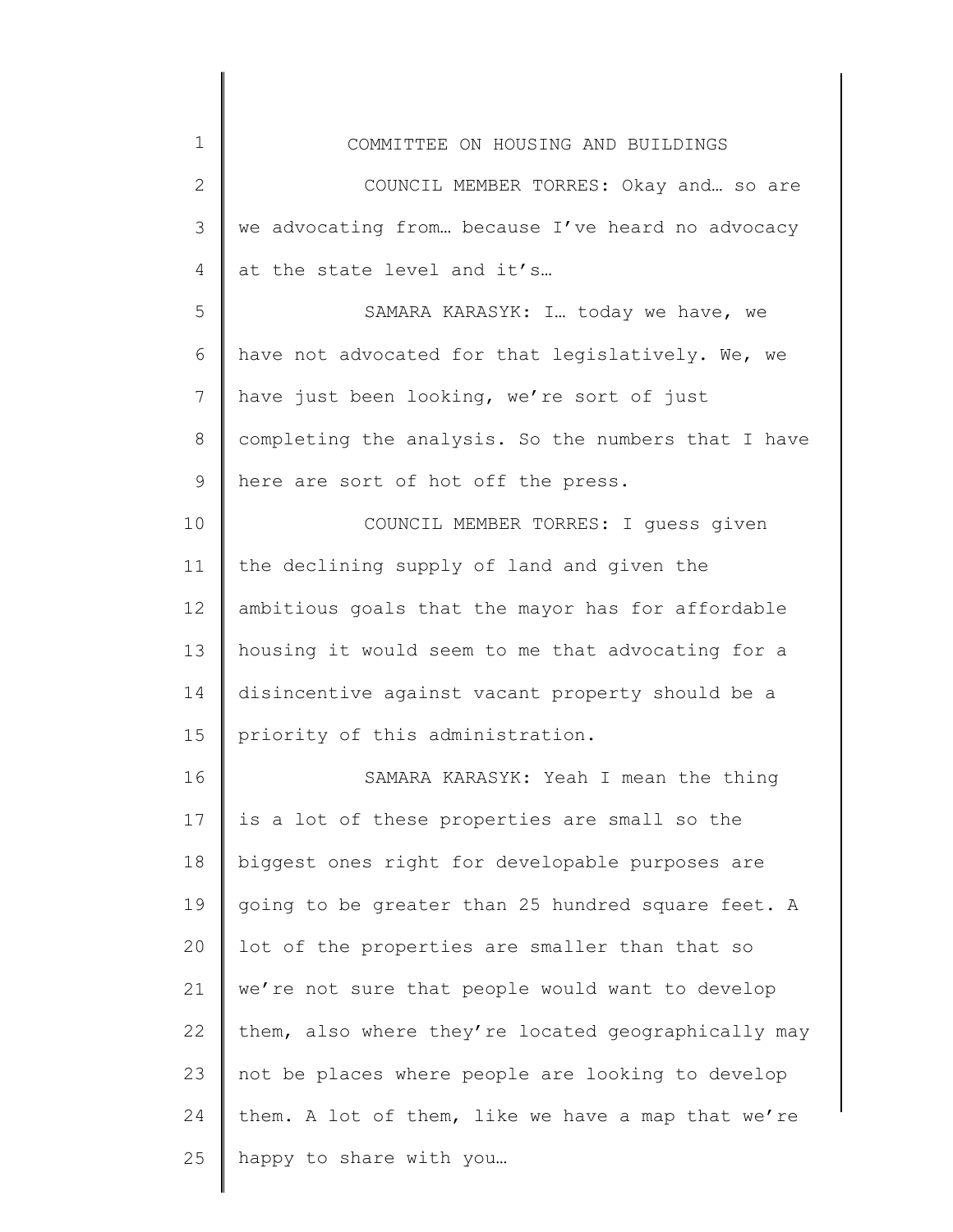COUNCIL MEMBER TORRES: Okay and… so are we advocating from… because I've heard no advocacy at the state level and it's…

SAMARA KARASYK: I… today we have, we have not advocated for that legislatively. We, we have just been looking, we're sort of just completing the analysis. So the numbers that I have here are sort of hot off the press.

COUNCIL MEMBER TORRES: I guess given the declining supply of land and given the ambitious goals that the mayor has for affordable housing it would seem to me that advocating for a disincentive against vacant property should be a priority of this administration.

SAMARA KARASYK: Yeah I mean the thing is a lot of these properties are small so the biggest ones right for developable purposes are going to be greater than 25 hundred square feet. A lot of the properties are smaller than that so we're not sure that people would want to develop them, also where they're located geographically may not be places where people are looking to develop them. A lot of them, like we have a map that we're happy to share with you…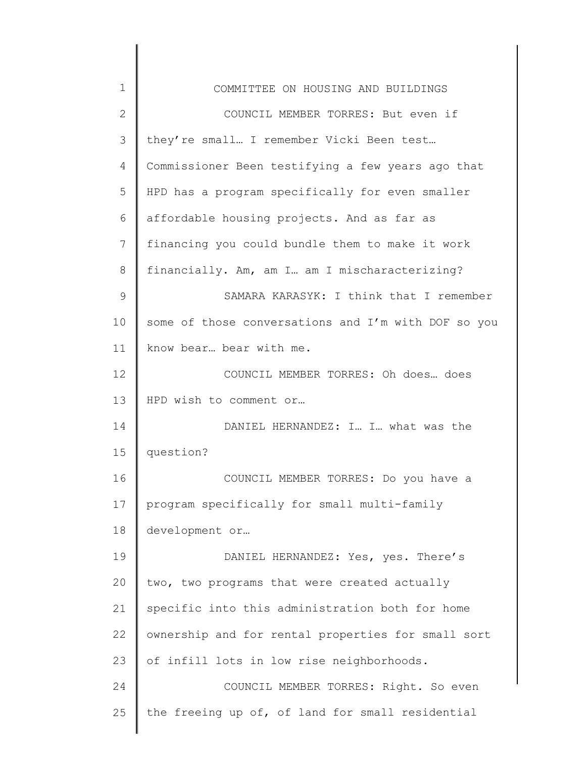COUNCIL MEMBER TORRES: But even if they're small… I remember Vicki Been test… Commissioner Been testifying a few years ago that HPD has a program specifically for even smaller affordable housing projects. And as far as financing you could bundle them to make it work financially. Am, am I… am I mischaracterizing?

SAMARA KARASYK: I think that I remember some of those conversations and I'm with DOF so you know bear… bear with me.

COUNCIL MEMBER TORRES: Oh does… does HPD wish to comment or…

DANIEL HERNANDEZ: I… I… what was the question?

COUNCIL MEMBER TORRES: Do you have a program specifically for small multi-family development or…

DANIEL HERNANDEZ: Yes, yes. There's two, two programs that were created actually specific into this administration both for home ownership and for rental properties for small sort of infill lots in low rise neighborhoods.

COUNCIL MEMBER TORRES: Right. So even the freeing up of, of land for small residential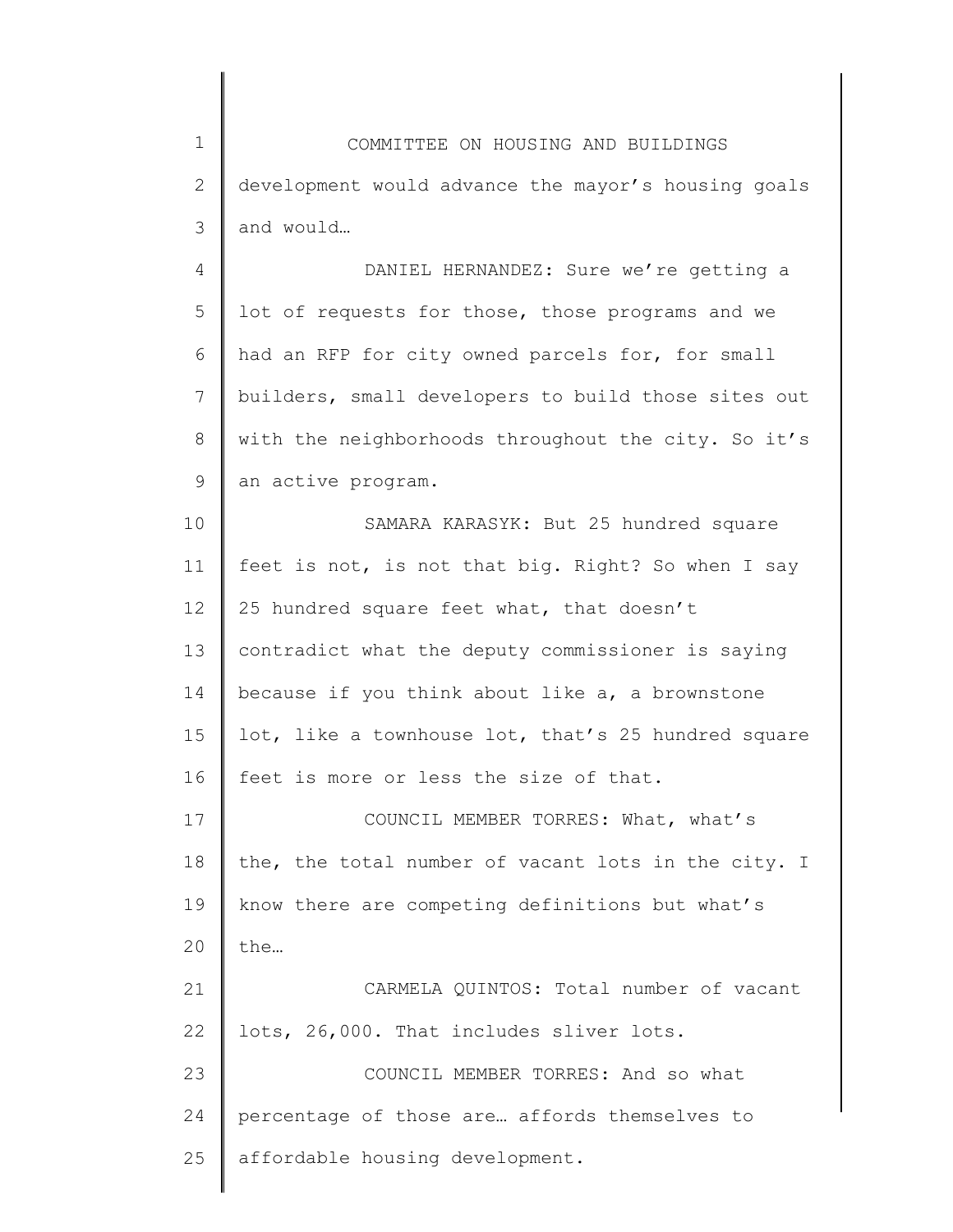development would advance the mayor's housing goals and would…

DANIEL HERNANDEZ: Sure we're getting a lot of requests for those, those programs and we had an RFP for city owned parcels for, for small builders, small developers to build those sites out with the neighborhoods throughout the city. So it's an active program.

SAMARA KARASYK: But 25 hundred square feet is not, is not that big. Right? So when I say 25 hundred square feet what, that doesn't contradict what the deputy commissioner is saying because if you think about like a, a brownstone lot, like a townhouse lot, that's 25 hundred square feet is more or less the size of that.

COUNCIL MEMBER TORRES: What, what's the, the total number of vacant lots in the city. I know there are competing definitions but what's the…

CARMELA QUINTOS: Total number of vacant lots, 26,000. That includes sliver lots.

COUNCIL MEMBER TORRES: And so what percentage of those are… affords themselves to affordable housing development.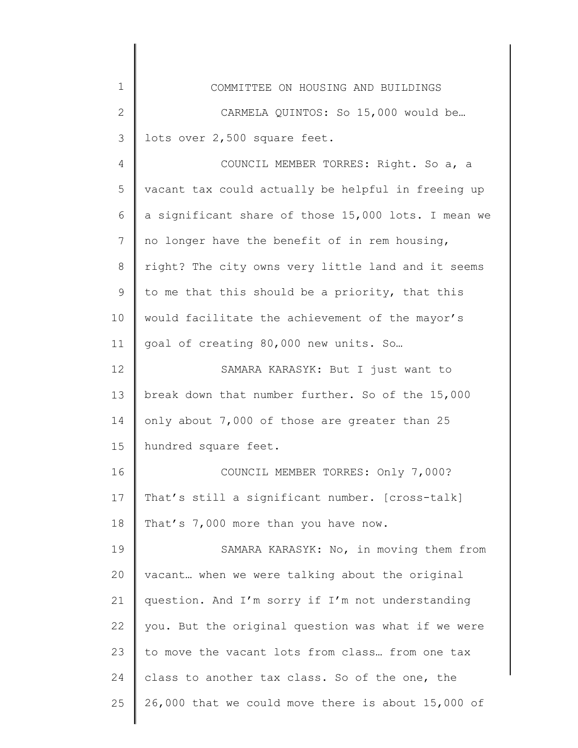CARMELA QUINTOS: So 15,000 would be… lots over 2,500 square feet.

COUNCIL MEMBER TORRES: Right. So a, a vacant tax could actually be helpful in freeing up a significant share of those 15,000 lots. I mean we no longer have the benefit of in rem housing, right? The city owns very little land and it seems to me that this should be a priority, that this would facilitate the achievement of the mayor's goal of creating 80,000 new units. So…

SAMARA KARASYK: But I just want to break down that number further. So of the 15,000 only about 7,000 of those are greater than 25 hundred square feet.

COUNCIL MEMBER TORRES: Only 7,000? That's still a significant number. [cross-talk] That's 7,000 more than you have now.

SAMARA KARASYK: No, in moving them from vacant… when we were talking about the original question. And I'm sorry if I'm not understanding you. But the original question was what if we were to move the vacant lots from class… from one tax class to another tax class. So of the one, the 26,000 that we could move there is about 15,000 of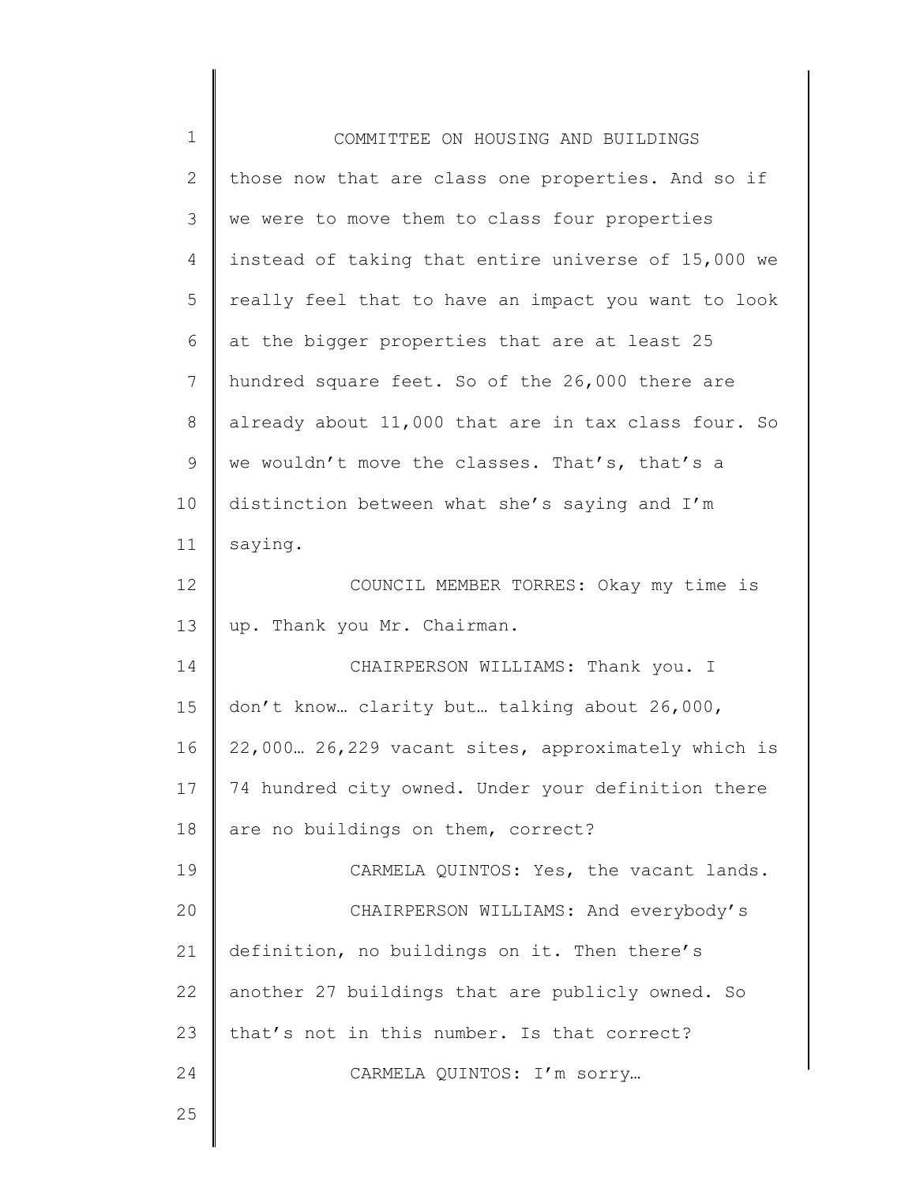those now that are class one properties. And so if we were to move them to class four properties instead of taking that entire universe of 15,000 we really feel that to have an impact you want to look at the bigger properties that are at least 25 hundred square feet. So of the 26,000 there are already about 11,000 that are in tax class four. So we wouldn't move the classes. That's, that's a distinction between what she's saying and I'm saying.

COUNCIL MEMBER TORRES: Okay my time is up. Thank you Mr. Chairman.

CHAIRPERSON WILLIAMS: Thank you. I don't know… clarity but… talking about 26,000, 22,000… 26,229 vacant sites, approximately which is 74 hundred city owned. Under your definition there are no buildings on them, correct?

CARMELA QUINTOS: Yes, the vacant lands.

CHAIRPERSON WILLIAMS: And everybody's definition, no buildings on it. Then there's another 27 buildings that are publicly owned. So that's not in this number. Is that correct?

CARMELA QUINTOS: I'm sorry…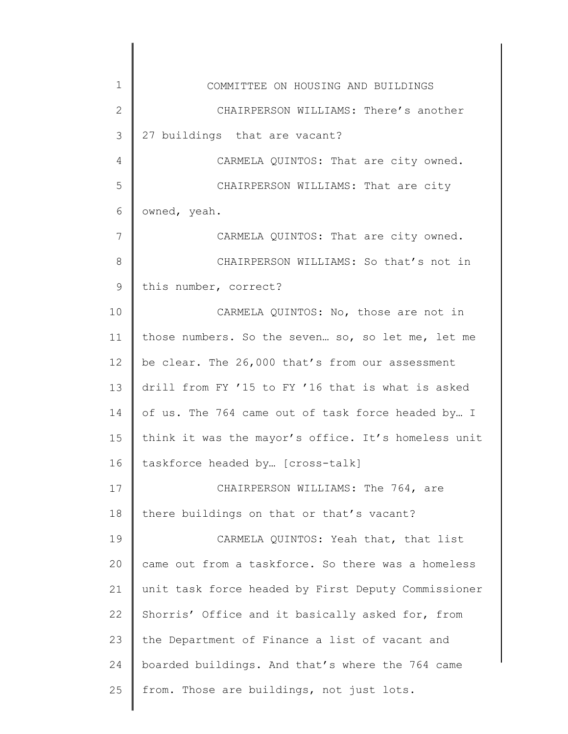CHAIRPERSON WILLIAMS: There's another 27 buildings that are vacant?

CARMELA QUINTOS: That are city owned.

CHAIRPERSON WILLIAMS: That are city owned, yeah.

CARMELA QUINTOS: That are city owned.

CHAIRPERSON WILLIAMS: So that's not in this number, correct?

CARMELA QUINTOS: No, those are not in those numbers. So the seven… so, so let me, let me be clear. The 26,000 that's from our assessment drill from FY '15 to FY '16 that is what is asked of us. The 764 came out of task force headed by… I think it was the mayor's office. It's homeless unit taskforce headed by… [cross-talk]

CHAIRPERSON WILLIAMS: The 764, are there buildings on that or that's vacant?

CARMELA QUINTOS: Yeah that, that list came out from a taskforce. So there was a homeless unit task force headed by First Deputy Commissioner Shorris' Office and it basically asked for, from the Department of Finance a list of vacant and boarded buildings. And that's where the 764 came from. Those are buildings, not just lots.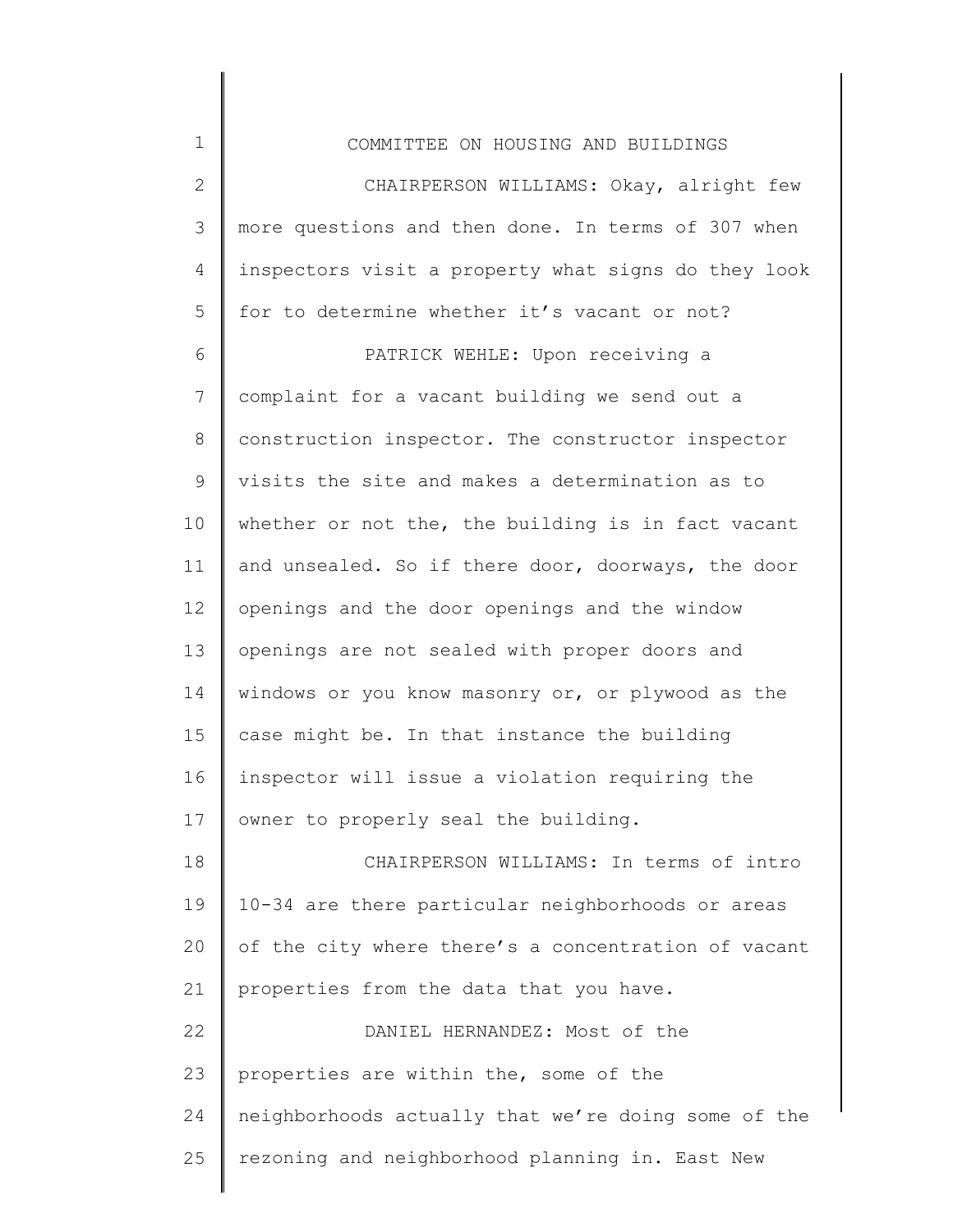CHAIRPERSON WILLIAMS: Okay, alright few more questions and then done. In terms of 307 when inspectors visit a property what signs do they look for to determine whether it's vacant or not?

PATRICK WEHLE: Upon receiving a complaint for a vacant building we send out a construction inspector. The constructor inspector visits the site and makes a determination as to whether or not the, the building is in fact vacant and unsealed. So if there door, doorways, the door openings and the door openings and the window openings are not sealed with proper doors and windows or you know masonry or, or plywood as the case might be. In that instance the building inspector will issue a violation requiring the owner to properly seal the building.

CHAIRPERSON WILLIAMS: In terms of intro 10-34 are there particular neighborhoods or areas of the city where there's a concentration of vacant properties from the data that you have.

DANIEL HERNANDEZ: Most of the properties are within the, some of the neighborhoods actually that we're doing some of the rezoning and neighborhood planning in. East New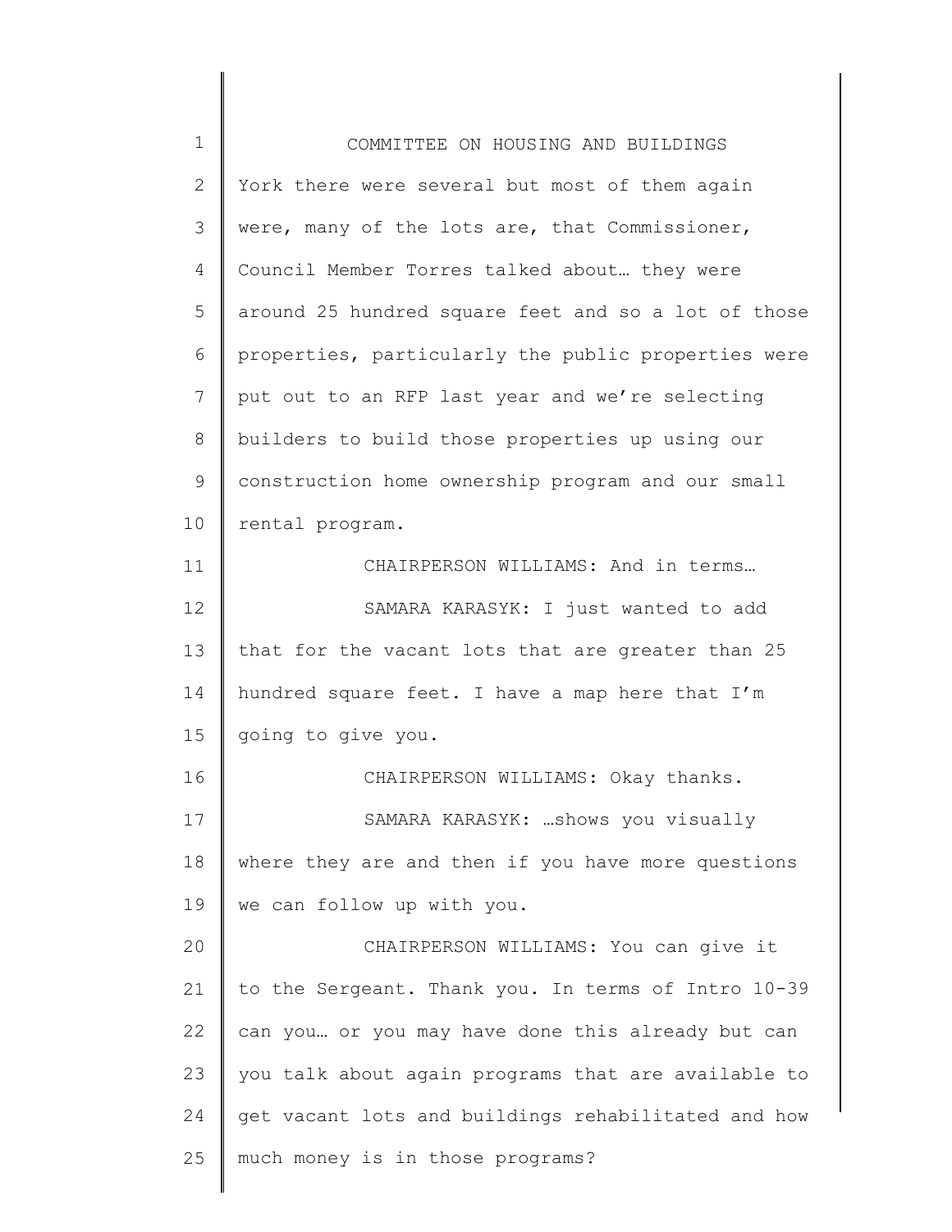York there were several but most of them again were, many of the lots are, that Commissioner, Council Member Torres talked about… they were around 25 hundred square feet and so a lot of those properties, particularly the public properties were put out to an RFP last year and we're selecting builders to build those properties up using our construction home ownership program and our small rental program.

CHAIRPERSON WILLIAMS: And in terms…

SAMARA KARASYK: I just wanted to add that for the vacant lots that are greater than 25 hundred square feet. I have a map here that I'm going to give you.

CHAIRPERSON WILLIAMS: Okay thanks.

SAMARA KARASYK: …shows you visually where they are and then if you have more questions we can follow up with you.

CHAIRPERSON WILLIAMS: You can give it to the Sergeant. Thank you. In terms of Intro 10-39 can you… or you may have done this already but can you talk about again programs that are available to get vacant lots and buildings rehabilitated and how much money is in those programs?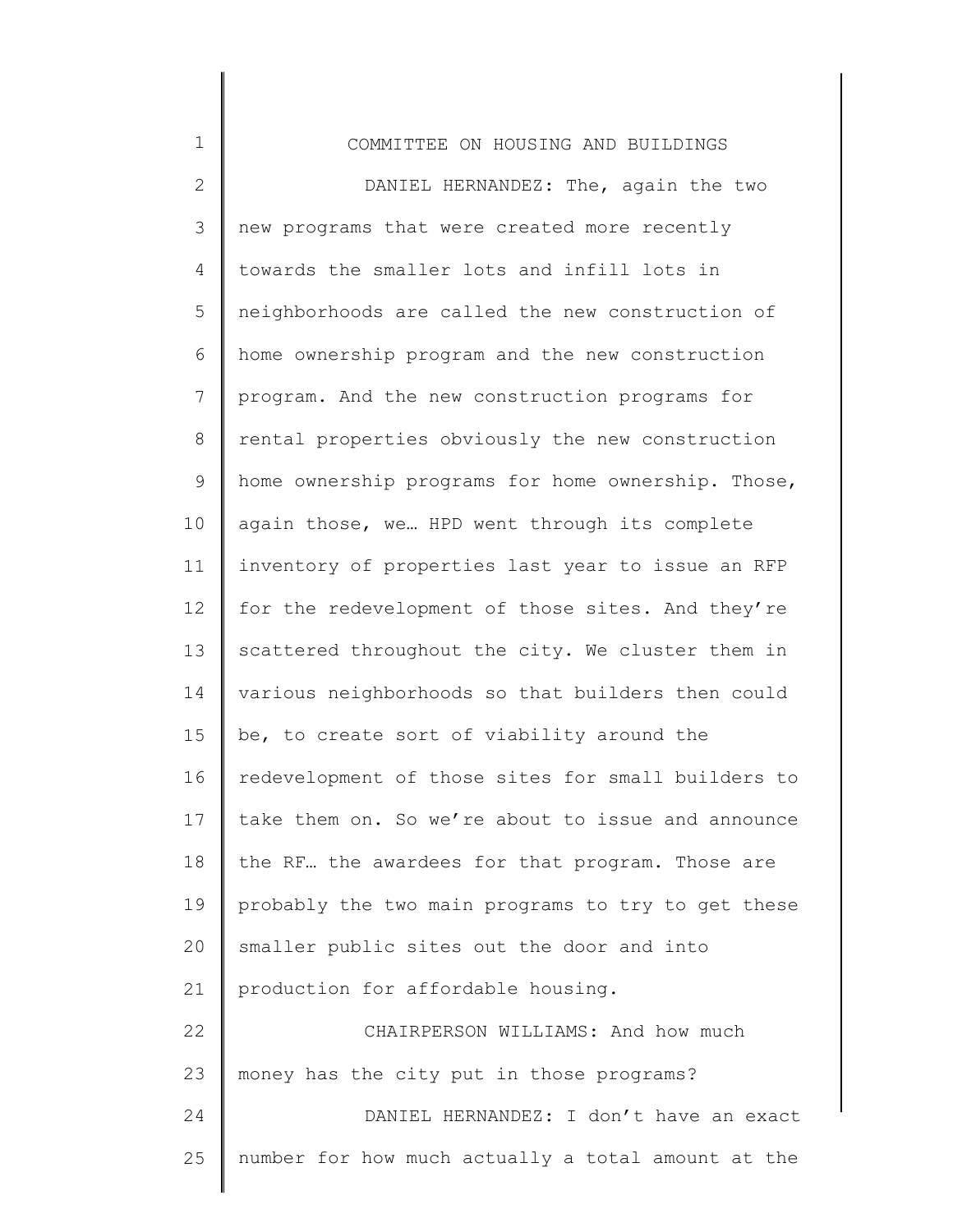DANIEL HERNANDEZ: The, again the two new programs that were created more recently towards the smaller lots and infill lots in neighborhoods are called the new construction of home ownership program and the new construction program. And the new construction programs for rental properties obviously the new construction home ownership programs for home ownership. Those, again those, we… HPD went through its complete inventory of properties last year to issue an RFP for the redevelopment of those sites. And they're scattered throughout the city. We cluster them in various neighborhoods so that builders then could be, to create sort of viability around the redevelopment of those sites for small builders to take them on. So we're about to issue and announce the RF… the awardees for that program. Those are probably the two main programs to try to get these smaller public sites out the door and into production for affordable housing.

CHAIRPERSON WILLIAMS: And how much money has the city put in those programs?

DANIEL HERNANDEZ: I don't have an exact number for how much actually a total amount at the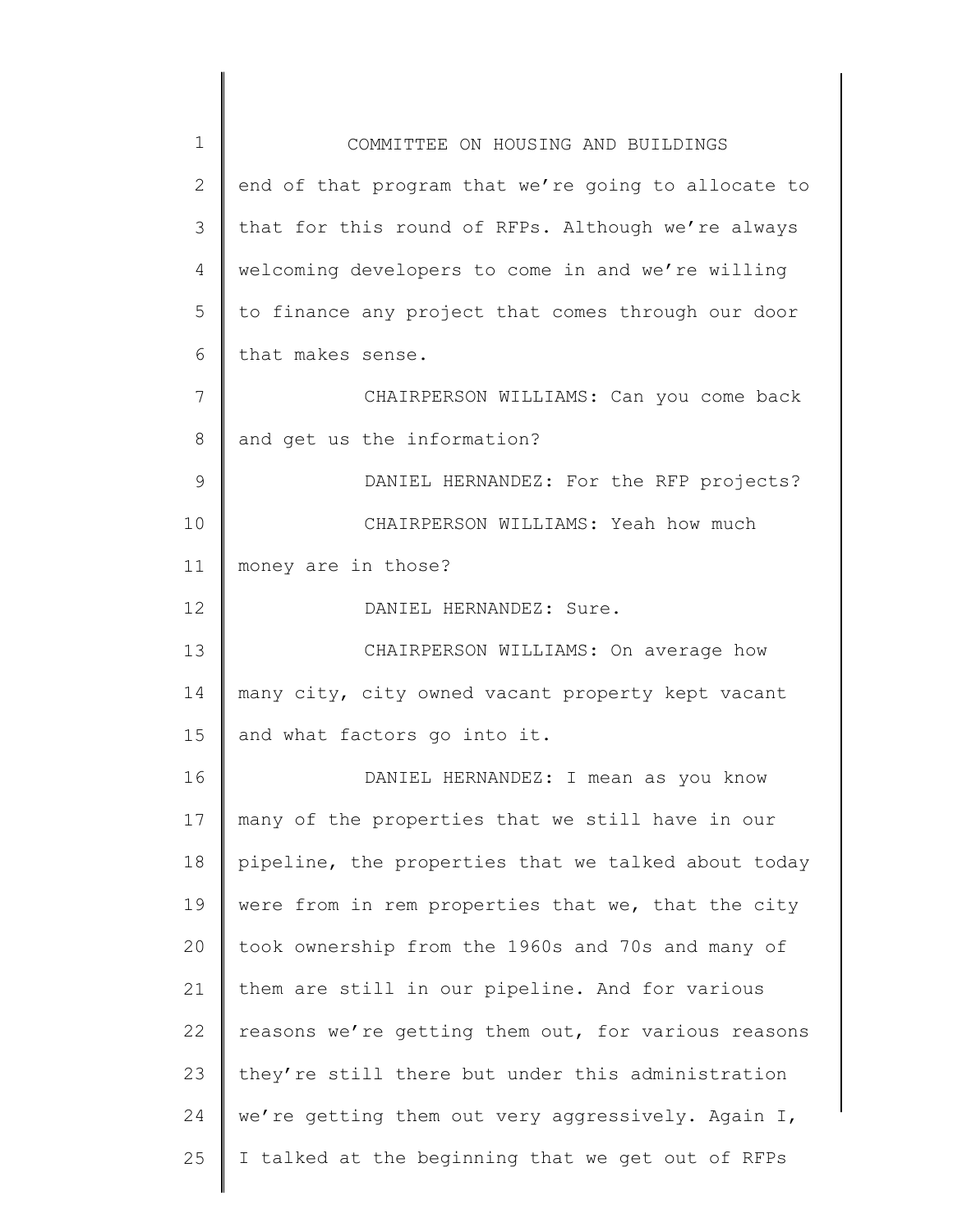end of that program that we're going to allocate to that for this round of RFPs. Although we're always welcoming developers to come in and we're willing to finance any project that comes through our door that makes sense.

CHAIRPERSON WILLIAMS: Can you come back and get us the information?

DANIEL HERNANDEZ: For the RFP projects?

CHAIRPERSON WILLIAMS: Yeah how much money are in those?

DANIEL HERNANDEZ: Sure.

CHAIRPERSON WILLIAMS: On average how many city, city owned vacant property kept vacant and what factors go into it.

DANIEL HERNANDEZ: I mean as you know many of the properties that we still have in our pipeline, the properties that we talked about today were from in rem properties that we, that the city took ownership from the 1960s and 70s and many of them are still in our pipeline. And for various reasons we're getting them out, for various reasons they're still there but under this administration we're getting them out very aggressively. Again I, I talked at the beginning that we get out of RFPs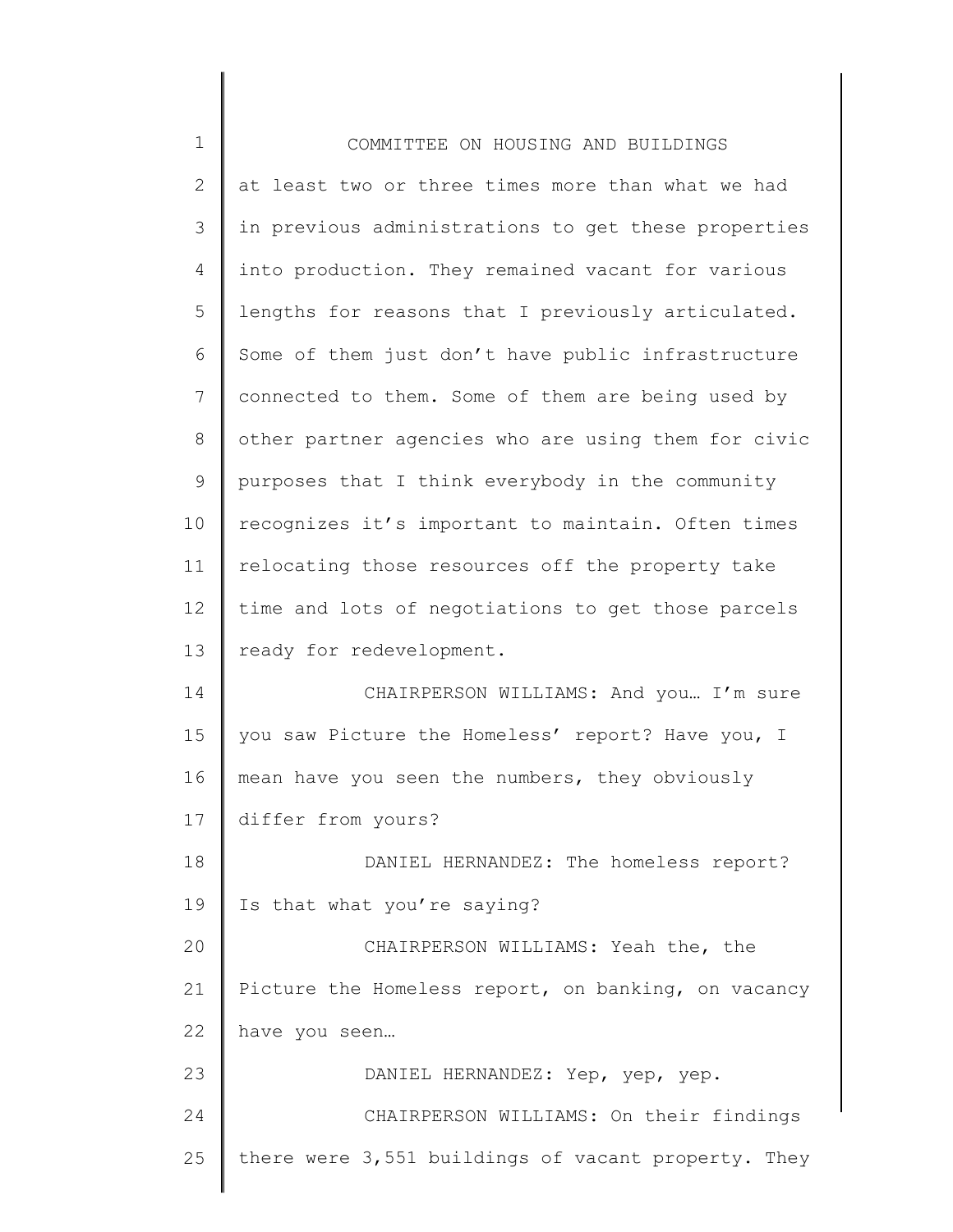at least two or three times more than what we had in previous administrations to get these properties into production. They remained vacant for various lengths for reasons that I previously articulated. Some of them just don't have public infrastructure connected to them. Some of them are being used by other partner agencies who are using them for civic purposes that I think everybody in the community recognizes it's important to maintain. Often times relocating those resources off the property take time and lots of negotiations to get those parcels ready for redevelopment.

CHAIRPERSON WILLIAMS: And you… I'm sure you saw Picture the Homeless' report? Have you, I mean have you seen the numbers, they obviously differ from yours?

DANIEL HERNANDEZ: The homeless report? Is that what you're saying?

CHAIRPERSON WILLIAMS: Yeah the, the Picture the Homeless report, on banking, on vacancy have you seen…

DANIEL HERNANDEZ: Yep, yep, yep.

CHAIRPERSON WILLIAMS: On their findings there were 3,551 buildings of vacant property. They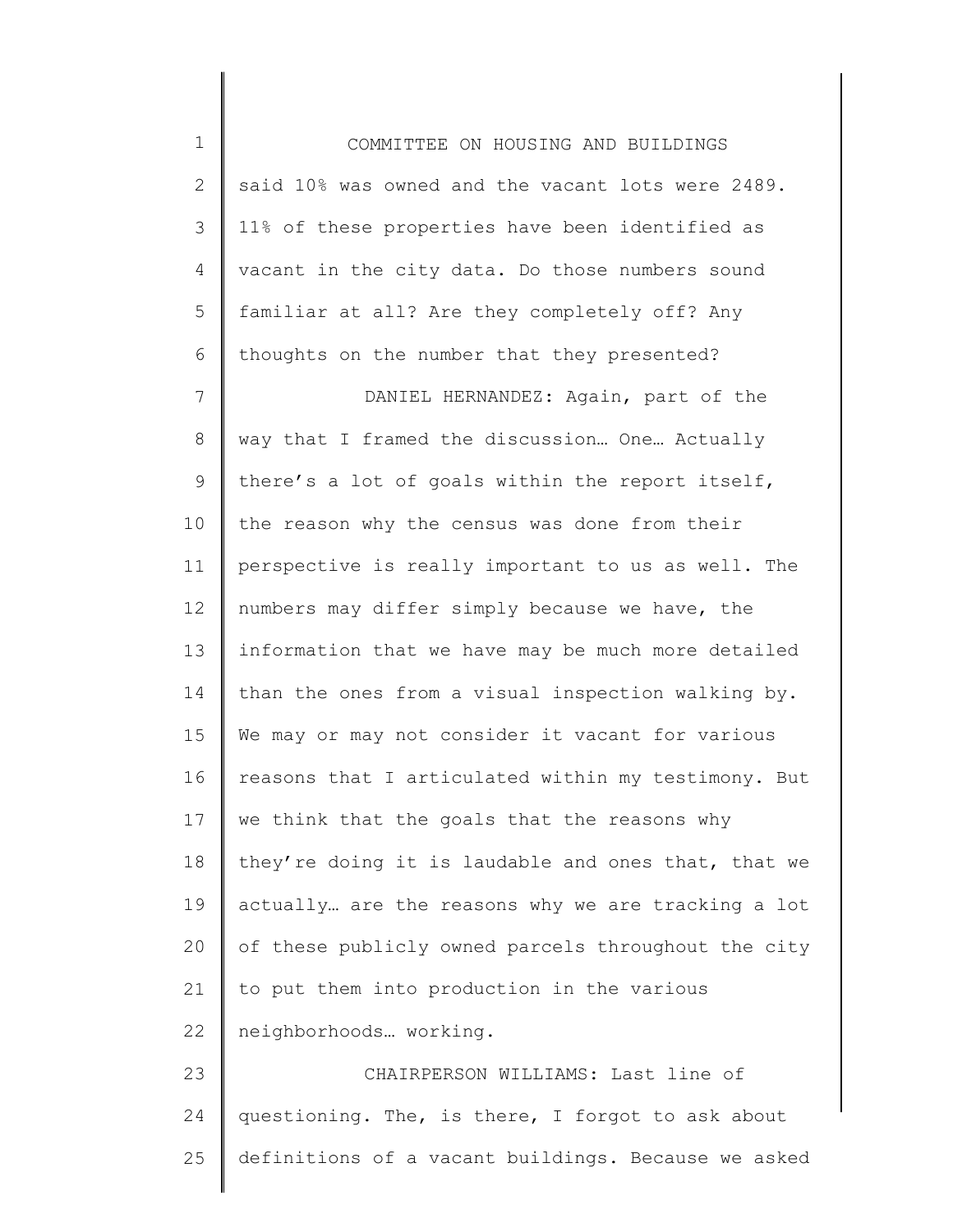said 10% was owned and the vacant lots were 2489. 11% of these properties have been identified as vacant in the city data. Do those numbers sound familiar at all? Are they completely off? Any thoughts on the number that they presented?

DANIEL HERNANDEZ: Again, part of the way that I framed the discussion… One… Actually there's a lot of goals within the report itself, the reason why the census was done from their perspective is really important to us as well. The numbers may differ simply because we have, the information that we have may be much more detailed than the ones from a visual inspection walking by. We may or may not consider it vacant for various reasons that I articulated within my testimony. But we think that the goals that the reasons why they're doing it is laudable and ones that, that we actually… are the reasons why we are tracking a lot of these publicly owned parcels throughout the city to put them into production in the various neighborhoods… working.

CHAIRPERSON WILLIAMS: Last line of questioning. The, is there, I forgot to ask about definitions of a vacant buildings. Because we asked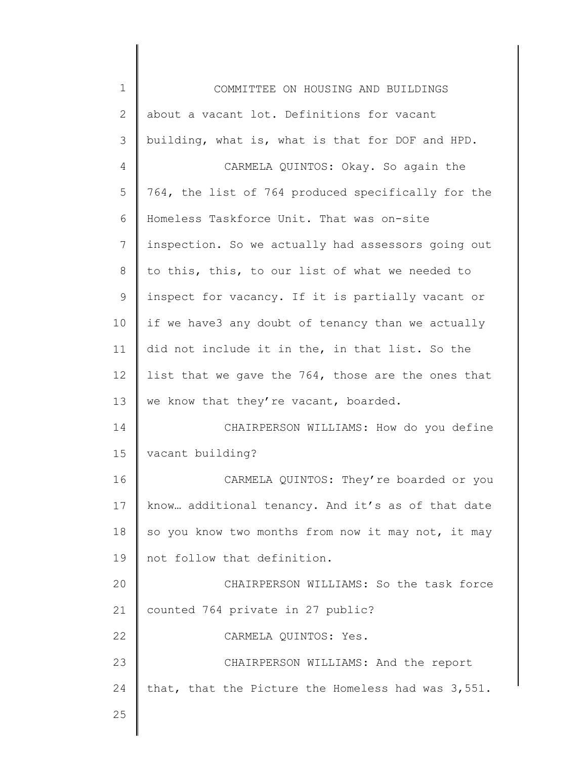about a vacant lot. Definitions for vacant building, what is, what is that for DOF and HPD.

CARMELA QUINTOS: Okay. So again the 764, the list of 764 produced specifically for the Homeless Taskforce Unit. That was on-site inspection. So we actually had assessors going out to this, this, to our list of what we needed to inspect for vacancy. If it is partially vacant or if we have3 any doubt of tenancy than we actually did not include it in the, in that list. So the list that we gave the 764, those are the ones that we know that they're vacant, boarded.

CHAIRPERSON WILLIAMS: How do you define vacant building?

CARMELA QUINTOS: They're boarded or you know… additional tenancy. And it's as of that date so you know two months from now it may not, it may not follow that definition.

CHAIRPERSON WILLIAMS: So the task force counted 764 private in 27 public?

CARMELA QUINTOS: Yes.

CHAIRPERSON WILLIAMS: And the report that, that the Picture the Homeless had was 3,551.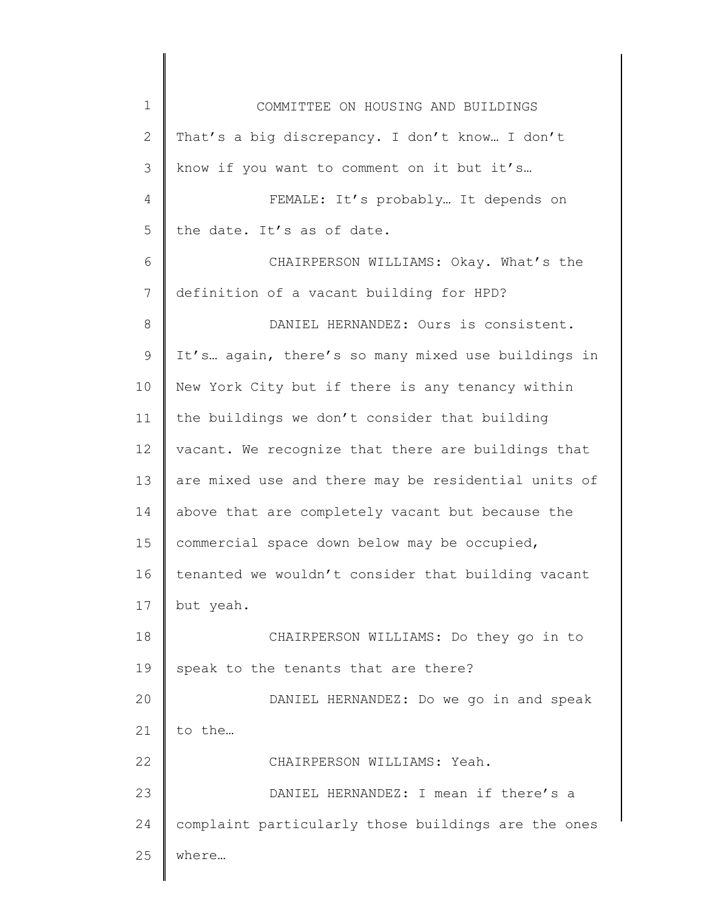That's a big discrepancy. I don't know… I don't know if you want to comment on it but it's…

FEMALE: It's probably… It depends on the date. It's as of date.

CHAIRPERSON WILLIAMS: Okay. What's the definition of a vacant building for HPD?

DANIEL HERNANDEZ: Ours is consistent. It's… again, there's so many mixed use buildings in New York City but if there is any tenancy within the buildings we don't consider that building vacant. We recognize that there are buildings that are mixed use and there may be residential units of above that are completely vacant but because the commercial space down below may be occupied, tenanted we wouldn't consider that building vacant but yeah.

CHAIRPERSON WILLIAMS: Do they go in to speak to the tenants that are there?

DANIEL HERNANDEZ: Do we go in and speak to the…

CHAIRPERSON WILLIAMS: Yeah.

DANIEL HERNANDEZ: I mean if there's a complaint particularly those buildings are the ones where…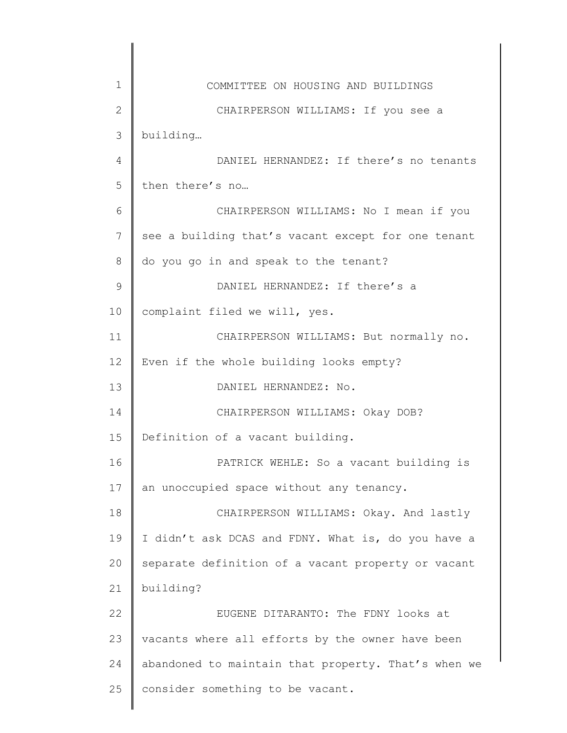CHAIRPERSON WILLIAMS: If you see a building…

DANIEL HERNANDEZ: If there's no tenants then there's no…

CHAIRPERSON WILLIAMS: No I mean if you see a building that's vacant except for one tenant do you go in and speak to the tenant?

DANIEL HERNANDEZ: If there's a complaint filed we will, yes.

CHAIRPERSON WILLIAMS: But normally no. Even if the whole building looks empty?

DANIEL HERNANDEZ: No.

CHAIRPERSON WILLIAMS: Okay DOB? Definition of a vacant building.

PATRICK WEHLE: So a vacant building is an unoccupied space without any tenancy.

CHAIRPERSON WILLIAMS: Okay. And lastly I didn't ask DCAS and FDNY. What is, do you have a separate definition of a vacant property or vacant building?

EUGENE DITARANTO: The FDNY looks at vacants where all efforts by the owner have been abandoned to maintain that property. That's when we consider something to be vacant.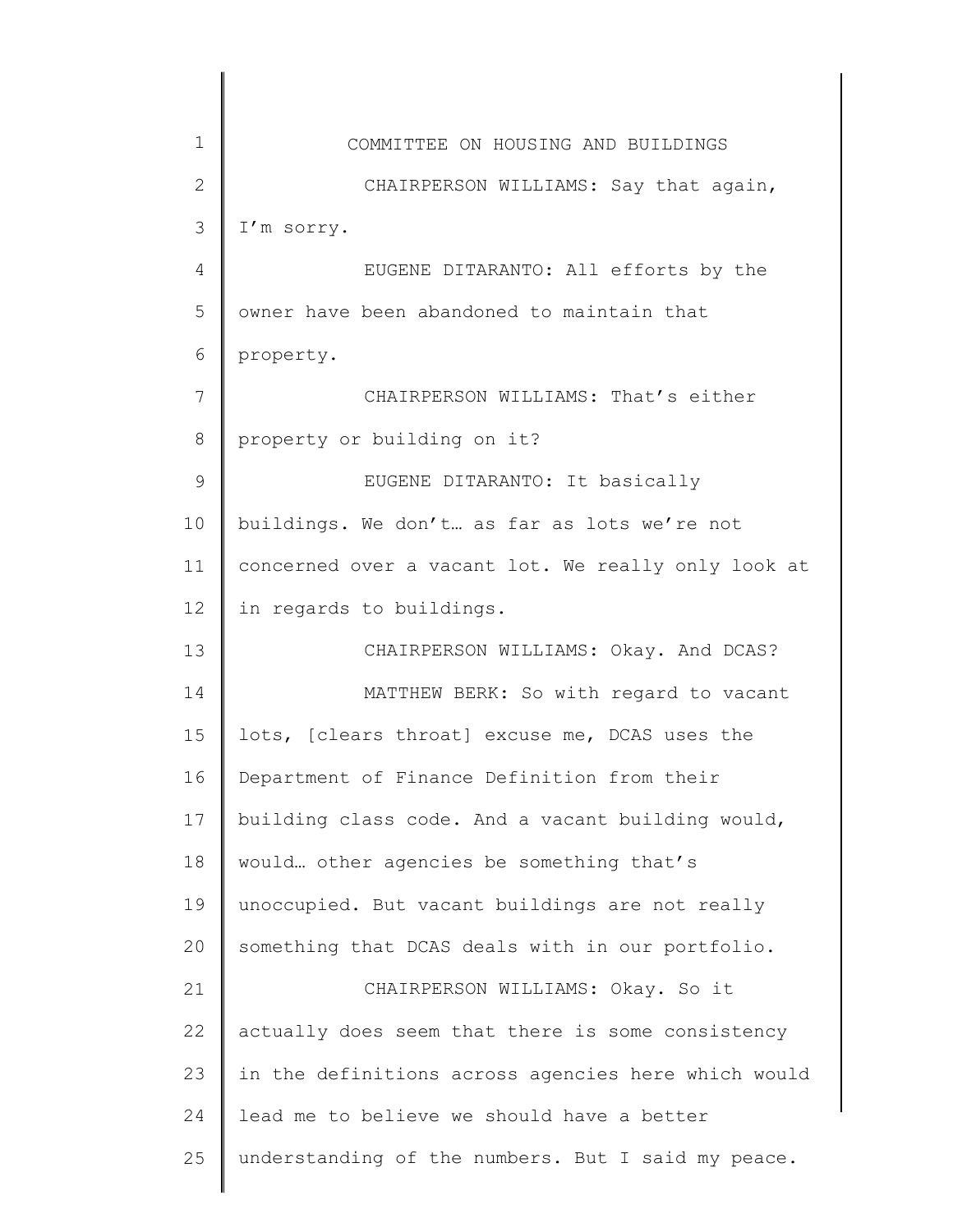COMMITTEE ON HOUSING AND BUILDINGS

CHAIRPERSON WILLIAMS: Say that again, I'm sorry.

EUGENE DITARANTO: All efforts by the owner have been abandoned to maintain that property.

CHAIRPERSON WILLIAMS: That's either property or building on it?

EUGENE DITARANTO: It basically buildings. We don't… as far as lots we're not concerned over a vacant lot. We really only look at in regards to buildings.

CHAIRPERSON WILLIAMS: Okay. And DCAS?

MATTHEW BERK: So with regard to vacant lots, [clears throat] excuse me, DCAS uses the Department of Finance Definition from their building class code. And a vacant building would, would… other agencies be something that's unoccupied. But vacant buildings are not really something that DCAS deals with in our portfolio.

CHAIRPERSON WILLIAMS: Okay. So it actually does seem that there is some consistency in the definitions across agencies here which would lead me to believe we should have a better understanding of the numbers. But I said my peace.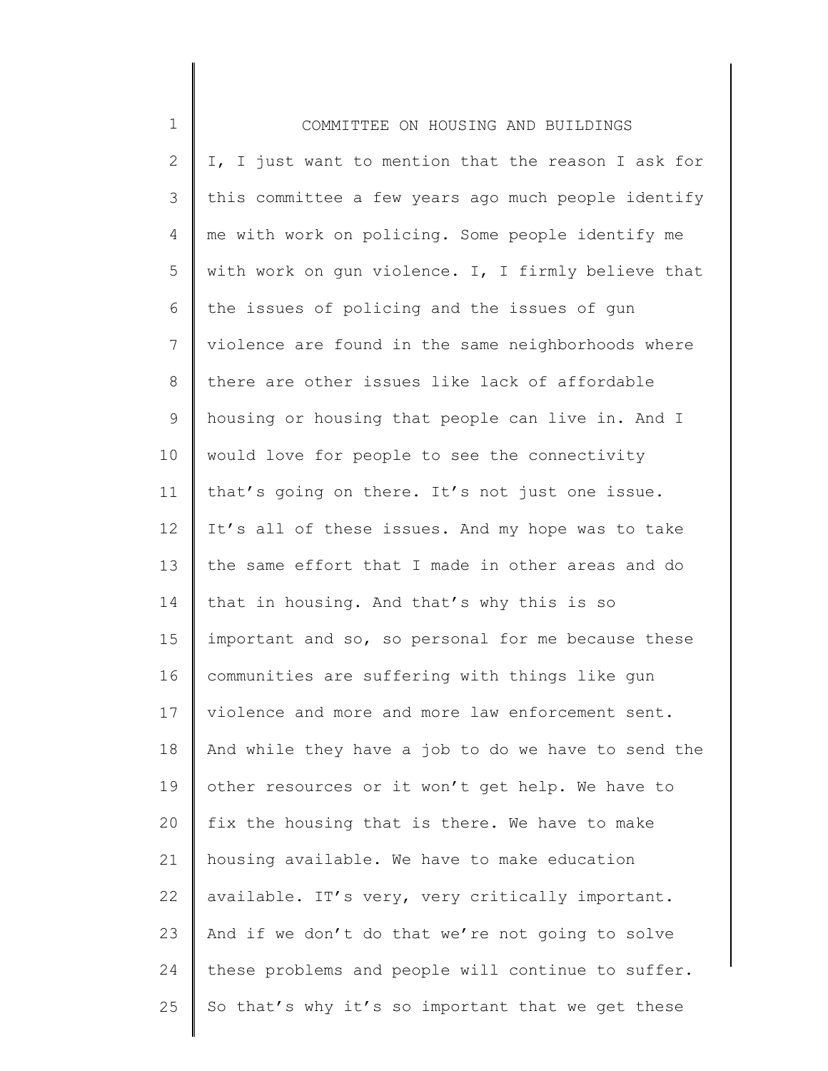I, I just want to mention that the reason I ask for this committee a few years ago much people identify me with work on policing. Some people identify me with work on gun violence. I, I firmly believe that the issues of policing and the issues of gun violence are found in the same neighborhoods where there are other issues like lack of affordable housing or housing that people can live in. And I would love for people to see the connectivity that's going on there. It's not just one issue. It's all of these issues. And my hope was to take the same effort that I made in other areas and do that in housing. And that's why this is so important and so, so personal for me because these communities are suffering with things like gun violence and more and more law enforcement sent. And while they have a job to do we have to send the other resources or it won't get help. We have to fix the housing that is there. We have to make housing available. We have to make education available. IT's very, very critically important. And if we don't do that we're not going to solve these problems and people will continue to suffer. So that's why it's so important that we get these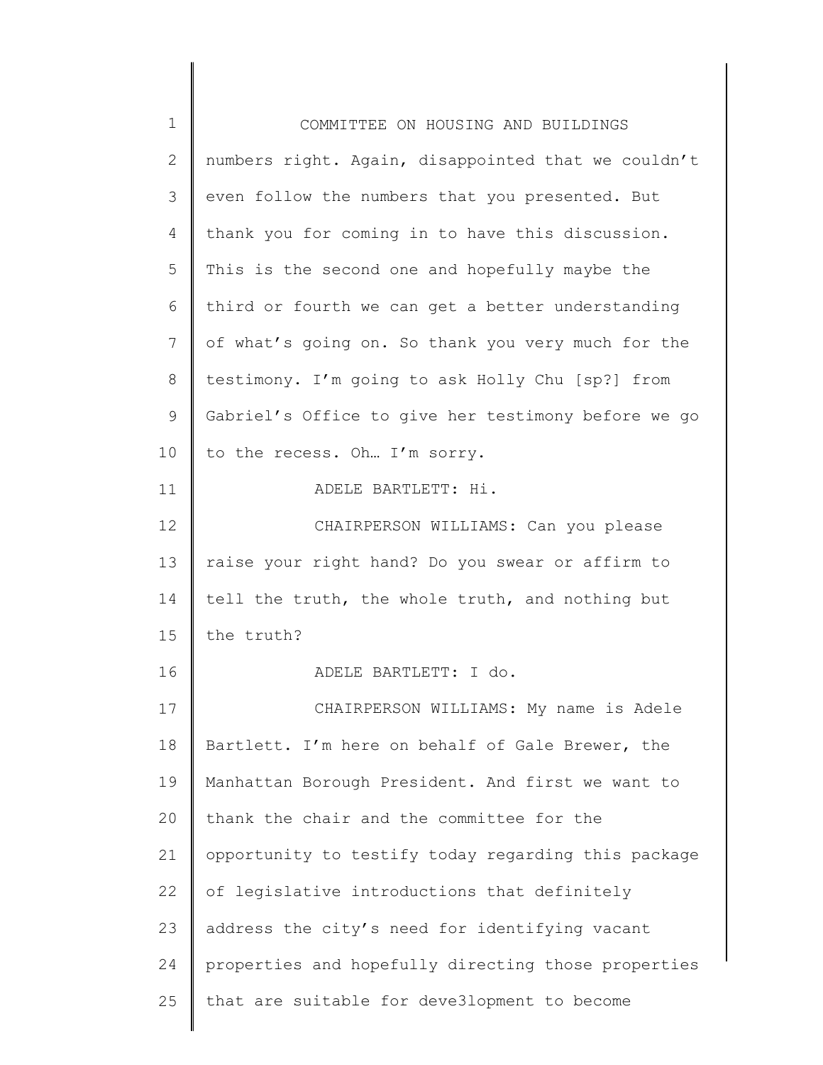numbers right. Again, disappointed that we couldn't even follow the numbers that you presented. But thank you for coming in to have this discussion. This is the second one and hopefully maybe the third or fourth we can get a better understanding of what's going on. So thank you very much for the testimony. I'm going to ask Holly Chu [sp?] from Gabriel's Office to give her testimony before we go to the recess. Oh… I'm sorry.

ADELE BARTLETT: Hi.

CHAIRPERSON WILLIAMS: Can you please raise your right hand? Do you swear or affirm to tell the truth, the whole truth, and nothing but the truth?

ADELE BARTLETT: I do.

CHAIRPERSON WILLIAMS: My name is Adele Bartlett. I'm here on behalf of Gale Brewer, the Manhattan Borough President. And first we want to thank the chair and the committee for the opportunity to testify today regarding this package of legislative introductions that definitely address the city's need for identifying vacant properties and hopefully directing those properties that are suitable for deve3lopment to become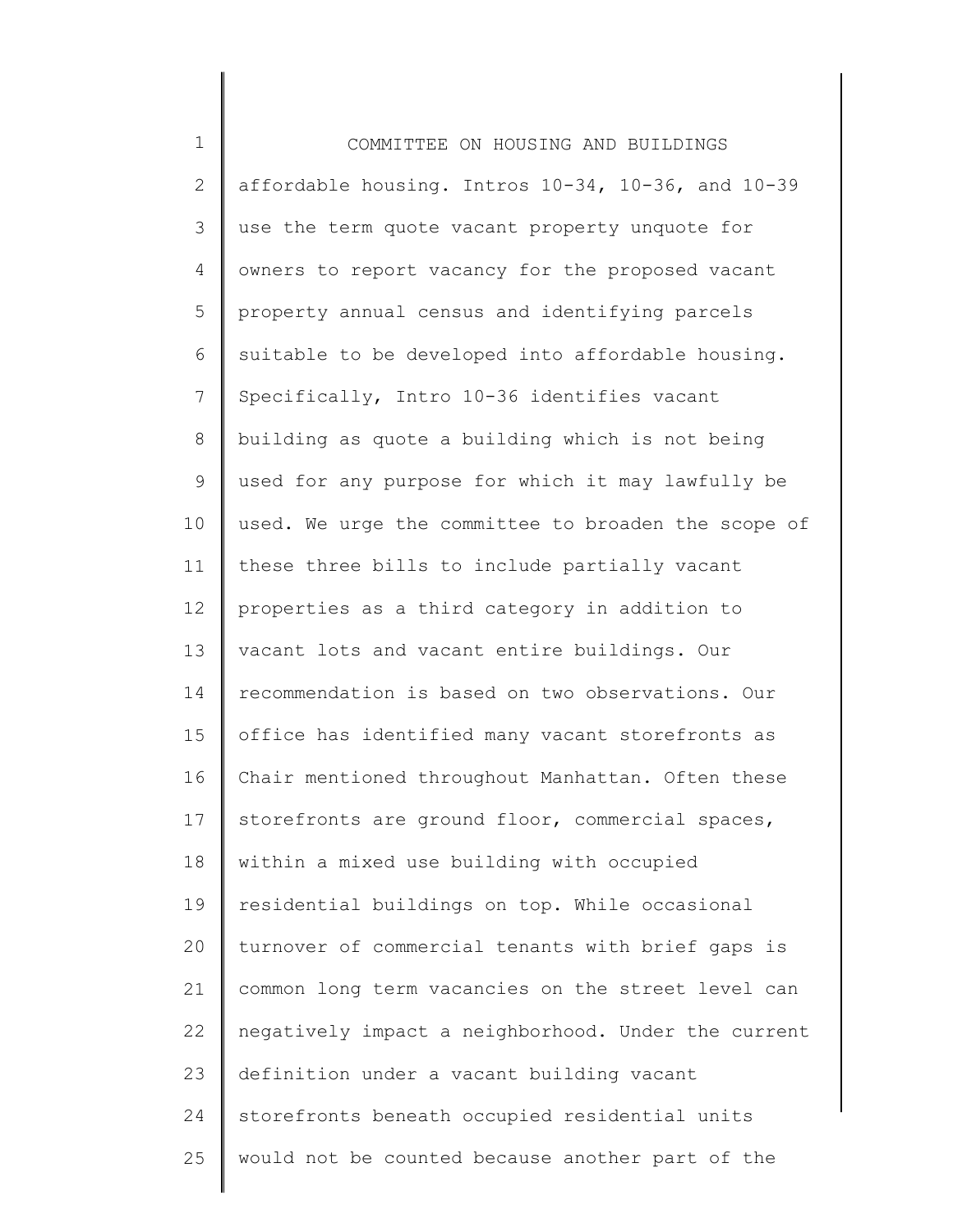affordable housing. Intros 10-34, 10-36, and 10-39 use the term quote vacant property unquote for owners to report vacancy for the proposed vacant property annual census and identifying parcels suitable to be developed into affordable housing. Specifically, Intro 10-36 identifies vacant building as quote a building which is not being used for any purpose for which it may lawfully be used. We urge the committee to broaden the scope of these three bills to include partially vacant properties as a third category in addition to vacant lots and vacant entire buildings. Our recommendation is based on two observations. Our office has identified many vacant storefronts as Chair mentioned throughout Manhattan. Often these storefronts are ground floor, commercial spaces, within a mixed use building with occupied residential buildings on top. While occasional turnover of commercial tenants with brief gaps is common long term vacancies on the street level can negatively impact a neighborhood. Under the current definition under a vacant building vacant storefronts beneath occupied residential units would not be counted because another part of the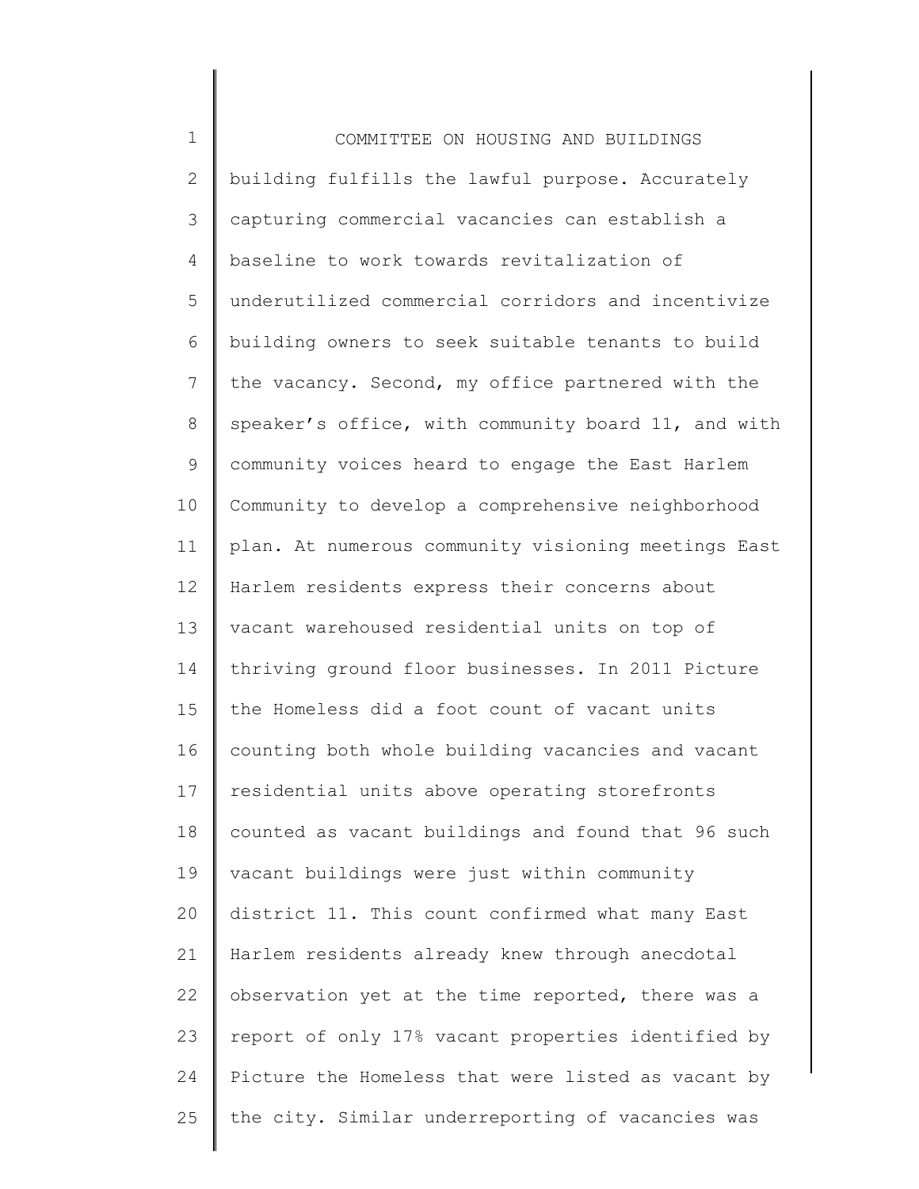building fulfills the lawful purpose. Accurately capturing commercial vacancies can establish a baseline to work towards revitalization of underutilized commercial corridors and incentivize building owners to seek suitable tenants to build the vacancy. Second, my office partnered with the speaker's office, with community board 11, and with community voices heard to engage the East Harlem Community to develop a comprehensive neighborhood plan. At numerous community visioning meetings East Harlem residents express their concerns about vacant warehoused residential units on top of thriving ground floor businesses. In 2011 Picture the Homeless did a foot count of vacant units counting both whole building vacancies and vacant residential units above operating storefronts counted as vacant buildings and found that 96 such vacant buildings were just within community district 11. This count confirmed what many East Harlem residents already knew through anecdotal observation yet at the time reported, there was a report of only 17% vacant properties identified by Picture the Homeless that were listed as vacant by the city. Similar underreporting of vacancies was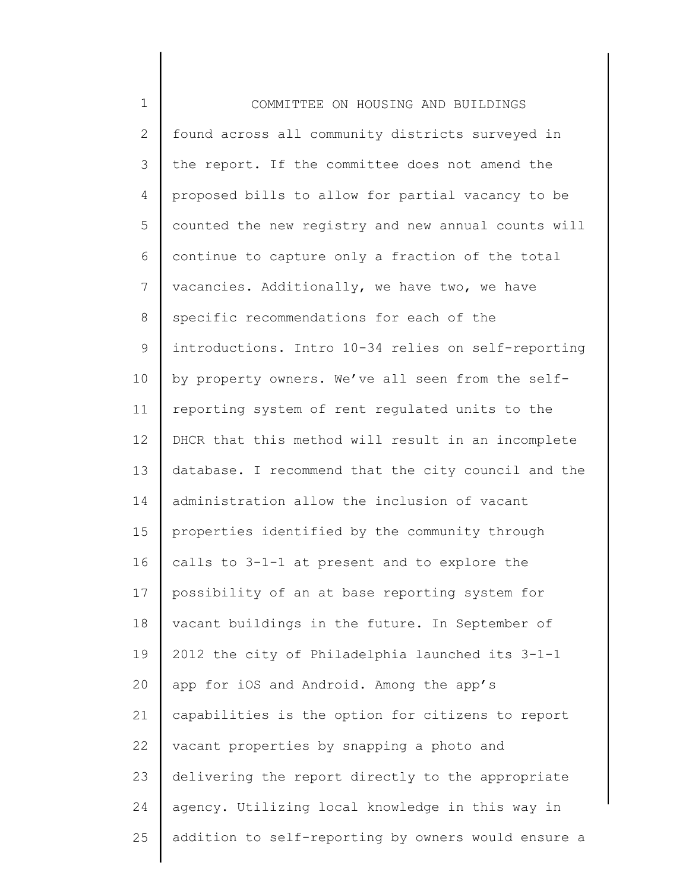found across all community districts surveyed in the report. If the committee does not amend the proposed bills to allow for partial vacancy to be counted the new registry and new annual counts will continue to capture only a fraction of the total vacancies. Additionally, we have two, we have specific recommendations for each of the introductions. Intro 10-34 relies on self-reporting by property owners. We've all seen from the self-reporting system of rent regulated units to the DHCR that this method will result in an incomplete database. I recommend that the city council and the administration allow the inclusion of vacant properties identified by the community through calls to 3-1-1 at present and to explore the possibility of an at base reporting system for vacant buildings in the future. In September of 2012 the city of Philadelphia launched its 3-1-1 app for iOS and Android. Among the app's capabilities is the option for citizens to report vacant properties by snapping a photo and delivering the report directly to the appropriate agency. Utilizing local knowledge in this way in addition to self-reporting by owners would ensure a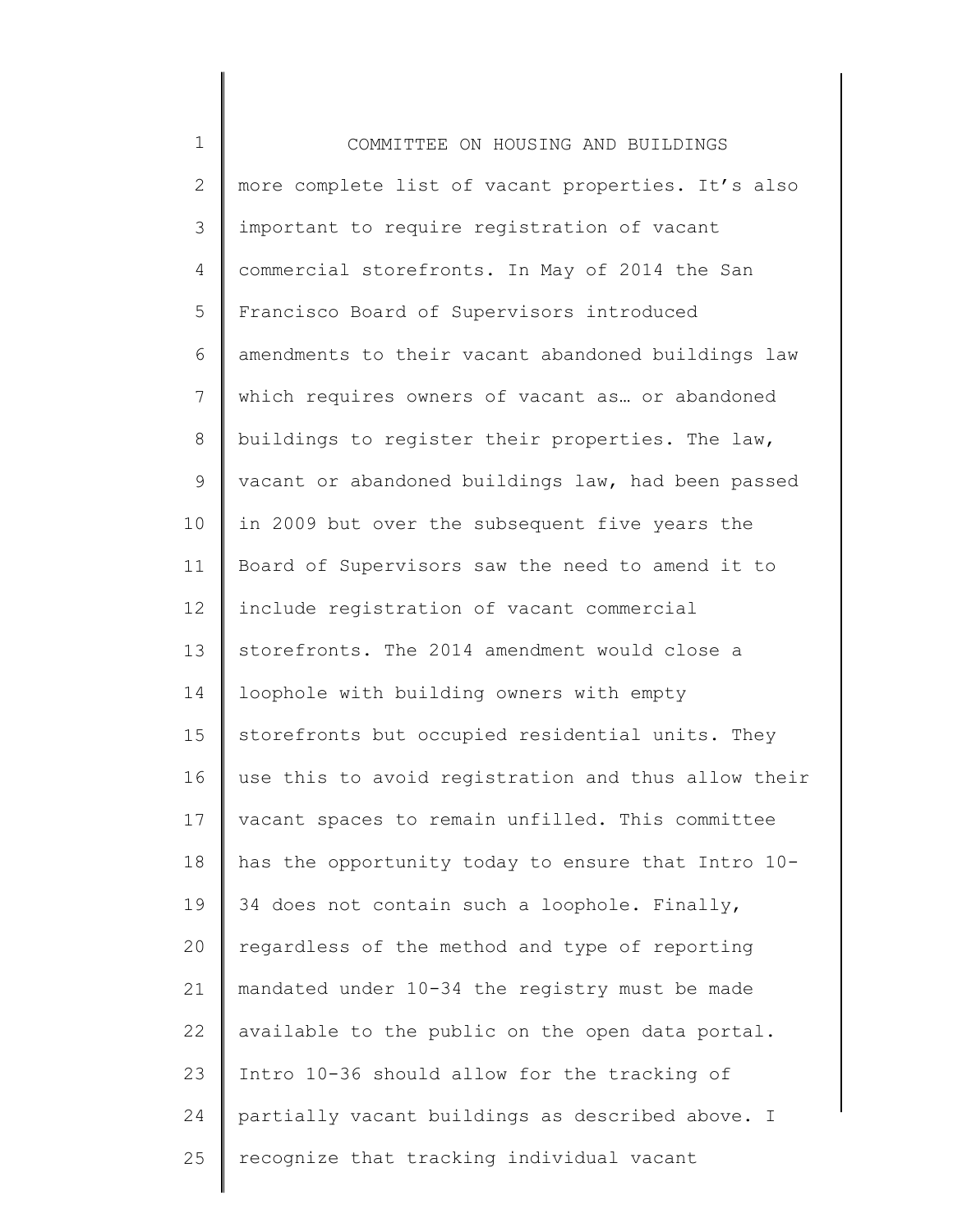more complete list of vacant properties. It's also important to require registration of vacant commercial storefronts. In May of 2014 the San Francisco Board of Supervisors introduced amendments to their vacant abandoned buildings law which requires owners of vacant as… or abandoned buildings to register their properties. The law, vacant or abandoned buildings law, had been passed in 2009 but over the subsequent five years the Board of Supervisors saw the need to amend it to include registration of vacant commercial storefronts. The 2014 amendment would close a loophole with building owners with empty storefronts but occupied residential units. They use this to avoid registration and thus allow their vacant spaces to remain unfilled. This committee has the opportunity today to ensure that Intro 10-34 does not contain such a loophole. Finally, regardless of the method and type of reporting mandated under 10-34 the registry must be made available to the public on the open data portal. Intro 10-36 should allow for the tracking of partially vacant buildings as described above. I recognize that tracking individual vacant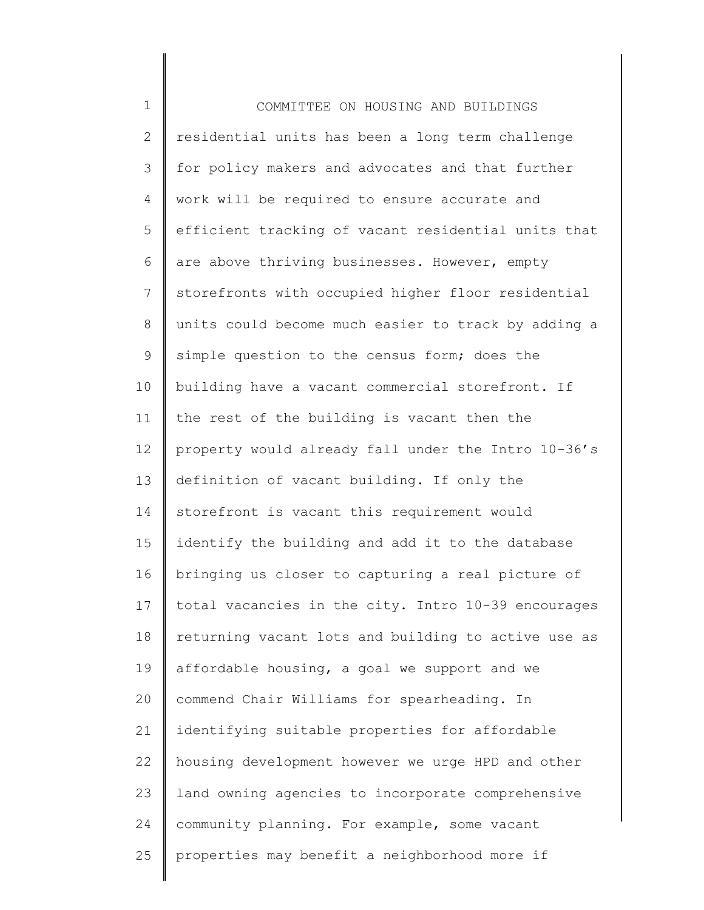COMMITTEE ON HOUSING AND BUILDINGS

residential units has been a long term challenge for policy makers and advocates and that further work will be required to ensure accurate and efficient tracking of vacant residential units that are above thriving businesses. However, empty storefronts with occupied higher floor residential units could become much easier to track by adding a simple question to the census form; does the building have a vacant commercial storefront. If the rest of the building is vacant then the property would already fall under the Intro 10-36's definition of vacant building. If only the storefront is vacant this requirement would identify the building and add it to the database bringing us closer to capturing a real picture of total vacancies in the city. Intro 10-39 encourages returning vacant lots and building to active use as affordable housing, a goal we support and we commend Chair Williams for spearheading. In identifying suitable properties for affordable housing development however we urge HPD and other land owning agencies to incorporate comprehensive community planning. For example, some vacant properties may benefit a neighborhood more if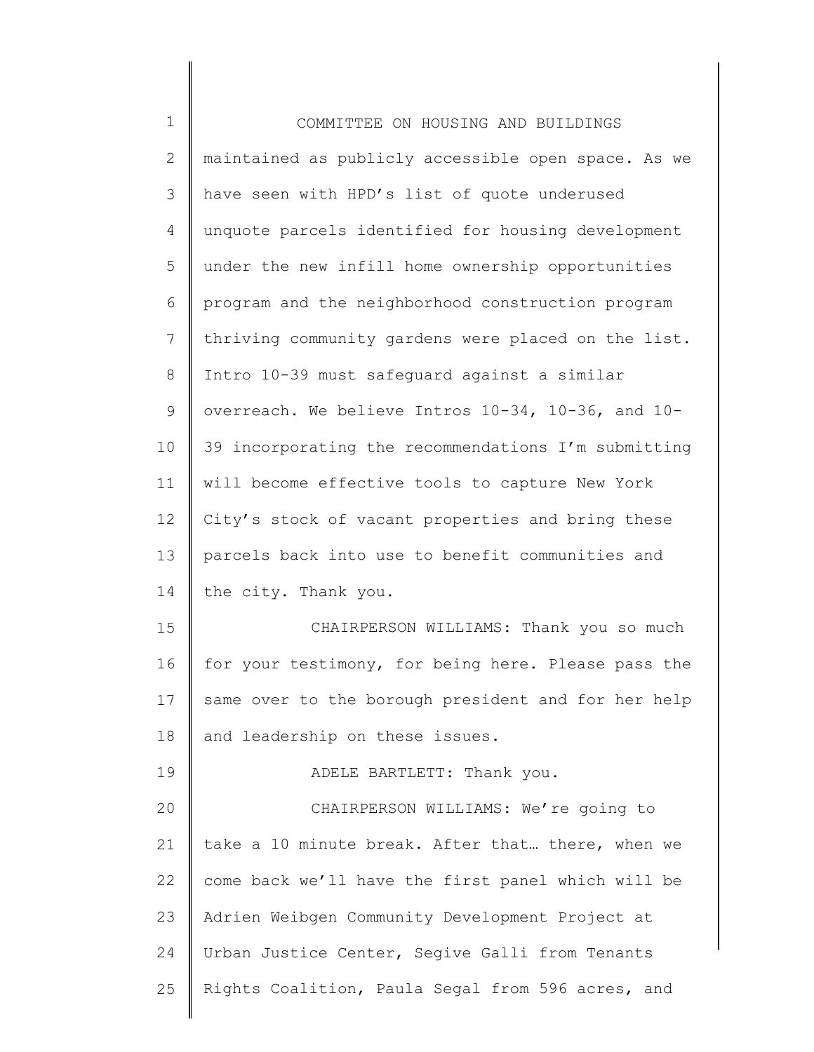maintained as publicly accessible open space. As we have seen with HPD's list of quote underused unquote parcels identified for housing development under the new infill home ownership opportunities program and the neighborhood construction program thriving community gardens were placed on the list. Intro 10-39 must safeguard against a similar overreach. We believe Intros 10-34, 10-36, and 10-39 incorporating the recommendations I'm submitting will become effective tools to capture New York City's stock of vacant properties and bring these parcels back into use to benefit communities and the city. Thank you.

CHAIRPERSON WILLIAMS: Thank you so much for your testimony, for being here. Please pass the same over to the borough president and for her help and leadership on these issues.

ADELE BARTLETT: Thank you.

CHAIRPERSON WILLIAMS: We're going to take a 10 minute break. After that… there, when we come back we'll have the first panel which will be Adrien Weibgen Community Development Project at Urban Justice Center, Segive Galli from Tenants Rights Coalition, Paula Segal from 596 acres, and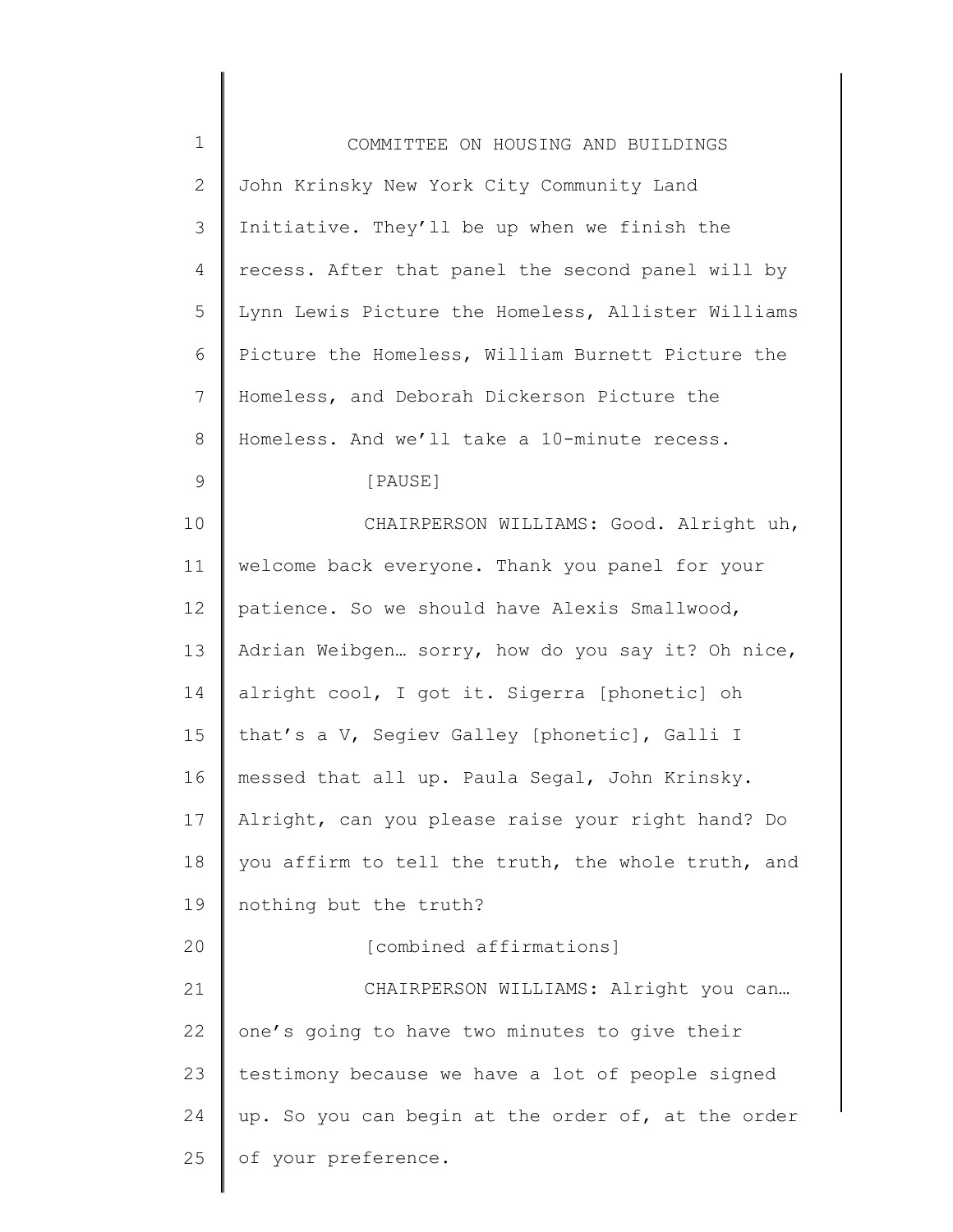John Krinsky New York City Community Land Initiative. They'll be up when we finish the recess. After that panel the second panel will by Lynn Lewis Picture the Homeless, Allister Williams Picture the Homeless, William Burnett Picture the Homeless, and Deborah Dickerson Picture the Homeless. And we'll take a 10-minute recess.

[PAUSE]

CHAIRPERSON WILLIAMS: Good. Alright uh, welcome back everyone. Thank you panel for your patience. So we should have Alexis Smallwood, Adrian Weibgen… sorry, how do you say it? Oh nice, alright cool, I got it. Sigerra [phonetic] oh that's a V, Segiev Galley [phonetic], Galli I messed that all up. Paula Segal, John Krinsky. Alright, can you please raise your right hand? Do you affirm to tell the truth, the whole truth, and nothing but the truth?

[combined affirmations]

CHAIRPERSON WILLIAMS: Alright you can… one's going to have two minutes to give their testimony because we have a lot of people signed up. So you can begin at the order of, at the order of your preference.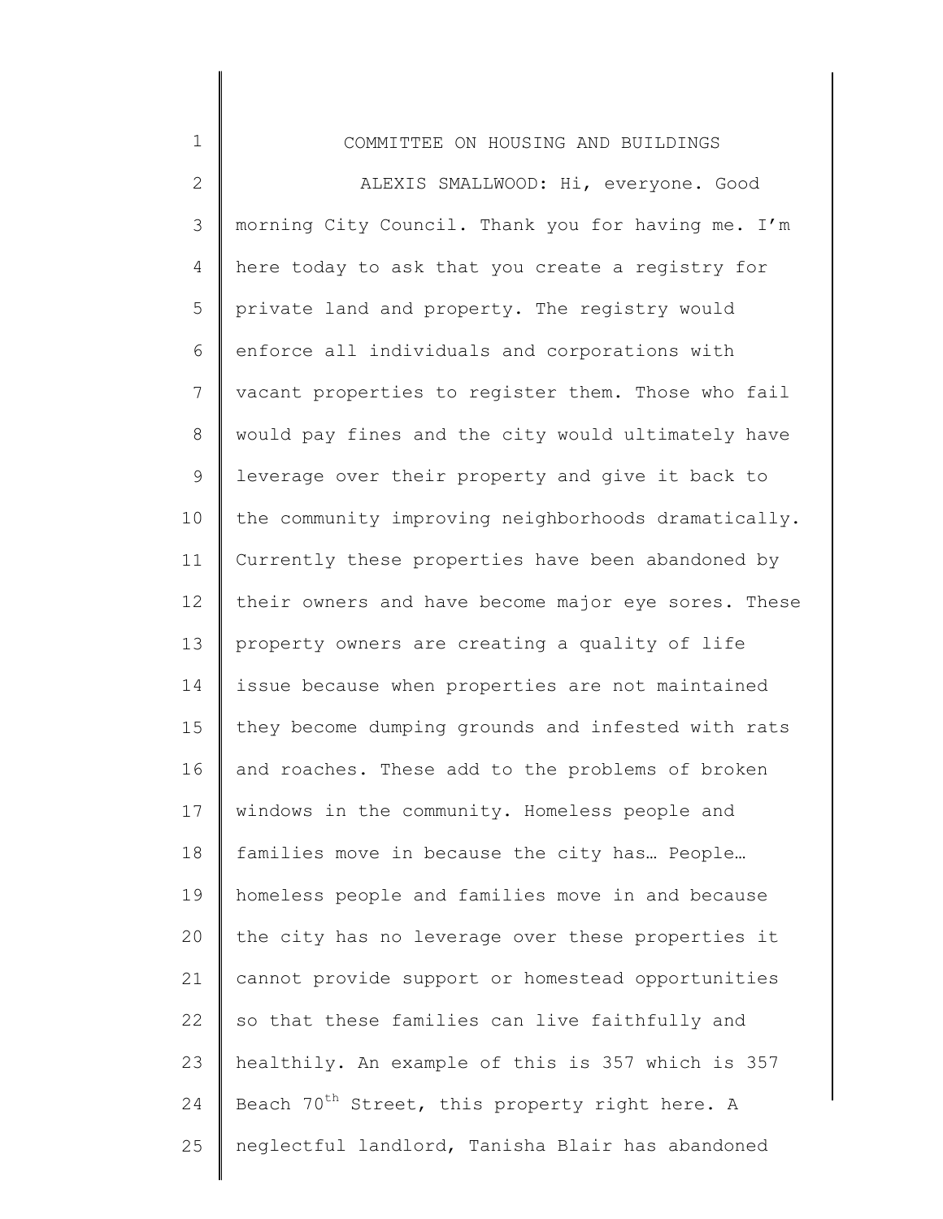COMMITTEE ON HOUSING AND BUILDINGS

ALEXIS SMALLWOOD: Hi, everyone. Good morning City Council. Thank you for having me. I'm here today to ask that you create a registry for private land and property. The registry would enforce all individuals and corporations with vacant properties to register them. Those who fail would pay fines and the city would ultimately have leverage over their property and give it back to the community improving neighborhoods dramatically. Currently these properties have been abandoned by their owners and have become major eye sores. These property owners are creating a quality of life issue because when properties are not maintained they become dumping grounds and infested with rats and roaches. These add to the problems of broken windows in the community. Homeless people and families move in because the city has… People… homeless people and families move in and because the city has no leverage over these properties it cannot provide support or homestead opportunities so that these families can live faithfully and healthily. An example of this is 357 which is 357 Beach 70th Street, this property right here. A neglectful landlord, Tanisha Blair has abandoned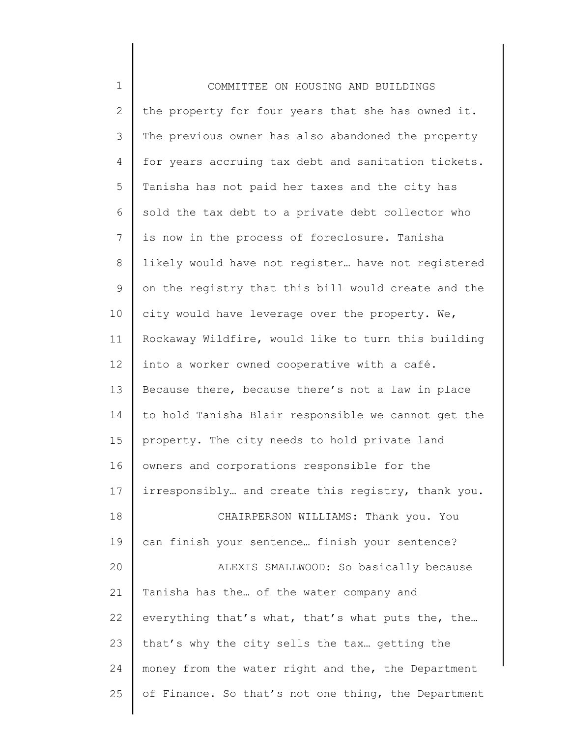the property for four years that she has owned it. The previous owner has also abandoned the property for years accruing tax debt and sanitation tickets. Tanisha has not paid her taxes and the city has sold the tax debt to a private debt collector who is now in the process of foreclosure. Tanisha likely would have not register… have not registered on the registry that this bill would create and the city would have leverage over the property. We, Rockaway Wildfire, would like to turn this building into a worker owned cooperative with a café. Because there, because there's not a law in place to hold Tanisha Blair responsible we cannot get the property. The city needs to hold private land owners and corporations responsible for the irresponsibly… and create this registry, thank you.

CHAIRPERSON WILLIAMS: Thank you. You can finish your sentence… finish your sentence?

ALEXIS SMALLWOOD: So basically because Tanisha has the… of the water company and everything that's what, that's what puts the, the… that's why the city sells the tax… getting the money from the water right and the, the Department of Finance. So that's not one thing, the Department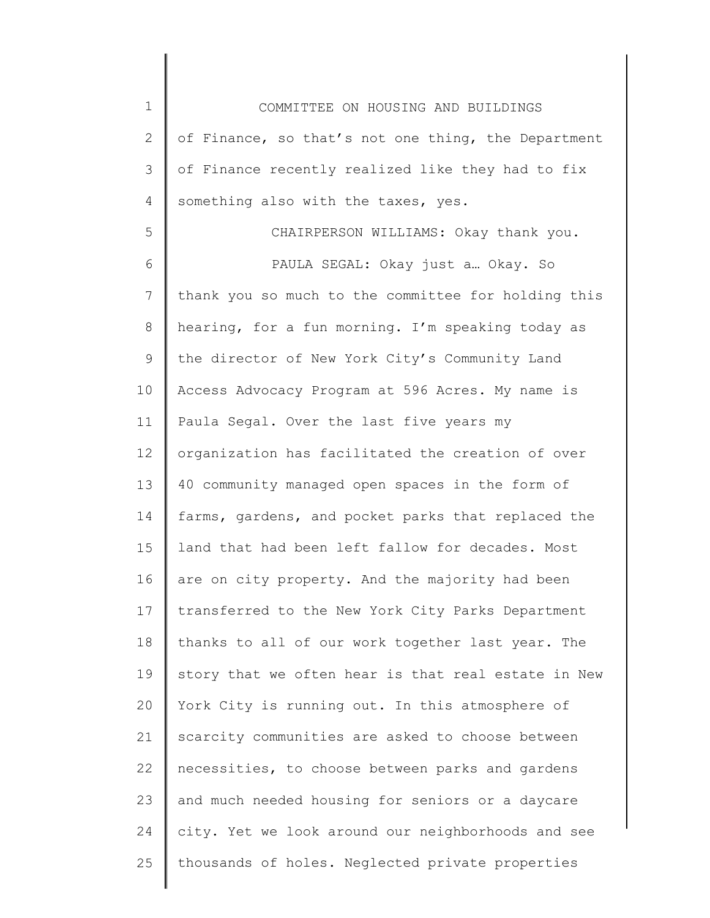of Finance, so that's not one thing, the Department of Finance recently realized like they had to fix something also with the taxes, yes.

CHAIRPERSON WILLIAMS: Okay thank you.

PAULA SEGAL: Okay just a… Okay. So thank you so much to the committee for holding this hearing, for a fun morning. I'm speaking today as the director of New York City's Community Land Access Advocacy Program at 596 Acres. My name is Paula Segal. Over the last five years my organization has facilitated the creation of over 40 community managed open spaces in the form of farms, gardens, and pocket parks that replaced the land that had been left fallow for decades. Most are on city property. And the majority had been transferred to the New York City Parks Department thanks to all of our work together last year. The story that we often hear is that real estate in New York City is running out. In this atmosphere of scarcity communities are asked to choose between necessities, to choose between parks and gardens and much needed housing for seniors or a daycare city. Yet we look around our neighborhoods and see thousands of holes. Neglected private properties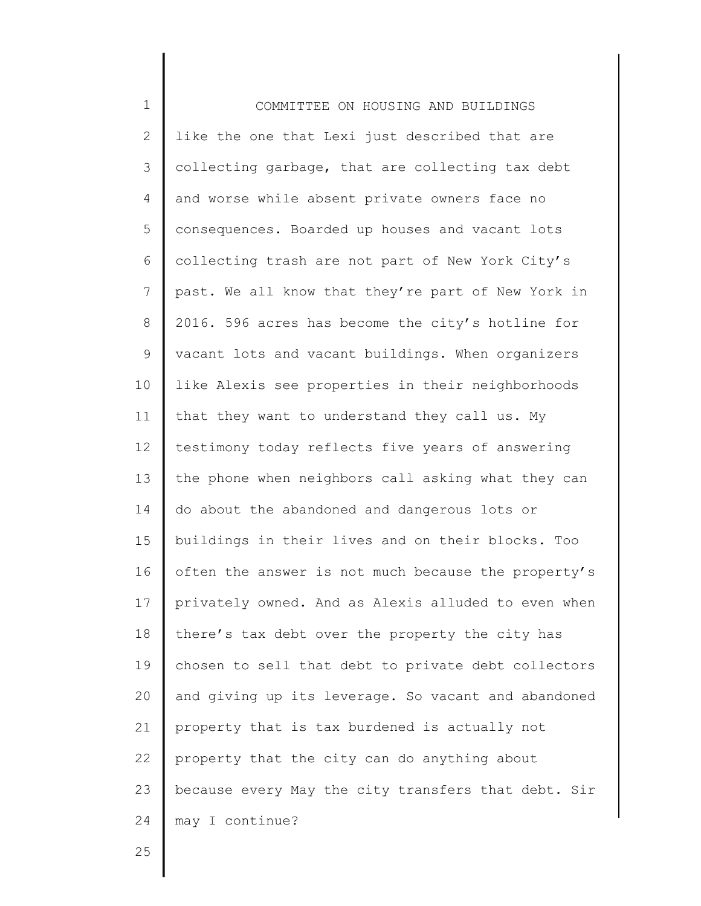COMMITTEE ON HOUSING AND BUILDINGS

like the one that Lexi just described that are collecting garbage, that are collecting tax debt and worse while absent private owners face no consequences. Boarded up houses and vacant lots collecting trash are not part of New York City's past. We all know that they're part of New York in 2016. 596 acres has become the city's hotline for vacant lots and vacant buildings. When organizers like Alexis see properties in their neighborhoods that they want to understand they call us. My testimony today reflects five years of answering the phone when neighbors call asking what they can do about the abandoned and dangerous lots or buildings in their lives and on their blocks. Too often the answer is not much because the property's privately owned. And as Alexis alluded to even when there's tax debt over the property the city has chosen to sell that debt to private debt collectors and giving up its leverage. So vacant and abandoned property that is tax burdened is actually not property that the city can do anything about because every May the city transfers that debt. Sir may I continue?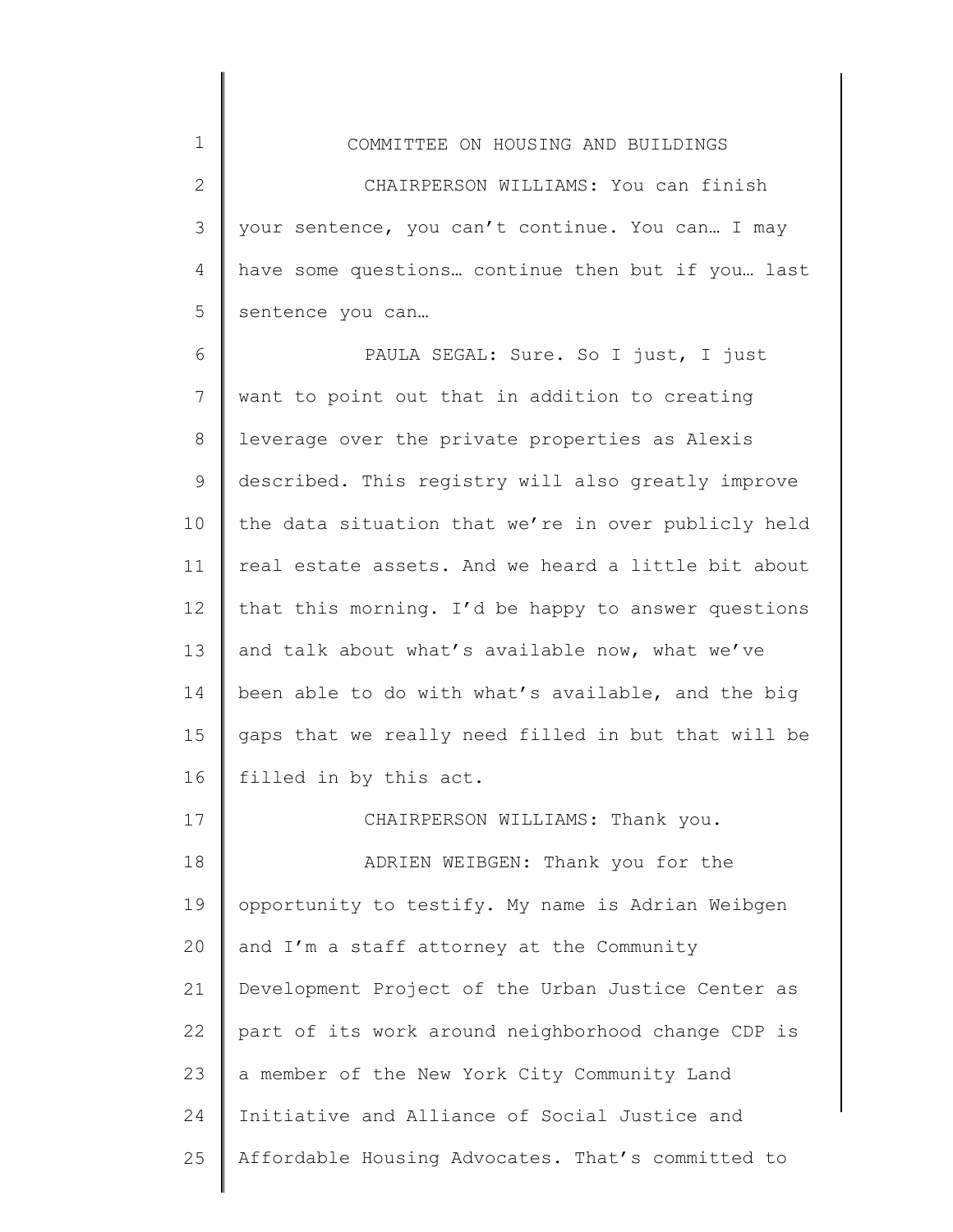CHAIRPERSON WILLIAMS: You can finish your sentence, you can't continue. You can… I may have some questions… continue then but if you… last sentence you can…

PAULA SEGAL: Sure. So I just, I just want to point out that in addition to creating leverage over the private properties as Alexis described. This registry will also greatly improve the data situation that we're in over publicly held real estate assets. And we heard a little bit about that this morning. I'd be happy to answer questions and talk about what's available now, what we've been able to do with what's available, and the big gaps that we really need filled in but that will be filled in by this act.

CHAIRPERSON WILLIAMS: Thank you.

ADRIEN WEIBGEN: Thank you for the opportunity to testify. My name is Adrian Weibgen and I'm a staff attorney at the Community Development Project of the Urban Justice Center as part of its work around neighborhood change CDP is a member of the New York City Community Land Initiative and Alliance of Social Justice and Affordable Housing Advocates. That's committed to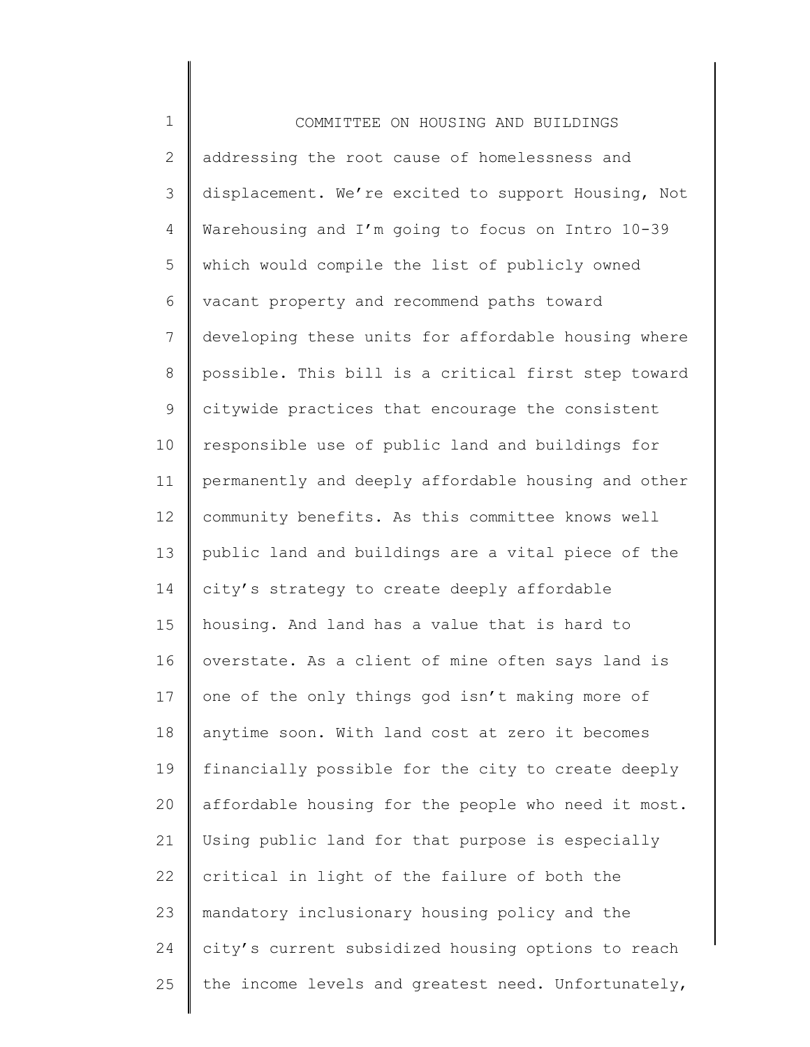addressing the root cause of homelessness and displacement. We're excited to support Housing, Not Warehousing and I'm going to focus on Intro 10-39 which would compile the list of publicly owned vacant property and recommend paths toward developing these units for affordable housing where possible. This bill is a critical first step toward citywide practices that encourage the consistent responsible use of public land and buildings for permanently and deeply affordable housing and other community benefits. As this committee knows well public land and buildings are a vital piece of the city's strategy to create deeply affordable housing. And land has a value that is hard to overstate. As a client of mine often says land is one of the only things god isn't making more of anytime soon. With land cost at zero it becomes financially possible for the city to create deeply affordable housing for the people who need it most. Using public land for that purpose is especially critical in light of the failure of both the mandatory inclusionary housing policy and the city's current subsidized housing options to reach the income levels and greatest need. Unfortunately,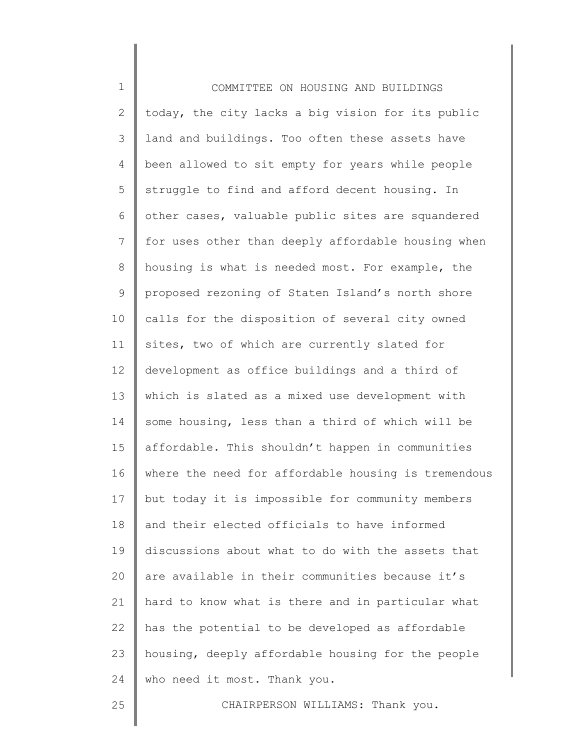today, the city lacks a big vision for its public land and buildings. Too often these assets have been allowed to sit empty for years while people struggle to find and afford decent housing. In other cases, valuable public sites are squandered for uses other than deeply affordable housing when housing is what is needed most. For example, the proposed rezoning of Staten Island's north shore calls for the disposition of several city owned sites, two of which are currently slated for development as office buildings and a third of which is slated as a mixed use development with some housing, less than a third of which will be affordable. This shouldn't happen in communities where the need for affordable housing is tremendous but today it is impossible for community members and their elected officials to have informed discussions about what to do with the assets that are available in their communities because it's hard to know what is there and in particular what has the potential to be developed as affordable housing, deeply affordable housing for the people who need it most. Thank you.

CHAIRPERSON WILLIAMS: Thank you.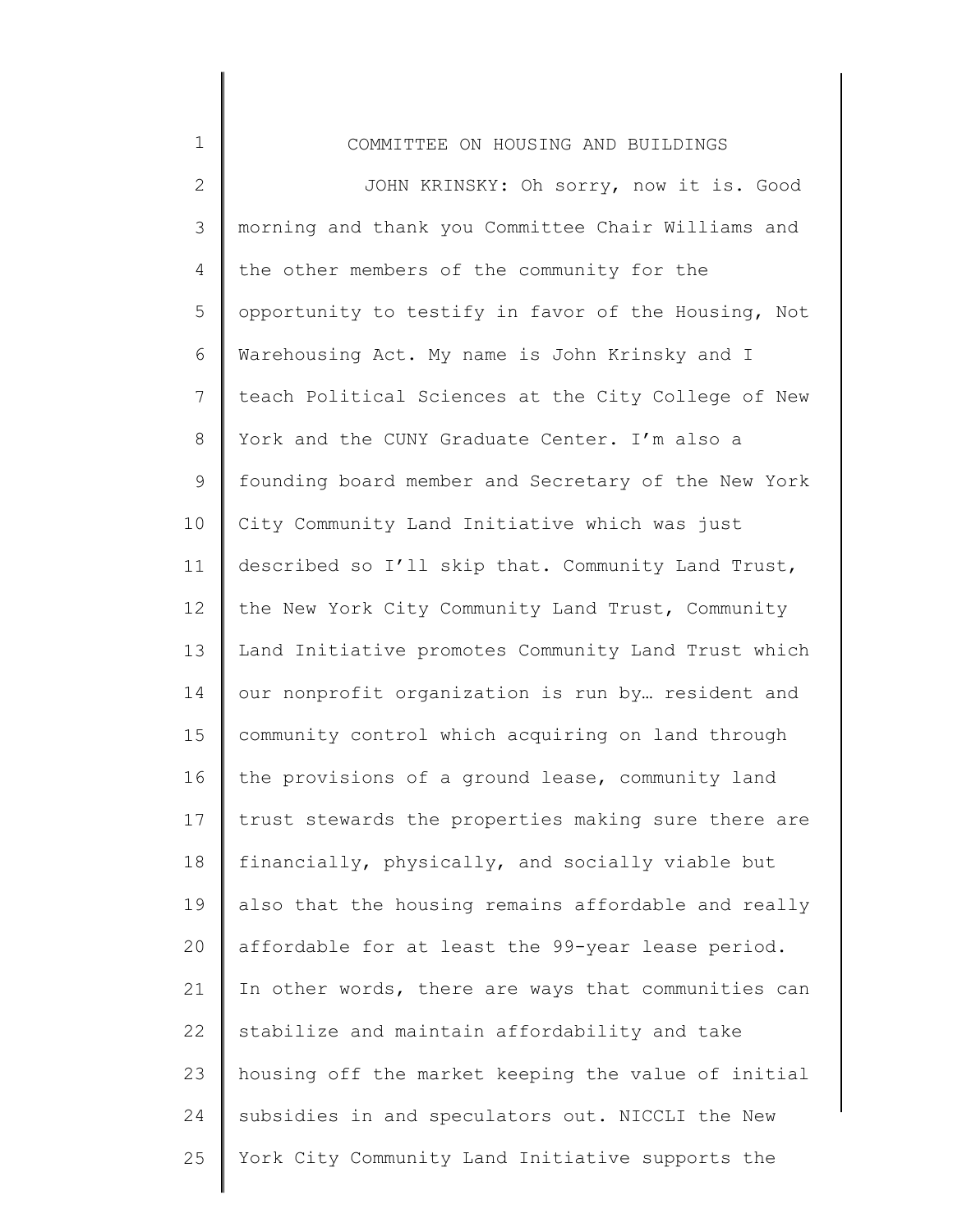JOHN KRINSKY: Oh sorry, now it is. Good morning and thank you Committee Chair Williams and the other members of the community for the opportunity to testify in favor of the Housing, Not Warehousing Act. My name is John Krinsky and I teach Political Sciences at the City College of New York and the CUNY Graduate Center. I'm also a founding board member and Secretary of the New York City Community Land Initiative which was just described so I'll skip that. Community Land Trust, the New York City Community Land Trust, Community Land Initiative promotes Community Land Trust which our nonprofit organization is run by… resident and community control which acquiring on land through the provisions of a ground lease, community land trust stewards the properties making sure there are financially, physically, and socially viable but also that the housing remains affordable and really affordable for at least the 99-year lease period. In other words, there are ways that communities can stabilize and maintain affordability and take housing off the market keeping the value of initial subsidies in and speculators out. NICCLI the New York City Community Land Initiative supports the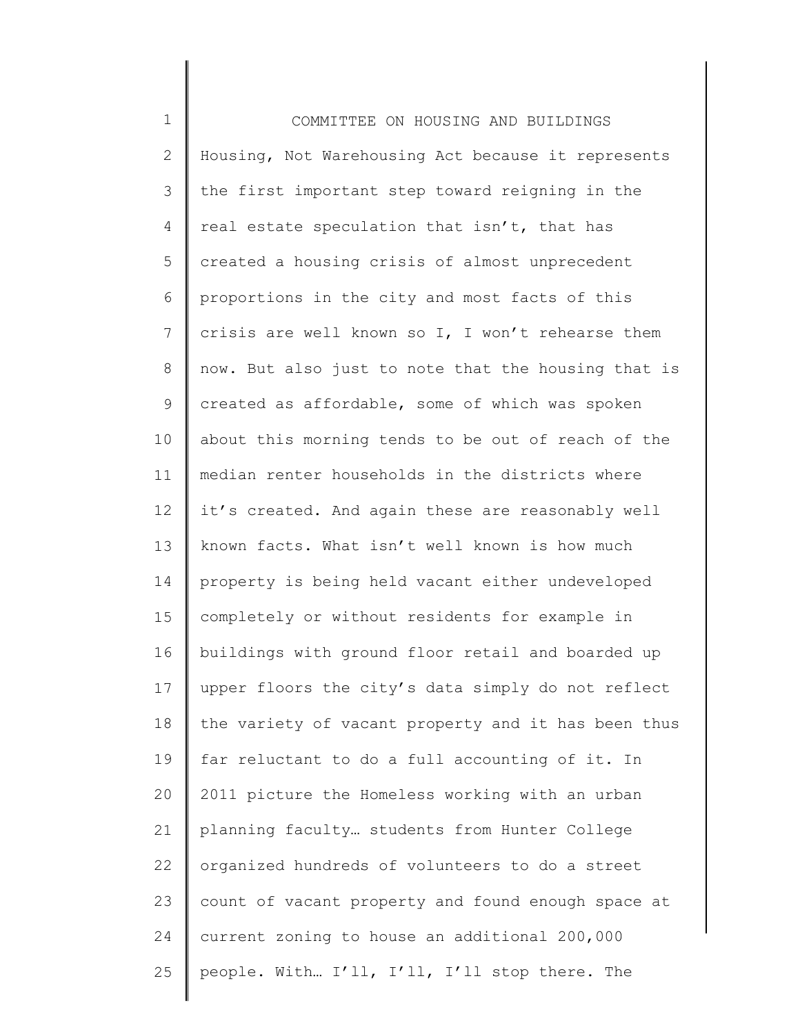COMMITTEE ON HOUSING AND BUILDINGS

Housing, Not Warehousing Act because it represents the first important step toward reigning in the real estate speculation that isn't, that has created a housing crisis of almost unprecedent proportions in the city and most facts of this crisis are well known so I, I won't rehearse them now. But also just to note that the housing that is created as affordable, some of which was spoken about this morning tends to be out of reach of the median renter households in the districts where it's created. And again these are reasonably well known facts. What isn't well known is how much property is being held vacant either undeveloped completely or without residents for example in buildings with ground floor retail and boarded up upper floors the city's data simply do not reflect the variety of vacant property and it has been thus far reluctant to do a full accounting of it. In 2011 picture the Homeless working with an urban planning faculty… students from Hunter College organized hundreds of volunteers to do a street count of vacant property and found enough space at current zoning to house an additional 200,000 people. With… I'll, I'll, I'll stop there. The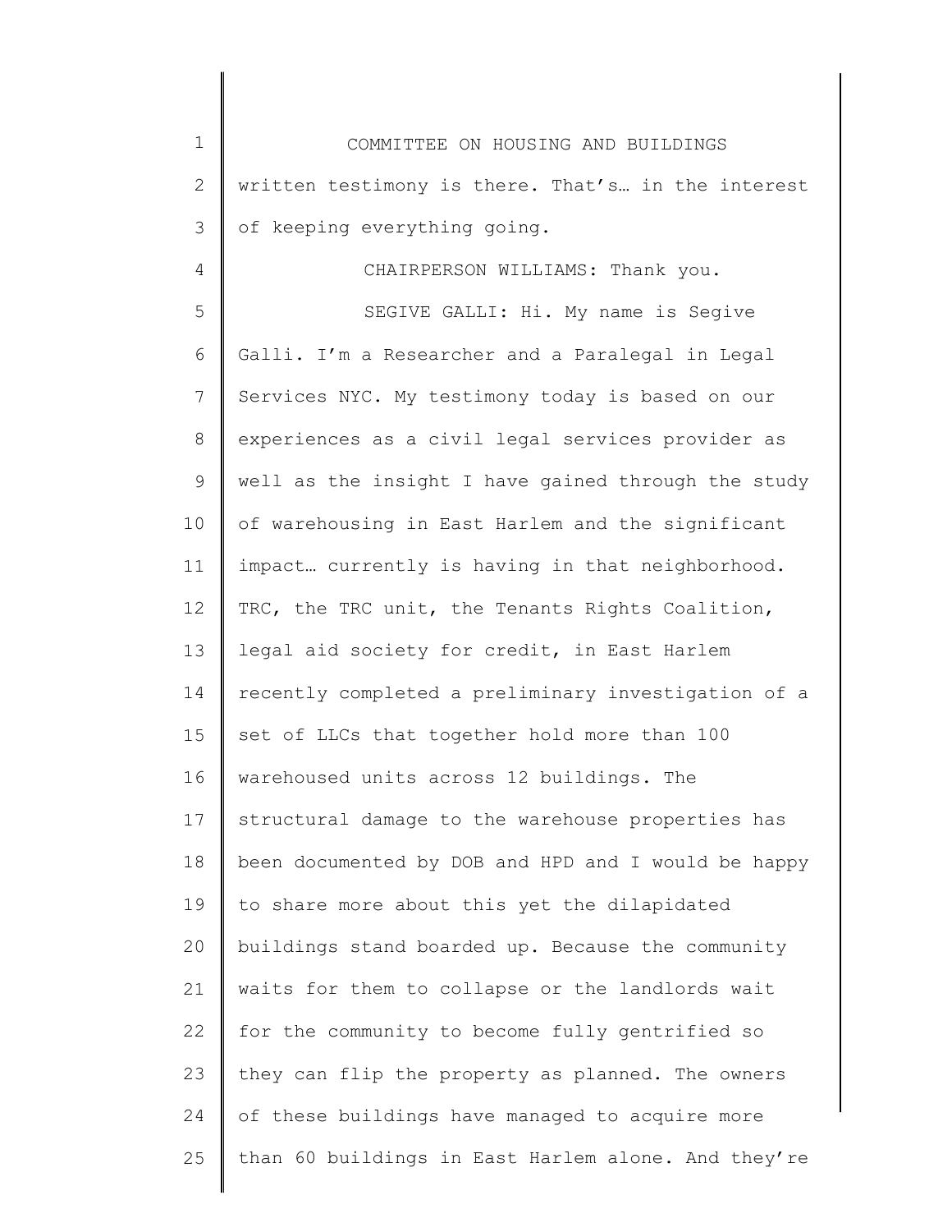written testimony is there. That's… in the interest of keeping everything going.

CHAIRPERSON WILLIAMS: Thank you.

SEGIVE GALLI: Hi. My name is Segive Galli. I'm a Researcher and a Paralegal in Legal Services NYC. My testimony today is based on our experiences as a civil legal services provider as well as the insight I have gained through the study of warehousing in East Harlem and the significant impact… currently is having in that neighborhood. TRC, the TRC unit, the Tenants Rights Coalition, legal aid society for credit, in East Harlem recently completed a preliminary investigation of a set of LLCs that together hold more than 100 warehoused units across 12 buildings. The structural damage to the warehouse properties has been documented by DOB and HPD and I would be happy to share more about this yet the dilapidated buildings stand boarded up. Because the community waits for them to collapse or the landlords wait for the community to become fully gentrified so they can flip the property as planned. The owners of these buildings have managed to acquire more than 60 buildings in East Harlem alone. And they're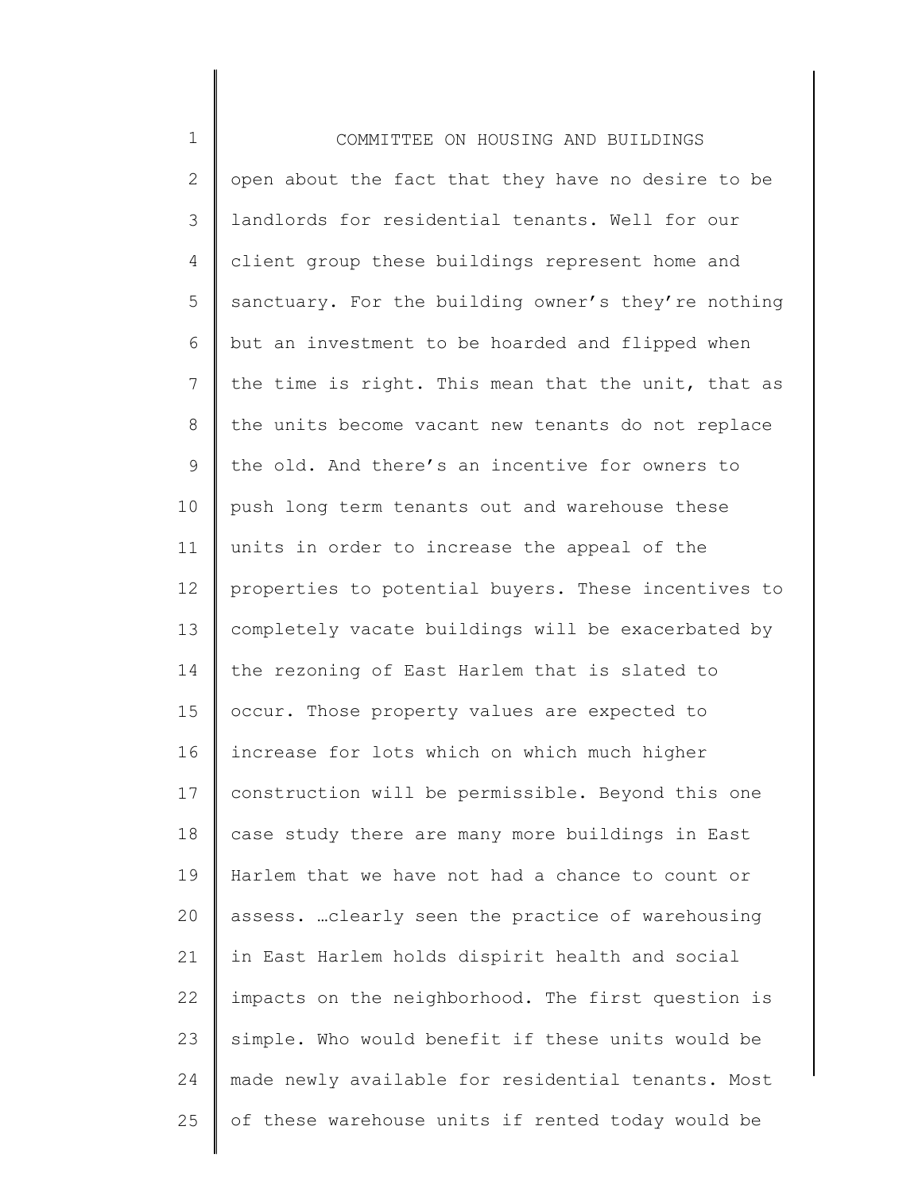open about the fact that they have no desire to be landlords for residential tenants. Well for our client group these buildings represent home and sanctuary. For the building owner's they're nothing but an investment to be hoarded and flipped when the time is right. This mean that the unit, that as the units become vacant new tenants do not replace the old. And there's an incentive for owners to push long term tenants out and warehouse these units in order to increase the appeal of the properties to potential buyers. These incentives to completely vacate buildings will be exacerbated by the rezoning of East Harlem that is slated to occur. Those property values are expected to increase for lots which on which much higher construction will be permissible. Beyond this one case study there are many more buildings in East Harlem that we have not had a chance to count or assess. …clearly seen the practice of warehousing in East Harlem holds dispirit health and social impacts on the neighborhood. The first question is simple. Who would benefit if these units would be made newly available for residential tenants. Most of these warehouse units if rented today would be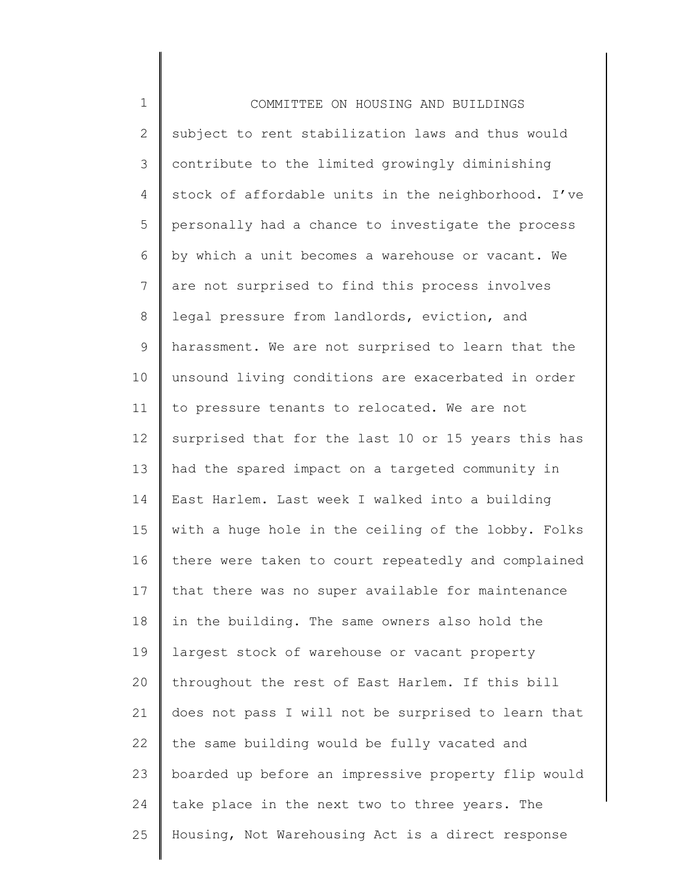subject to rent stabilization laws and thus would contribute to the limited growingly diminishing stock of affordable units in the neighborhood. I've personally had a chance to investigate the process by which a unit becomes a warehouse or vacant. We are not surprised to find this process involves legal pressure from landlords, eviction, and harassment. We are not surprised to learn that the unsound living conditions are exacerbated in order to pressure tenants to relocated. We are not surprised that for the last 10 or 15 years this has had the spared impact on a targeted community in East Harlem. Last week I walked into a building with a huge hole in the ceiling of the lobby. Folks there were taken to court repeatedly and complained that there was no super available for maintenance in the building. The same owners also hold the largest stock of warehouse or vacant property throughout the rest of East Harlem. If this bill does not pass I will not be surprised to learn that the same building would be fully vacated and boarded up before an impressive property flip would take place in the next two to three years. The Housing, Not Warehousing Act is a direct response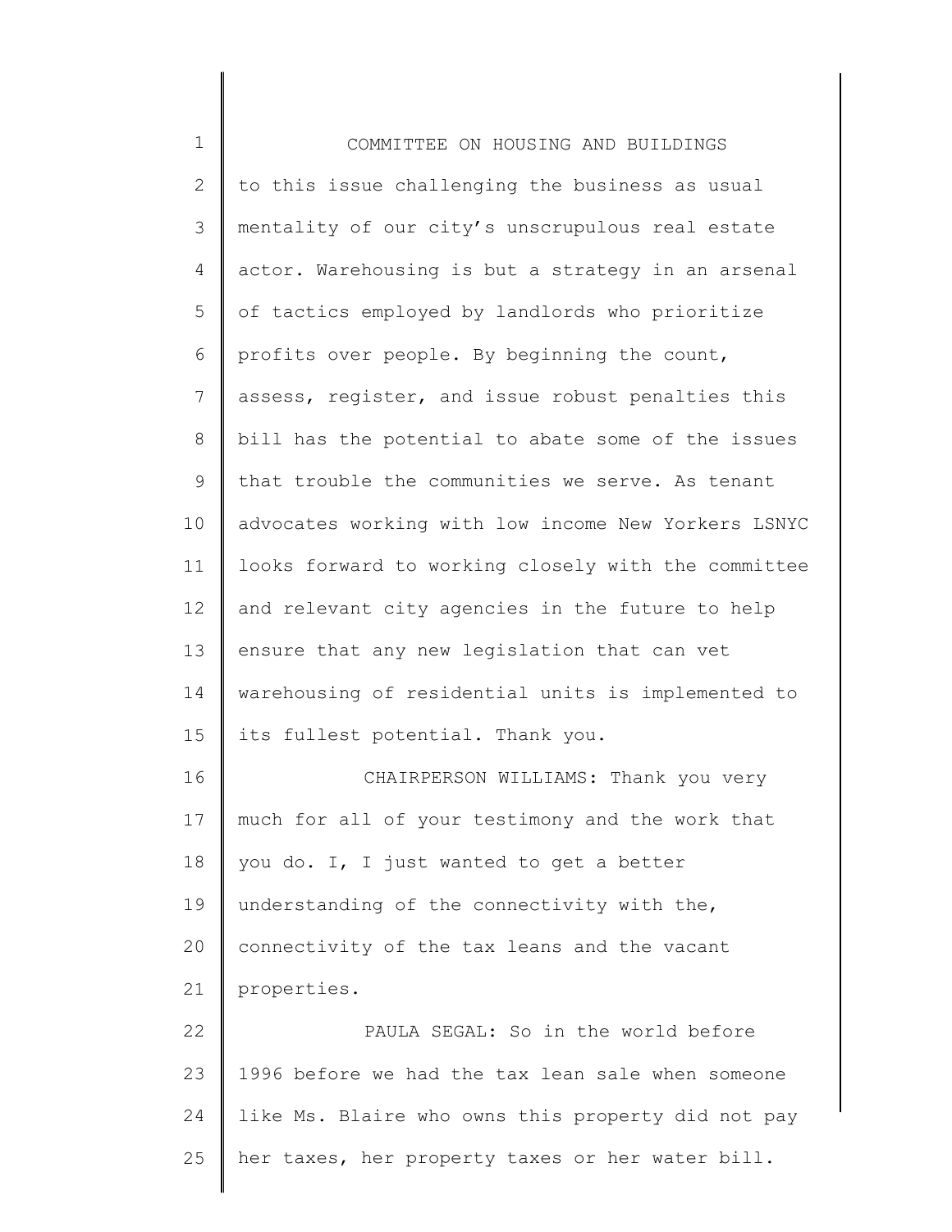to this issue challenging the business as usual mentality of our city's unscrupulous real estate actor. Warehousing is but a strategy in an arsenal of tactics employed by landlords who prioritize profits over people. By beginning the count, assess, register, and issue robust penalties this bill has the potential to abate some of the issues that trouble the communities we serve. As tenant advocates working with low income New Yorkers LSNYC looks forward to working closely with the committee and relevant city agencies in the future to help ensure that any new legislation that can vet warehousing of residential units is implemented to its fullest potential. Thank you.

CHAIRPERSON WILLIAMS: Thank you very much for all of your testimony and the work that you do. I, I just wanted to get a better understanding of the connectivity with the, connectivity of the tax leans and the vacant properties.

PAULA SEGAL: So in the world before 1996 before we had the tax lean sale when someone like Ms. Blaire who owns this property did not pay her taxes, her property taxes or her water bill.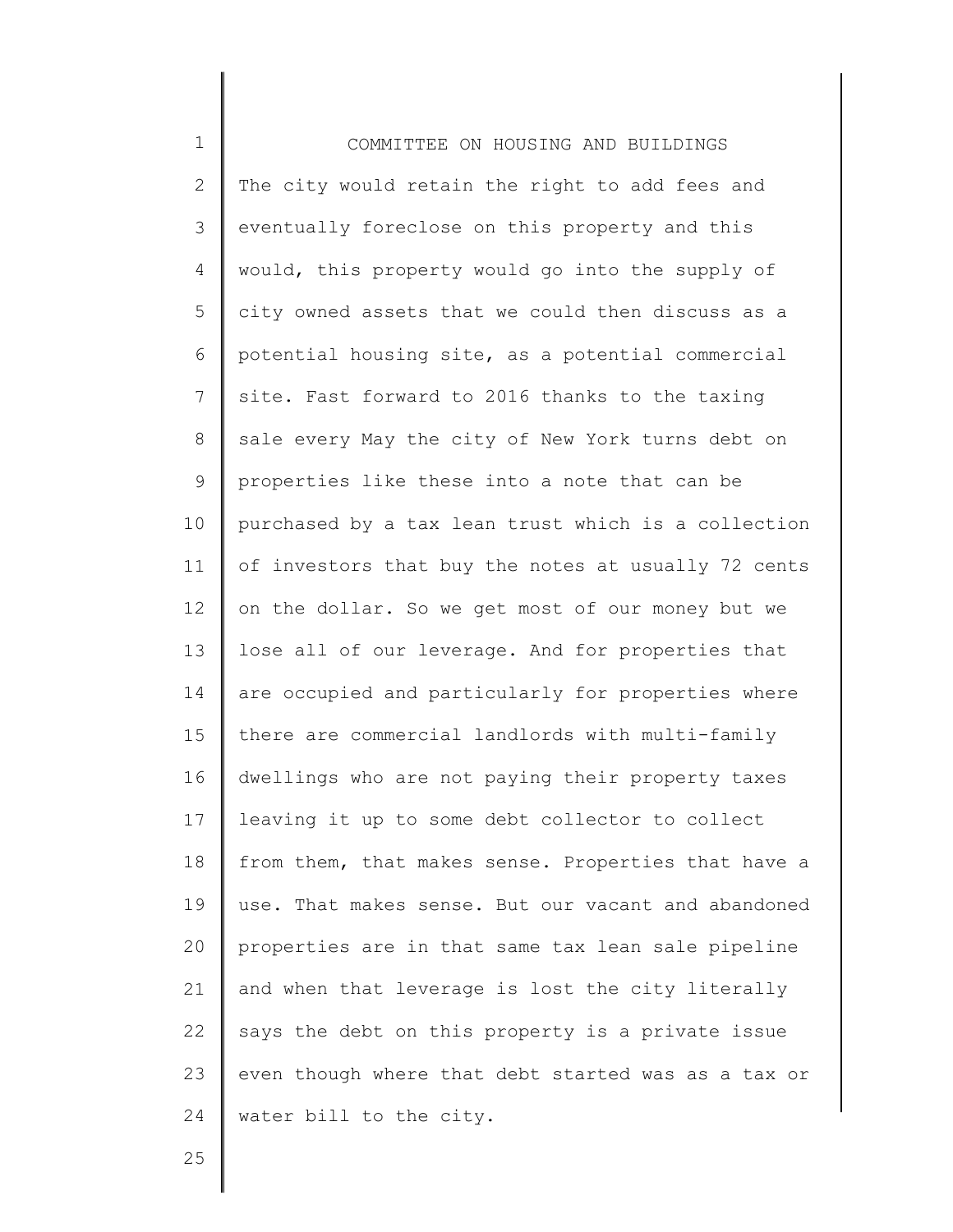The city would retain the right to add fees and eventually foreclose on this property and this would, this property would go into the supply of city owned assets that we could then discuss as a potential housing site, as a potential commercial site. Fast forward to 2016 thanks to the taxing sale every May the city of New York turns debt on properties like these into a note that can be purchased by a tax lean trust which is a collection of investors that buy the notes at usually 72 cents on the dollar. So we get most of our money but we lose all of our leverage. And for properties that are occupied and particularly for properties where there are commercial landlords with multi-family dwellings who are not paying their property taxes leaving it up to some debt collector to collect from them, that makes sense. Properties that have a use. That makes sense. But our vacant and abandoned properties are in that same tax lean sale pipeline and when that leverage is lost the city literally says the debt on this property is a private issue even though where that debt started was as a tax or water bill to the city.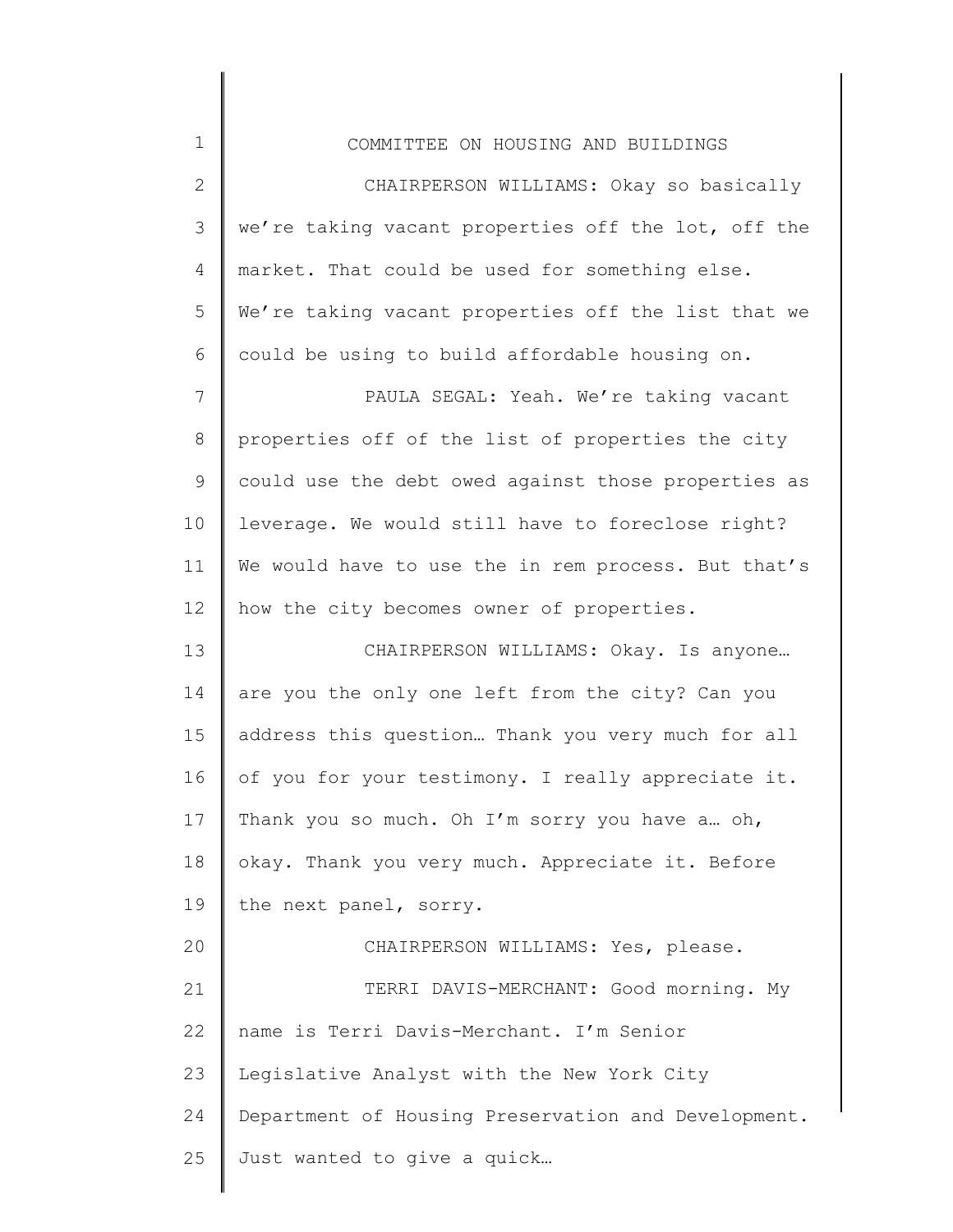COMMITTEE ON HOUSING AND BUILDINGS

CHAIRPERSON WILLIAMS: Okay so basically we're taking vacant properties off the lot, off the market. That could be used for something else. We're taking vacant properties off the list that we could be using to build affordable housing on.

PAULA SEGAL: Yeah. We're taking vacant properties off of the list of properties the city could use the debt owed against those properties as leverage. We would still have to foreclose right? We would have to use the in rem process. But that's how the city becomes owner of properties.

CHAIRPERSON WILLIAMS: Okay. Is anyone… are you the only one left from the city? Can you address this question… Thank you very much for all of you for your testimony. I really appreciate it. Thank you so much. Oh I'm sorry you have a… oh, okay. Thank you very much. Appreciate it. Before the next panel, sorry.

CHAIRPERSON WILLIAMS: Yes, please.

TERRI DAVIS-MERCHANT: Good morning. My name is Terri Davis-Merchant. I'm Senior Legislative Analyst with the New York City Department of Housing Preservation and Development. Just wanted to give a quick…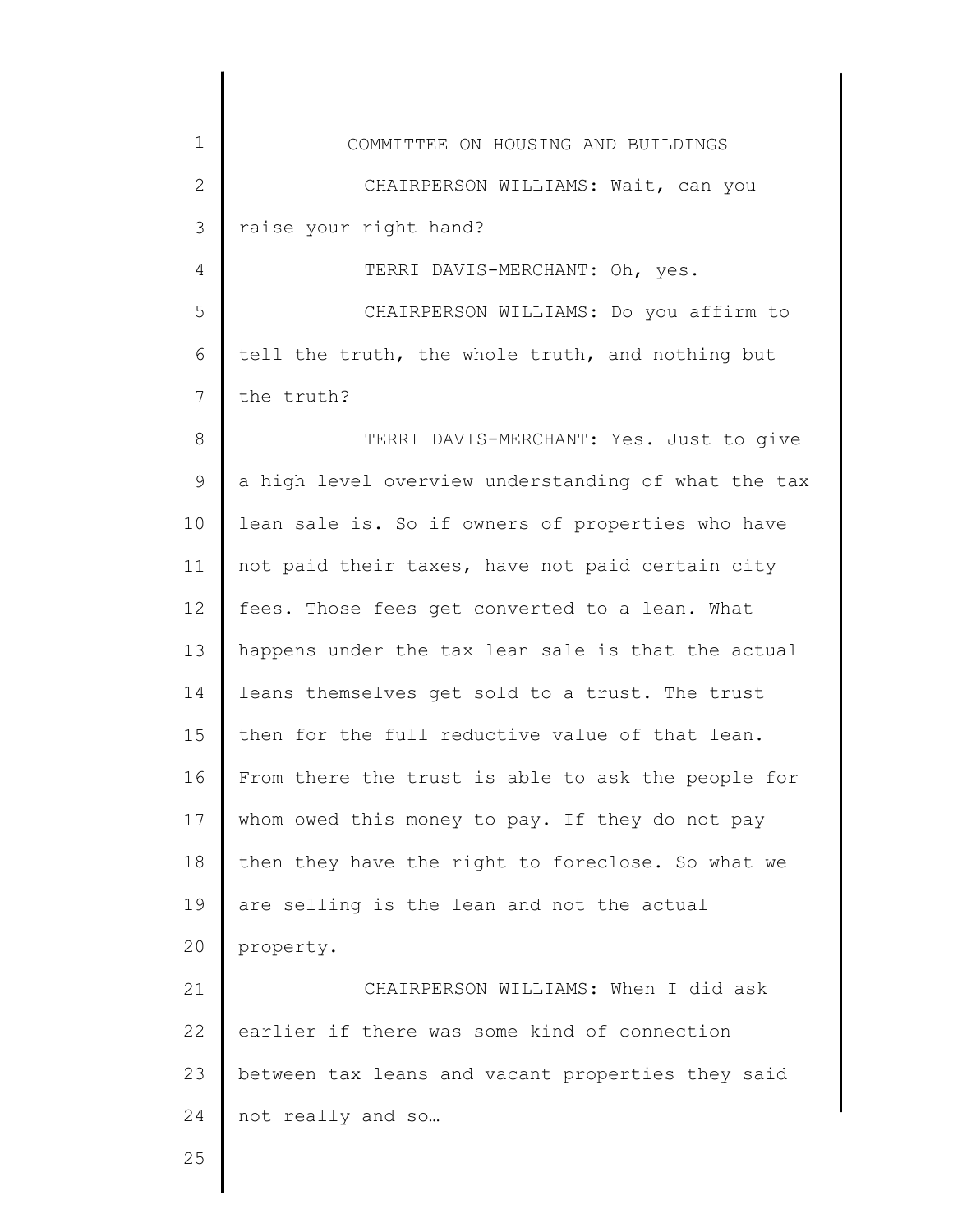CHAIRPERSON WILLIAMS: Wait, can you raise your right hand?

TERRI DAVIS-MERCHANT: Oh, yes.

CHAIRPERSON WILLIAMS: Do you affirm to tell the truth, the whole truth, and nothing but the truth?

TERRI DAVIS-MERCHANT: Yes. Just to give a high level overview understanding of what the tax lean sale is. So if owners of properties who have not paid their taxes, have not paid certain city fees. Those fees get converted to a lean. What happens under the tax lean sale is that the actual leans themselves get sold to a trust. The trust then for the full reductive value of that lean. From there the trust is able to ask the people for whom owed this money to pay. If they do not pay then they have the right to foreclose. So what we are selling is the lean and not the actual property.

CHAIRPERSON WILLIAMS: When I did ask earlier if there was some kind of connection between tax leans and vacant properties they said not really and so…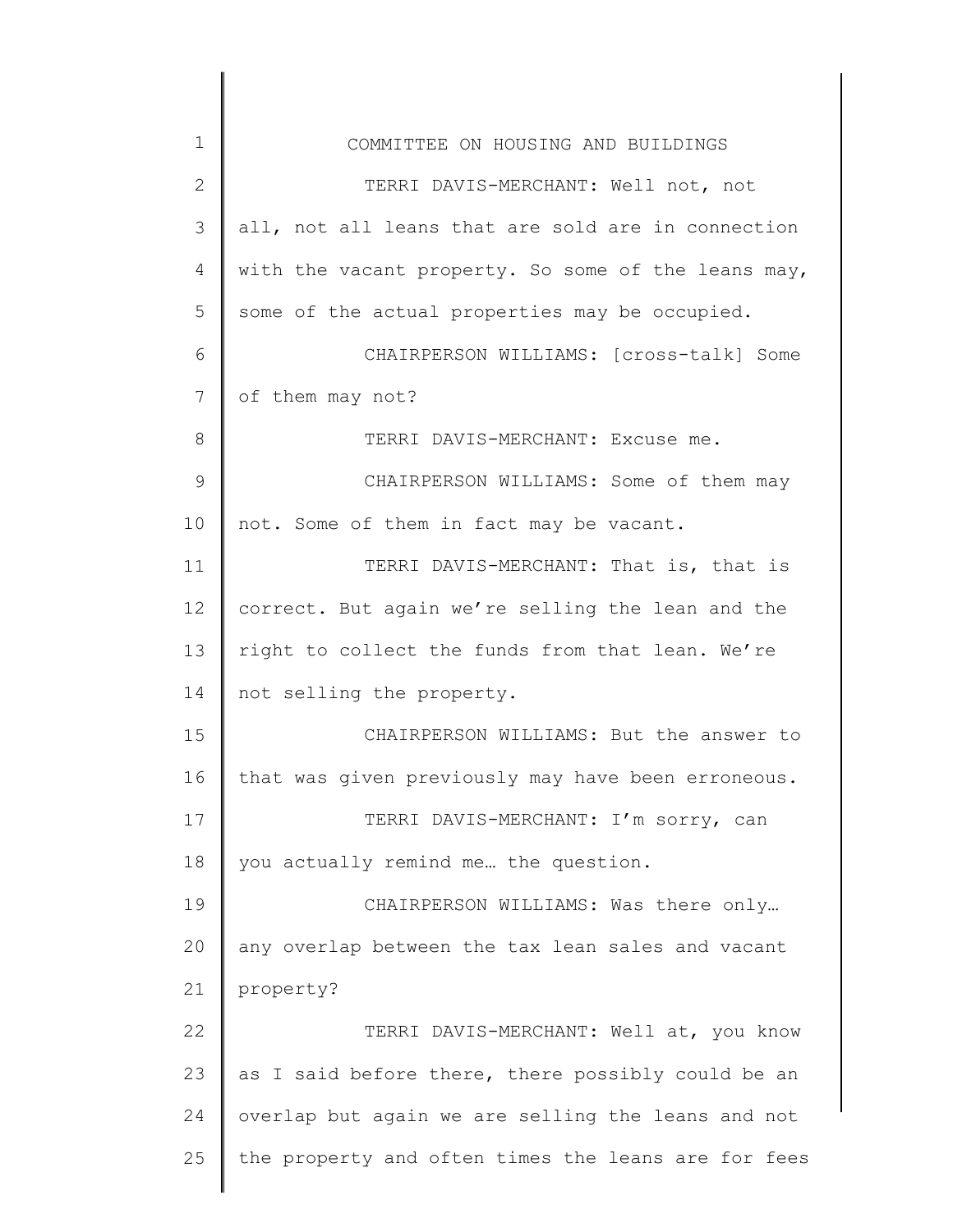COMMITTEE ON HOUSING AND BUILDINGS

TERRI DAVIS-MERCHANT: Well not, not all, not all leans that are sold are in connection with the vacant property. So some of the leans may, some of the actual properties may be occupied.

CHAIRPERSON WILLIAMS: [cross-talk] Some of them may not?

TERRI DAVIS-MERCHANT: Excuse me.

CHAIRPERSON WILLIAMS: Some of them may not. Some of them in fact may be vacant.

TERRI DAVIS-MERCHANT: That is, that is correct. But again we're selling the lean and the right to collect the funds from that lean. We're not selling the property.

CHAIRPERSON WILLIAMS: But the answer to that was given previously may have been erroneous.

TERRI DAVIS-MERCHANT: I'm sorry, can you actually remind me… the question.

CHAIRPERSON WILLIAMS: Was there only… any overlap between the tax lean sales and vacant property?

TERRI DAVIS-MERCHANT: Well at, you know as I said before there, there possibly could be an overlap but again we are selling the leans and not the property and often times the leans are for fees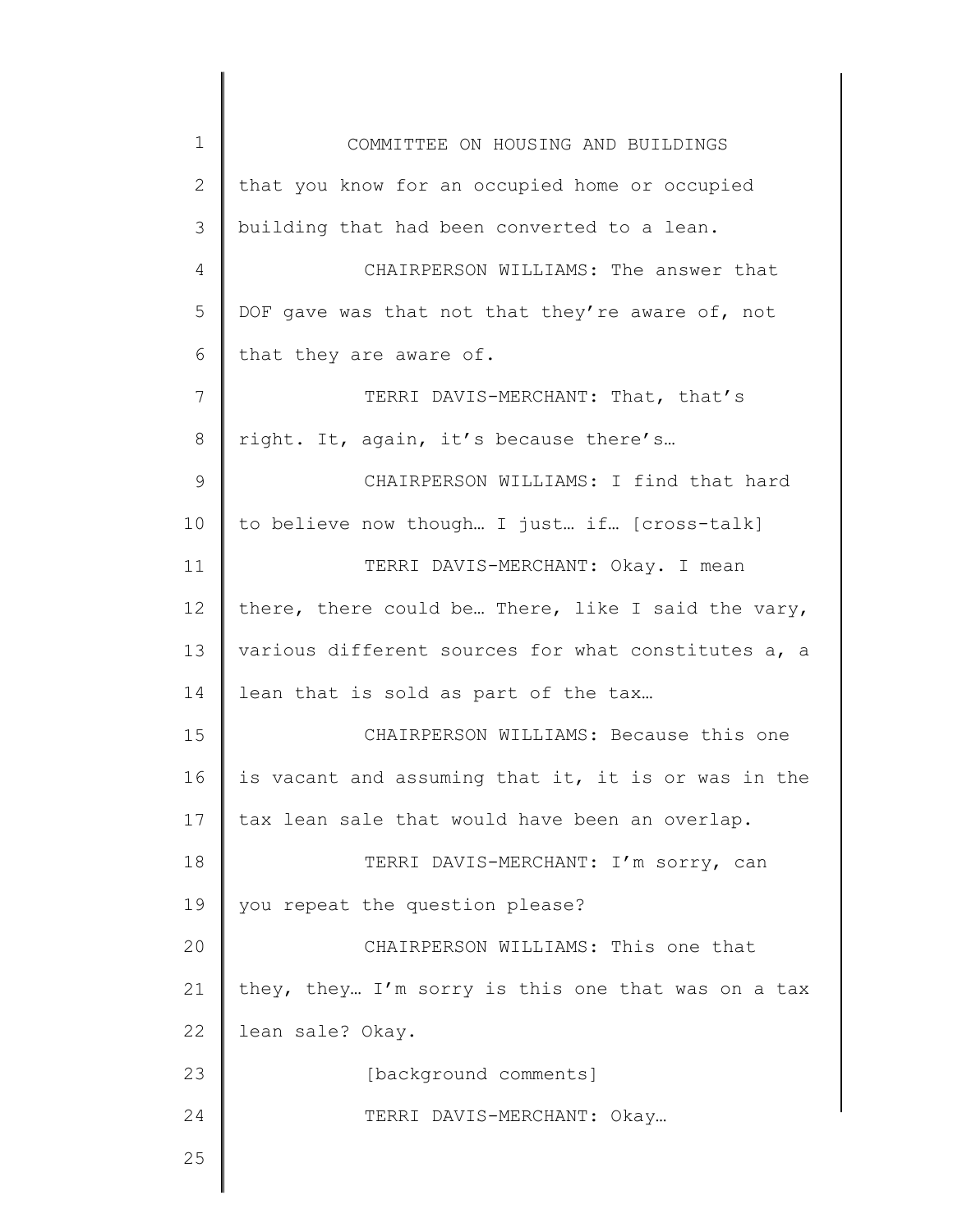that you know for an occupied home or occupied building that had been converted to a lean.

CHAIRPERSON WILLIAMS: The answer that DOF gave was that not that they're aware of, not that they are aware of.

TERRI DAVIS-MERCHANT: That, that's right. It, again, it's because there's…

CHAIRPERSON WILLIAMS: I find that hard to believe now though… I just… if… [cross-talk]

TERRI DAVIS-MERCHANT: Okay. I mean there, there could be… There, like I said the vary, various different sources for what constitutes a, a lean that is sold as part of the tax…

CHAIRPERSON WILLIAMS: Because this one is vacant and assuming that it, it is or was in the tax lean sale that would have been an overlap.

TERRI DAVIS-MERCHANT: I'm sorry, can you repeat the question please?

CHAIRPERSON WILLIAMS: This one that they, they… I'm sorry is this one that was on a tax lean sale? Okay.

[background comments]

TERRI DAVIS-MERCHANT: Okay…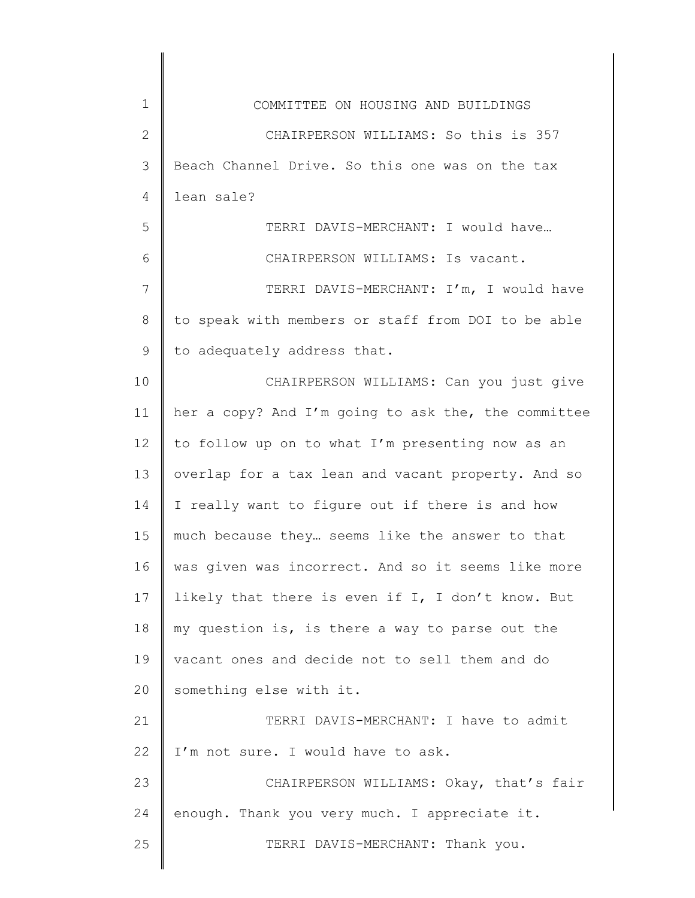CHAIRPERSON WILLIAMS: So this is 357 Beach Channel Drive. So this one was on the tax lean sale?

TERRI DAVIS-MERCHANT: I would have…

CHAIRPERSON WILLIAMS: Is vacant.

TERRI DAVIS-MERCHANT: I'm, I would have to speak with members or staff from DOI to be able to adequately address that.

CHAIRPERSON WILLIAMS: Can you just give her a copy? And I'm going to ask the, the committee to follow up on to what I'm presenting now as an overlap for a tax lean and vacant property. And so I really want to figure out if there is and how much because they… seems like the answer to that was given was incorrect. And so it seems like more likely that there is even if I, I don't know. But my question is, is there a way to parse out the vacant ones and decide not to sell them and do something else with it.

TERRI DAVIS-MERCHANT: I have to admit I'm not sure. I would have to ask.

CHAIRPERSON WILLIAMS: Okay, that's fair enough. Thank you very much. I appreciate it.

TERRI DAVIS-MERCHANT: Thank you.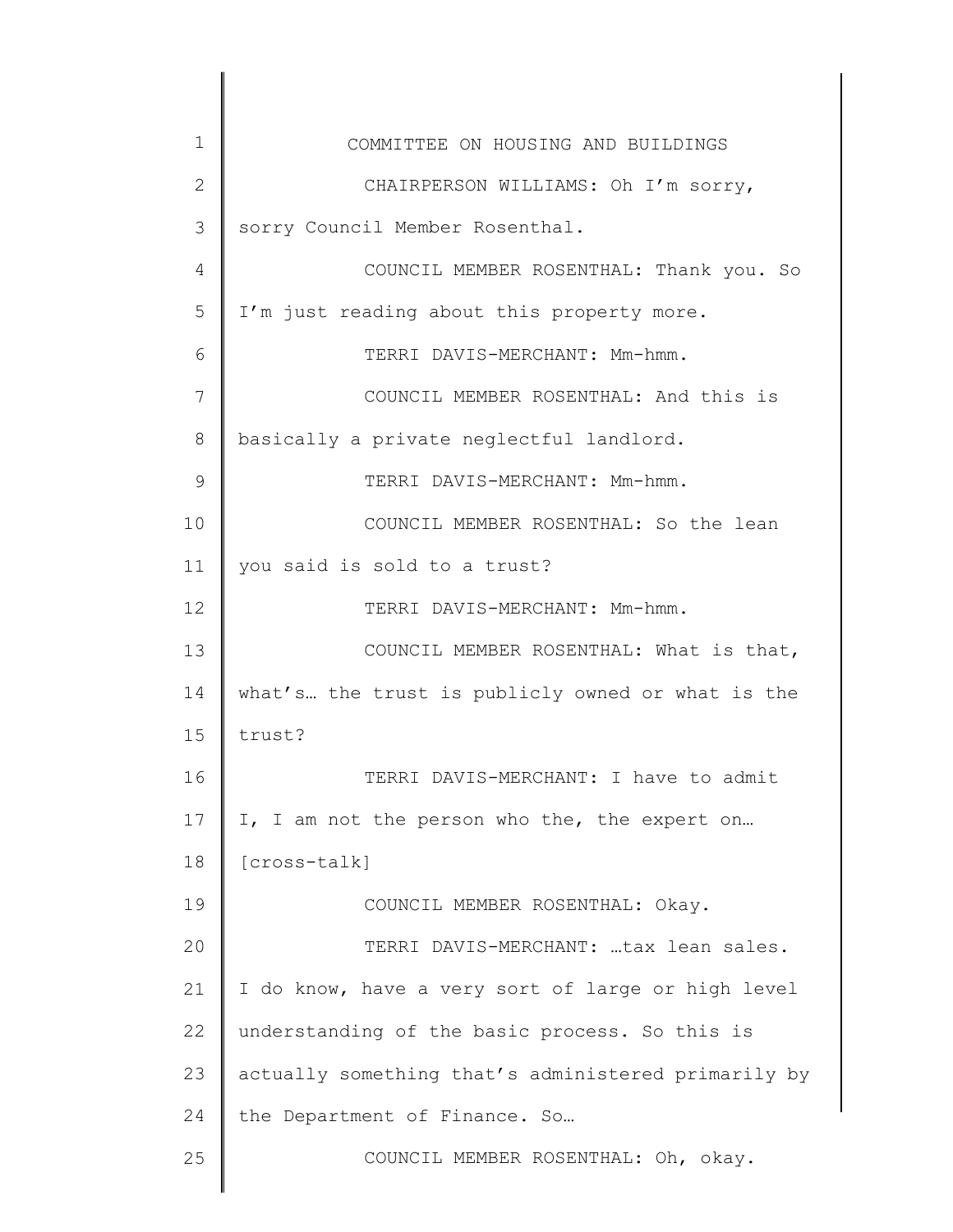CHAIRPERSON WILLIAMS: Oh I'm sorry, sorry Council Member Rosenthal.

COUNCIL MEMBER ROSENTHAL: Thank you. So I'm just reading about this property more.

TERRI DAVIS-MERCHANT: Mm-hmm.

COUNCIL MEMBER ROSENTHAL: And this is basically a private neglectful landlord.

TERRI DAVIS-MERCHANT: Mm-hmm.

COUNCIL MEMBER ROSENTHAL: So the lean you said is sold to a trust?

TERRI DAVIS-MERCHANT: Mm-hmm.

COUNCIL MEMBER ROSENTHAL: What is that, what's… the trust is publicly owned or what is the trust?

TERRI DAVIS-MERCHANT: I have to admit I, I am not the person who the, the expert on… [cross-talk]

COUNCIL MEMBER ROSENTHAL: Okay.

TERRI DAVIS-MERCHANT: …tax lean sales. I do know, have a very sort of large or high level understanding of the basic process. So this is actually something that's administered primarily by the Department of Finance. So…

COUNCIL MEMBER ROSENTHAL: Oh, okay.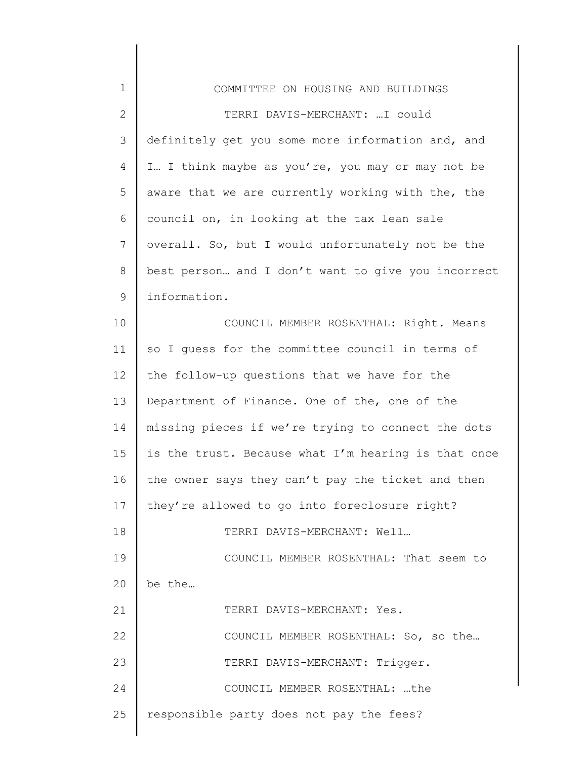TERRI DAVIS-MERCHANT: …I could definitely get you some more information and, and I… I think maybe as you're, you may or may not be aware that we are currently working with the, the council on, in looking at the tax lean sale overall. So, but I would unfortunately not be the best person… and I don't want to give you incorrect information.

COUNCIL MEMBER ROSENTHAL: Right. Means so I guess for the committee council in terms of the follow-up questions that we have for the Department of Finance. One of the, one of the missing pieces if we're trying to connect the dots is the trust. Because what I'm hearing is that once the owner says they can't pay the ticket and then they're allowed to go into foreclosure right?

TERRI DAVIS-MERCHANT: Well…

COUNCIL MEMBER ROSENTHAL: That seem to be the…

TERRI DAVIS-MERCHANT: Yes.

COUNCIL MEMBER ROSENTHAL: So, so the…

TERRI DAVIS-MERCHANT: Trigger.

COUNCIL MEMBER ROSENTHAL: …the responsible party does not pay the fees?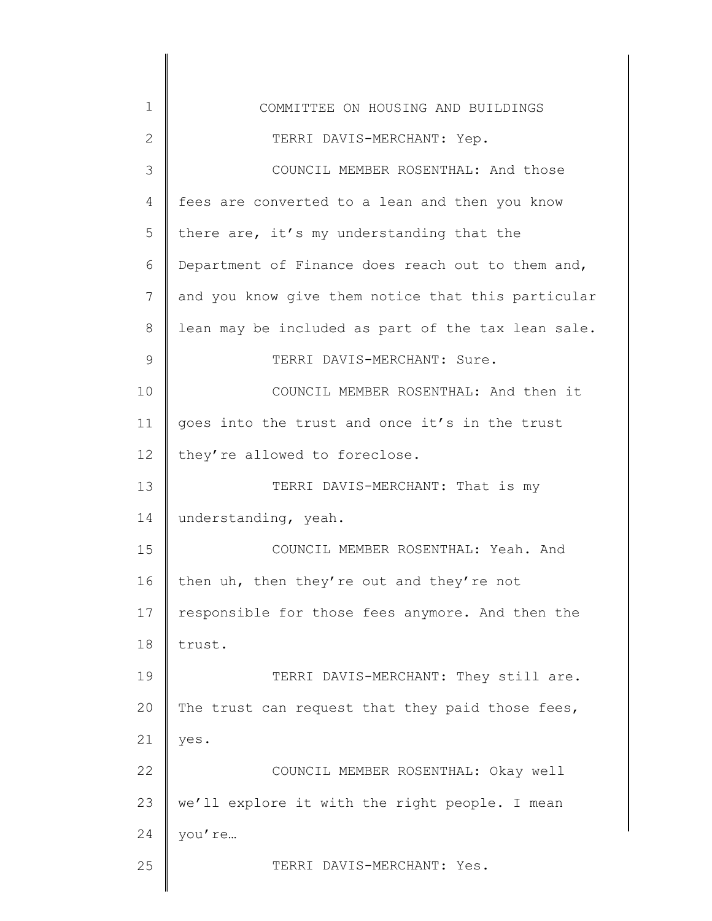TERRI DAVIS-MERCHANT: Yep.

COUNCIL MEMBER ROSENTHAL: And those fees are converted to a lean and then you know there are, it's my understanding that the Department of Finance does reach out to them and, and you know give them notice that this particular lean may be included as part of the tax lean sale.

TERRI DAVIS-MERCHANT: Sure.

COUNCIL MEMBER ROSENTHAL: And then it goes into the trust and once it's in the trust they're allowed to foreclose.

TERRI DAVIS-MERCHANT: That is my understanding, yeah.

COUNCIL MEMBER ROSENTHAL: Yeah. And then uh, then they're out and they're not responsible for those fees anymore. And then the trust.

TERRI DAVIS-MERCHANT: They still are. The trust can request that they paid those fees, yes.

COUNCIL MEMBER ROSENTHAL: Okay well we'll explore it with the right people. I mean you're…

TERRI DAVIS-MERCHANT: Yes.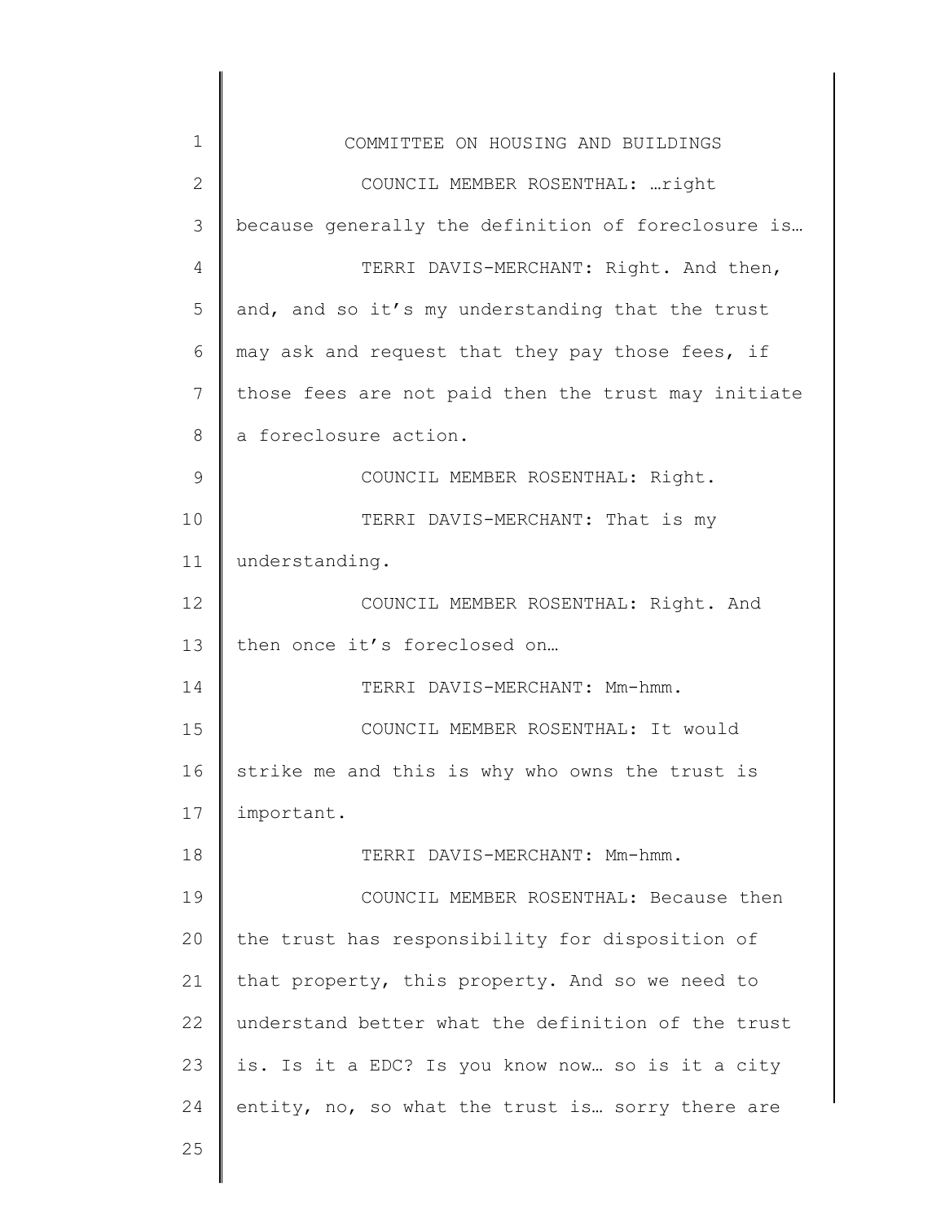COUNCIL MEMBER ROSENTHAL: …right because generally the definition of foreclosure is…

TERRI DAVIS-MERCHANT: Right. And then, and, and so it's my understanding that the trust may ask and request that they pay those fees, if those fees are not paid then the trust may initiate a foreclosure action.

COUNCIL MEMBER ROSENTHAL: Right.

TERRI DAVIS-MERCHANT: That is my understanding.

COUNCIL MEMBER ROSENTHAL: Right. And then once it's foreclosed on…

TERRI DAVIS-MERCHANT: Mm-hmm.

COUNCIL MEMBER ROSENTHAL: It would strike me and this is why who owns the trust is important.

TERRI DAVIS-MERCHANT: Mm-hmm.

COUNCIL MEMBER ROSENTHAL: Because then the trust has responsibility for disposition of that property, this property. And so we need to understand better what the definition of the trust is. Is it a EDC? Is you know now… so is it a city entity, no, so what the trust is… sorry there are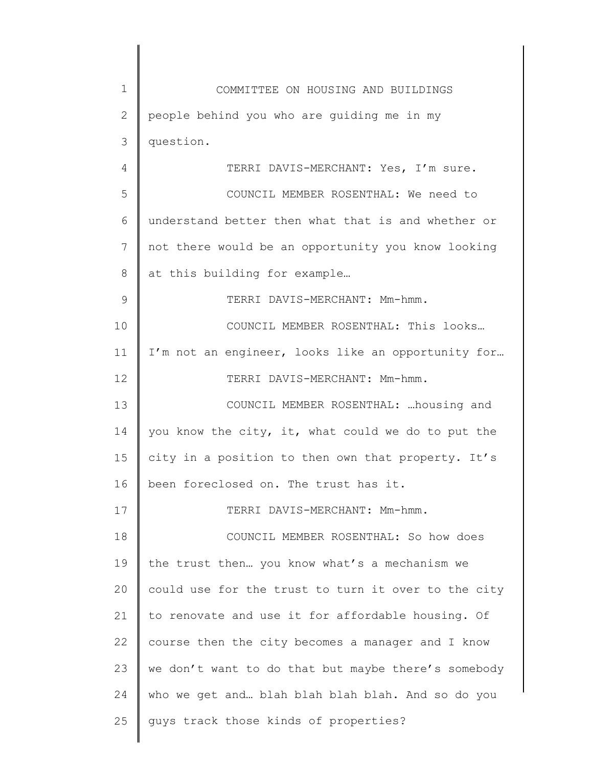people behind you who are guiding me in my question.

TERRI DAVIS-MERCHANT: Yes, I'm sure.

COUNCIL MEMBER ROSENTHAL: We need to understand better then what that is and whether or not there would be an opportunity you know looking at this building for example…

TERRI DAVIS-MERCHANT: Mm-hmm.

COUNCIL MEMBER ROSENTHAL: This looks… I'm not an engineer, looks like an opportunity for…

TERRI DAVIS-MERCHANT: Mm-hmm.

COUNCIL MEMBER ROSENTHAL: …housing and you know the city, it, what could we do to put the city in a position to then own that property. It's been foreclosed on. The trust has it.

TERRI DAVIS-MERCHANT: Mm-hmm.

COUNCIL MEMBER ROSENTHAL: So how does the trust then… you know what's a mechanism we could use for the trust to turn it over to the city to renovate and use it for affordable housing. Of course then the city becomes a manager and I know we don't want to do that but maybe there's somebody who we get and… blah blah blah blah. And so do you guys track those kinds of properties?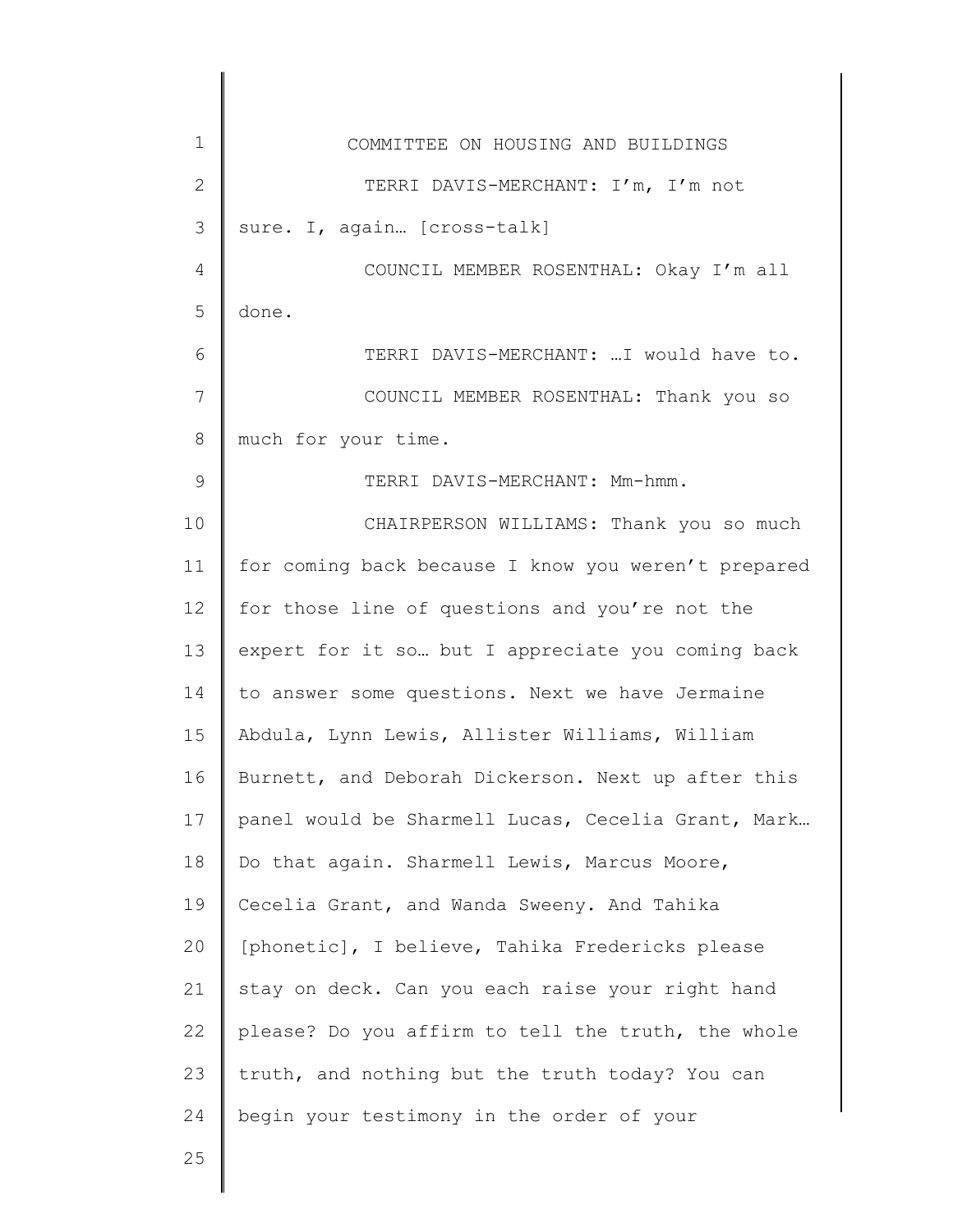TERRI DAVIS-MERCHANT: I'm, I'm not sure. I, again… [cross-talk]

COUNCIL MEMBER ROSENTHAL: Okay I'm all done.

TERRI DAVIS-MERCHANT: …I would have to.

COUNCIL MEMBER ROSENTHAL: Thank you so much for your time.

TERRI DAVIS-MERCHANT: Mm-hmm.

CHAIRPERSON WILLIAMS: Thank you so much for coming back because I know you weren't prepared for those line of questions and you're not the expert for it so… but I appreciate you coming back to answer some questions. Next we have Jermaine Abdula, Lynn Lewis, Allister Williams, William Burnett, and Deborah Dickerson. Next up after this panel would be Sharmell Lucas, Cecelia Grant, Mark… Do that again. Sharmell Lewis, Marcus Moore, Cecelia Grant, and Wanda Sweeny. And Tahika [phonetic], I believe, Tahika Fredericks please stay on deck. Can you each raise your right hand please? Do you affirm to tell the truth, the whole truth, and nothing but the truth today? You can begin your testimony in the order of your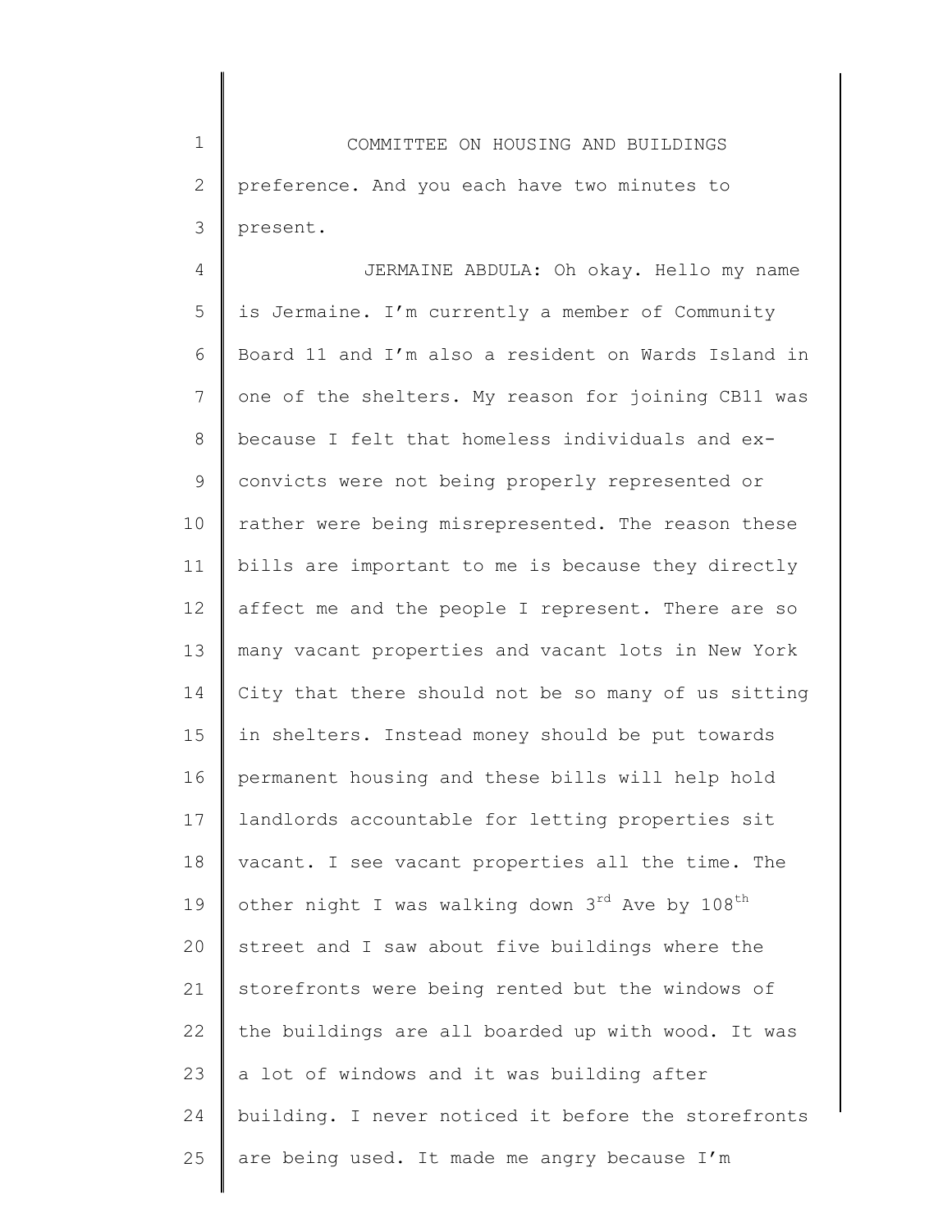preference. And you each have two minutes to present.

JERMAINE ABDULA: Oh okay. Hello my name is Jermaine. I'm currently a member of Community Board 11 and I'm also a resident on Wards Island in one of the shelters. My reason for joining CB11 was because I felt that homeless individuals and ex-convicts were not being properly represented or rather were being misrepresented. The reason these bills are important to me is because they directly affect me and the people I represent. There are so many vacant properties and vacant lots in New York City that there should not be so many of us sitting in shelters. Instead money should be put towards permanent housing and these bills will help hold landlords accountable for letting properties sit vacant. I see vacant properties all the time. The other night I was walking down 3rd Ave by 108th street and I saw about five buildings where the storefronts were being rented but the windows of the buildings are all boarded up with wood. It was a lot of windows and it was building after building. I never noticed it before the storefronts are being used. It made me angry because I'm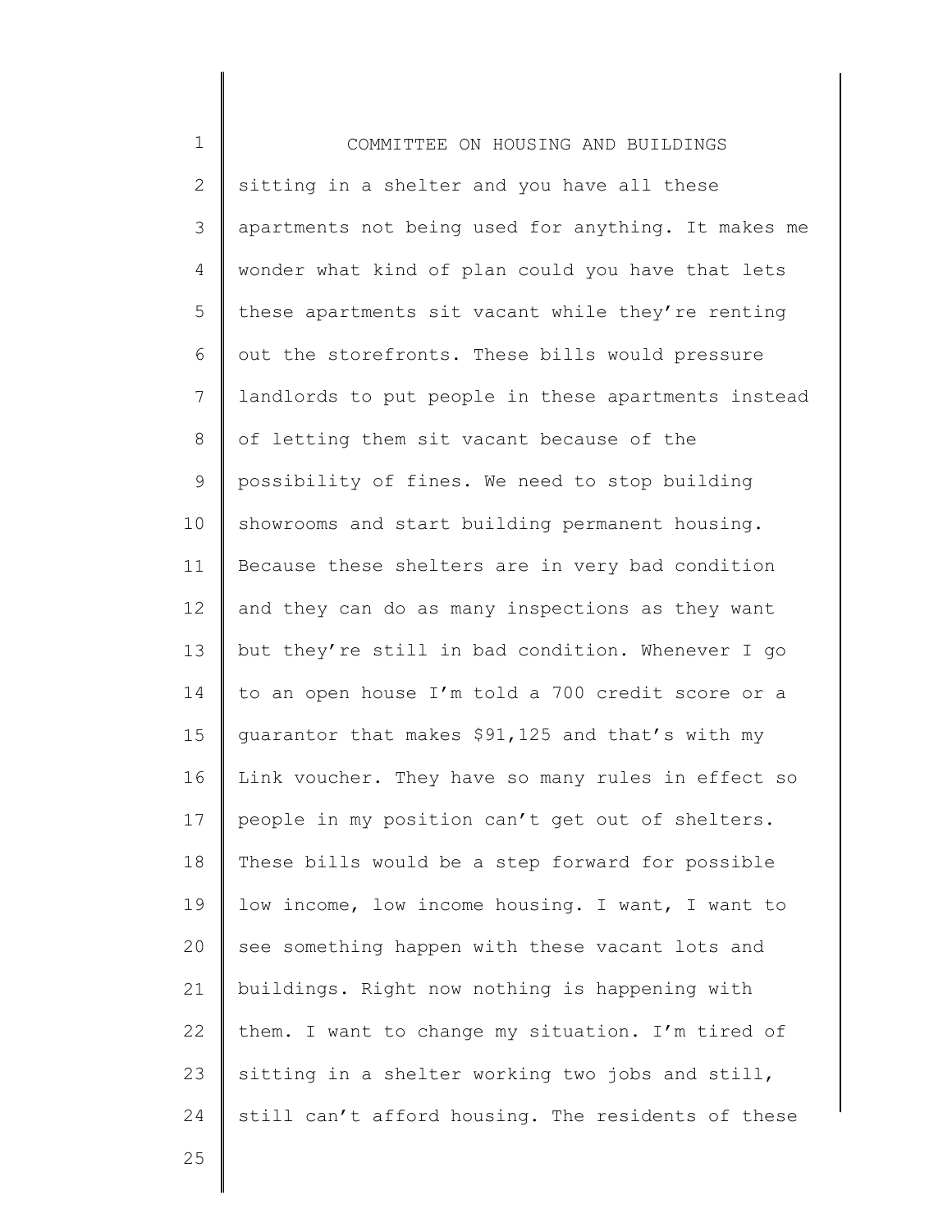sitting in a shelter and you have all these apartments not being used for anything. It makes me wonder what kind of plan could you have that lets these apartments sit vacant while they're renting out the storefronts. These bills would pressure landlords to put people in these apartments instead of letting them sit vacant because of the possibility of fines. We need to stop building showrooms and start building permanent housing. Because these shelters are in very bad condition and they can do as many inspections as they want but they're still in bad condition. Whenever I go to an open house I'm told a 700 credit score or a guarantor that makes $91,125 and that's with my Link voucher. They have so many rules in effect so people in my position can't get out of shelters. These bills would be a step forward for possible low income, low income housing. I want, I want to see something happen with these vacant lots and buildings. Right now nothing is happening with them. I want to change my situation. I'm tired of sitting in a shelter working two jobs and still, still can't afford housing. The residents of these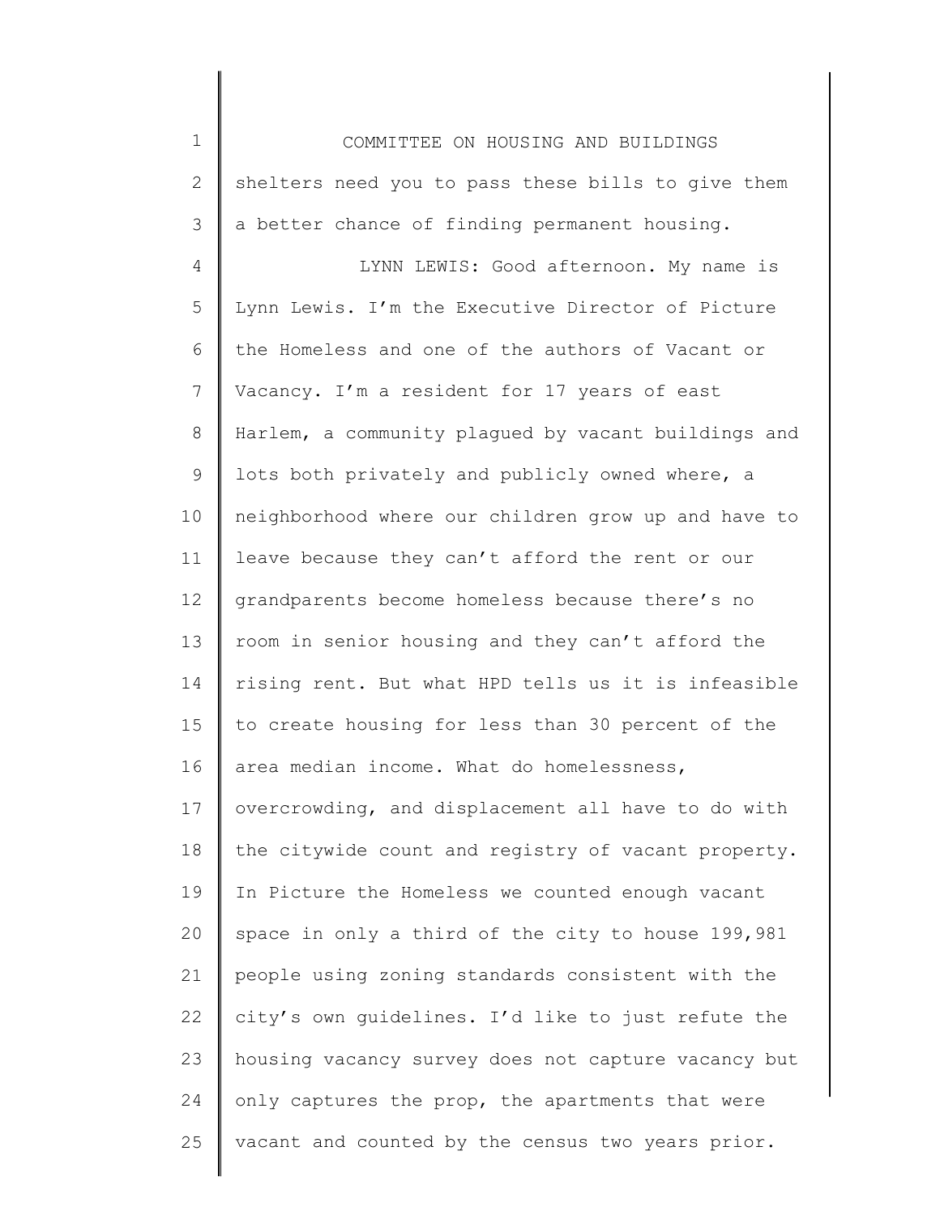shelters need you to pass these bills to give them a better chance of finding permanent housing.

LYNN LEWIS: Good afternoon. My name is Lynn Lewis. I'm the Executive Director of Picture the Homeless and one of the authors of Vacant or Vacancy. I'm a resident for 17 years of east Harlem, a community plagued by vacant buildings and lots both privately and publicly owned where, a neighborhood where our children grow up and have to leave because they can't afford the rent or our grandparents become homeless because there's no room in senior housing and they can't afford the rising rent. But what HPD tells us it is infeasible to create housing for less than 30 percent of the area median income. What do homelessness, overcrowding, and displacement all have to do with the citywide count and registry of vacant property. In Picture the Homeless we counted enough vacant space in only a third of the city to house 199,981 people using zoning standards consistent with the city's own guidelines. I'd like to just refute the housing vacancy survey does not capture vacancy but only captures the prop, the apartments that were vacant and counted by the census two years prior.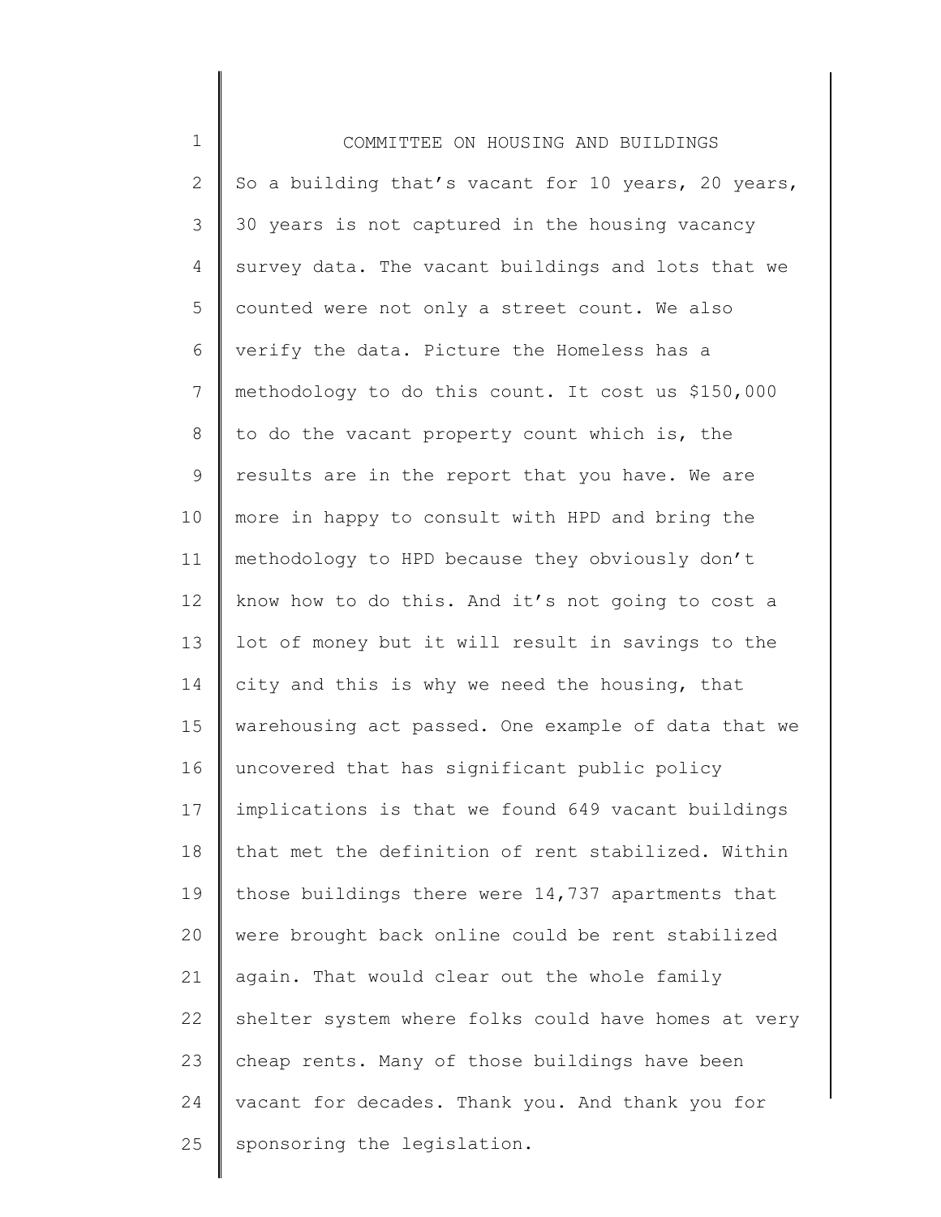So a building that's vacant for 10 years, 20 years, 30 years is not captured in the housing vacancy survey data. The vacant buildings and lots that we counted were not only a street count. We also verify the data. Picture the Homeless has a methodology to do this count. It cost us $150,000 to do the vacant property count which is, the results are in the report that you have. We are more in happy to consult with HPD and bring the methodology to HPD because they obviously don't know how to do this. And it's not going to cost a lot of money but it will result in savings to the city and this is why we need the housing, that warehousing act passed. One example of data that we uncovered that has significant public policy implications is that we found 649 vacant buildings that met the definition of rent stabilized. Within those buildings there were 14,737 apartments that were brought back online could be rent stabilized again. That would clear out the whole family shelter system where folks could have homes at very cheap rents. Many of those buildings have been vacant for decades. Thank you. And thank you for sponsoring the legislation.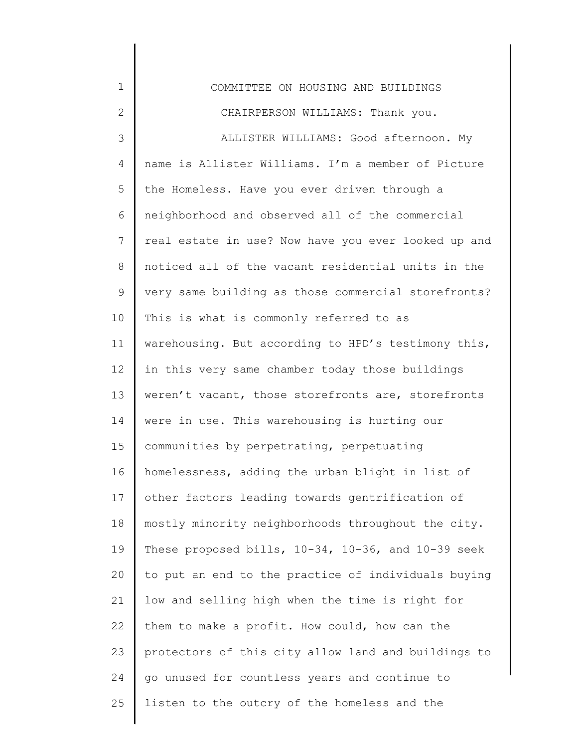CHAIRPERSON WILLIAMS: Thank you.

ALLISTER WILLIAMS: Good afternoon. My name is Allister Williams. I'm a member of Picture the Homeless. Have you ever driven through a neighborhood and observed all of the commercial real estate in use? Now have you ever looked up and noticed all of the vacant residential units in the very same building as those commercial storefronts? This is what is commonly referred to as warehousing. But according to HPD's testimony this, in this very same chamber today those buildings weren't vacant, those storefronts are, storefronts were in use. This warehousing is hurting our communities by perpetrating, perpetuating homelessness, adding the urban blight in list of other factors leading towards gentrification of mostly minority neighborhoods throughout the city. These proposed bills, 10-34, 10-36, and 10-39 seek to put an end to the practice of individuals buying low and selling high when the time is right for them to make a profit. How could, how can the protectors of this city allow land and buildings to go unused for countless years and continue to listen to the outcry of the homeless and the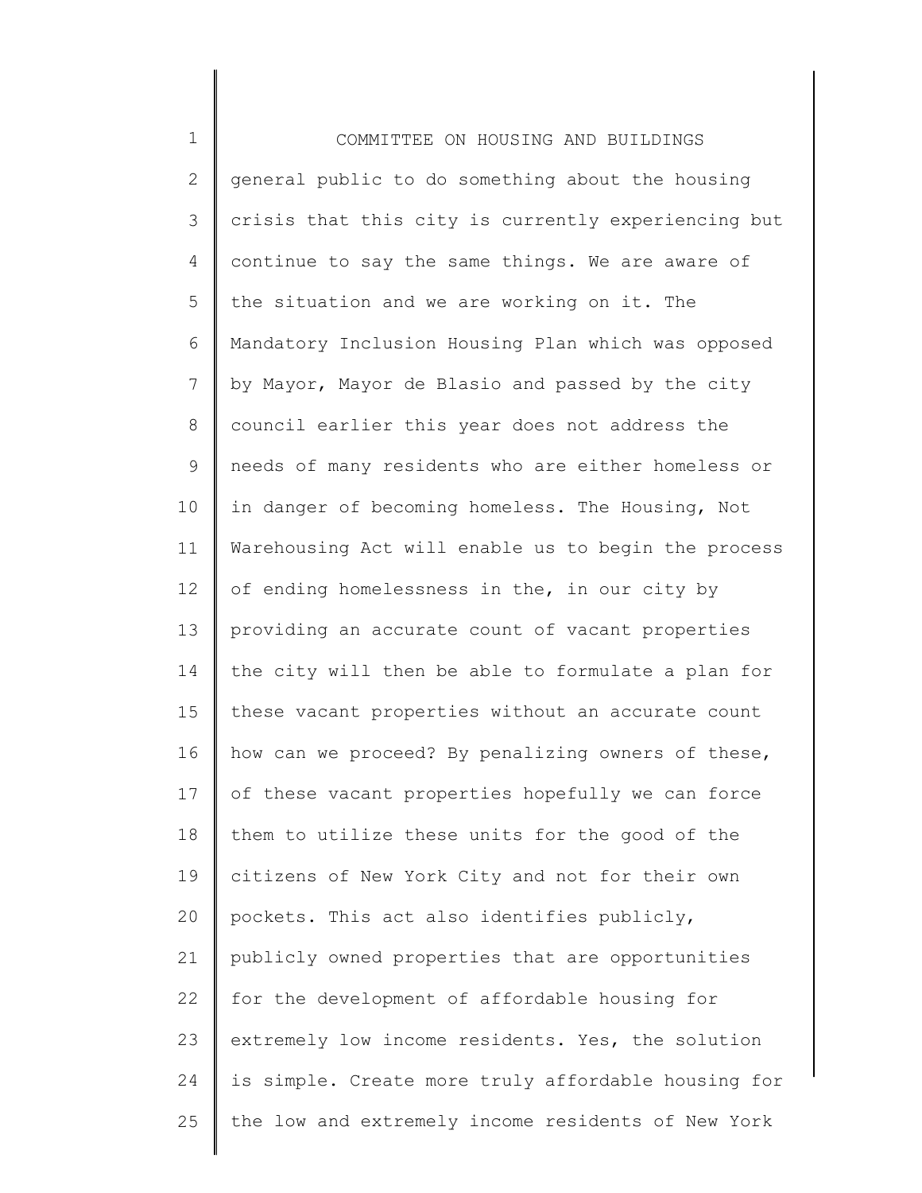general public to do something about the housing crisis that this city is currently experiencing but continue to say the same things. We are aware of the situation and we are working on it. The Mandatory Inclusion Housing Plan which was opposed by Mayor, Mayor de Blasio and passed by the city council earlier this year does not address the needs of many residents who are either homeless or in danger of becoming homeless. The Housing, Not Warehousing Act will enable us to begin the process of ending homelessness in the, in our city by providing an accurate count of vacant properties the city will then be able to formulate a plan for these vacant properties without an accurate count how can we proceed? By penalizing owners of these, of these vacant properties hopefully we can force them to utilize these units for the good of the citizens of New York City and not for their own pockets. This act also identifies publicly, publicly owned properties that are opportunities for the development of affordable housing for extremely low income residents. Yes, the solution is simple. Create more truly affordable housing for the low and extremely income residents of New York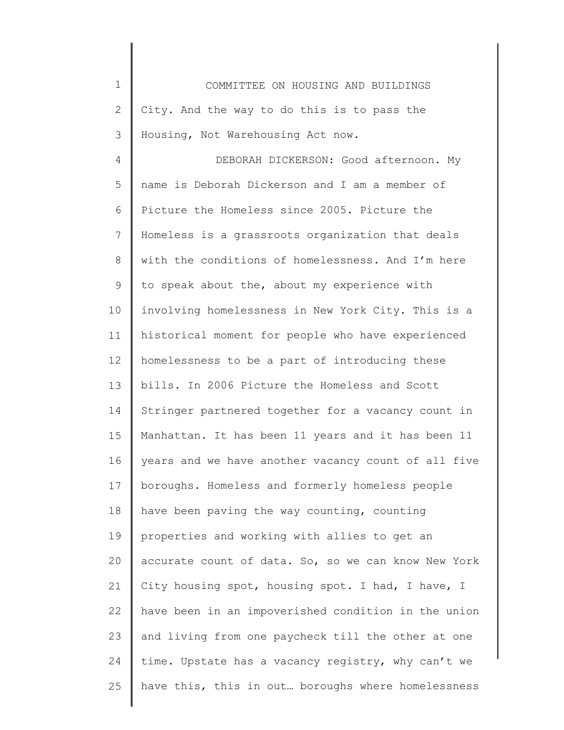City. And the way to do this is to pass the Housing, Not Warehousing Act now.

DEBORAH DICKERSON: Good afternoon. My name is Deborah Dickerson and I am a member of Picture the Homeless since 2005. Picture the Homeless is a grassroots organization that deals with the conditions of homelessness. And I'm here to speak about the, about my experience with involving homelessness in New York City. This is a historical moment for people who have experienced homelessness to be a part of introducing these bills. In 2006 Picture the Homeless and Scott Stringer partnered together for a vacancy count in Manhattan. It has been 11 years and it has been 11 years and we have another vacancy count of all five boroughs. Homeless and formerly homeless people have been paving the way counting, counting properties and working with allies to get an accurate count of data. So, so we can know New York City housing spot, housing spot. I had, I have, I have been in an impoverished condition in the union and living from one paycheck till the other at one time. Upstate has a vacancy registry, why can't we have this, this in out… boroughs where homelessness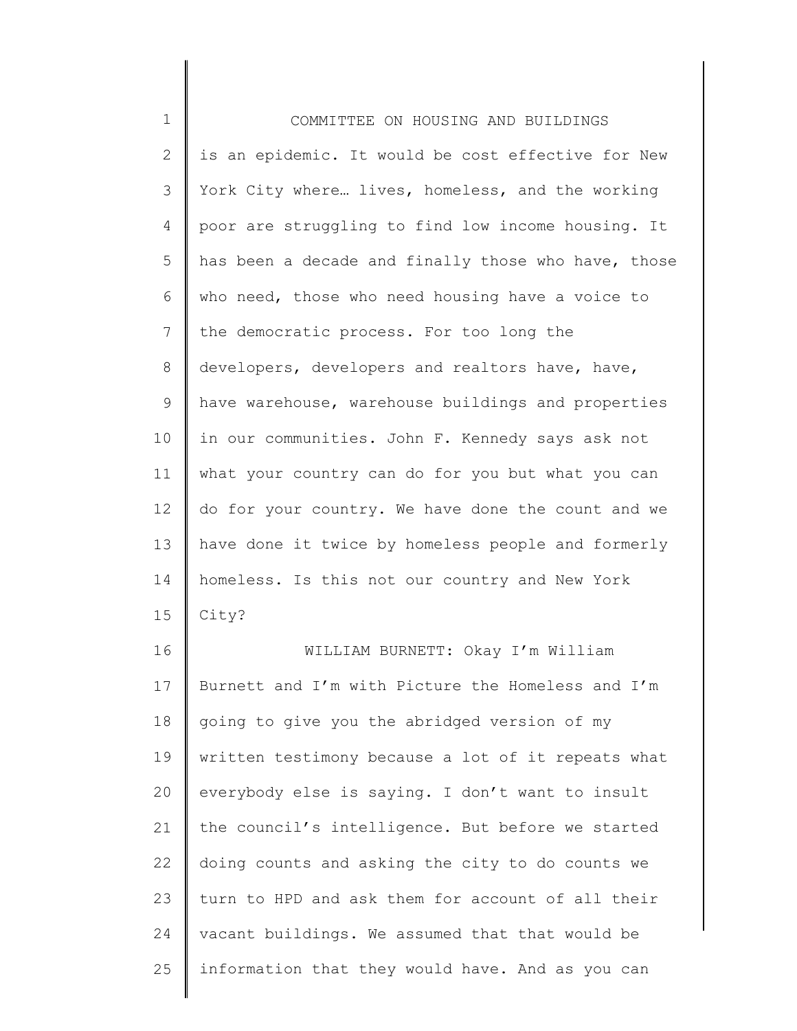is an epidemic. It would be cost effective for New York City where… lives, homeless, and the working poor are struggling to find low income housing. It has been a decade and finally those who have, those who need, those who need housing have a voice to the democratic process. For too long the developers, developers and realtors have, have, have warehouse, warehouse buildings and properties in our communities. John F. Kennedy says ask not what your country can do for you but what you can do for your country. We have done the count and we have done it twice by homeless people and formerly homeless. Is this not our country and New York City?

WILLIAM BURNETT: Okay I'm William Burnett and I'm with Picture the Homeless and I'm going to give you the abridged version of my written testimony because a lot of it repeats what everybody else is saying. I don't want to insult the council's intelligence. But before we started doing counts and asking the city to do counts we turn to HPD and ask them for account of all their vacant buildings. We assumed that that would be information that they would have. And as you can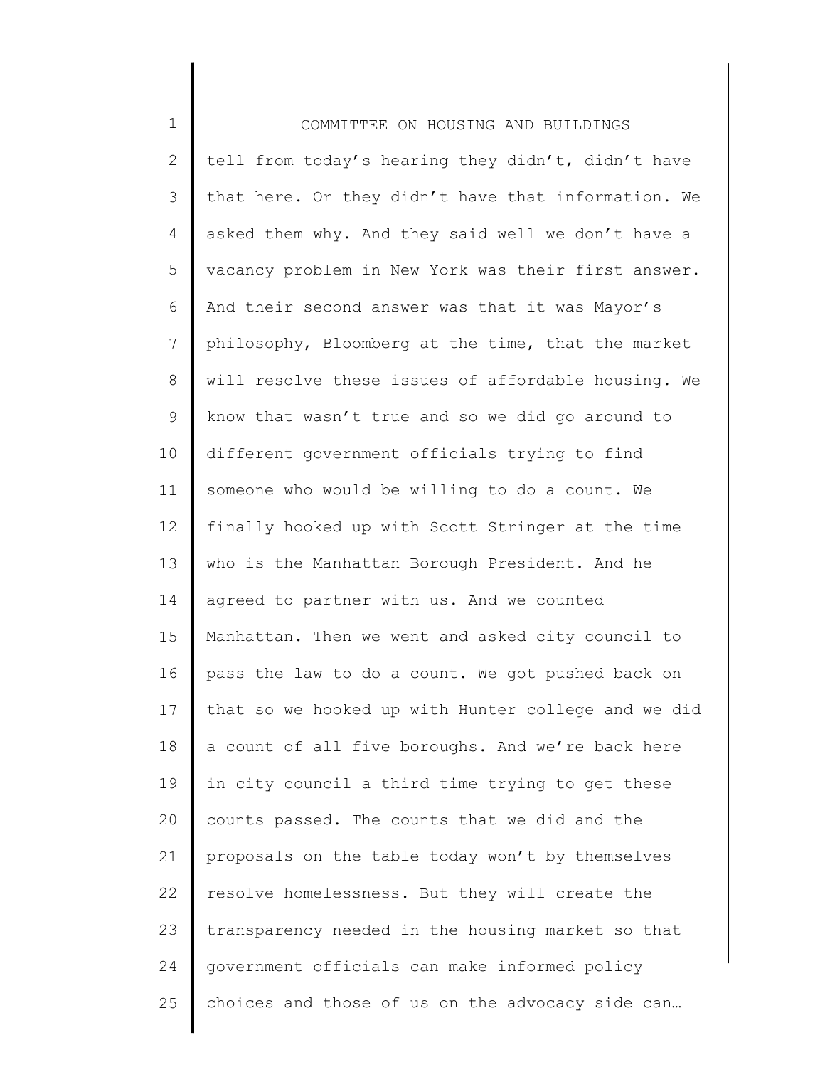tell from today's hearing they didn't, didn't have that here. Or they didn't have that information. We asked them why. And they said well we don't have a vacancy problem in New York was their first answer. And their second answer was that it was Mayor's philosophy, Bloomberg at the time, that the market will resolve these issues of affordable housing. We know that wasn't true and so we did go around to different government officials trying to find someone who would be willing to do a count. We finally hooked up with Scott Stringer at the time who is the Manhattan Borough President. And he agreed to partner with us. And we counted Manhattan. Then we went and asked city council to pass the law to do a count. We got pushed back on that so we hooked up with Hunter college and we did a count of all five boroughs. And we're back here in city council a third time trying to get these counts passed. The counts that we did and the proposals on the table today won't by themselves resolve homelessness. But they will create the transparency needed in the housing market so that government officials can make informed policy choices and those of us on the advocacy side can…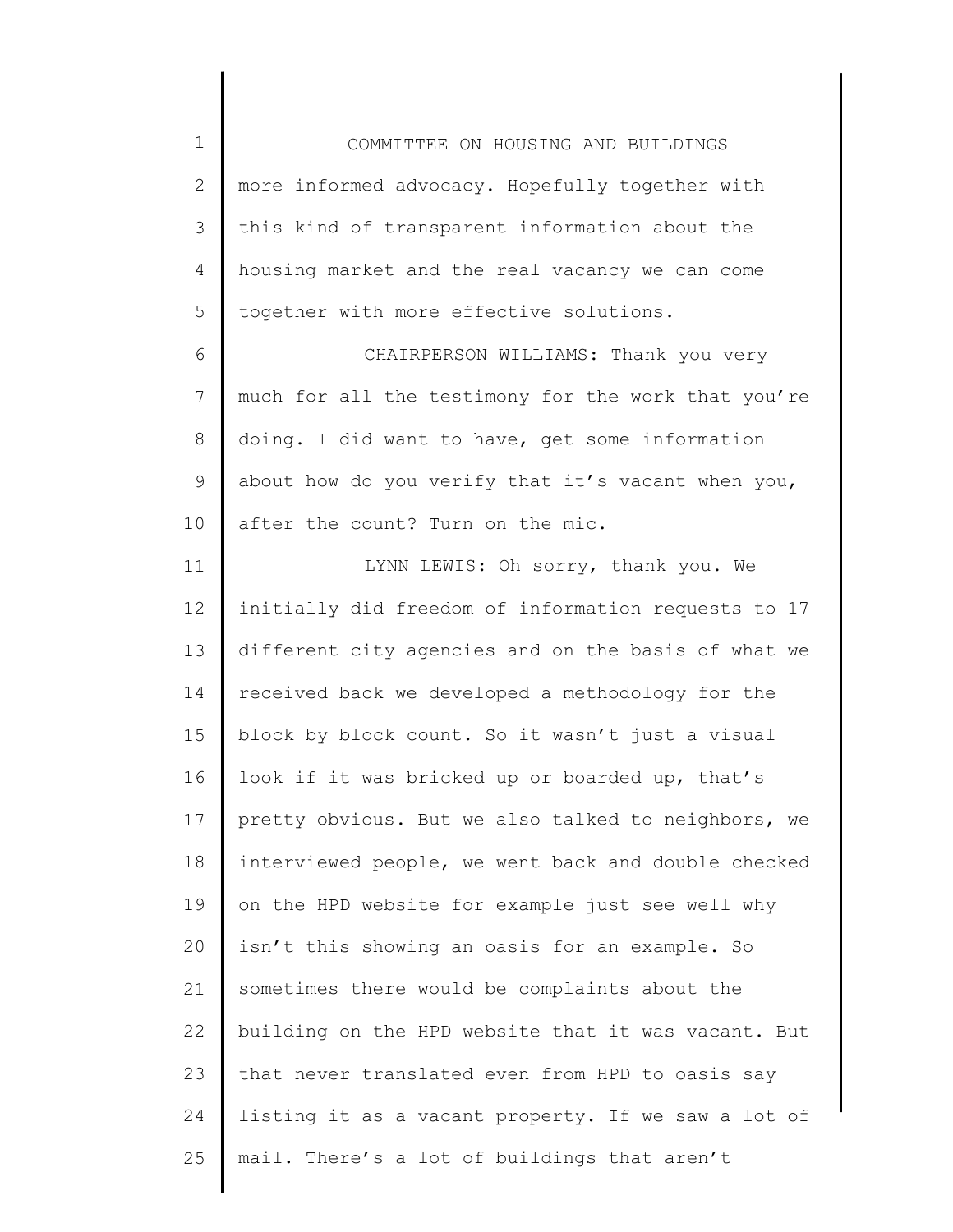more informed advocacy. Hopefully together with this kind of transparent information about the housing market and the real vacancy we can come together with more effective solutions.

CHAIRPERSON WILLIAMS: Thank you very much for all the testimony for the work that you're doing. I did want to have, get some information about how do you verify that it's vacant when you, after the count? Turn on the mic.

LYNN LEWIS: Oh sorry, thank you. We initially did freedom of information requests to 17 different city agencies and on the basis of what we received back we developed a methodology for the block by block count. So it wasn't just a visual look if it was bricked up or boarded up, that's pretty obvious. But we also talked to neighbors, we interviewed people, we went back and double checked on the HPD website for example just see well why isn't this showing an oasis for an example. So sometimes there would be complaints about the building on the HPD website that it was vacant. But that never translated even from HPD to oasis say listing it as a vacant property. If we saw a lot of mail. There's a lot of buildings that aren't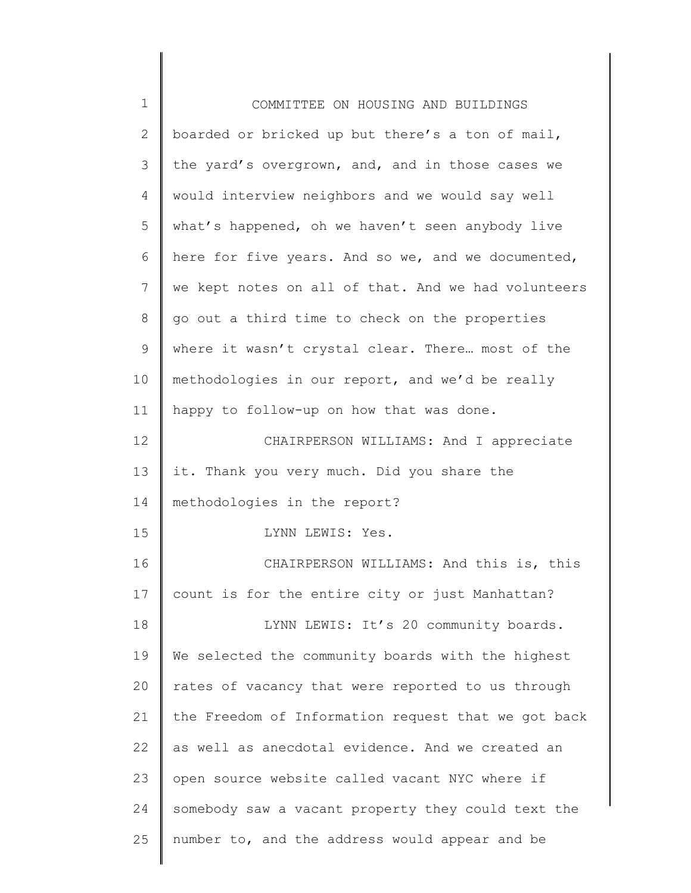boarded or bricked up but there's a ton of mail, the yard's overgrown, and, and in those cases we would interview neighbors and we would say well what's happened, oh we haven't seen anybody live here for five years. And so we, and we documented, we kept notes on all of that. And we had volunteers go out a third time to check on the properties where it wasn't crystal clear. There… most of the methodologies in our report, and we'd be really happy to follow-up on how that was done.

CHAIRPERSON WILLIAMS: And I appreciate it. Thank you very much. Did you share the methodologies in the report?

LYNN LEWIS: Yes.

CHAIRPERSON WILLIAMS: And this is, this count is for the entire city or just Manhattan?

LYNN LEWIS: It's 20 community boards. We selected the community boards with the highest rates of vacancy that were reported to us through the Freedom of Information request that we got back as well as anecdotal evidence. And we created an open source website called vacant NYC where if somebody saw a vacant property they could text the number to, and the address would appear and be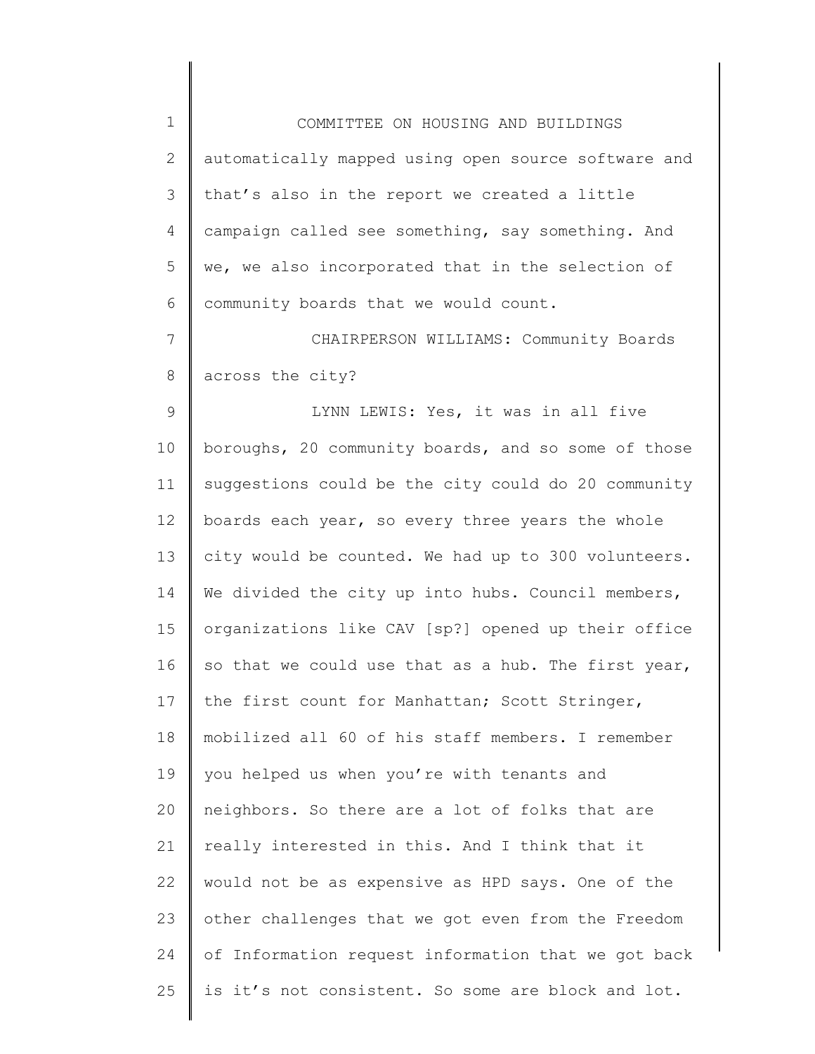automatically mapped using open source software and that's also in the report we created a little campaign called see something, say something. And we, we also incorporated that in the selection of community boards that we would count.

CHAIRPERSON WILLIAMS: Community Boards across the city?

LYNN LEWIS: Yes, it was in all five boroughs, 20 community boards, and so some of those suggestions could be the city could do 20 community boards each year, so every three years the whole city would be counted. We had up to 300 volunteers. We divided the city up into hubs. Council members, organizations like CAV [sp?] opened up their office so that we could use that as a hub. The first year, the first count for Manhattan; Scott Stringer, mobilized all 60 of his staff members. I remember you helped us when you're with tenants and neighbors. So there are a lot of folks that are really interested in this. And I think that it would not be as expensive as HPD says. One of the other challenges that we got even from the Freedom of Information request information that we got back is it's not consistent. So some are block and lot.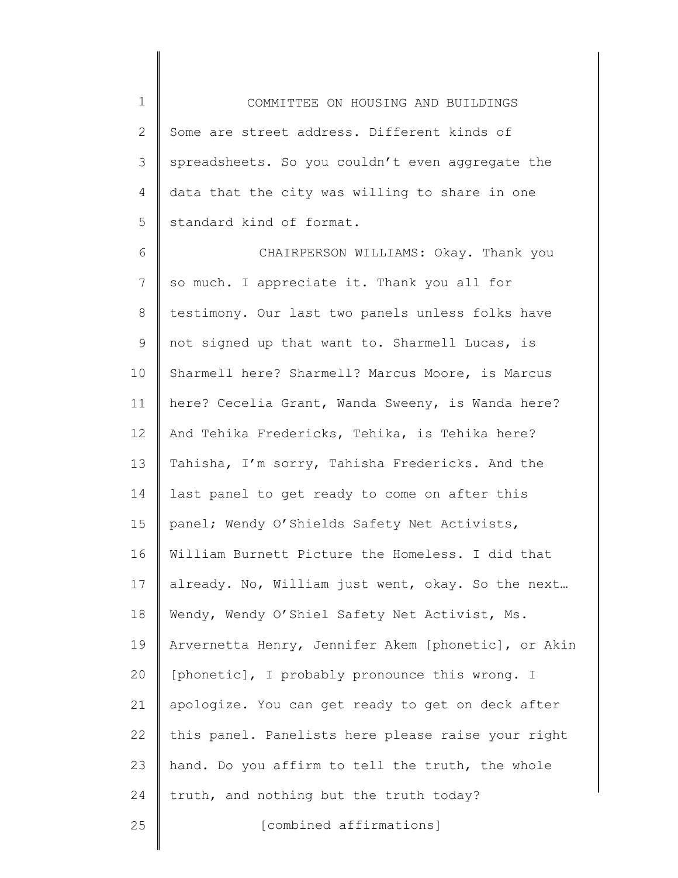Some are street address. Different kinds of spreadsheets. So you couldn't even aggregate the data that the city was willing to share in one standard kind of format.

CHAIRPERSON WILLIAMS: Okay. Thank you so much. I appreciate it. Thank you all for testimony. Our last two panels unless folks have not signed up that want to. Sharmell Lucas, is Sharmell here? Sharmell? Marcus Moore, is Marcus here? Cecelia Grant, Wanda Sweeny, is Wanda here? And Tehika Fredericks, Tehika, is Tehika here? Tahisha, I'm sorry, Tahisha Fredericks. And the last panel to get ready to come on after this panel; Wendy O'Shields Safety Net Activists, William Burnett Picture the Homeless. I did that already. No, William just went, okay. So the next… Wendy, Wendy O'Shiel Safety Net Activist, Ms. Arvernetta Henry, Jennifer Akem [phonetic], or Akin [phonetic], I probably pronounce this wrong. I apologize. You can get ready to get on deck after this panel. Panelists here please raise your right hand. Do you affirm to tell the truth, the whole truth, and nothing but the truth today?

[combined affirmations]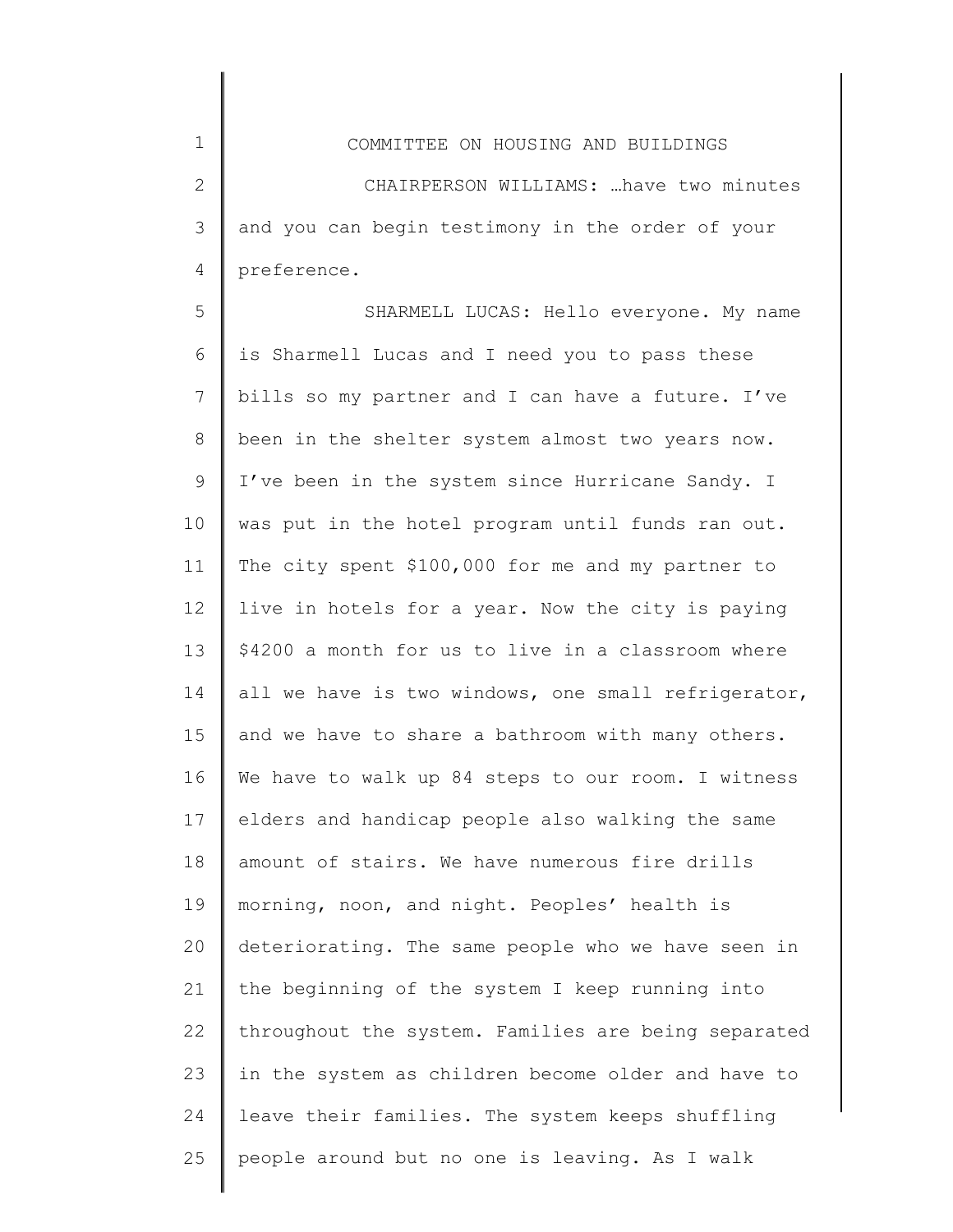CHAIRPERSON WILLIAMS: …have two minutes and you can begin testimony in the order of your preference.

SHARMELL LUCAS: Hello everyone. My name is Sharmell Lucas and I need you to pass these bills so my partner and I can have a future. I've been in the shelter system almost two years now. I've been in the system since Hurricane Sandy. I was put in the hotel program until funds ran out. The city spent $100,000 for me and my partner to live in hotels for a year. Now the city is paying $4200 a month for us to live in a classroom where all we have is two windows, one small refrigerator, and we have to share a bathroom with many others. We have to walk up 84 steps to our room. I witness elders and handicap people also walking the same amount of stairs. We have numerous fire drills morning, noon, and night. Peoples' health is deteriorating. The same people who we have seen in the beginning of the system I keep running into throughout the system. Families are being separated in the system as children become older and have to leave their families. The system keeps shuffling people around but no one is leaving. As I walk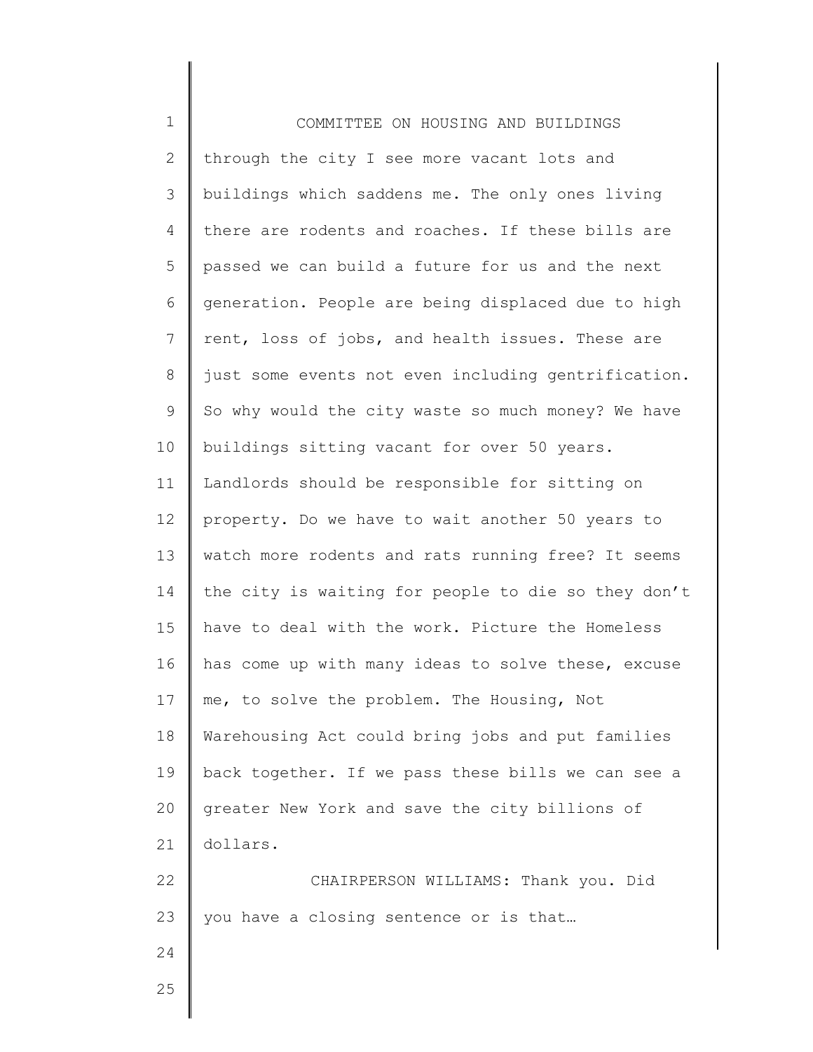through the city I see more vacant lots and buildings which saddens me. The only ones living there are rodents and roaches. If these bills are passed we can build a future for us and the next generation. People are being displaced due to high rent, loss of jobs, and health issues. These are just some events not even including gentrification. So why would the city waste so much money? We have buildings sitting vacant for over 50 years. Landlords should be responsible for sitting on property. Do we have to wait another 50 years to watch more rodents and rats running free? It seems the city is waiting for people to die so they don't have to deal with the work. Picture the Homeless has come up with many ideas to solve these, excuse me, to solve the problem. The Housing, Not Warehousing Act could bring jobs and put families back together. If we pass these bills we can see a greater New York and save the city billions of dollars.

CHAIRPERSON WILLIAMS: Thank you. Did you have a closing sentence or is that…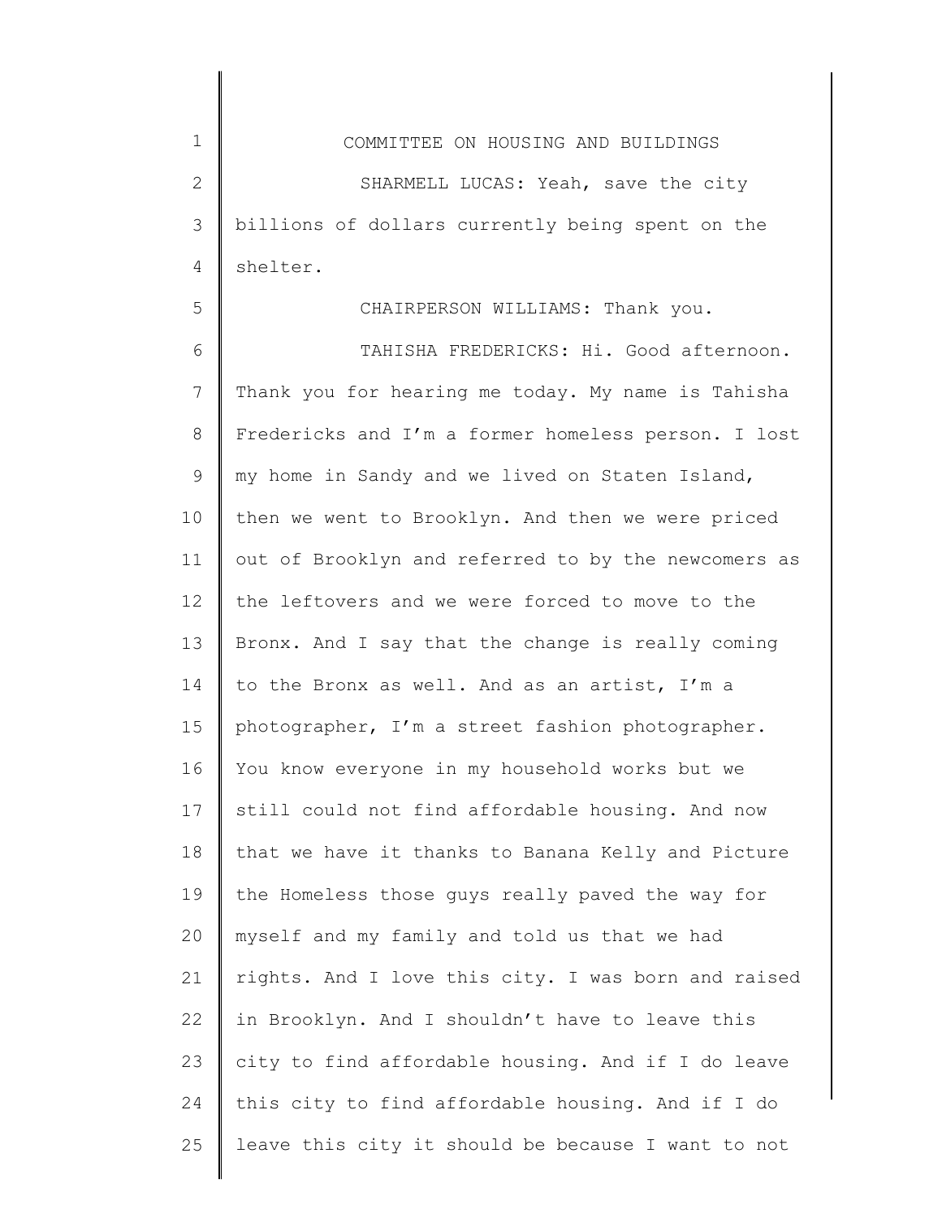SHARMELL LUCAS: Yeah, save the city billions of dollars currently being spent on the shelter.

CHAIRPERSON WILLIAMS: Thank you.

TAHISHA FREDERICKS: Hi. Good afternoon. Thank you for hearing me today. My name is Tahisha Fredericks and I'm a former homeless person. I lost my home in Sandy and we lived on Staten Island, then we went to Brooklyn. And then we were priced out of Brooklyn and referred to by the newcomers as the leftovers and we were forced to move to the Bronx. And I say that the change is really coming to the Bronx as well. And as an artist, I'm a photographer, I'm a street fashion photographer. You know everyone in my household works but we still could not find affordable housing. And now that we have it thanks to Banana Kelly and Picture the Homeless those guys really paved the way for myself and my family and told us that we had rights. And I love this city. I was born and raised in Brooklyn. And I shouldn't have to leave this city to find affordable housing. And if I do leave this city to find affordable housing. And if I do leave this city it should be because I want to not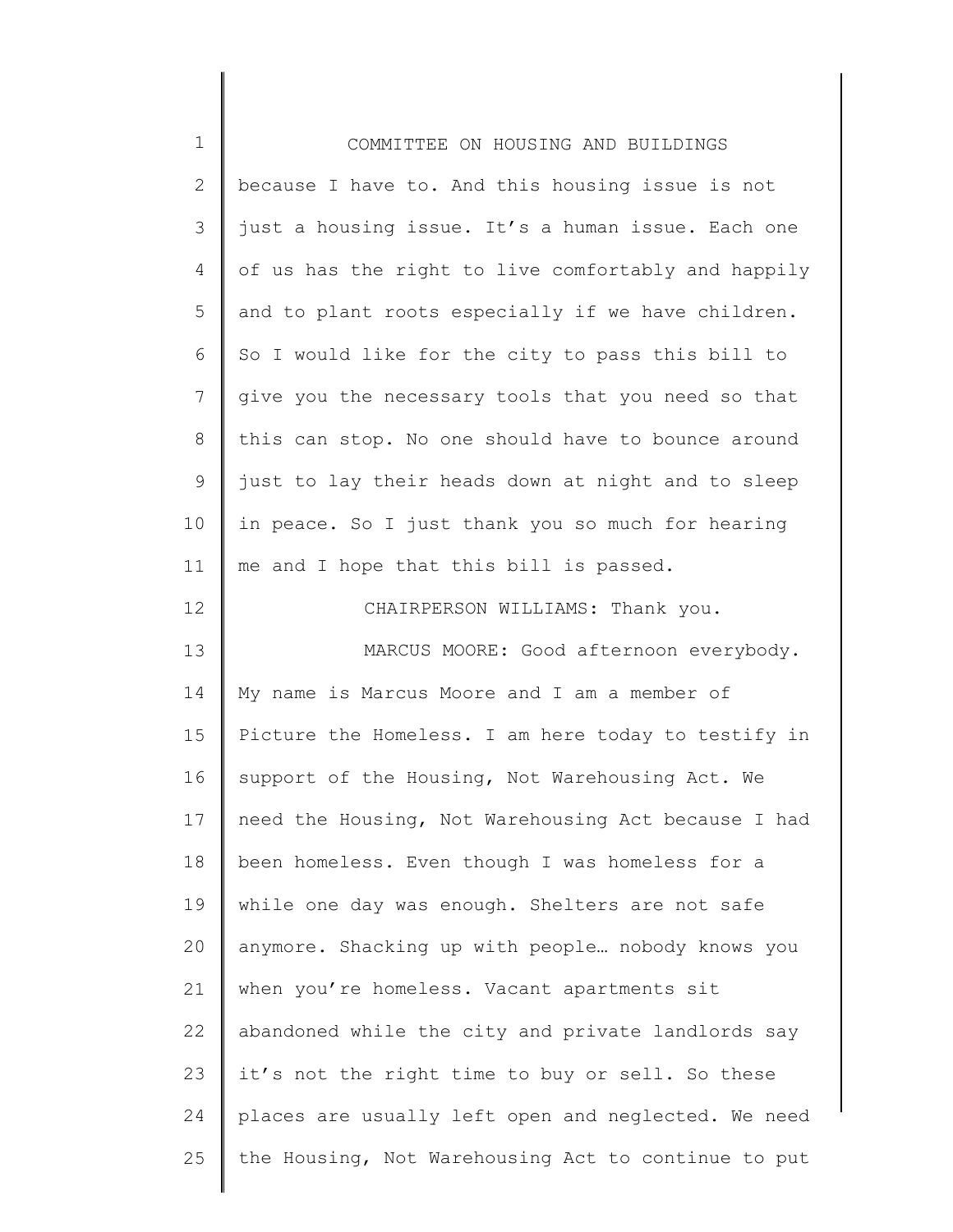because I have to. And this housing issue is not just a housing issue. It's a human issue. Each one of us has the right to live comfortably and happily and to plant roots especially if we have children. So I would like for the city to pass this bill to give you the necessary tools that you need so that this can stop. No one should have to bounce around just to lay their heads down at night and to sleep in peace. So I just thank you so much for hearing me and I hope that this bill is passed.

CHAIRPERSON WILLIAMS: Thank you.

MARCUS MOORE: Good afternoon everybody. My name is Marcus Moore and I am a member of Picture the Homeless. I am here today to testify in support of the Housing, Not Warehousing Act. We need the Housing, Not Warehousing Act because I had been homeless. Even though I was homeless for a while one day was enough. Shelters are not safe anymore. Shacking up with people… nobody knows you when you're homeless. Vacant apartments sit abandoned while the city and private landlords say it's not the right time to buy or sell. So these places are usually left open and neglected. We need the Housing, Not Warehousing Act to continue to put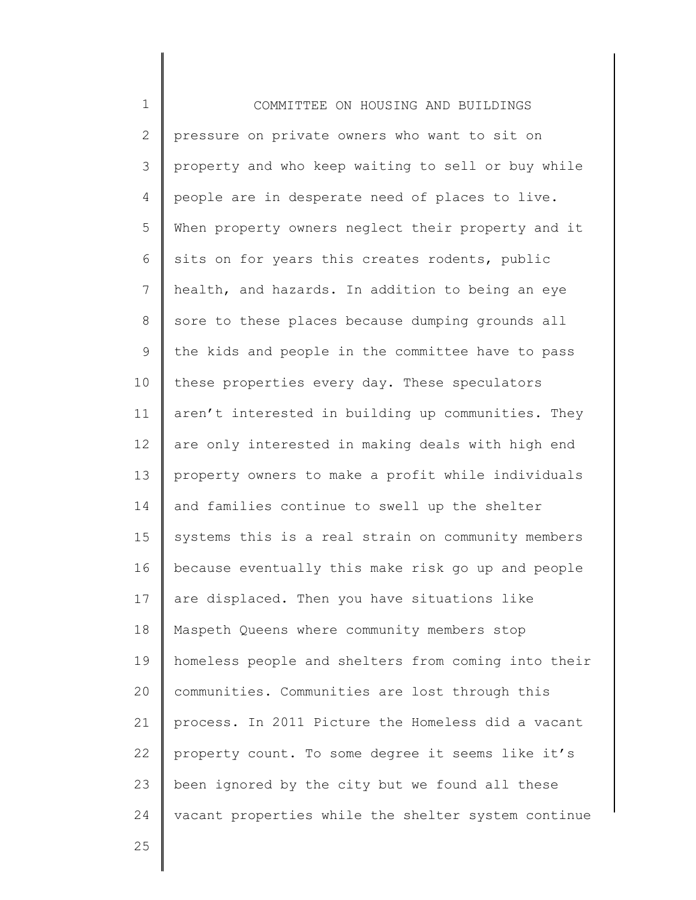pressure on private owners who want to sit on property and who keep waiting to sell or buy while people are in desperate need of places to live. When property owners neglect their property and it sits on for years this creates rodents, public health, and hazards. In addition to being an eye sore to these places because dumping grounds all the kids and people in the committee have to pass these properties every day. These speculators aren't interested in building up communities. They are only interested in making deals with high end property owners to make a profit while individuals and families continue to swell up the shelter systems this is a real strain on community members because eventually this make risk go up and people are displaced. Then you have situations like Maspeth Queens where community members stop homeless people and shelters from coming into their communities. Communities are lost through this process. In 2011 Picture the Homeless did a vacant property count. To some degree it seems like it's been ignored by the city but we found all these vacant properties while the shelter system continue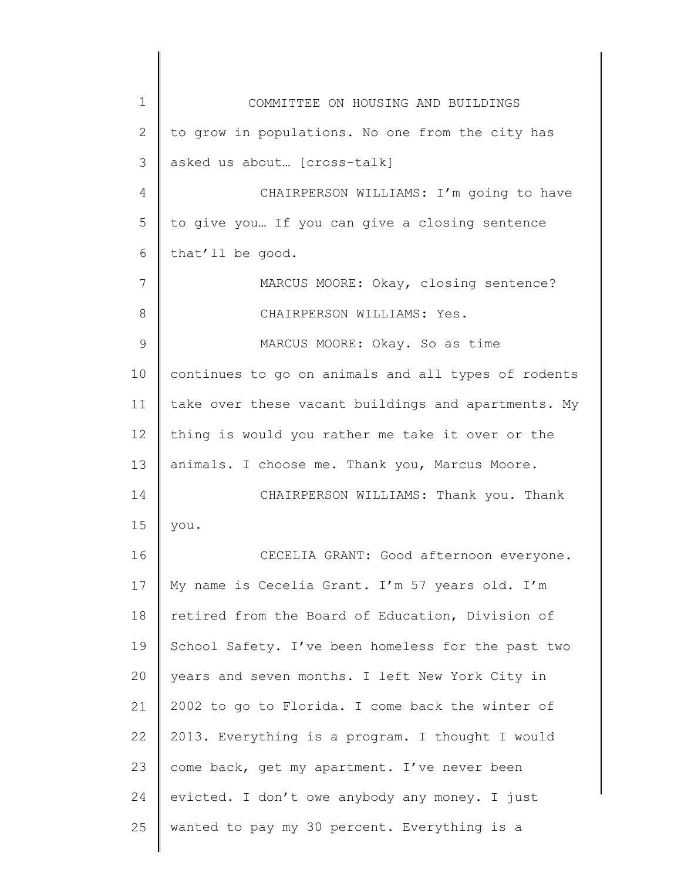to grow in populations. No one from the city has asked us about… [cross-talk]

CHAIRPERSON WILLIAMS: I'm going to have to give you… If you can give a closing sentence that'll be good.

MARCUS MOORE: Okay, closing sentence?

CHAIRPERSON WILLIAMS: Yes.

MARCUS MOORE: Okay. So as time continues to go on animals and all types of rodents take over these vacant buildings and apartments. My thing is would you rather me take it over or the animals. I choose me. Thank you, Marcus Moore.

CHAIRPERSON WILLIAMS: Thank you. Thank you.

CECELIA GRANT: Good afternoon everyone. My name is Cecelia Grant. I'm 57 years old. I'm retired from the Board of Education, Division of School Safety. I've been homeless for the past two years and seven months. I left New York City in 2002 to go to Florida. I come back the winter of 2013. Everything is a program. I thought I would come back, get my apartment. I've never been evicted. I don't owe anybody any money. I just wanted to pay my 30 percent. Everything is a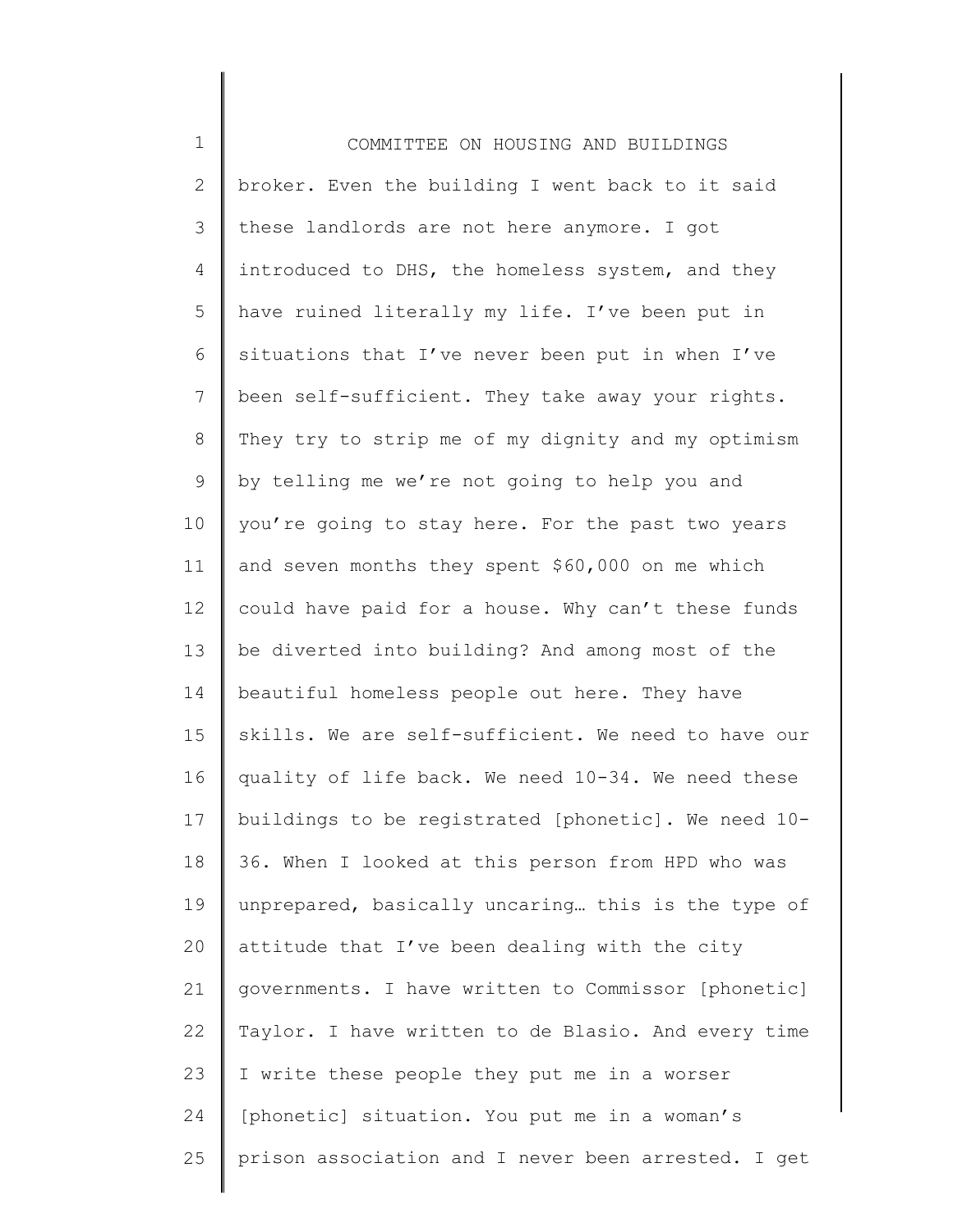broker. Even the building I went back to it said these landlords are not here anymore. I got introduced to DHS, the homeless system, and they have ruined literally my life. I've been put in situations that I've never been put in when I've been self-sufficient. They take away your rights. They try to strip me of my dignity and my optimism by telling me we're not going to help you and you're going to stay here. For the past two years and seven months they spent $60,000 on me which could have paid for a house. Why can't these funds be diverted into building? And among most of the beautiful homeless people out here. They have skills. We are self-sufficient. We need to have our quality of life back. We need 10-34. We need these buildings to be registrated [phonetic]. We need 10-36. When I looked at this person from HPD who was unprepared, basically uncaring… this is the type of attitude that I've been dealing with the city governments. I have written to Commissor [phonetic] Taylor. I have written to de Blasio. And every time I write these people they put me in a worser [phonetic] situation. You put me in a woman's prison association and I never been arrested. I get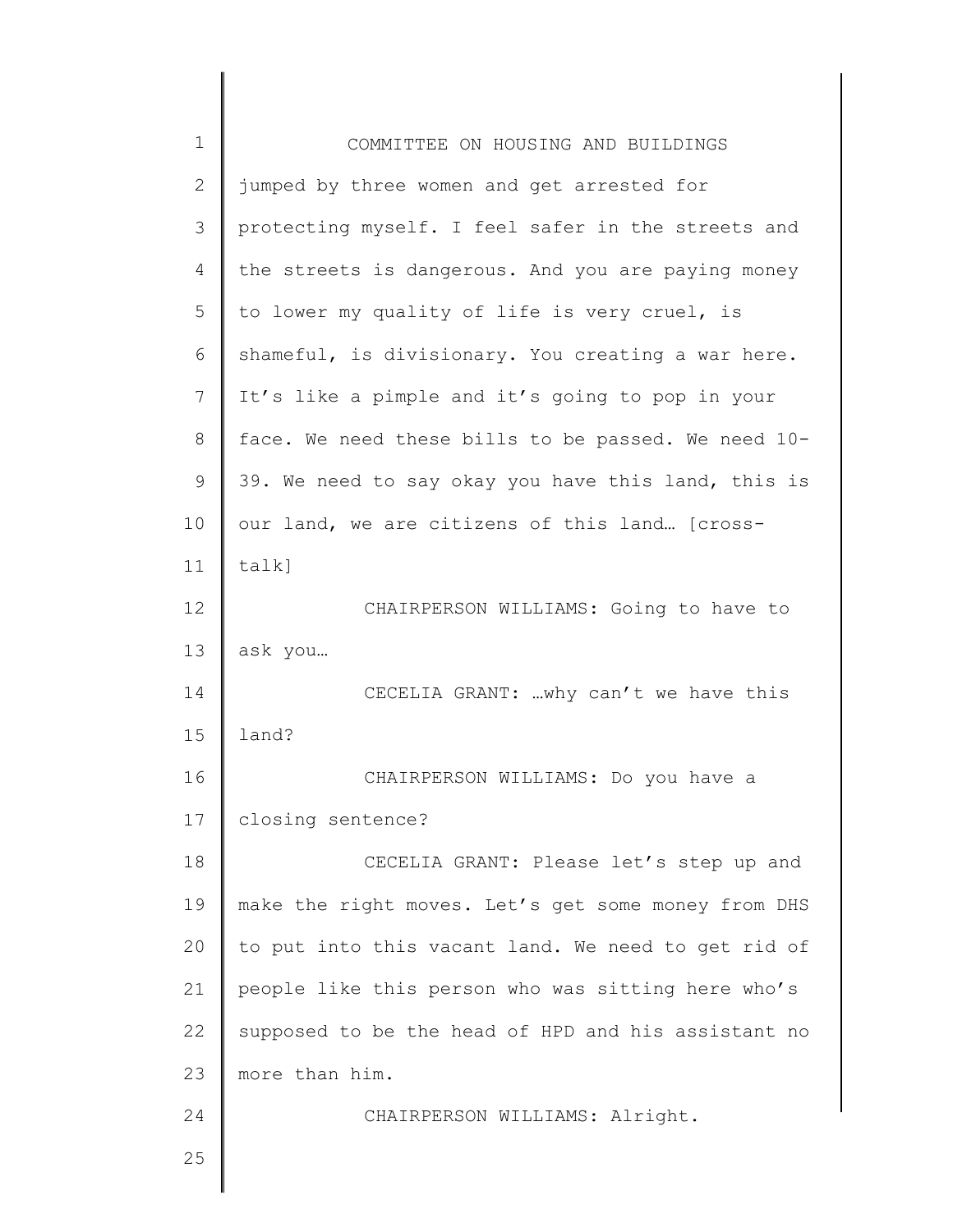jumped by three women and get arrested for protecting myself. I feel safer in the streets and the streets is dangerous. And you are paying money to lower my quality of life is very cruel, is shameful, is divisionary. You creating a war here. It's like a pimple and it's going to pop in your face. We need these bills to be passed. We need 10-39. We need to say okay you have this land, this is our land, we are citizens of this land… [cross-talk]

CHAIRPERSON WILLIAMS: Going to have to ask you…

CECELIA GRANT: …why can't we have this land?

CHAIRPERSON WILLIAMS: Do you have a closing sentence?

CECELIA GRANT: Please let's step up and make the right moves. Let's get some money from DHS to put into this vacant land. We need to get rid of people like this person who was sitting here who's supposed to be the head of HPD and his assistant no more than him.

CHAIRPERSON WILLIAMS: Alright.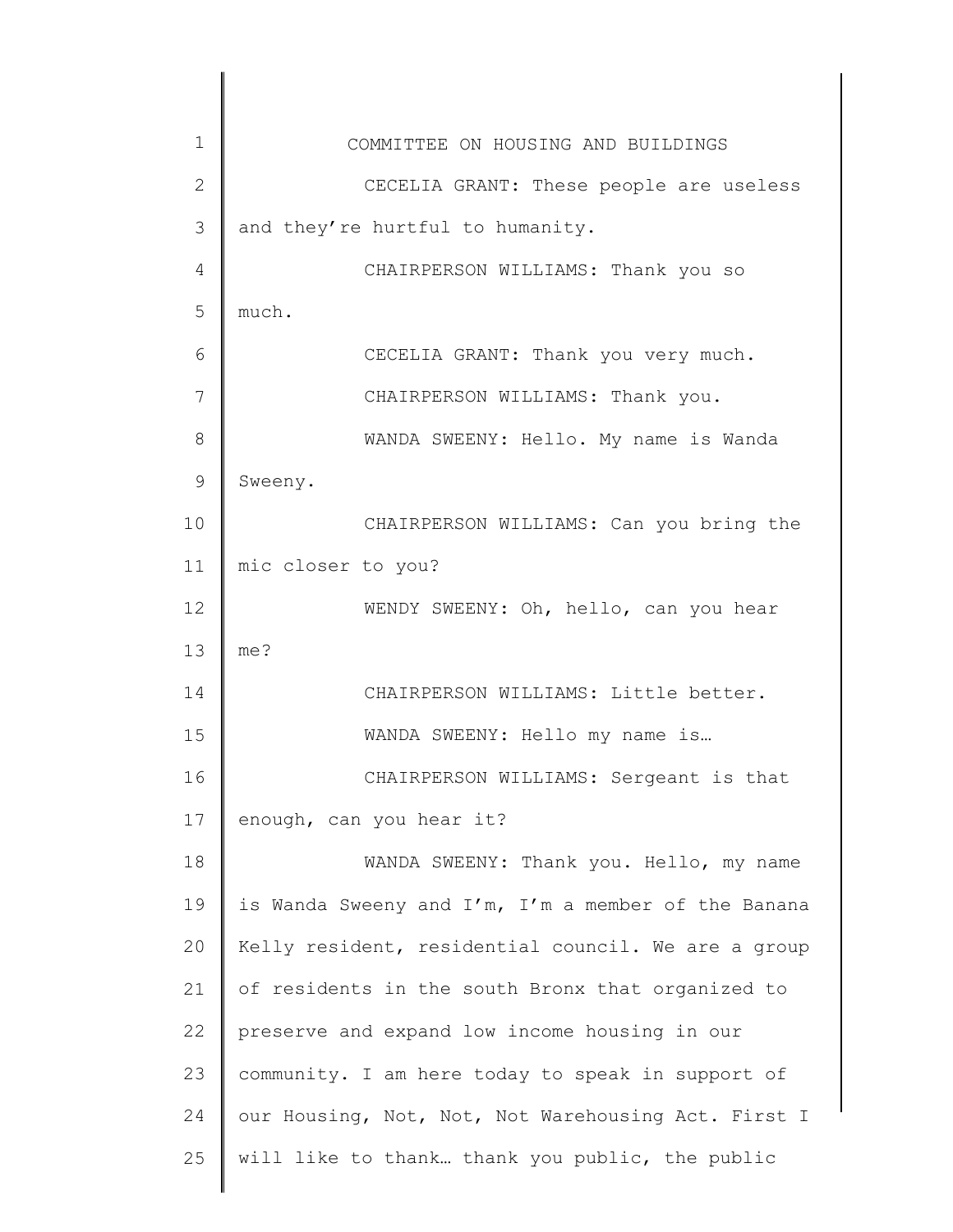CECELIA GRANT: These people are useless and they're hurtful to humanity.

CHAIRPERSON WILLIAMS: Thank you so much.

CECELIA GRANT: Thank you very much.

CHAIRPERSON WILLIAMS: Thank you.

WANDA SWEENY: Hello. My name is Wanda Sweeny.

CHAIRPERSON WILLIAMS: Can you bring the mic closer to you?

WENDY SWEENY: Oh, hello, can you hear me?

CHAIRPERSON WILLIAMS: Little better.

WANDA SWEENY: Hello my name is…

CHAIRPERSON WILLIAMS: Sergeant is that enough, can you hear it?

WANDA SWEENY: Thank you. Hello, my name is Wanda Sweeny and I'm, I'm a member of the Banana Kelly resident, residential council. We are a group of residents in the south Bronx that organized to preserve and expand low income housing in our community. I am here today to speak in support of our Housing, Not, Not, Not Warehousing Act. First I will like to thank… thank you public, the public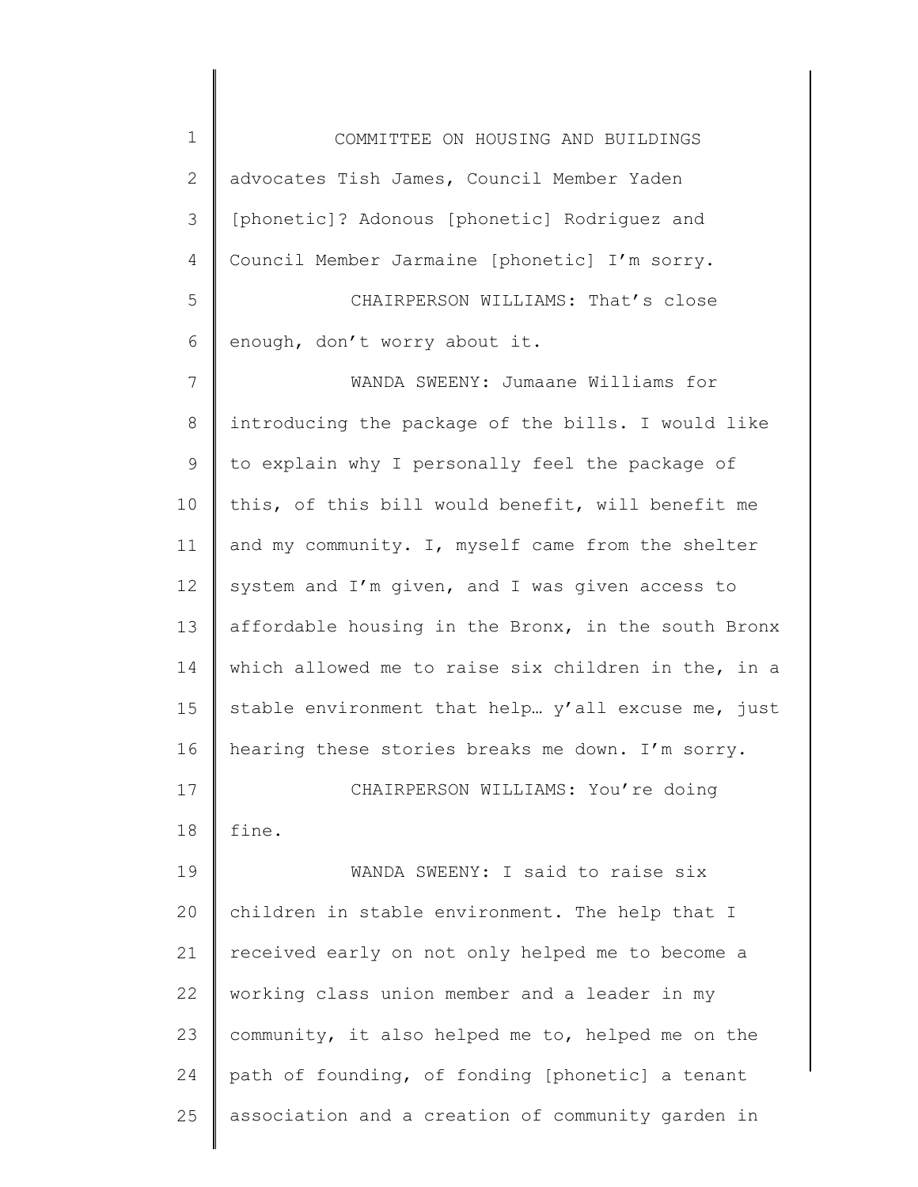advocates Tish James, Council Member Yaden [phonetic]? Adonous [phonetic] Rodriguez and Council Member Jarmaine [phonetic] I'm sorry.

CHAIRPERSON WILLIAMS: That's close enough, don't worry about it.

WANDA SWEENY: Jumaane Williams for introducing the package of the bills. I would like to explain why I personally feel the package of this, of this bill would benefit, will benefit me and my community. I, myself came from the shelter system and I'm given, and I was given access to affordable housing in the Bronx, in the south Bronx which allowed me to raise six children in the, in a stable environment that help… y'all excuse me, just hearing these stories breaks me down. I'm sorry.

CHAIRPERSON WILLIAMS: You're doing fine.

WANDA SWEENY: I said to raise six children in stable environment. The help that I received early on not only helped me to become a working class union member and a leader in my community, it also helped me to, helped me on the path of founding, of fonding [phonetic] a tenant association and a creation of community garden in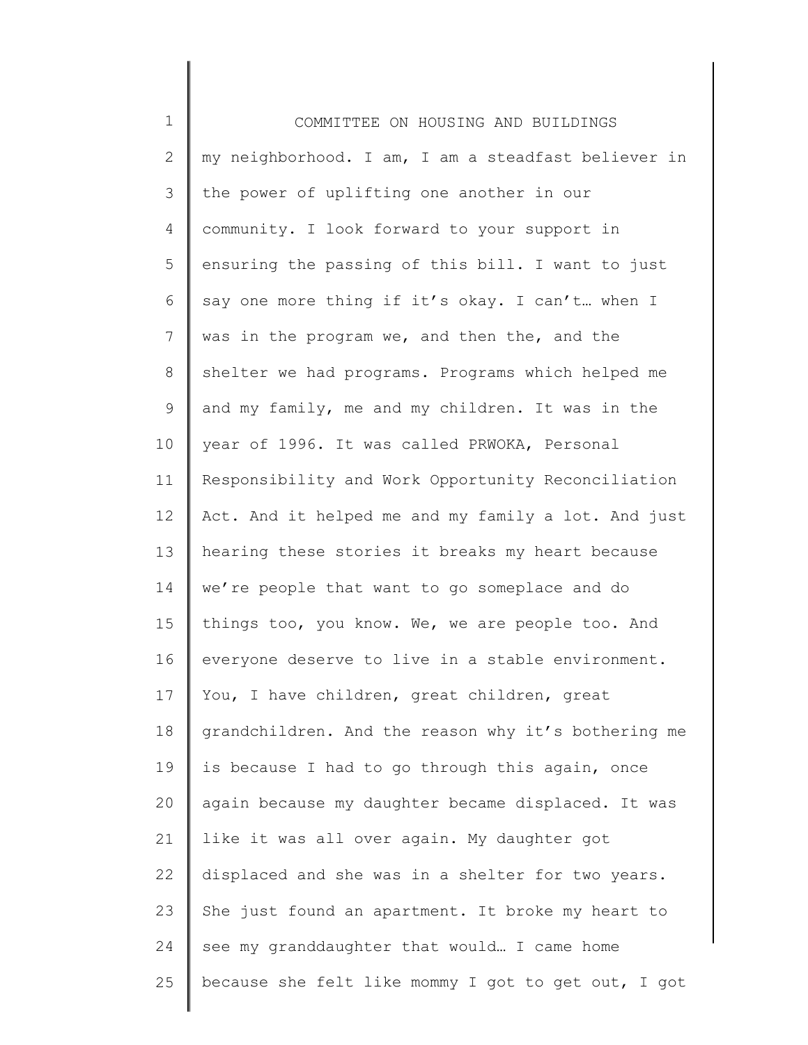my neighborhood. I am, I am a steadfast believer in the power of uplifting one another in our community. I look forward to your support in ensuring the passing of this bill. I want to just say one more thing if it's okay. I can't… when I was in the program we, and then the, and the shelter we had programs. Programs which helped me and my family, me and my children. It was in the year of 1996. It was called PRWOKA, Personal Responsibility and Work Opportunity Reconciliation Act. And it helped me and my family a lot. And just hearing these stories it breaks my heart because we're people that want to go someplace and do things too, you know. We, we are people too. And everyone deserve to live in a stable environment. You, I have children, great children, great grandchildren. And the reason why it's bothering me is because I had to go through this again, once again because my daughter became displaced. It was like it was all over again. My daughter got displaced and she was in a shelter for two years. She just found an apartment. It broke my heart to see my granddaughter that would… I came home because she felt like mommy I got to get out, I got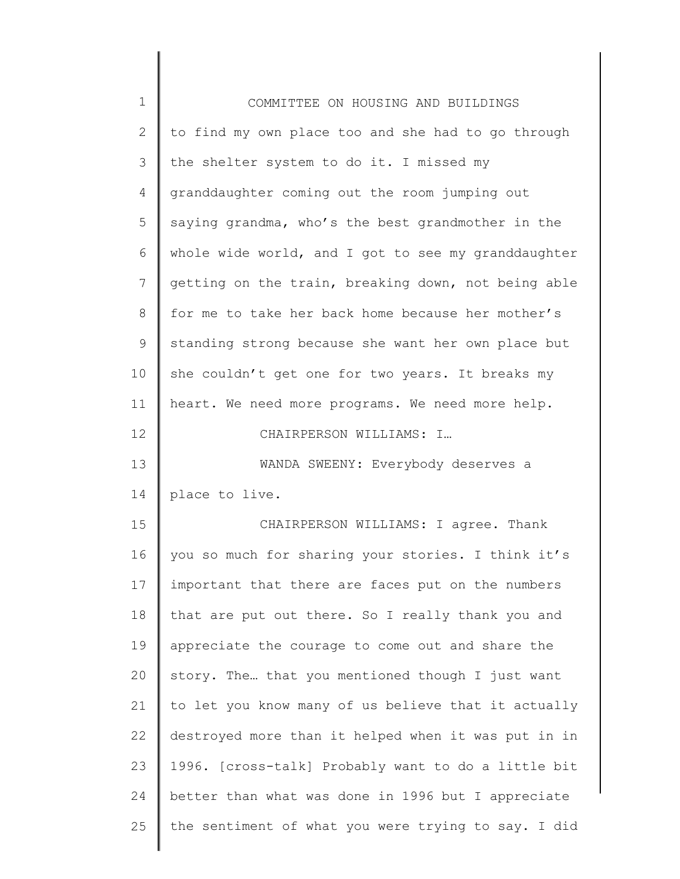to find my own place too and she had to go through the shelter system to do it. I missed my granddaughter coming out the room jumping out saying grandma, who's the best grandmother in the whole wide world, and I got to see my granddaughter getting on the train, breaking down, not being able for me to take her back home because her mother's standing strong because she want her own place but she couldn't get one for two years. It breaks my heart. We need more programs. We need more help.

CHAIRPERSON WILLIAMS: I…

WANDA SWEENY: Everybody deserves a place to live.

CHAIRPERSON WILLIAMS: I agree. Thank you so much for sharing your stories. I think it's important that there are faces put on the numbers that are put out there. So I really thank you and appreciate the courage to come out and share the story. The… that you mentioned though I just want to let you know many of us believe that it actually destroyed more than it helped when it was put in in 1996. [cross-talk] Probably want to do a little bit better than what was done in 1996 but I appreciate the sentiment of what you were trying to say. I did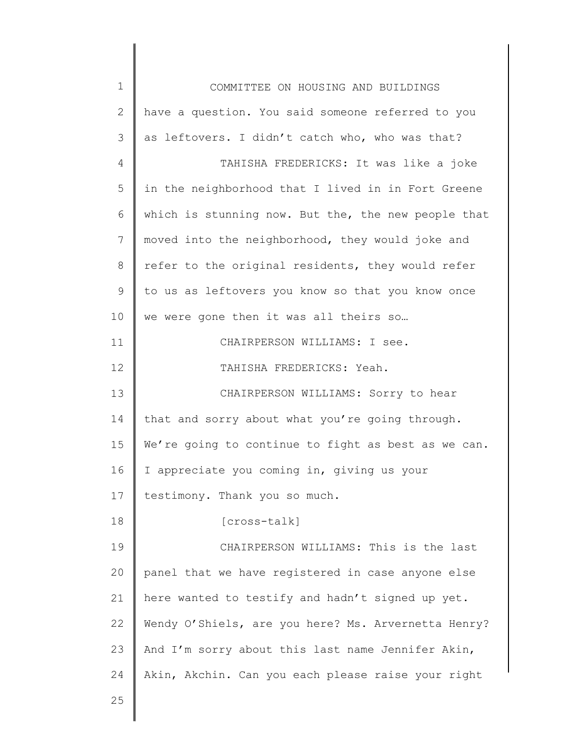have a question. You said someone referred to you as leftovers. I didn't catch who, who was that?

TAHISHA FREDERICKS: It was like a joke in the neighborhood that I lived in in Fort Greene which is stunning now. But the, the new people that moved into the neighborhood, they would joke and refer to the original residents, they would refer to us as leftovers you know so that you know once we were gone then it was all theirs so…

CHAIRPERSON WILLIAMS: I see.

TAHISHA FREDERICKS: Yeah.

CHAIRPERSON WILLIAMS: Sorry to hear that and sorry about what you're going through. We're going to continue to fight as best as we can. I appreciate you coming in, giving us your testimony. Thank you so much.

[cross-talk]

CHAIRPERSON WILLIAMS: This is the last panel that we have registered in case anyone else here wanted to testify and hadn't signed up yet. Wendy O'Shiels, are you here? Ms. Arvernetta Henry? And I'm sorry about this last name Jennifer Akin, Akin, Akchin. Can you each please raise your right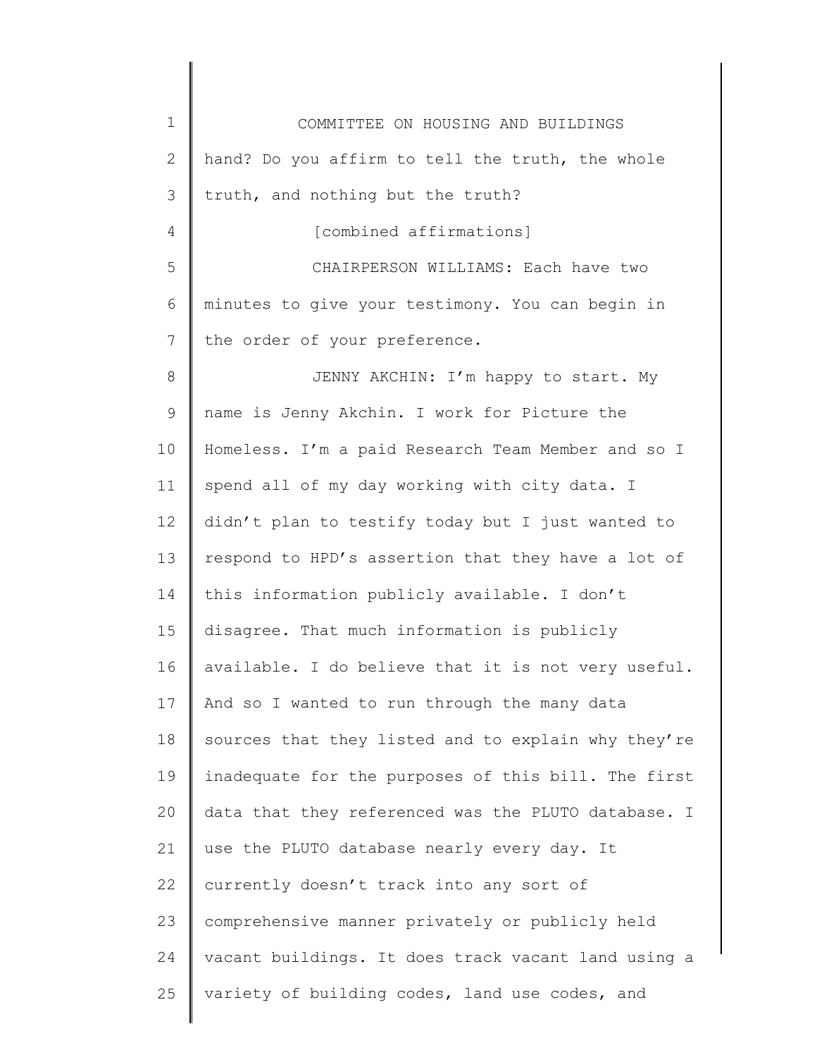hand? Do you affirm to tell the truth, the whole truth, and nothing but the truth?

[combined affirmations]

CHAIRPERSON WILLIAMS: Each have two minutes to give your testimony. You can begin in the order of your preference.

JENNY AKCHIN: I'm happy to start. My name is Jenny Akchin. I work for Picture the Homeless. I'm a paid Research Team Member and so I spend all of my day working with city data. I didn't plan to testify today but I just wanted to respond to HPD's assertion that they have a lot of this information publicly available. I don't disagree. That much information is publicly available. I do believe that it is not very useful. And so I wanted to run through the many data sources that they listed and to explain why they're inadequate for the purposes of this bill. The first data that they referenced was the PLUTO database. I use the PLUTO database nearly every day. It currently doesn't track into any sort of comprehensive manner privately or publicly held vacant buildings. It does track vacant land using a variety of building codes, land use codes, and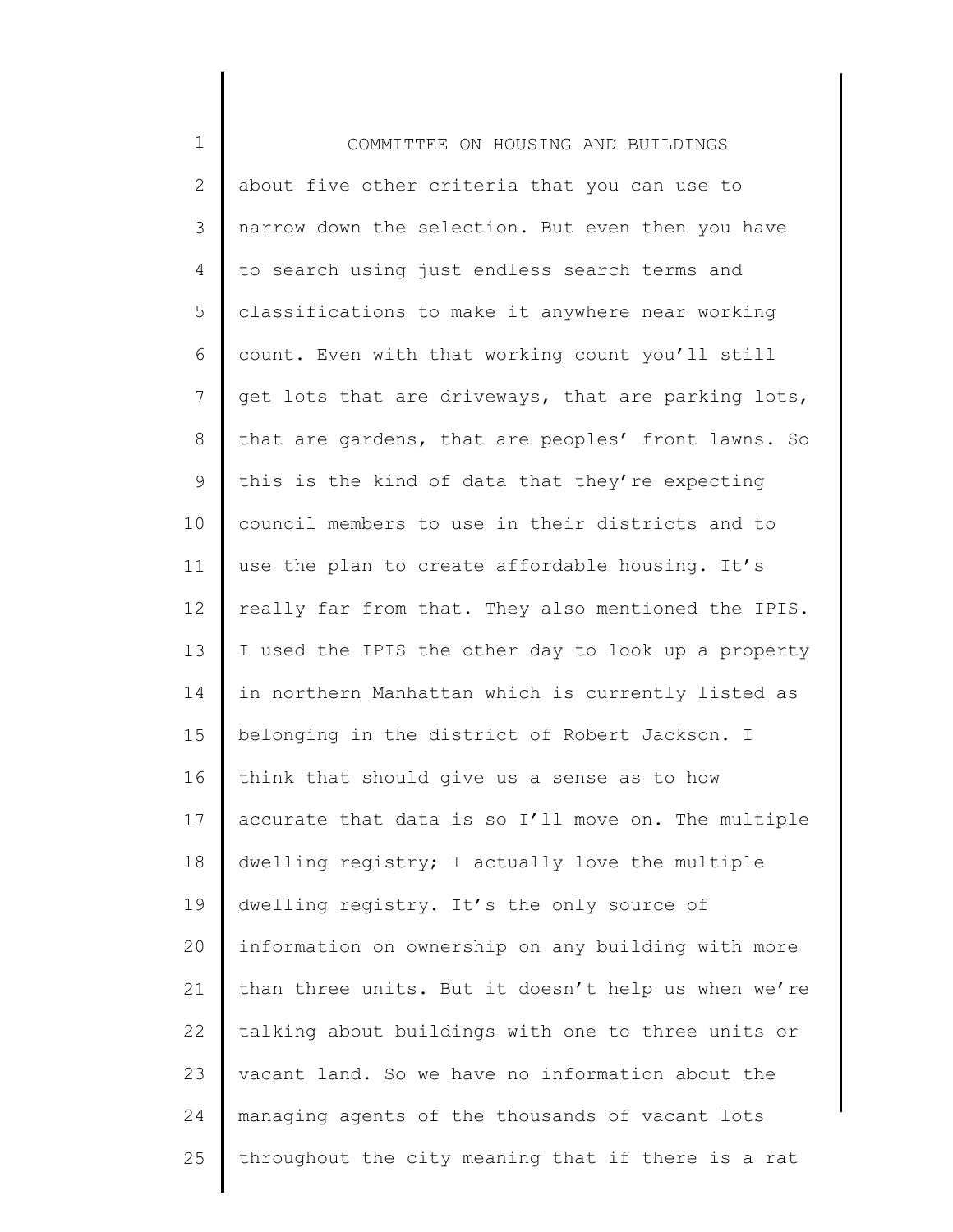about five other criteria that you can use to narrow down the selection. But even then you have to search using just endless search terms and classifications to make it anywhere near working count. Even with that working count you'll still get lots that are driveways, that are parking lots, that are gardens, that are peoples' front lawns. So this is the kind of data that they're expecting council members to use in their districts and to use the plan to create affordable housing. It's really far from that. They also mentioned the IPIS. I used the IPIS the other day to look up a property in northern Manhattan which is currently listed as belonging in the district of Robert Jackson. I think that should give us a sense as to how accurate that data is so I'll move on. The multiple dwelling registry; I actually love the multiple dwelling registry. It's the only source of information on ownership on any building with more than three units. But it doesn't help us when we're talking about buildings with one to three units or vacant land. So we have no information about the managing agents of the thousands of vacant lots throughout the city meaning that if there is a rat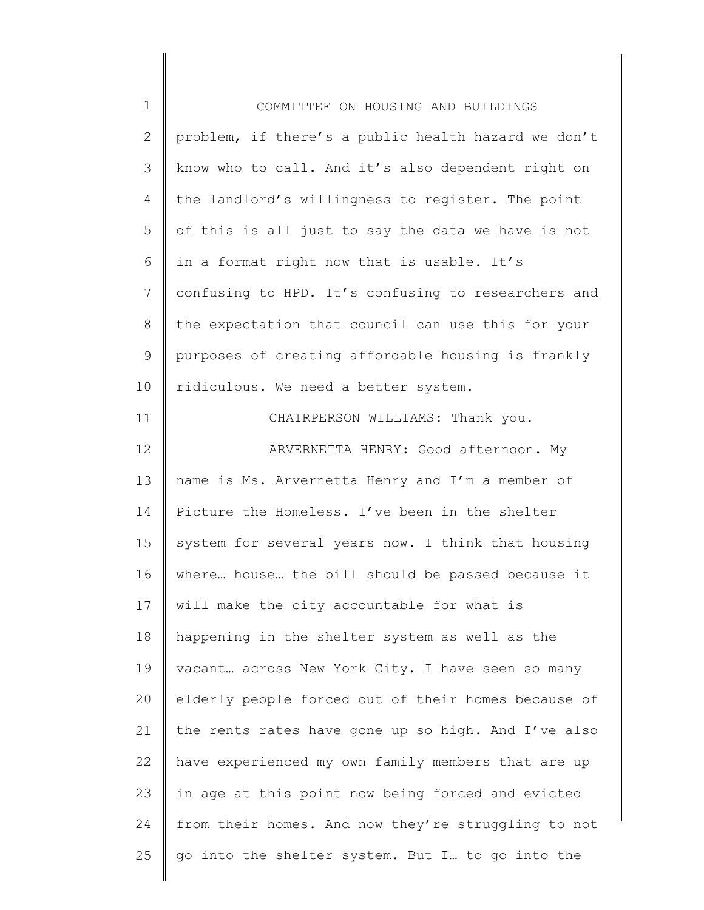problem, if there's a public health hazard we don't know who to call. And it's also dependent right on the landlord's willingness to register. The point of this is all just to say the data we have is not in a format right now that is usable. It's confusing to HPD. It's confusing to researchers and the expectation that council can use this for your purposes of creating affordable housing is frankly ridiculous. We need a better system.

CHAIRPERSON WILLIAMS: Thank you.

ARVERNETTA HENRY: Good afternoon. My name is Ms. Arvernetta Henry and I'm a member of Picture the Homeless. I've been in the shelter system for several years now. I think that housing where… house… the bill should be passed because it will make the city accountable for what is happening in the shelter system as well as the vacant… across New York City. I have seen so many elderly people forced out of their homes because of the rents rates have gone up so high. And I've also have experienced my own family members that are up in age at this point now being forced and evicted from their homes. And now they're struggling to not go into the shelter system. But I… to go into the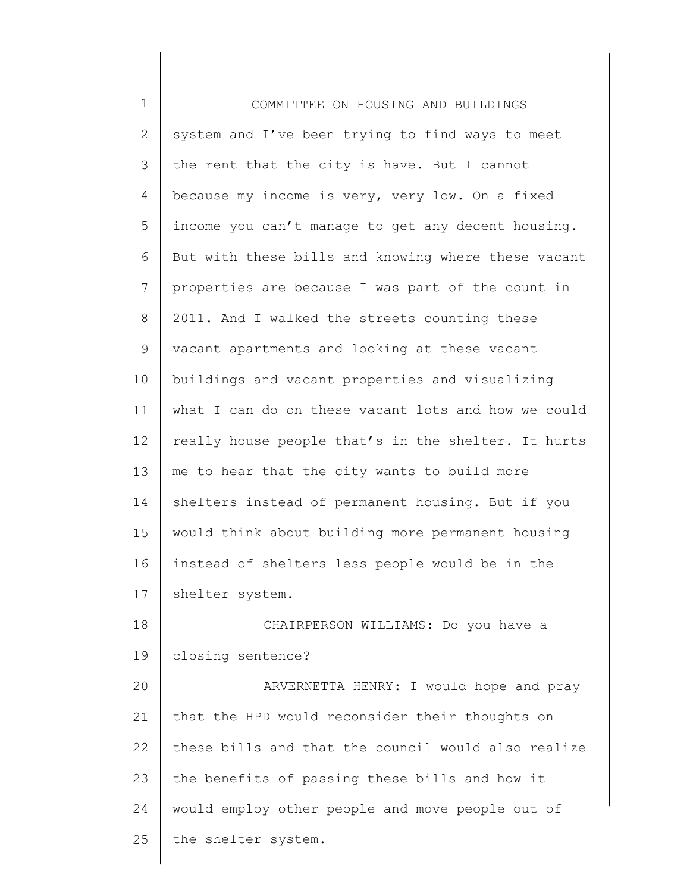system and I've been trying to find ways to meet the rent that the city is have. But I cannot because my income is very, very low. On a fixed income you can't manage to get any decent housing. But with these bills and knowing where these vacant properties are because I was part of the count in 2011. And I walked the streets counting these vacant apartments and looking at these vacant buildings and vacant properties and visualizing what I can do on these vacant lots and how we could really house people that's in the shelter. It hurts me to hear that the city wants to build more shelters instead of permanent housing. But if you would think about building more permanent housing instead of shelters less people would be in the shelter system.

CHAIRPERSON WILLIAMS: Do you have a closing sentence?

ARVERNETTA HENRY: I would hope and pray that the HPD would reconsider their thoughts on these bills and that the council would also realize the benefits of passing these bills and how it would employ other people and move people out of the shelter system.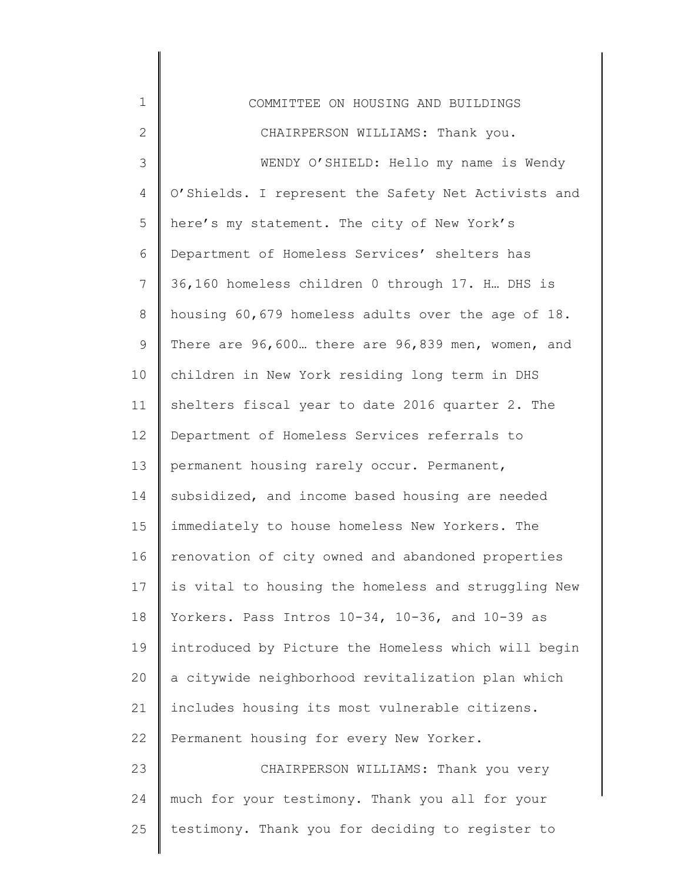CHAIRPERSON WILLIAMS: Thank you.

WENDY O'SHIELD: Hello my name is Wendy O'Shields. I represent the Safety Net Activists and here's my statement. The city of New York's Department of Homeless Services' shelters has 36,160 homeless children 0 through 17. H… DHS is housing 60,679 homeless adults over the age of 18. There are 96,600… there are 96,839 men, women, and children in New York residing long term in DHS shelters fiscal year to date 2016 quarter 2. The Department of Homeless Services referrals to permanent housing rarely occur. Permanent, subsidized, and income based housing are needed immediately to house homeless New Yorkers. The renovation of city owned and abandoned properties is vital to housing the homeless and struggling New Yorkers. Pass Intros 10-34, 10-36, and 10-39 as introduced by Picture the Homeless which will begin a citywide neighborhood revitalization plan which includes housing its most vulnerable citizens. Permanent housing for every New Yorker.

CHAIRPERSON WILLIAMS: Thank you very much for your testimony. Thank you all for your testimony. Thank you for deciding to register to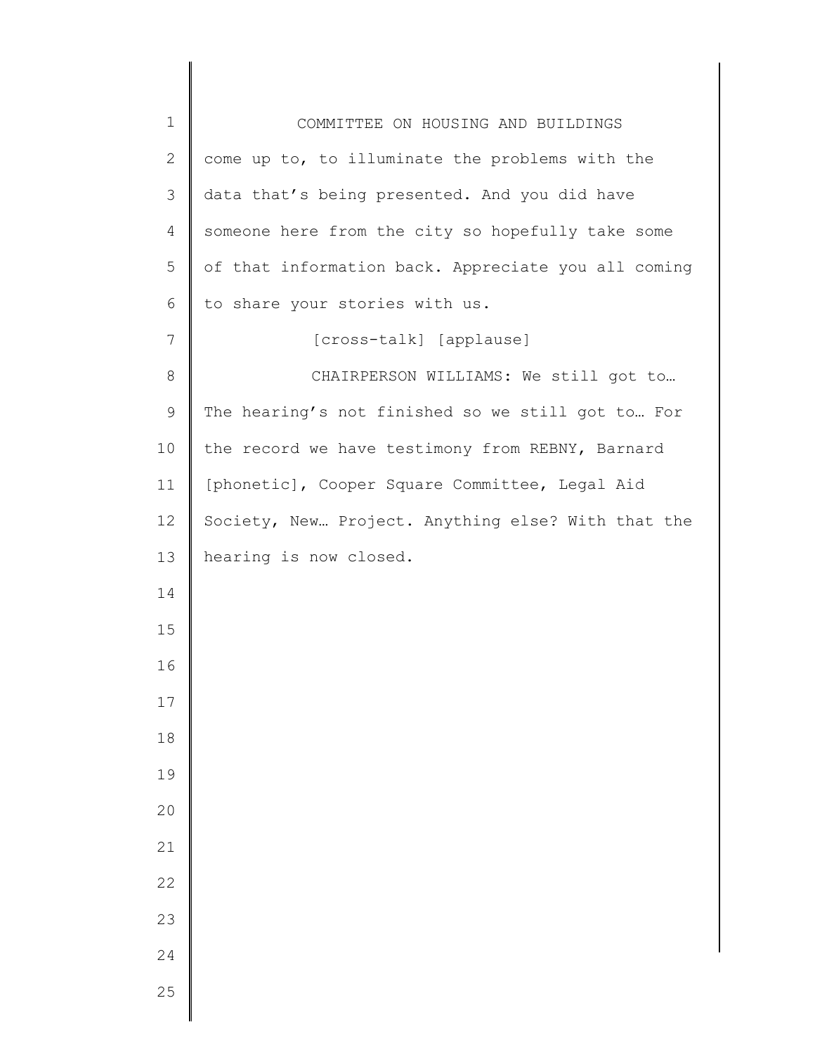come up to, to illuminate the problems with the data that's being presented. And you did have someone here from the city so hopefully take some of that information back. Appreciate you all coming to share your stories with us.

[cross-talk] [applause]

CHAIRPERSON WILLIAMS: We still got to… The hearing's not finished so we still got to… For the record we have testimony from REBNY, Barnard [phonetic], Cooper Square Committee, Legal Aid Society, New… Project. Anything else? With that the hearing is now closed.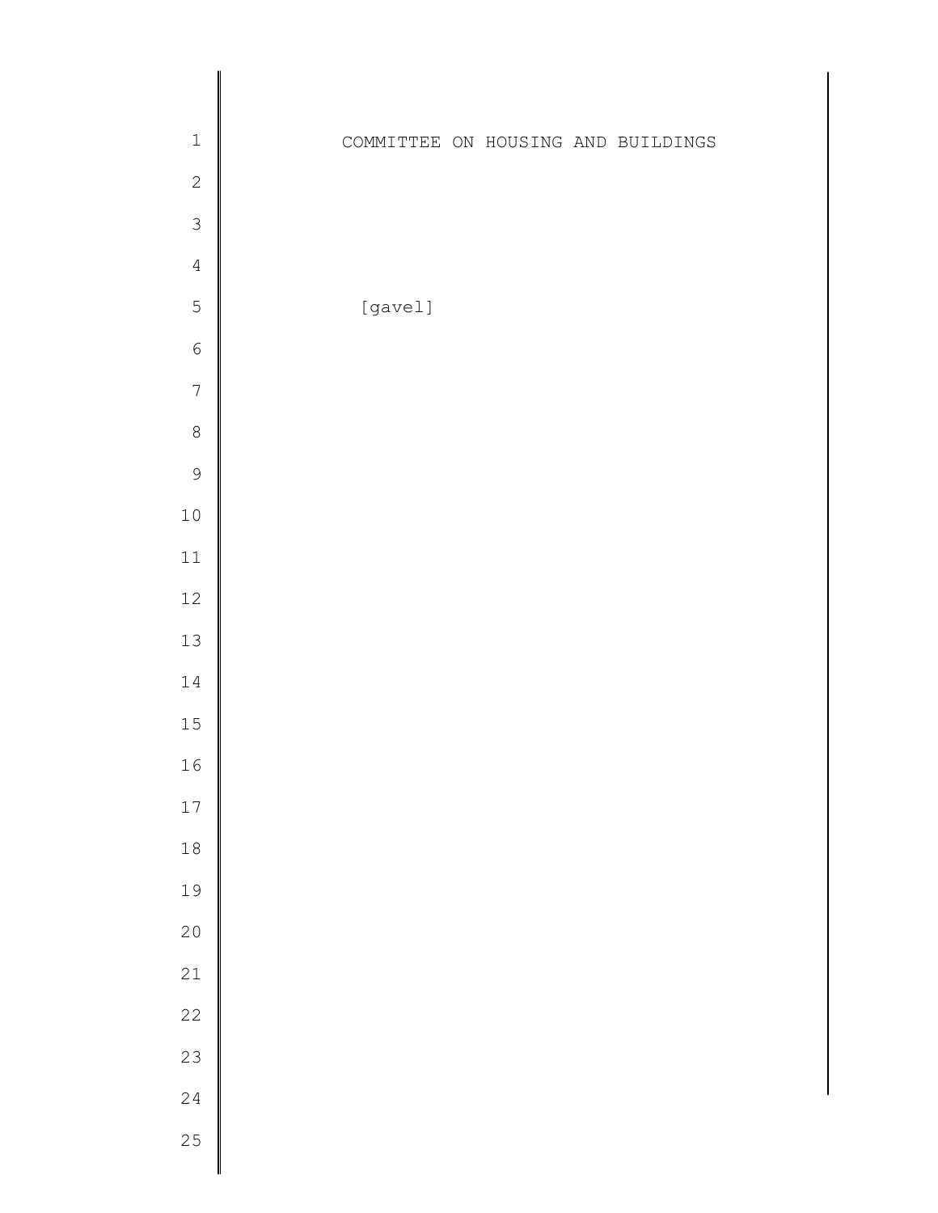[gavel]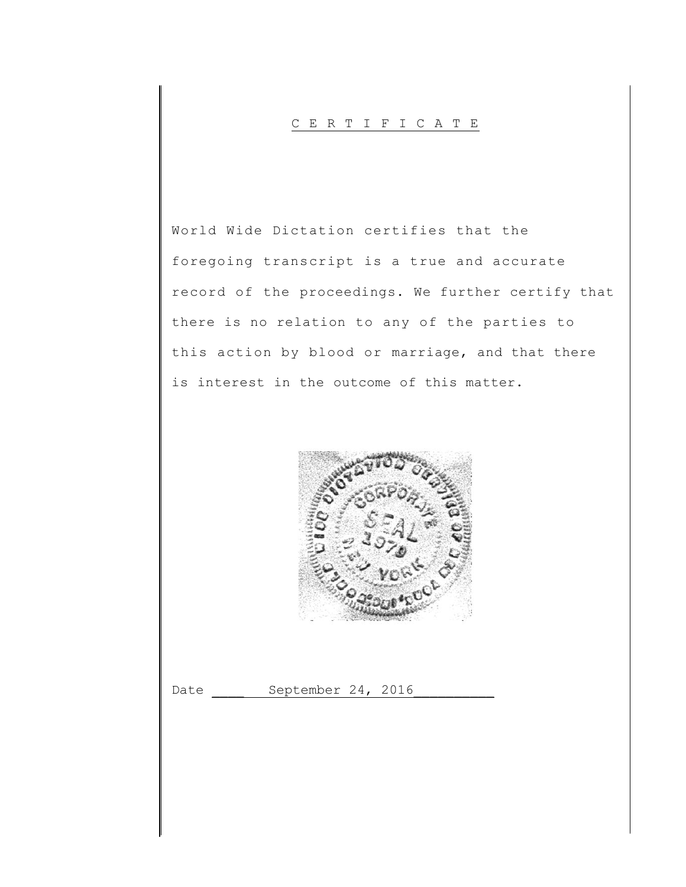# C E R T I F I C A T E

World Wide Dictation certifies that the foregoing transcript is a true and accurate record of the proceedings. We further certify that there is no relation to any of the parties to this action by blood or marriage, and that there is interest in the outcome of this matter.

Date ____ September 24, 2016__________